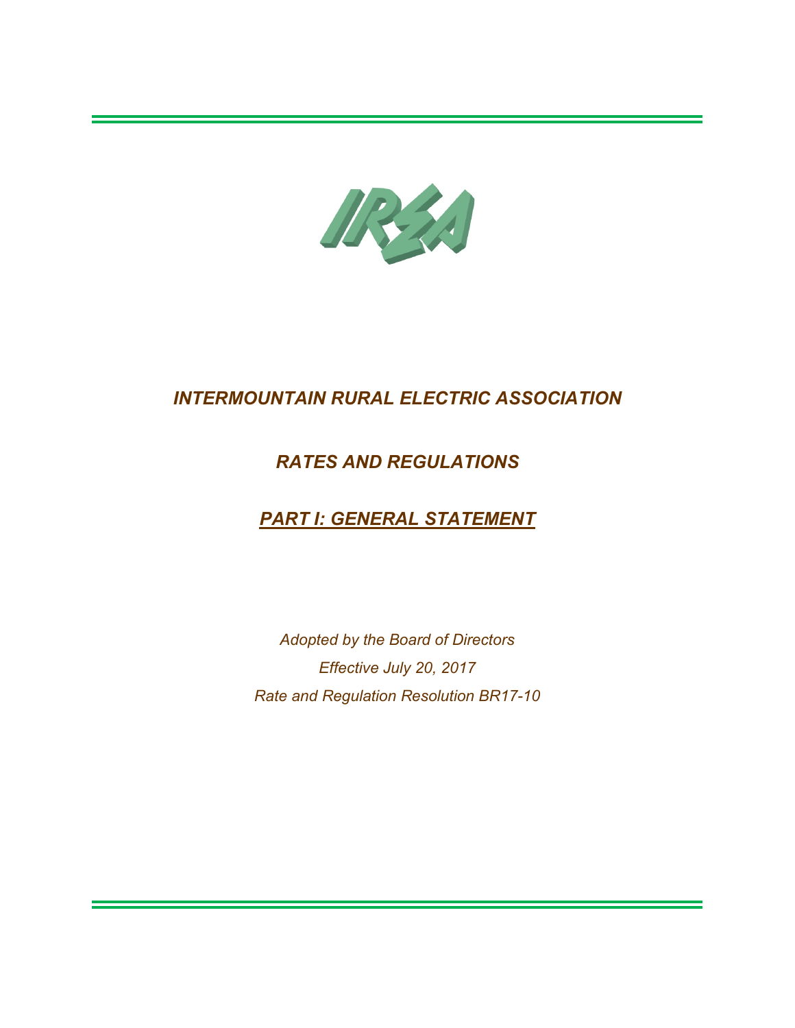# *INTERMOUNTAIN RURAL ELECTRIC ASSOCIATION*

## *RATES AND REGULATIONS*

## *PART I: GENERAL STATEMENT*

*Adopted by the Board of Directors*

*Effective July 20, 2017*

*Rate and Regulation Resolution BR17-10*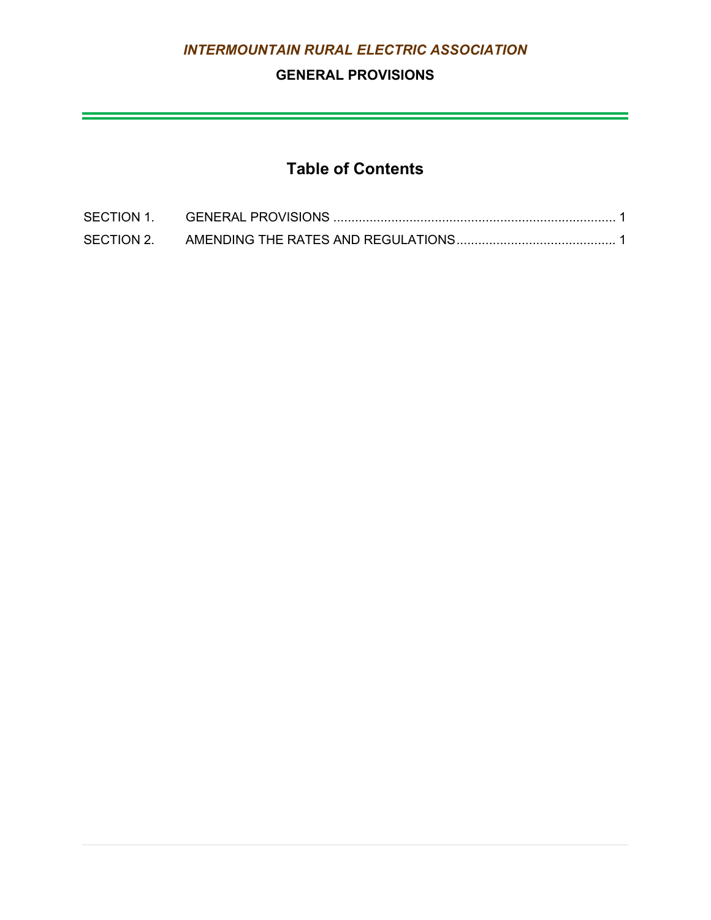*INTERMOUNTAIN RURAL ELECTRIC ASSOCIATION*

**GENERAL PROVISIONS**

## Table of Contents

SECTION 1. GENERAL PROVISIONS ............................................................................ 1

SECTION 2. AMENDING THE RATES AND REGULATIONS........................................... 1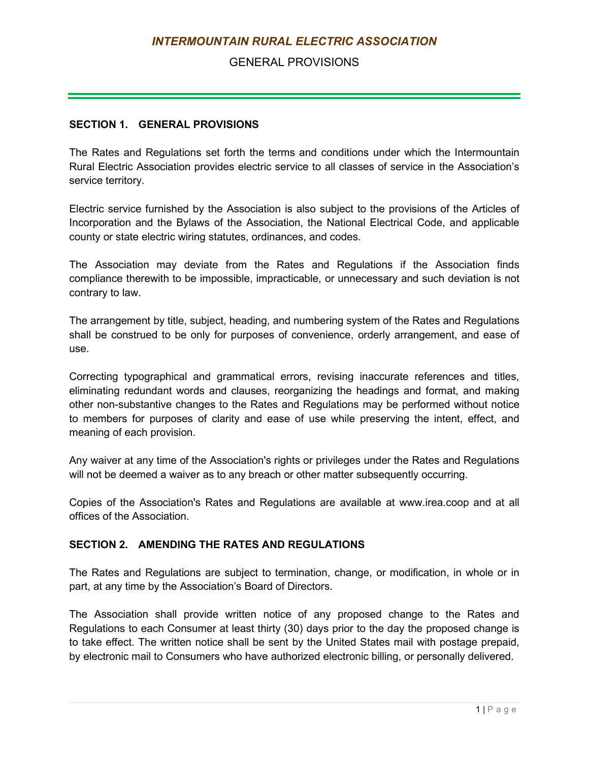## SECTION 1. GENERAL PROVISIONS

The Rates and Regulations set forth the terms and conditions under which the Intermountain Rural Electric Association provides electric service to all classes of service in the Association's service territory.

Electric service furnished by the Association is also subject to the provisions of the Articles of Incorporation and the Bylaws of the Association, the National Electrical Code, and applicable county or state electric wiring statutes, ordinances, and codes.

The Association may deviate from the Rates and Regulations if the Association finds compliance therewith to be impossible, impracticable, or unnecessary and such deviation is not contrary to law.

The arrangement by title, subject, heading, and numbering system of the Rates and Regulations shall be construed to be only for purposes of convenience, orderly arrangement, and ease of use.

Correcting typographical and grammatical errors, revising inaccurate references and titles, eliminating redundant words and clauses, reorganizing the headings and format, and making other non-substantive changes to the Rates and Regulations may be performed without notice to members for purposes of clarity and ease of use while preserving the intent, effect, and meaning of each provision.

Any waiver at any time of the Association's rights or privileges under the Rates and Regulations will not be deemed a waiver as to any breach or other matter subsequently occurring.

Copies of the Association's Rates and Regulations are available at www.irea.coop and at all offices of the Association.

## SECTION 2. AMENDING THE RATES AND REGULATIONS

The Rates and Regulations are subject to termination, change, or modification, in whole or in part, at any time by the Association's Board of Directors.

The Association shall provide written notice of any proposed change to the Rates and Regulations to each Consumer at least thirty (30) days prior to the day the proposed change is to take effect. The written notice shall be sent by the United States mail with postage prepaid, by electronic mail to Consumers who have authorized electronic billing, or personally delivered.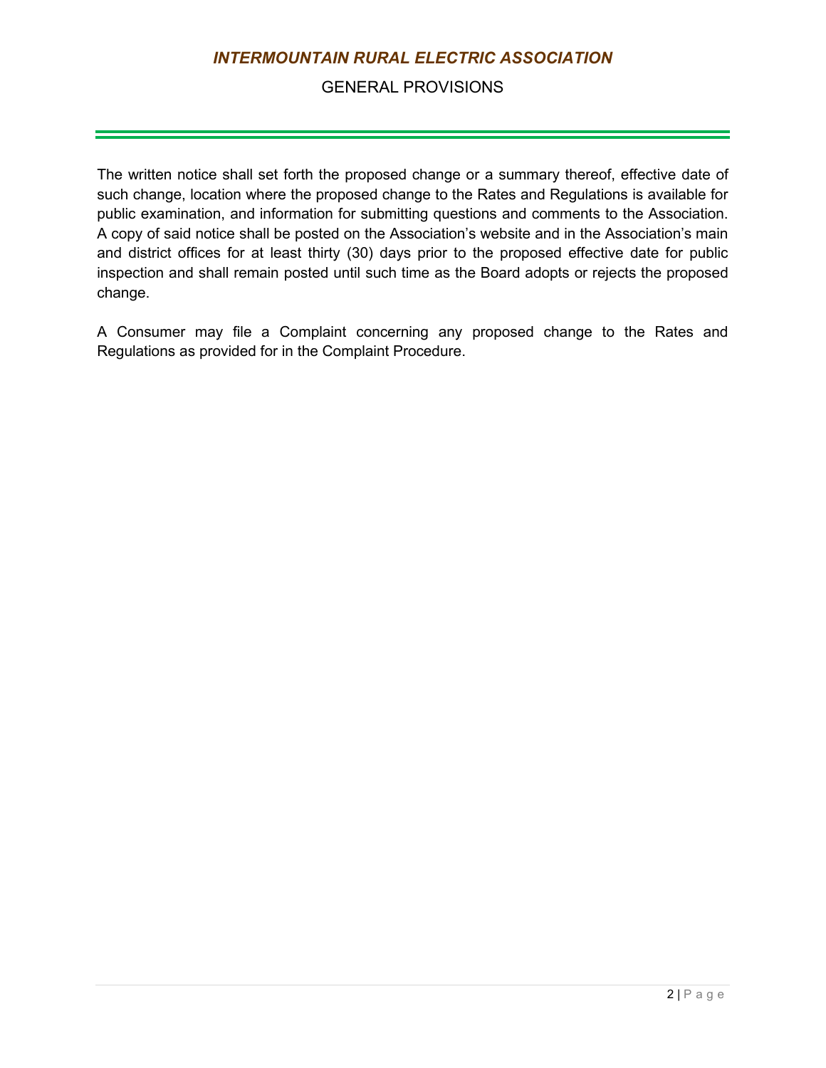The written notice shall set forth the proposed change or a summary thereof, effective date of such change, location where the proposed change to the Rates and Regulations is available for public examination, and information for submitting questions and comments to the Association. A copy of said notice shall be posted on the Association's website and in the Association's main and district offices for at least thirty (30) days prior to the proposed effective date for public inspection and shall remain posted until such time as the Board adopts or rejects the proposed change.

A Consumer may file a Complaint concerning any proposed change to the Rates and Regulations as provided for in the Complaint Procedure.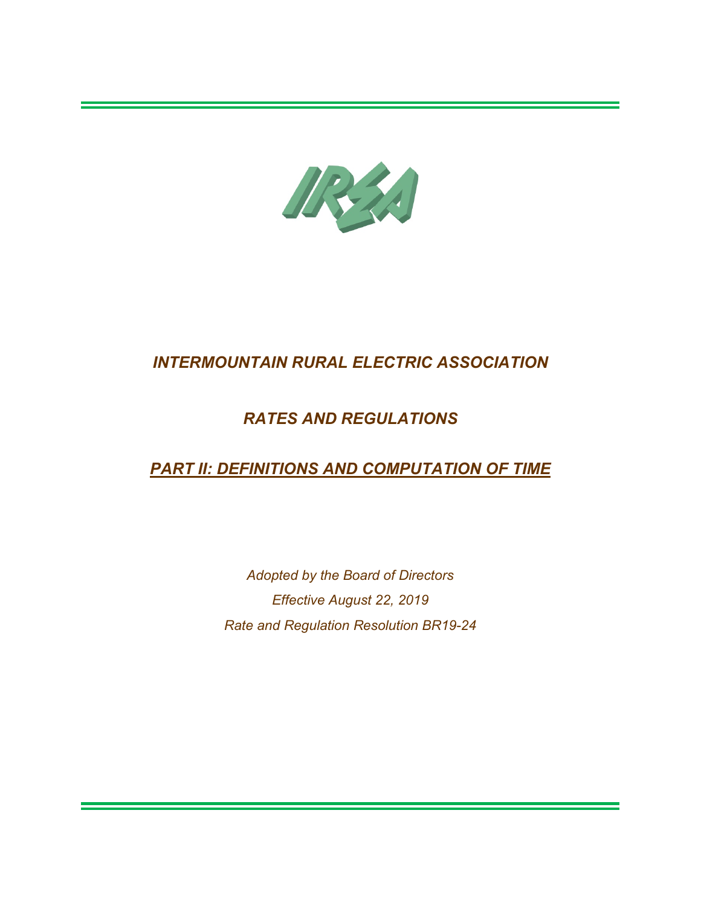# *INTERMOUNTAIN RURAL ELECTRIC ASSOCIATION*

## *RATES AND REGULATIONS*

## ***PART II: DEFINITIONS AND COMPUTATION OF TIME***

*Adopted by the Board of Directors*

*Effective August 22, 2019*

*Rate and Regulation Resolution BR19-24*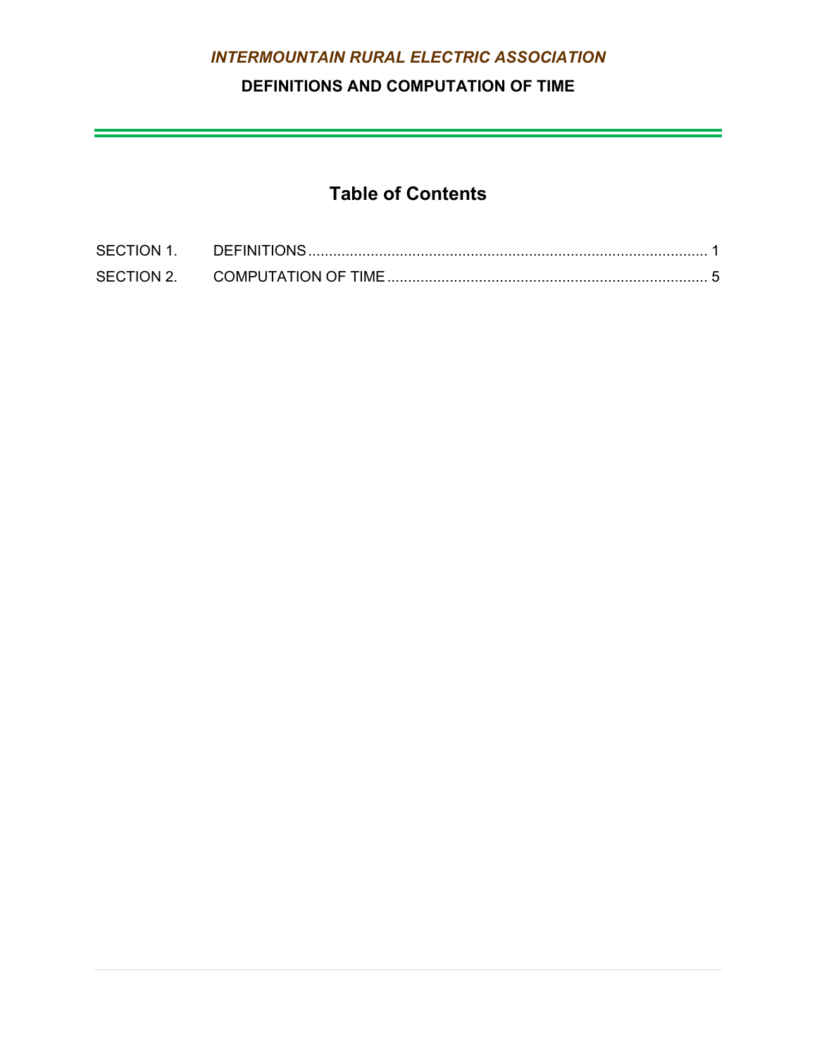*INTERMOUNTAIN RURAL ELECTRIC ASSOCIATION*

**DEFINITIONS AND COMPUTATION OF TIME**

## Table of Contents

SECTION 1. DEFINITIONS ........................................................................................ 1

SECTION 2. COMPUTATION OF TIME ...................................................................... 5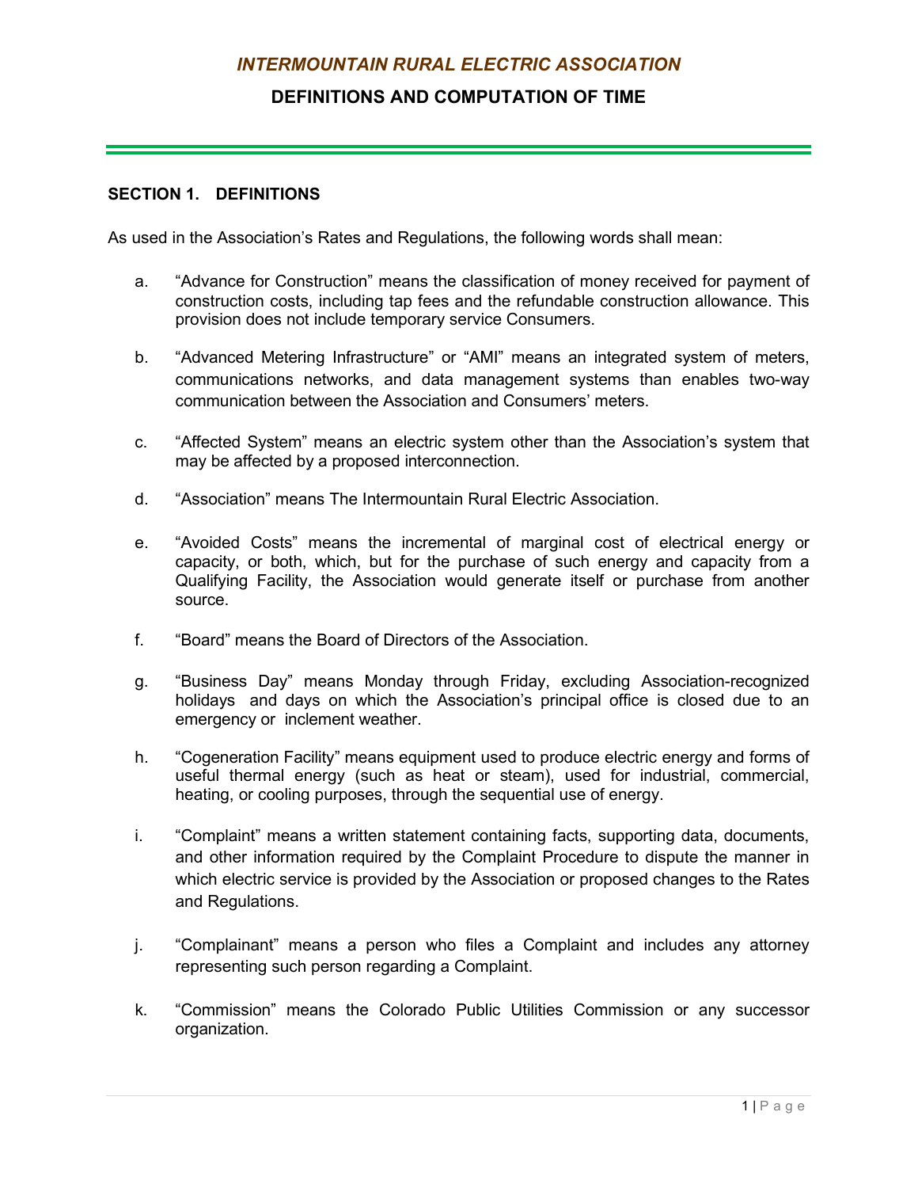# *INTERMOUNTAIN RURAL ELECTRIC ASSOCIATION*

## DEFINITIONS AND COMPUTATION OF TIME

### SECTION 1. DEFINITIONS

As used in the Association's Rates and Regulations, the following words shall mean:

a. "Advance for Construction" means the classification of money received for payment of construction costs, including tap fees and the refundable construction allowance. This provision does not include temporary service Consumers.

b. "Advanced Metering Infrastructure" or "AMI" means an integrated system of meters, communications networks, and data management systems than enables two-way communication between the Association and Consumers' meters.

c. "Affected System" means an electric system other than the Association's system that may be affected by a proposed interconnection.

d. "Association" means The Intermountain Rural Electric Association.

e. "Avoided Costs" means the incremental of marginal cost of electrical energy or capacity, or both, which, but for the purchase of such energy and capacity from a Qualifying Facility, the Association would generate itself or purchase from another source.

f. "Board" means the Board of Directors of the Association.

g. "Business Day" means Monday through Friday, excluding Association-recognized holidays and days on which the Association's principal office is closed due to an emergency or inclement weather.

h. "Cogeneration Facility" means equipment used to produce electric energy and forms of useful thermal energy (such as heat or steam), used for industrial, commercial, heating, or cooling purposes, through the sequential use of energy.

i. "Complaint" means a written statement containing facts, supporting data, documents, and other information required by the Complaint Procedure to dispute the manner in which electric service is provided by the Association or proposed changes to the Rates and Regulations.

j. "Complainant" means a person who files a Complaint and includes any attorney representing such person regarding a Complaint.

k. "Commission" means the Colorado Public Utilities Commission or any successor organization.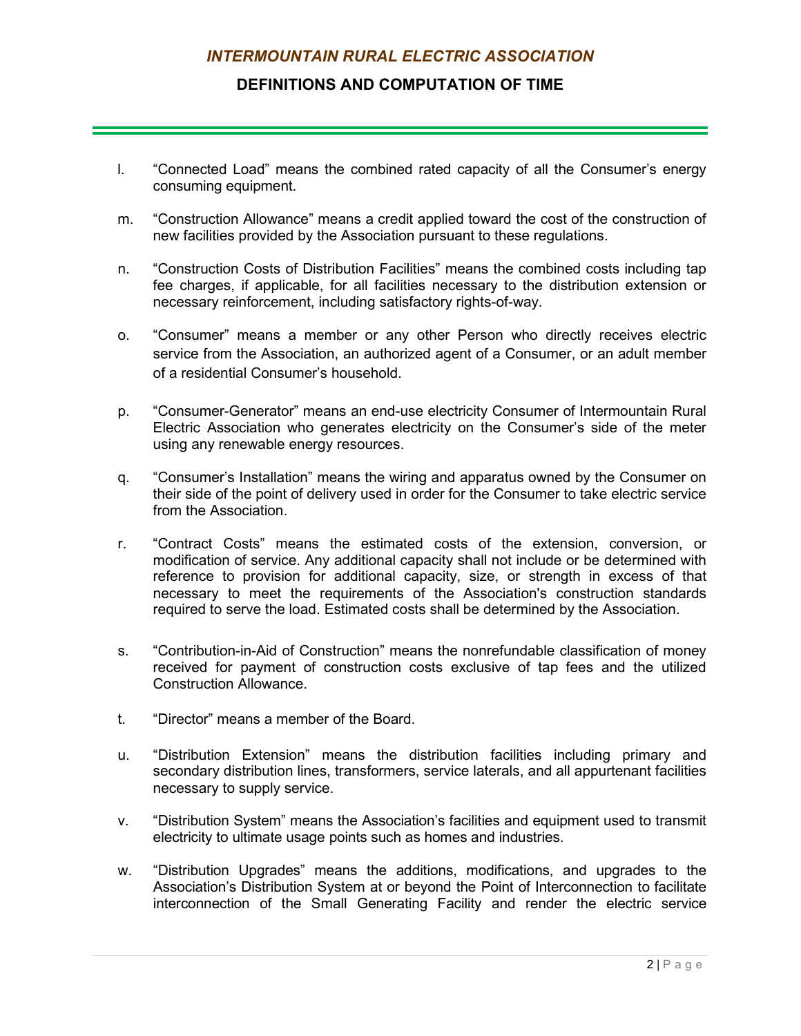l. “Connected Load” means the combined rated capacity of all the Consumer’s energy consuming equipment.

m. “Construction Allowance” means a credit applied toward the cost of the construction of new facilities provided by the Association pursuant to these regulations.

n. “Construction Costs of Distribution Facilities” means the combined costs including tap fee charges, if applicable, for all facilities necessary to the distribution extension or necessary reinforcement, including satisfactory rights-of-way.

o. “Consumer” means a member or any other Person who directly receives electric service from the Association, an authorized agent of a Consumer, or an adult member of a residential Consumer’s household.

p. “Consumer-Generator” means an end-use electricity Consumer of Intermountain Rural Electric Association who generates electricity on the Consumer’s side of the meter using any renewable energy resources.

q. “Consumer’s Installation” means the wiring and apparatus owned by the Consumer on their side of the point of delivery used in order for the Consumer to take electric service from the Association.

r. “Contract Costs” means the estimated costs of the extension, conversion, or modification of service. Any additional capacity shall not include or be determined with reference to provision for additional capacity, size, or strength in excess of that necessary to meet the requirements of the Association's construction standards required to serve the load. Estimated costs shall be determined by the Association.

s. “Contribution-in-Aid of Construction” means the nonrefundable classification of money received for payment of construction costs exclusive of tap fees and the utilized Construction Allowance.

t. “Director” means a member of the Board.

u. “Distribution Extension” means the distribution facilities including primary and secondary distribution lines, transformers, service laterals, and all appurtenant facilities necessary to supply service.

v. “Distribution System” means the Association’s facilities and equipment used to transmit electricity to ultimate usage points such as homes and industries.

w. “Distribution Upgrades” means the additions, modifications, and upgrades to the Association’s Distribution System at or beyond the Point of Interconnection to facilitate interconnection of the Small Generating Facility and render the electric service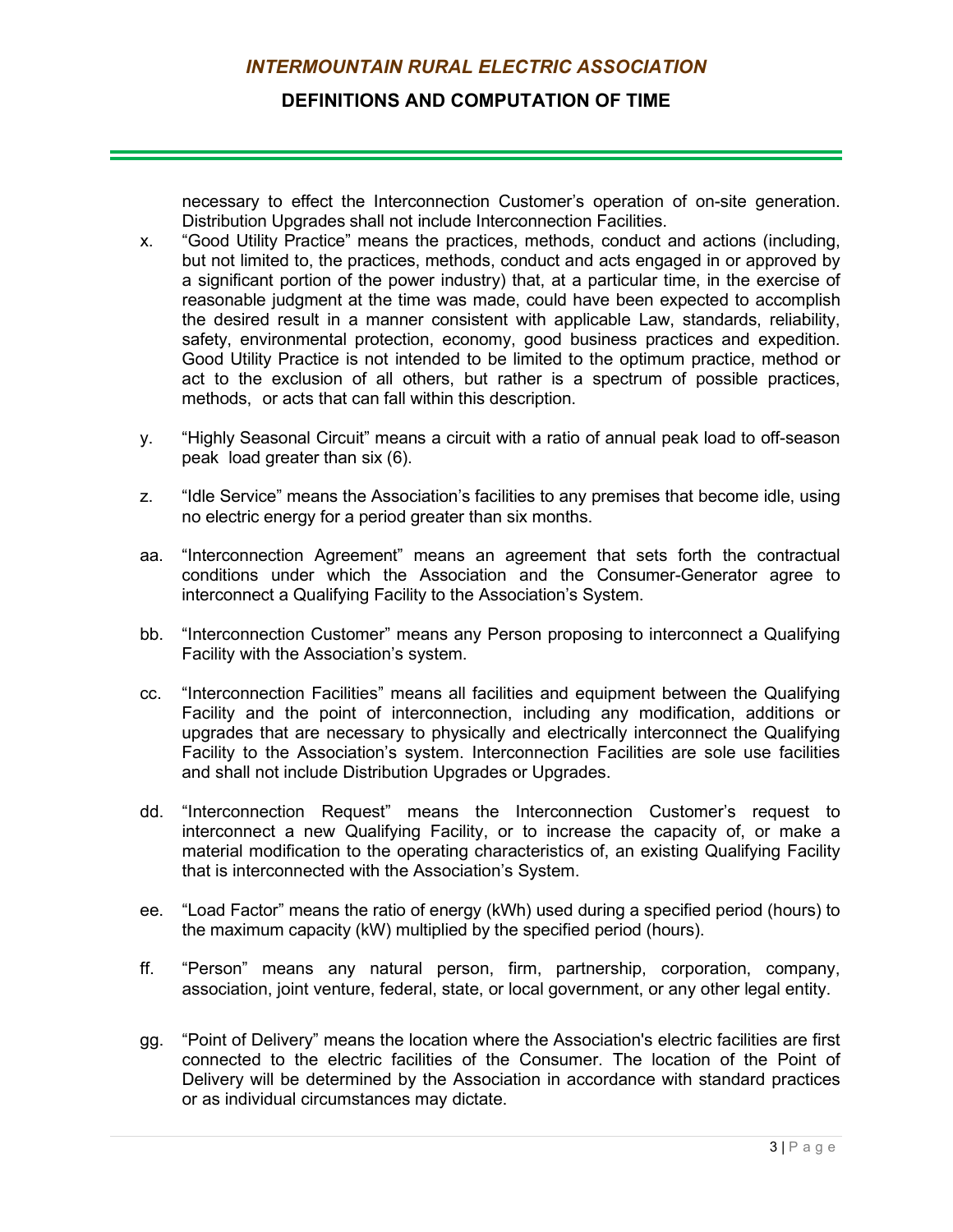necessary to effect the Interconnection Customer's operation of on-site generation. Distribution Upgrades shall not include Interconnection Facilities.

x. "Good Utility Practice" means the practices, methods, conduct and actions (including, but not limited to, the practices, methods, conduct and acts engaged in or approved by a significant portion of the power industry) that, at a particular time, in the exercise of reasonable judgment at the time was made, could have been expected to accomplish the desired result in a manner consistent with applicable Law, standards, reliability, safety, environmental protection, economy, good business practices and expedition. Good Utility Practice is not intended to be limited to the optimum practice, method or act to the exclusion of all others, but rather is a spectrum of possible practices, methods, or acts that can fall within this description.

y. "Highly Seasonal Circuit" means a circuit with a ratio of annual peak load to off-season peak load greater than six (6).

z. "Idle Service" means the Association's facilities to any premises that become idle, using no electric energy for a period greater than six months.

aa. "Interconnection Agreement" means an agreement that sets forth the contractual conditions under which the Association and the Consumer-Generator agree to interconnect a Qualifying Facility to the Association's System.

bb. "Interconnection Customer" means any Person proposing to interconnect a Qualifying Facility with the Association's system.

cc. "Interconnection Facilities" means all facilities and equipment between the Qualifying Facility and the point of interconnection, including any modification, additions or upgrades that are necessary to physically and electrically interconnect the Qualifying Facility to the Association's system. Interconnection Facilities are sole use facilities and shall not include Distribution Upgrades or Upgrades.

dd. "Interconnection Request" means the Interconnection Customer's request to interconnect a new Qualifying Facility, or to increase the capacity of, or make a material modification to the operating characteristics of, an existing Qualifying Facility that is interconnected with the Association's System.

ee. "Load Factor" means the ratio of energy (kWh) used during a specified period (hours) to the maximum capacity (kW) multiplied by the specified period (hours).

ff. "Person" means any natural person, firm, partnership, corporation, company, association, joint venture, federal, state, or local government, or any other legal entity.

gg. "Point of Delivery" means the location where the Association's electric facilities are first connected to the electric facilities of the Consumer. The location of the Point of Delivery will be determined by the Association in accordance with standard practices or as individual circumstances may dictate.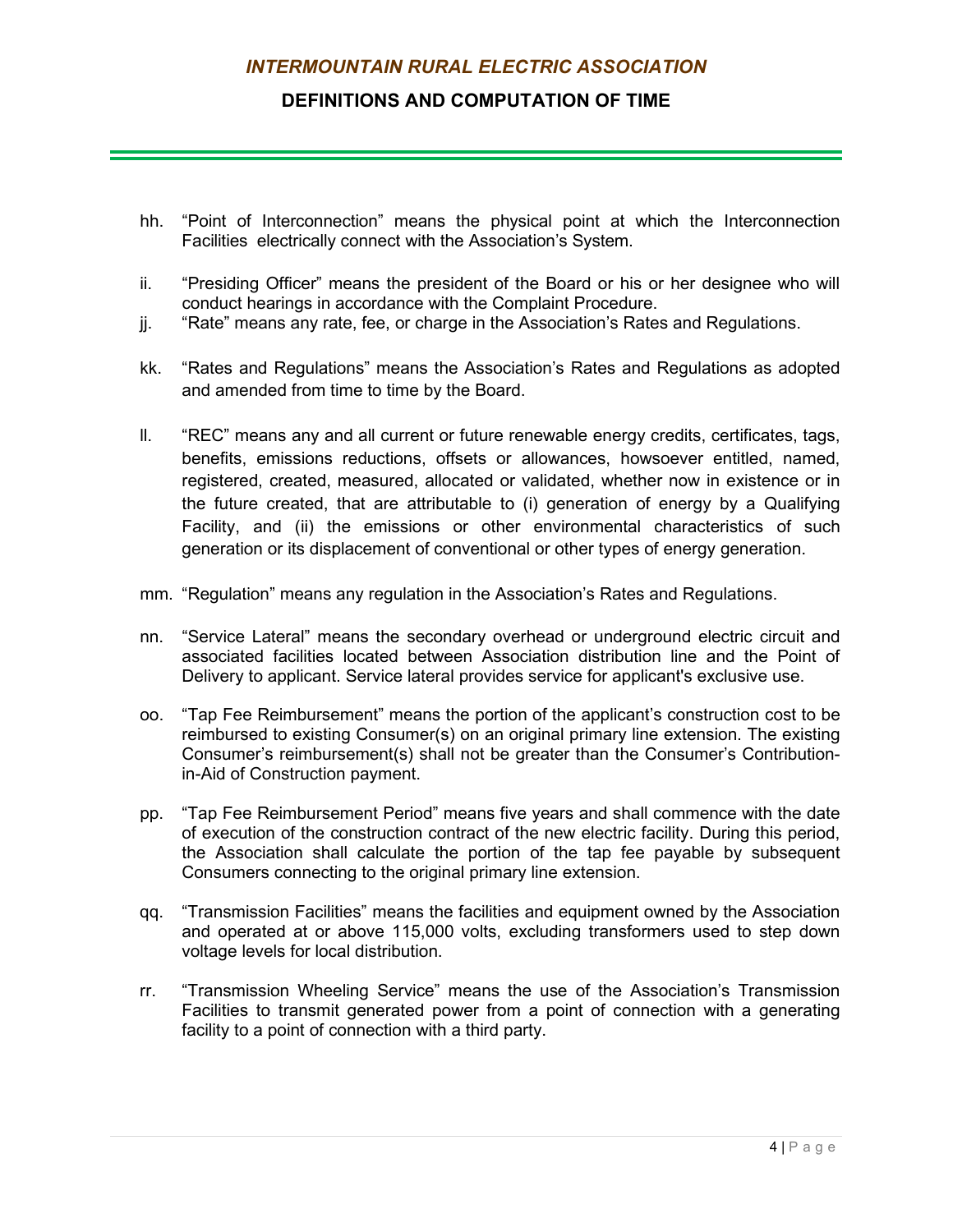hh. "Point of Interconnection" means the physical point at which the Interconnection Facilities electrically connect with the Association's System.

ii. "Presiding Officer" means the president of the Board or his or her designee who will conduct hearings in accordance with the Complaint Procedure.

jj. "Rate" means any rate, fee, or charge in the Association's Rates and Regulations.

kk. "Rates and Regulations" means the Association's Rates and Regulations as adopted and amended from time to time by the Board.

ll. "REC" means any and all current or future renewable energy credits, certificates, tags, benefits, emissions reductions, offsets or allowances, howsoever entitled, named, registered, created, measured, allocated or validated, whether now in existence or in the future created, that are attributable to (i) generation of energy by a Qualifying Facility, and (ii) the emissions or other environmental characteristics of such generation or its displacement of conventional or other types of energy generation.

mm. "Regulation" means any regulation in the Association's Rates and Regulations.

nn. "Service Lateral" means the secondary overhead or underground electric circuit and associated facilities located between Association distribution line and the Point of Delivery to applicant. Service lateral provides service for applicant's exclusive use.

oo. "Tap Fee Reimbursement" means the portion of the applicant's construction cost to be reimbursed to existing Consumer(s) on an original primary line extension. The existing Consumer's reimbursement(s) shall not be greater than the Consumer's Contribution-in-Aid of Construction payment.

pp. "Tap Fee Reimbursement Period" means five years and shall commence with the date of execution of the construction contract of the new electric facility. During this period, the Association shall calculate the portion of the tap fee payable by subsequent Consumers connecting to the original primary line extension.

qq. "Transmission Facilities" means the facilities and equipment owned by the Association and operated at or above 115,000 volts, excluding transformers used to step down voltage levels for local distribution.

rr. "Transmission Wheeling Service" means the use of the Association's Transmission Facilities to transmit generated power from a point of connection with a generating facility to a point of connection with a third party.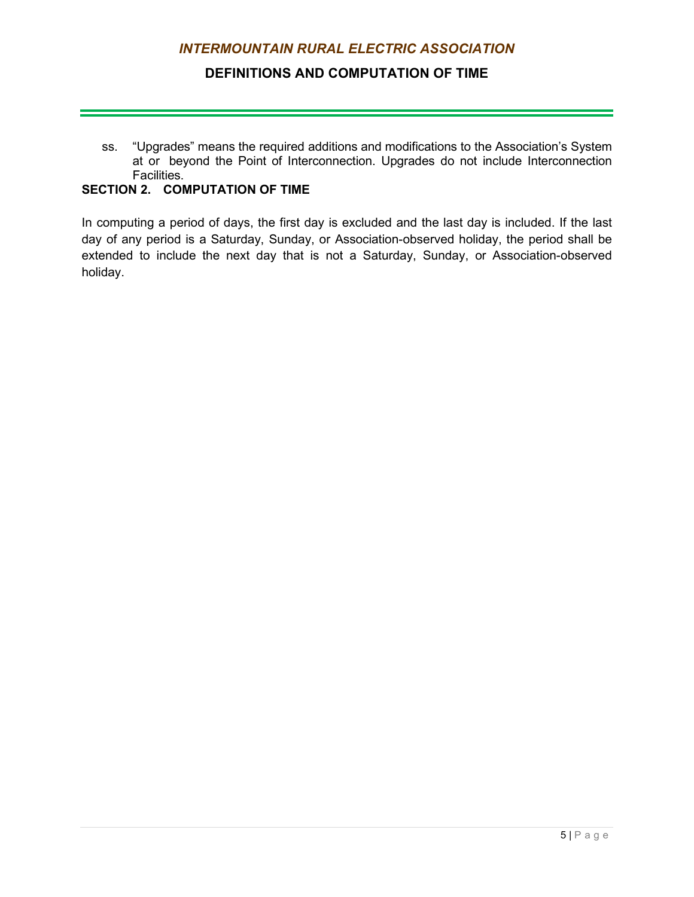ss. "Upgrades" means the required additions and modifications to the Association's System at or beyond the Point of Interconnection. Upgrades do not include Interconnection Facilities.

## SECTION 2. COMPUTATION OF TIME

In computing a period of days, the first day is excluded and the last day is included. If the last day of any period is a Saturday, Sunday, or Association-observed holiday, the period shall be extended to include the next day that is not a Saturday, Sunday, or Association-observed holiday.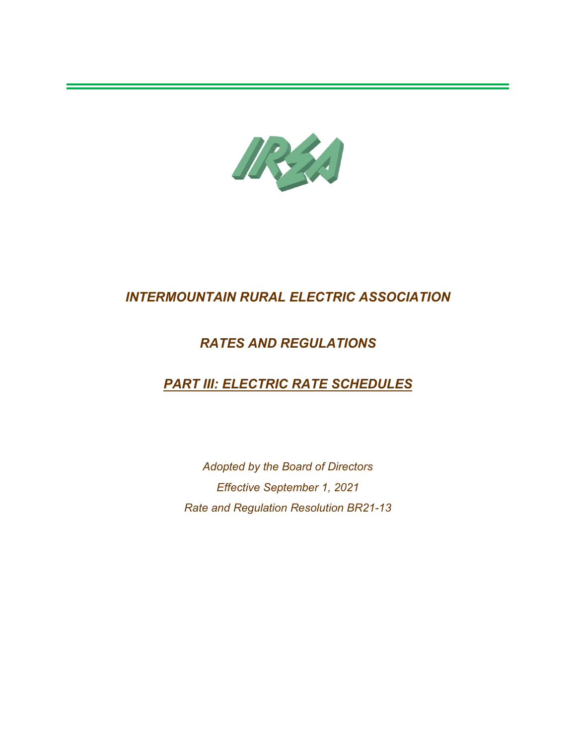# *INTERMOUNTAIN RURAL ELECTRIC ASSOCIATION*

## *RATES AND REGULATIONS*

## ***PART III: ELECTRIC RATE SCHEDULES***

*Adopted by the Board of Directors*

*Effective September 1, 2021*

*Rate and Regulation Resolution BR21-13*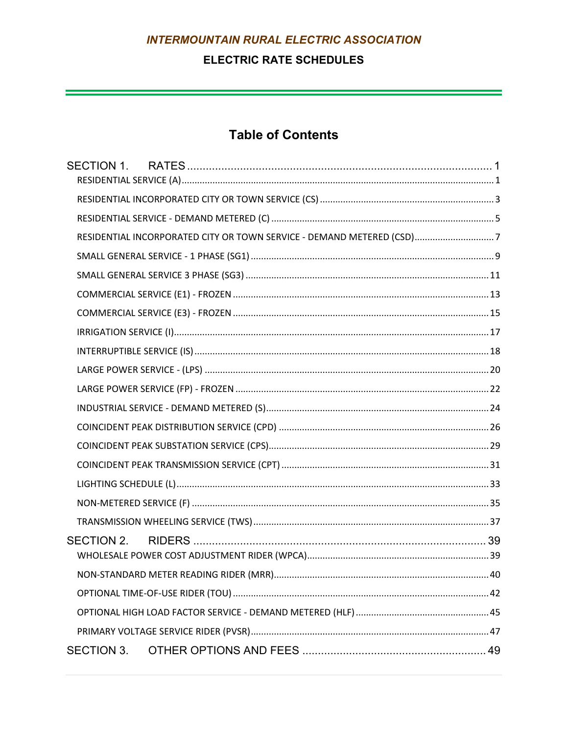***INTERMOUNTAIN RURAL ELECTRIC ASSOCIATION***

**ELECTRIC RATE SCHEDULES**

## Table of Contents

SECTION 1. RATES .......... 1
- RESIDENTIAL SERVICE (A) .......... 1
- RESIDENTIAL INCORPORATED CITY OR TOWN SERVICE (CS) .......... 3
- RESIDENTIAL SERVICE - DEMAND METERED (C) .......... 5
- RESIDENTIAL INCORPORATED CITY OR TOWN SERVICE - DEMAND METERED (CSD) .......... 7
- SMALL GENERAL SERVICE - 1 PHASE (SG1) .......... 9
- SMALL GENERAL SERVICE 3 PHASE (SG3) .......... 11
- COMMERCIAL SERVICE (E1) - FROZEN .......... 13
- COMMERCIAL SERVICE (E3) - FROZEN .......... 15
- IRRIGATION SERVICE (I) .......... 17
- INTERRUPTIBLE SERVICE (IS) .......... 18
- LARGE POWER SERVICE - (LPS) .......... 20
- LARGE POWER SERVICE (FP) - FROZEN .......... 22
- INDUSTRIAL SERVICE - DEMAND METERED (S) .......... 24
- COINCIDENT PEAK DISTRIBUTION SERVICE (CPD) .......... 26
- COINCIDENT PEAK SUBSTATION SERVICE (CPS) .......... 29
- COINCIDENT PEAK TRANSMISSION SERVICE (CPT) .......... 31
- LIGHTING SCHEDULE (L) .......... 33
- NON-METERED SERVICE (F) .......... 35
- TRANSMISSION WHEELING SERVICE (TWS) .......... 37

SECTION 2. RIDERS .......... 39
- WHOLESALE POWER COST ADJUSTMENT RIDER (WPCA) .......... 39
- NON-STANDARD METER READING RIDER (MRR) .......... 40
- OPTIONAL TIME-OF-USE RIDER (TOU) .......... 42
- OPTIONAL HIGH LOAD FACTOR SERVICE - DEMAND METERED (HLF) .......... 45
- PRIMARY VOLTAGE SERVICE RIDER (PVSR) .......... 47

SECTION 3. OTHER OPTIONS AND FEES .......... 49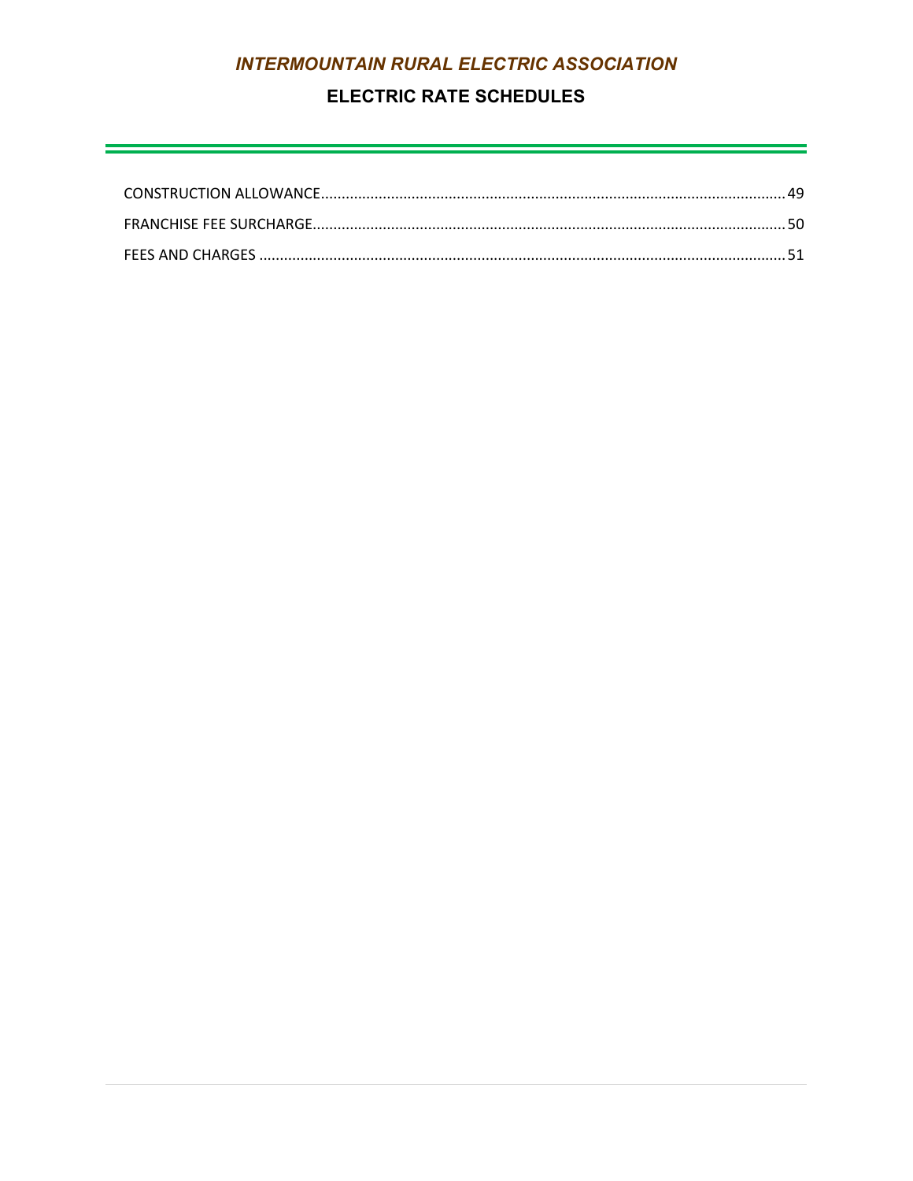CONSTRUCTION ALLOWANCE........................................................................................................49

FRANCHISE FEE SURCHARGE...................................................................................................50

FEES AND CHARGES ..............................................................................................................51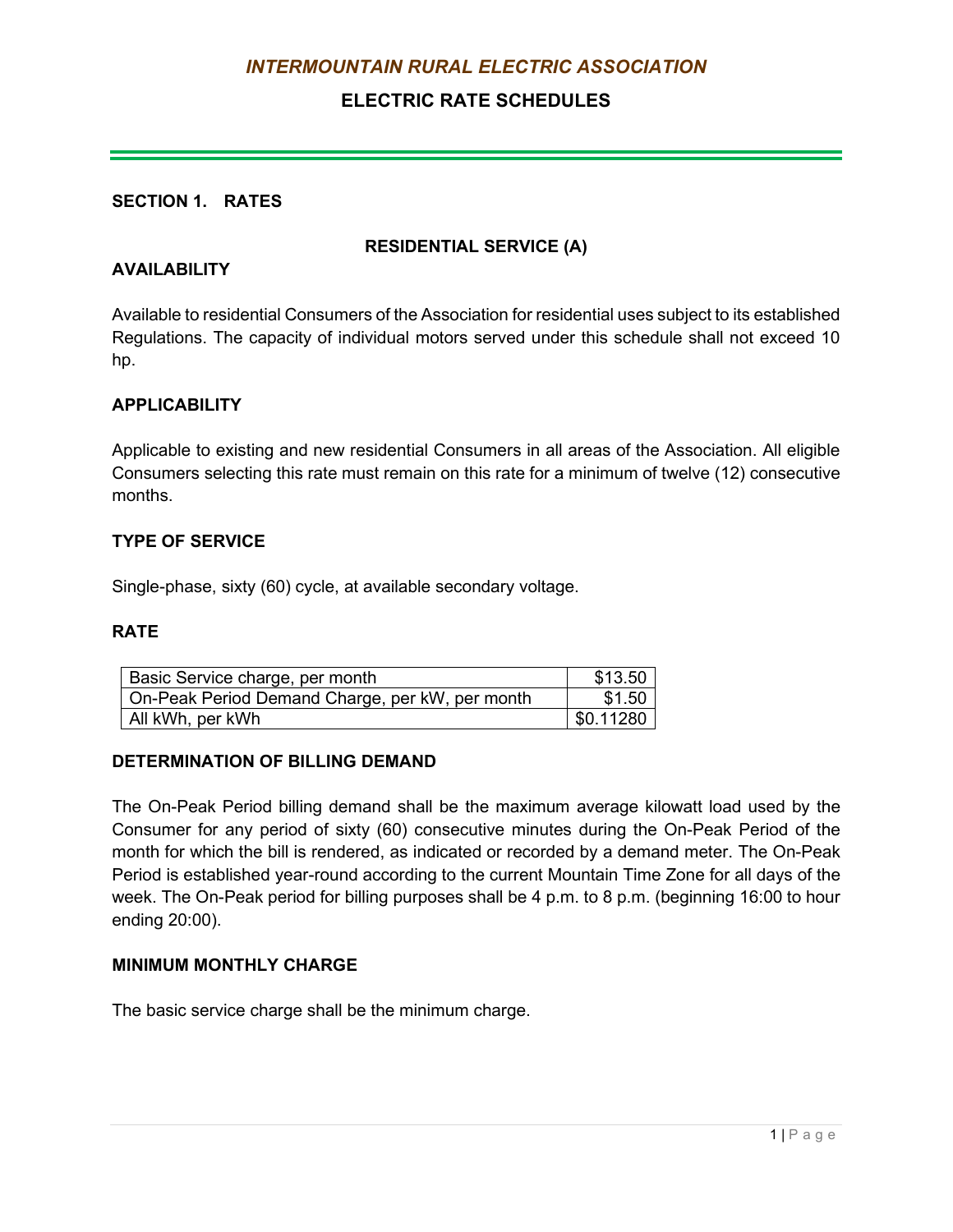# *INTERMOUNTAIN RURAL ELECTRIC ASSOCIATION*

## ELECTRIC RATE SCHEDULES

### SECTION 1. RATES

### RESIDENTIAL SERVICE (A)

**AVAILABILITY**

Available to residential Consumers of the Association for residential uses subject to its established Regulations. The capacity of individual motors served under this schedule shall not exceed 10 hp.

**APPLICABILITY**

Applicable to existing and new residential Consumers in all areas of the Association. All eligible Consumers selecting this rate must remain on this rate for a minimum of twelve (12) consecutive months.

**TYPE OF SERVICE**

Single-phase, sixty (60) cycle, at available secondary voltage.

**RATE**

| | |
|---|---:|
| Basic Service charge, per month | $13.50 |
| On-Peak Period Demand Charge, per kW, per month | $1.50 |
| All kWh, per kWh | $0.11280 |

**DETERMINATION OF BILLING DEMAND**

The On-Peak Period billing demand shall be the maximum average kilowatt load used by the Consumer for any period of sixty (60) consecutive minutes during the On-Peak Period of the month for which the bill is rendered, as indicated or recorded by a demand meter. The On-Peak Period is established year-round according to the current Mountain Time Zone for all days of the week. The On-Peak period for billing purposes shall be 4 p.m. to 8 p.m. (beginning 16:00 to hour ending 20:00).

**MINIMUM MONTHLY CHARGE**

The basic service charge shall be the minimum charge.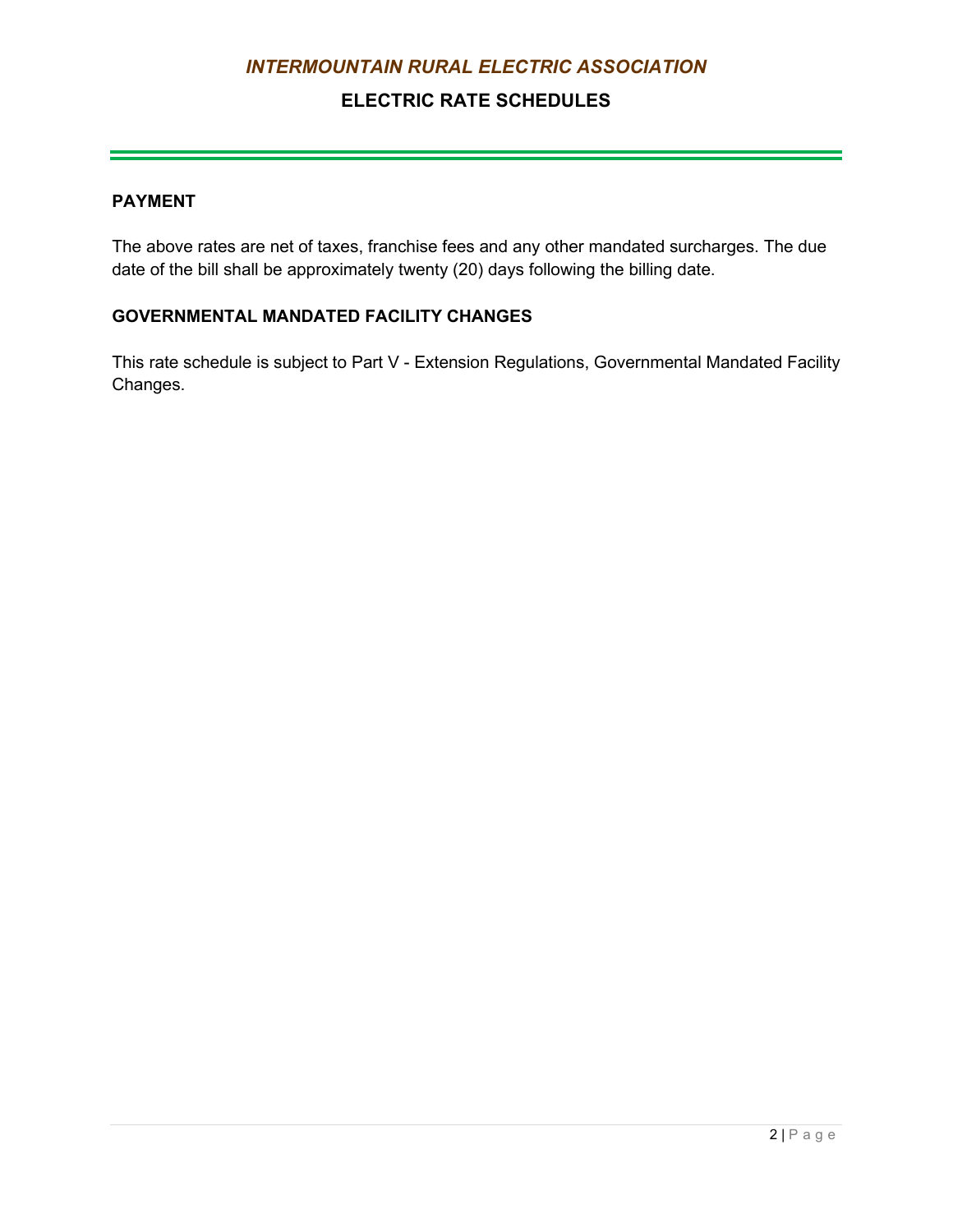## PAYMENT

The above rates are net of taxes, franchise fees and any other mandated surcharges. The due date of the bill shall be approximately twenty (20) days following the billing date.

## GOVERNMENTAL MANDATED FACILITY CHANGES

This rate schedule is subject to Part V - Extension Regulations, Governmental Mandated Facility Changes.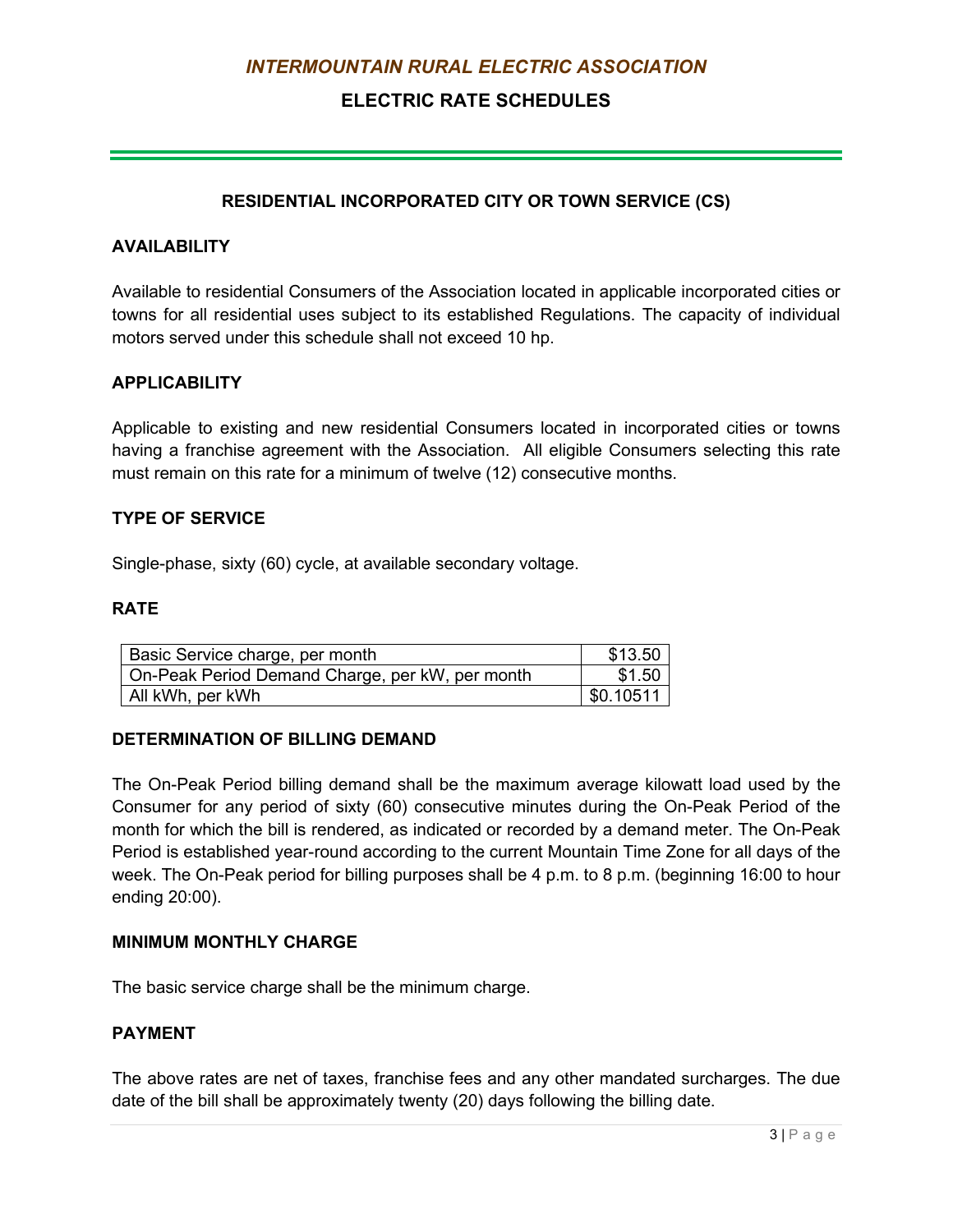*INTERMOUNTAIN RURAL ELECTRIC ASSOCIATION*

**ELECTRIC RATE SCHEDULES**

## RESIDENTIAL INCORPORATED CITY OR TOWN SERVICE (CS)

### AVAILABILITY

Available to residential Consumers of the Association located in applicable incorporated cities or towns for all residential uses subject to its established Regulations. The capacity of individual motors served under this schedule shall not exceed 10 hp.

### APPLICABILITY

Applicable to existing and new residential Consumers located in incorporated cities or towns having a franchise agreement with the Association. All eligible Consumers selecting this rate must remain on this rate for a minimum of twelve (12) consecutive months.

### TYPE OF SERVICE

Single-phase, sixty (60) cycle, at available secondary voltage.

### RATE

| Item | Rate |
|---|---|
| Basic Service charge, per month | $13.50 |
| On-Peak Period Demand Charge, per kW, per month | $1.50 |
| All kWh, per kWh | $0.10511 |

### DETERMINATION OF BILLING DEMAND

The On-Peak Period billing demand shall be the maximum average kilowatt load used by the Consumer for any period of sixty (60) consecutive minutes during the On-Peak Period of the month for which the bill is rendered, as indicated or recorded by a demand meter. The On-Peak Period is established year-round according to the current Mountain Time Zone for all days of the week. The On-Peak period for billing purposes shall be 4 p.m. to 8 p.m. (beginning 16:00 to hour ending 20:00).

### MINIMUM MONTHLY CHARGE

The basic service charge shall be the minimum charge.

### PAYMENT

The above rates are net of taxes, franchise fees and any other mandated surcharges. The due date of the bill shall be approximately twenty (20) days following the billing date.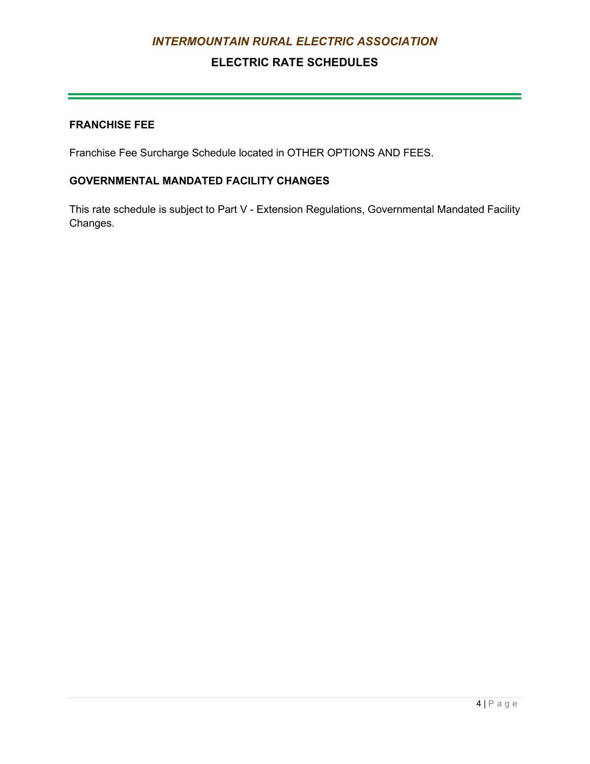## FRANCHISE FEE

Franchise Fee Surcharge Schedule located in OTHER OPTIONS AND FEES.

## GOVERNMENTAL MANDATED FACILITY CHANGES

This rate schedule is subject to Part V - Extension Regulations, Governmental Mandated Facility Changes.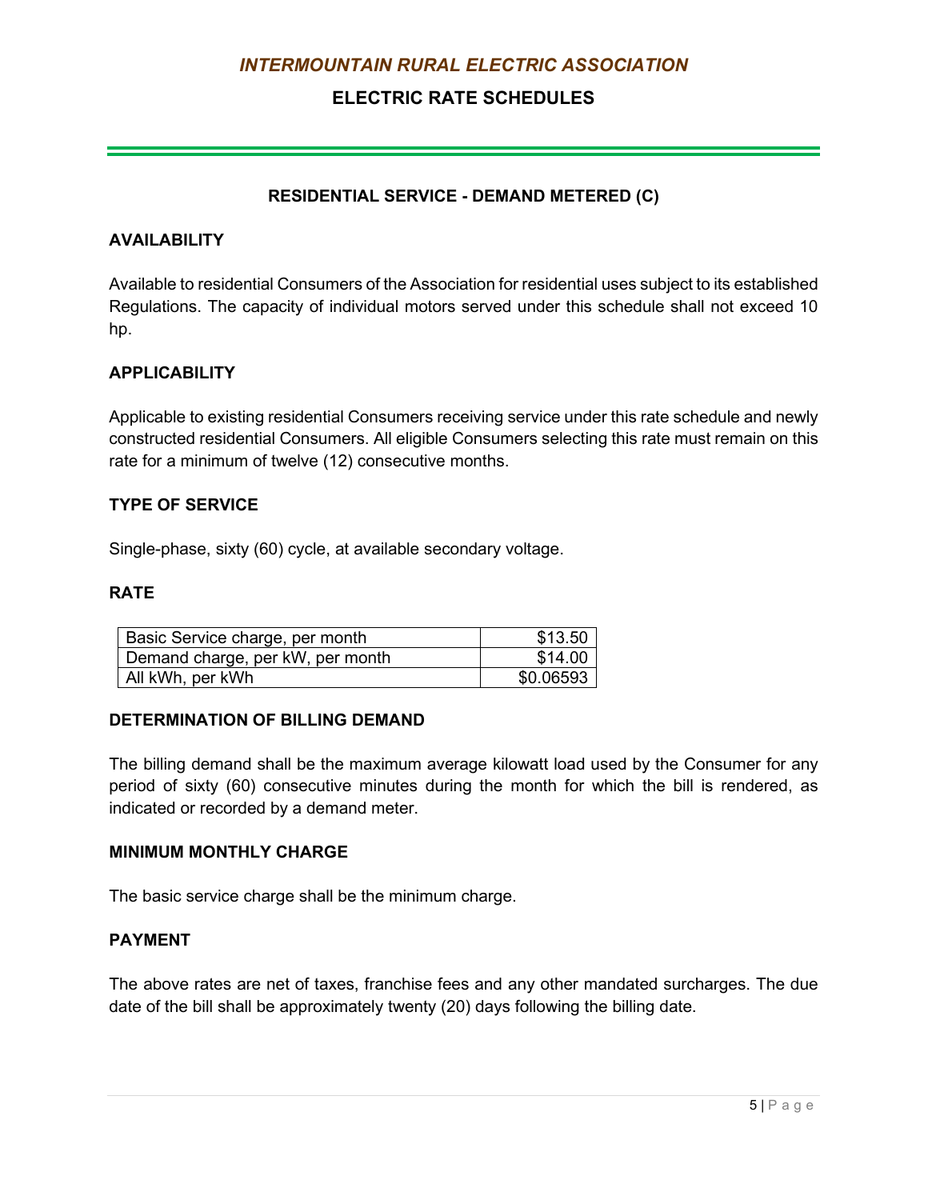# *INTERMOUNTAIN RURAL ELECTRIC ASSOCIATION*

## ELECTRIC RATE SCHEDULES

### RESIDENTIAL SERVICE - DEMAND METERED (C)

**AVAILABILITY**

Available to residential Consumers of the Association for residential uses subject to its established Regulations. The capacity of individual motors served under this schedule shall not exceed 10 hp.

**APPLICABILITY**

Applicable to existing residential Consumers receiving service under this rate schedule and newly constructed residential Consumers. All eligible Consumers selecting this rate must remain on this rate for a minimum of twelve (12) consecutive months.

**TYPE OF SERVICE**

Single-phase, sixty (60) cycle, at available secondary voltage.

**RATE**

| | |
|---|---:|
| Basic Service charge, per month | $13.50 |
| Demand charge, per kW, per month | $14.00 |
| All kWh, per kWh | $0.06593 |

**DETERMINATION OF BILLING DEMAND**

The billing demand shall be the maximum average kilowatt load used by the Consumer for any period of sixty (60) consecutive minutes during the month for which the bill is rendered, as indicated or recorded by a demand meter.

**MINIMUM MONTHLY CHARGE**

The basic service charge shall be the minimum charge.

**PAYMENT**

The above rates are net of taxes, franchise fees and any other mandated surcharges. The due date of the bill shall be approximately twenty (20) days following the billing date.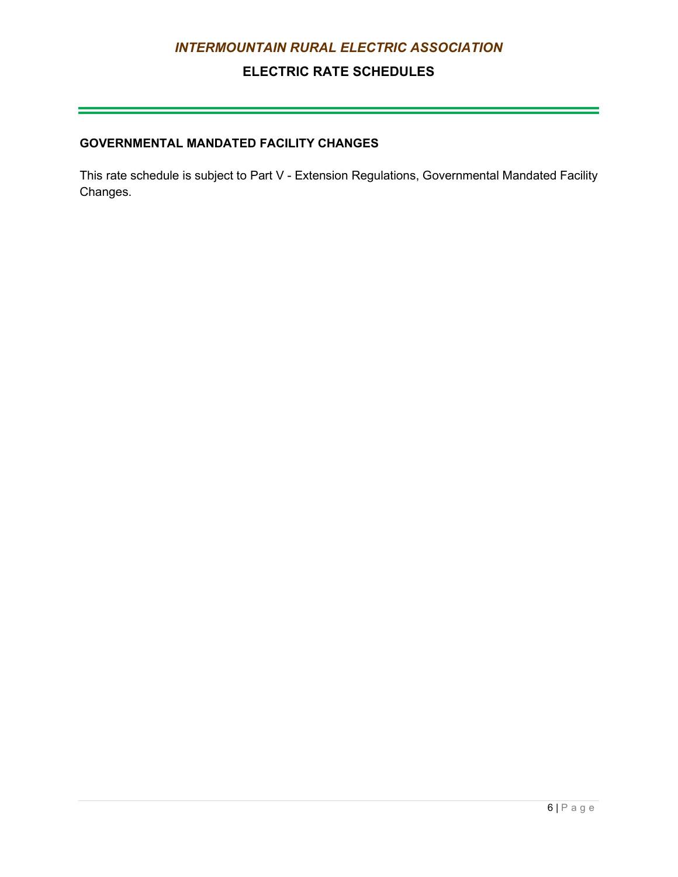## GOVERNMENTAL MANDATED FACILITY CHANGES

This rate schedule is subject to Part V - Extension Regulations, Governmental Mandated Facility Changes.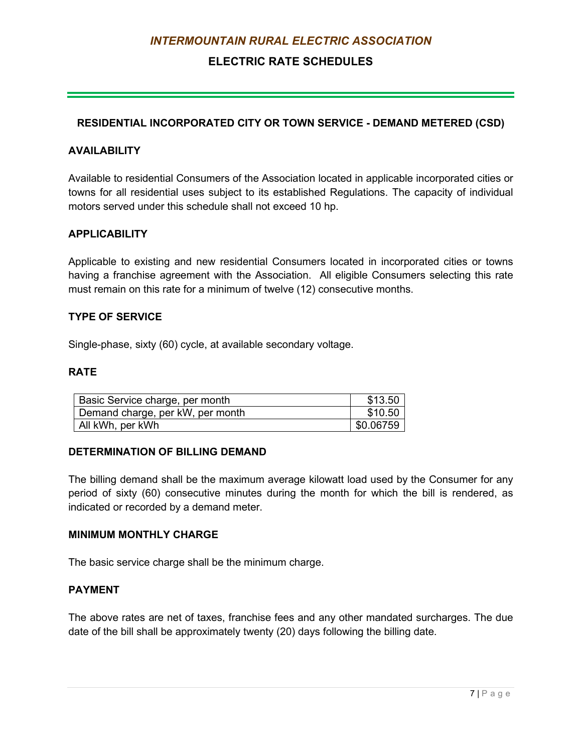# *INTERMOUNTAIN RURAL ELECTRIC ASSOCIATION*

## ELECTRIC RATE SCHEDULES

### RESIDENTIAL INCORPORATED CITY OR TOWN SERVICE - DEMAND METERED (CSD)

**AVAILABILITY**

Available to residential Consumers of the Association located in applicable incorporated cities or towns for all residential uses subject to its established Regulations. The capacity of individual motors served under this schedule shall not exceed 10 hp.

**APPLICABILITY**

Applicable to existing and new residential Consumers located in incorporated cities or towns having a franchise agreement with the Association. All eligible Consumers selecting this rate must remain on this rate for a minimum of twelve (12) consecutive months.

**TYPE OF SERVICE**

Single-phase, sixty (60) cycle, at available secondary voltage.

**RATE**

| | |
|---|---:|
| Basic Service charge, per month | $13.50 |
| Demand charge, per kW, per month | $10.50 |
| All kWh, per kWh | $0.06759 |

**DETERMINATION OF BILLING DEMAND**

The billing demand shall be the maximum average kilowatt load used by the Consumer for any period of sixty (60) consecutive minutes during the month for which the bill is rendered, as indicated or recorded by a demand meter.

**MINIMUM MONTHLY CHARGE**

The basic service charge shall be the minimum charge.

**PAYMENT**

The above rates are net of taxes, franchise fees and any other mandated surcharges. The due date of the bill shall be approximately twenty (20) days following the billing date.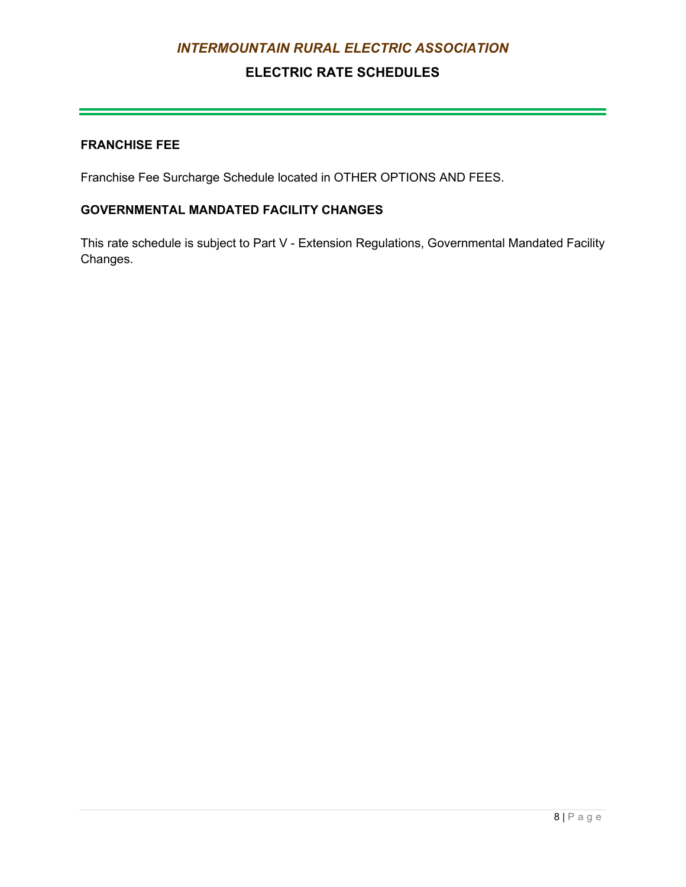## FRANCHISE FEE

Franchise Fee Surcharge Schedule located in OTHER OPTIONS AND FEES.

## GOVERNMENTAL MANDATED FACILITY CHANGES

This rate schedule is subject to Part V - Extension Regulations, Governmental Mandated Facility Changes.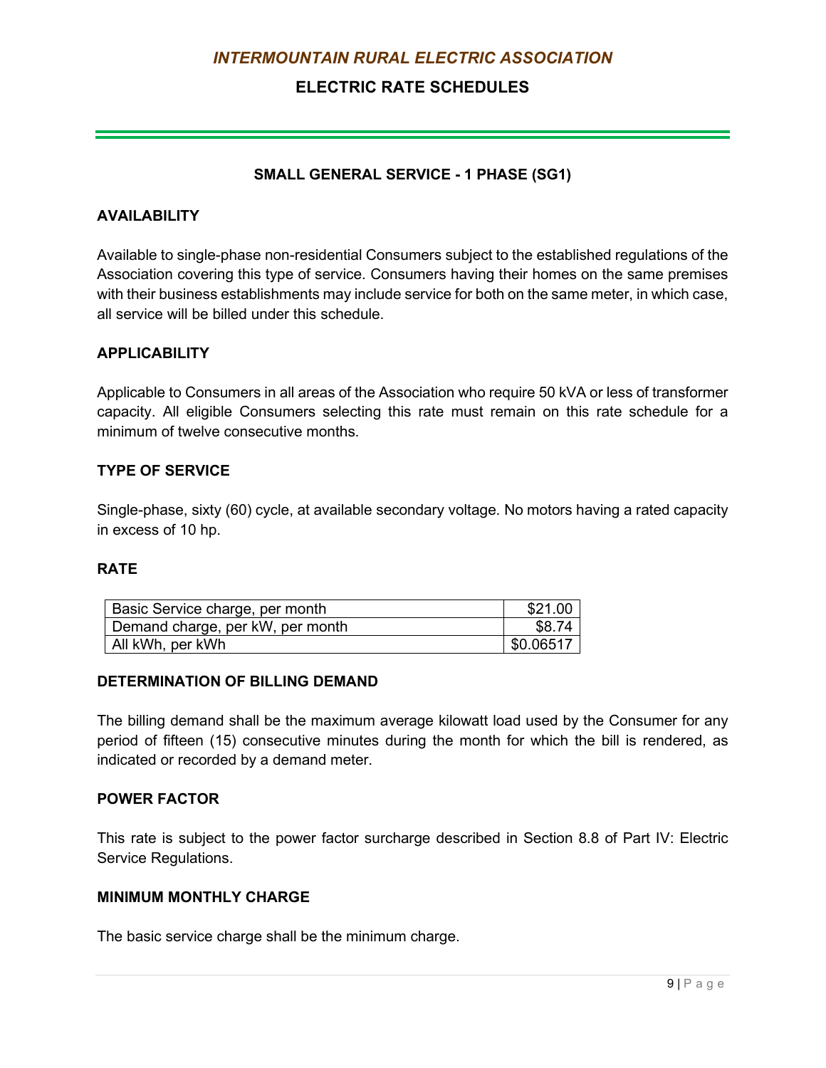## SMALL GENERAL SERVICE - 1 PHASE (SG1)

### AVAILABILITY

Available to single-phase non-residential Consumers subject to the established regulations of the Association covering this type of service. Consumers having their homes on the same premises with their business establishments may include service for both on the same meter, in which case, all service will be billed under this schedule.

### APPLICABILITY

Applicable to Consumers in all areas of the Association who require 50 kVA or less of transformer capacity. All eligible Consumers selecting this rate must remain on this rate schedule for a minimum of twelve consecutive months.

### TYPE OF SERVICE

Single-phase, sixty (60) cycle, at available secondary voltage. No motors having a rated capacity in excess of 10 hp.

### RATE

| | |
|---|---|
| Basic Service charge, per month | $21.00 |
| Demand charge, per kW, per month | $8.74 |
| All kWh, per kWh | $0.06517 |

### DETERMINATION OF BILLING DEMAND

The billing demand shall be the maximum average kilowatt load used by the Consumer for any period of fifteen (15) consecutive minutes during the month for which the bill is rendered, as indicated or recorded by a demand meter.

### POWER FACTOR

This rate is subject to the power factor surcharge described in Section 8.8 of Part IV: Electric Service Regulations.

### MINIMUM MONTHLY CHARGE

The basic service charge shall be the minimum charge.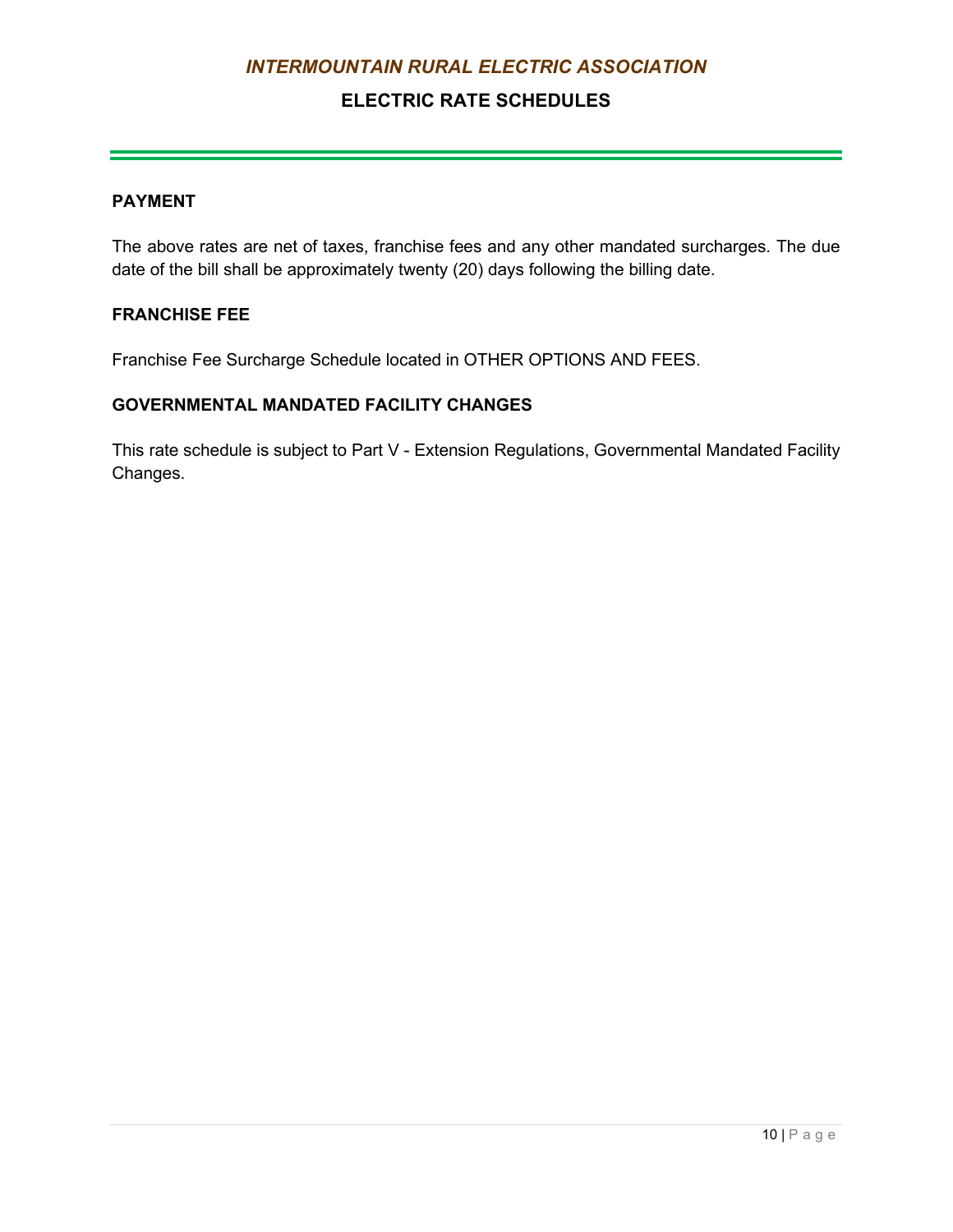### PAYMENT

The above rates are net of taxes, franchise fees and any other mandated surcharges. The due date of the bill shall be approximately twenty (20) days following the billing date.

### FRANCHISE FEE

Franchise Fee Surcharge Schedule located in OTHER OPTIONS AND FEES.

### GOVERNMENTAL MANDATED FACILITY CHANGES

This rate schedule is subject to Part V - Extension Regulations, Governmental Mandated Facility Changes.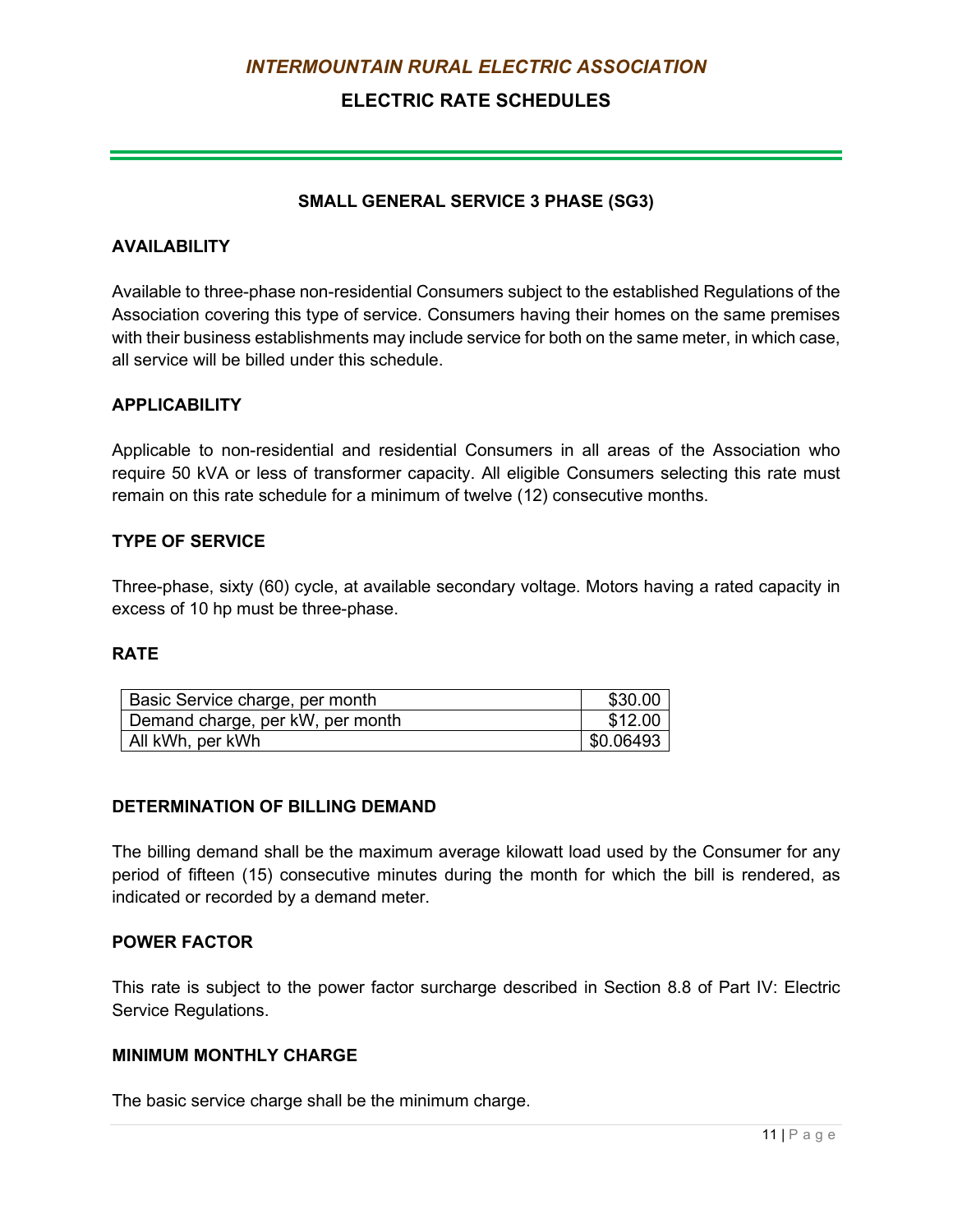## SMALL GENERAL SERVICE 3 PHASE (SG3)

### AVAILABILITY

Available to three-phase non-residential Consumers subject to the established Regulations of the Association covering this type of service. Consumers having their homes on the same premises with their business establishments may include service for both on the same meter, in which case, all service will be billed under this schedule.

### APPLICABILITY

Applicable to non-residential and residential Consumers in all areas of the Association who require 50 kVA or less of transformer capacity. All eligible Consumers selecting this rate must remain on this rate schedule for a minimum of twelve (12) consecutive months.

### TYPE OF SERVICE

Three-phase, sixty (60) cycle, at available secondary voltage. Motors having a rated capacity in excess of 10 hp must be three-phase.

### RATE

| | |
|---|---:|
| Basic Service charge, per month | $30.00 |
| Demand charge, per kW, per month | $12.00 |
| All kWh, per kWh | $0.06493 |

### DETERMINATION OF BILLING DEMAND

The billing demand shall be the maximum average kilowatt load used by the Consumer for any period of fifteen (15) consecutive minutes during the month for which the bill is rendered, as indicated or recorded by a demand meter.

### POWER FACTOR

This rate is subject to the power factor surcharge described in Section 8.8 of Part IV: Electric Service Regulations.

### MINIMUM MONTHLY CHARGE

The basic service charge shall be the minimum charge.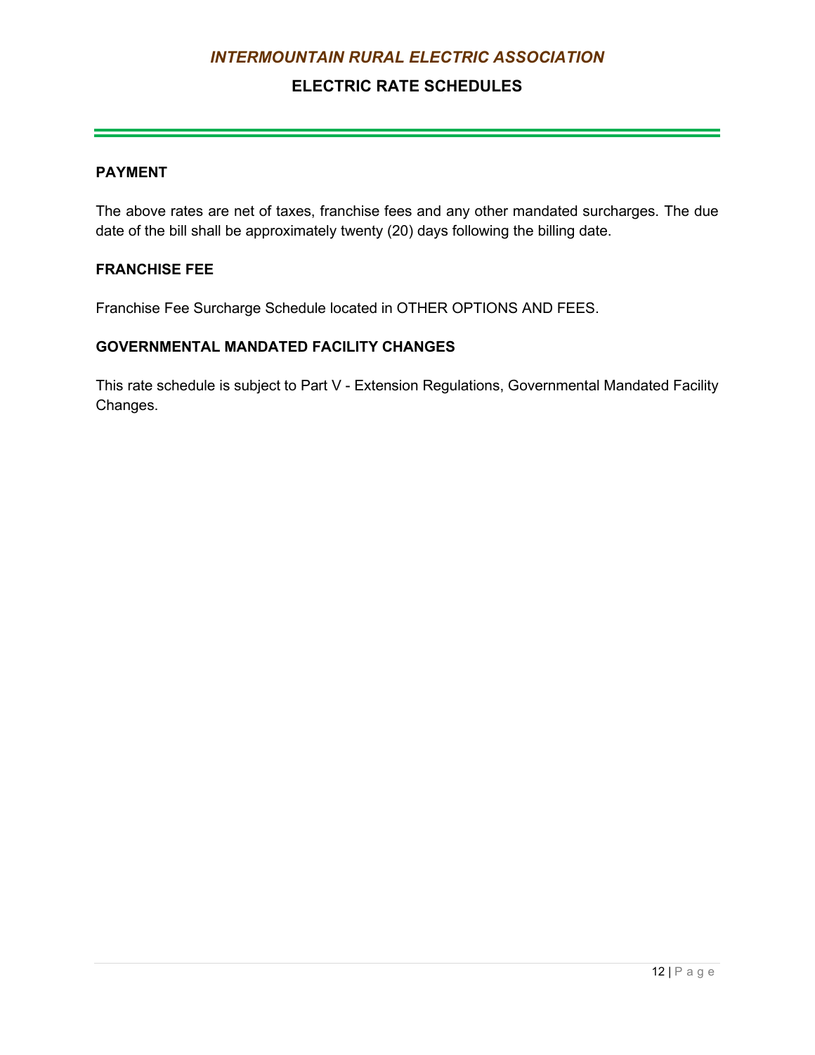## PAYMENT

The above rates are net of taxes, franchise fees and any other mandated surcharges. The due date of the bill shall be approximately twenty (20) days following the billing date.

## FRANCHISE FEE

Franchise Fee Surcharge Schedule located in OTHER OPTIONS AND FEES.

## GOVERNMENTAL MANDATED FACILITY CHANGES

This rate schedule is subject to Part V - Extension Regulations, Governmental Mandated Facility Changes.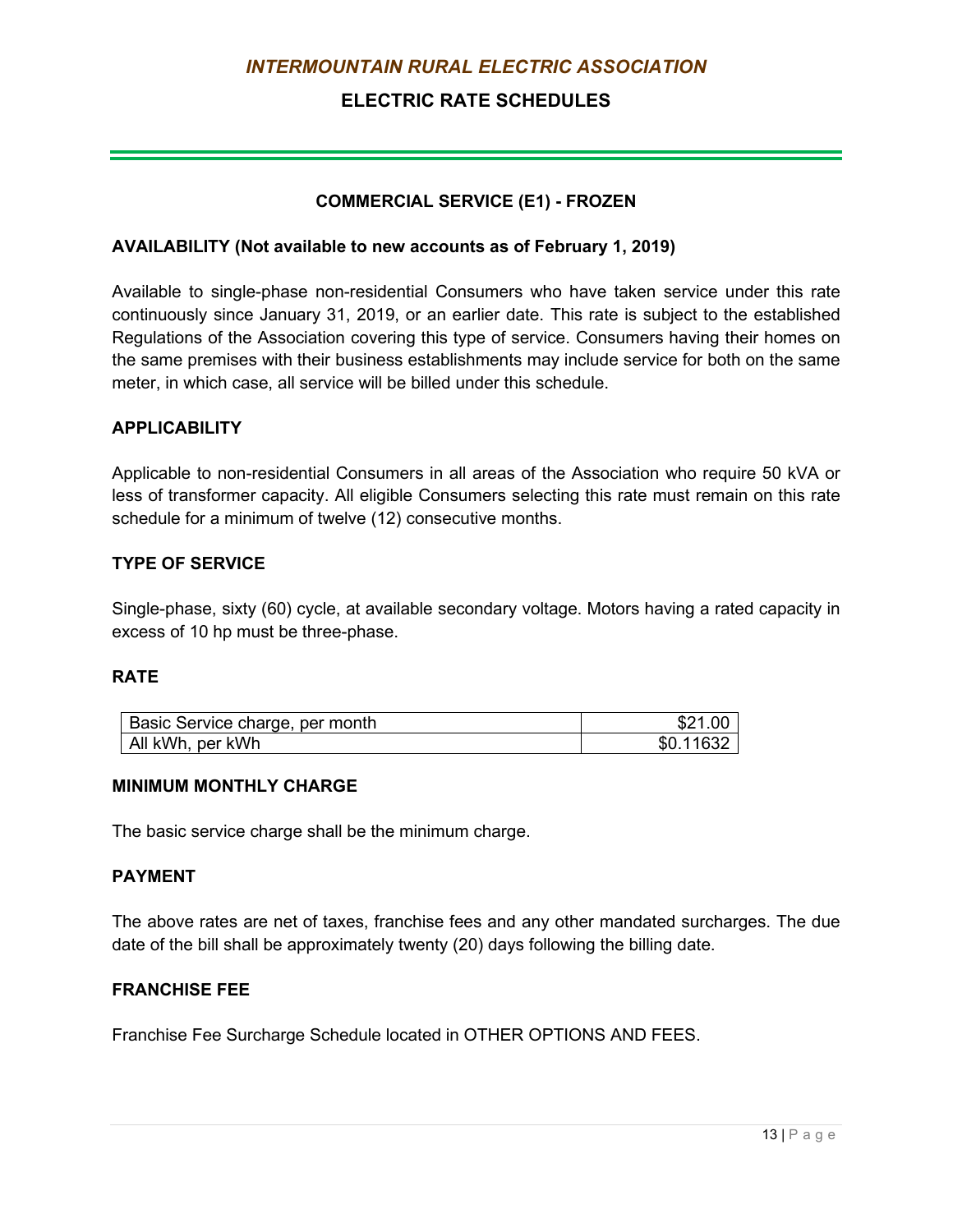# *INTERMOUNTAIN RURAL ELECTRIC ASSOCIATION*

## ELECTRIC RATE SCHEDULES

### COMMERCIAL SERVICE (E1) - FROZEN

**AVAILABILITY (Not available to new accounts as of February 1, 2019)**

Available to single-phase non-residential Consumers who have taken service under this rate continuously since January 31, 2019, or an earlier date. This rate is subject to the established Regulations of the Association covering this type of service. Consumers having their homes on the same premises with their business establishments may include service for both on the same meter, in which case, all service will be billed under this schedule.

**APPLICABILITY**

Applicable to non-residential Consumers in all areas of the Association who require 50 kVA or less of transformer capacity. All eligible Consumers selecting this rate must remain on this rate schedule for a minimum of twelve (12) consecutive months.

**TYPE OF SERVICE**

Single-phase, sixty (60) cycle, at available secondary voltage. Motors having a rated capacity in excess of 10 hp must be three-phase.

**RATE**

| | |
|---|---:|
| Basic Service charge, per month | \$21.00 |
| All kWh, per kWh | \$0.11632 |

**MINIMUM MONTHLY CHARGE**

The basic service charge shall be the minimum charge.

**PAYMENT**

The above rates are net of taxes, franchise fees and any other mandated surcharges. The due date of the bill shall be approximately twenty (20) days following the billing date.

**FRANCHISE FEE**

Franchise Fee Surcharge Schedule located in OTHER OPTIONS AND FEES.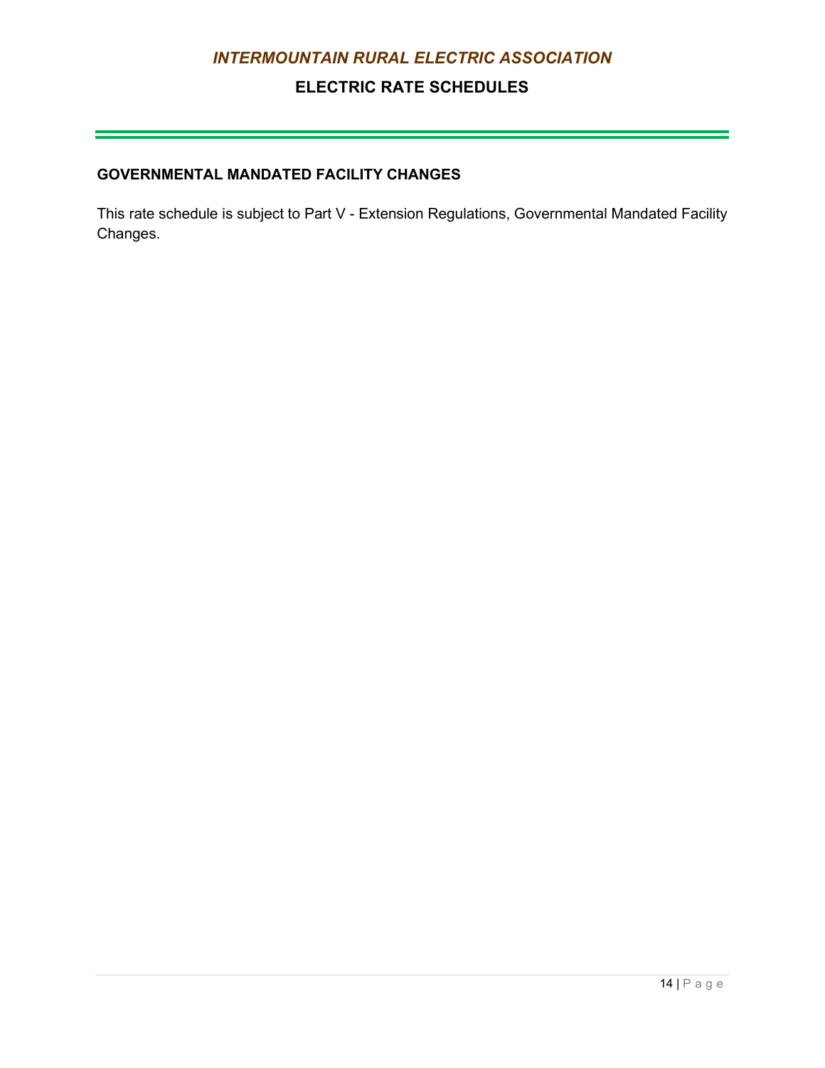## GOVERNMENTAL MANDATED FACILITY CHANGES

This rate schedule is subject to Part V - Extension Regulations, Governmental Mandated Facility Changes.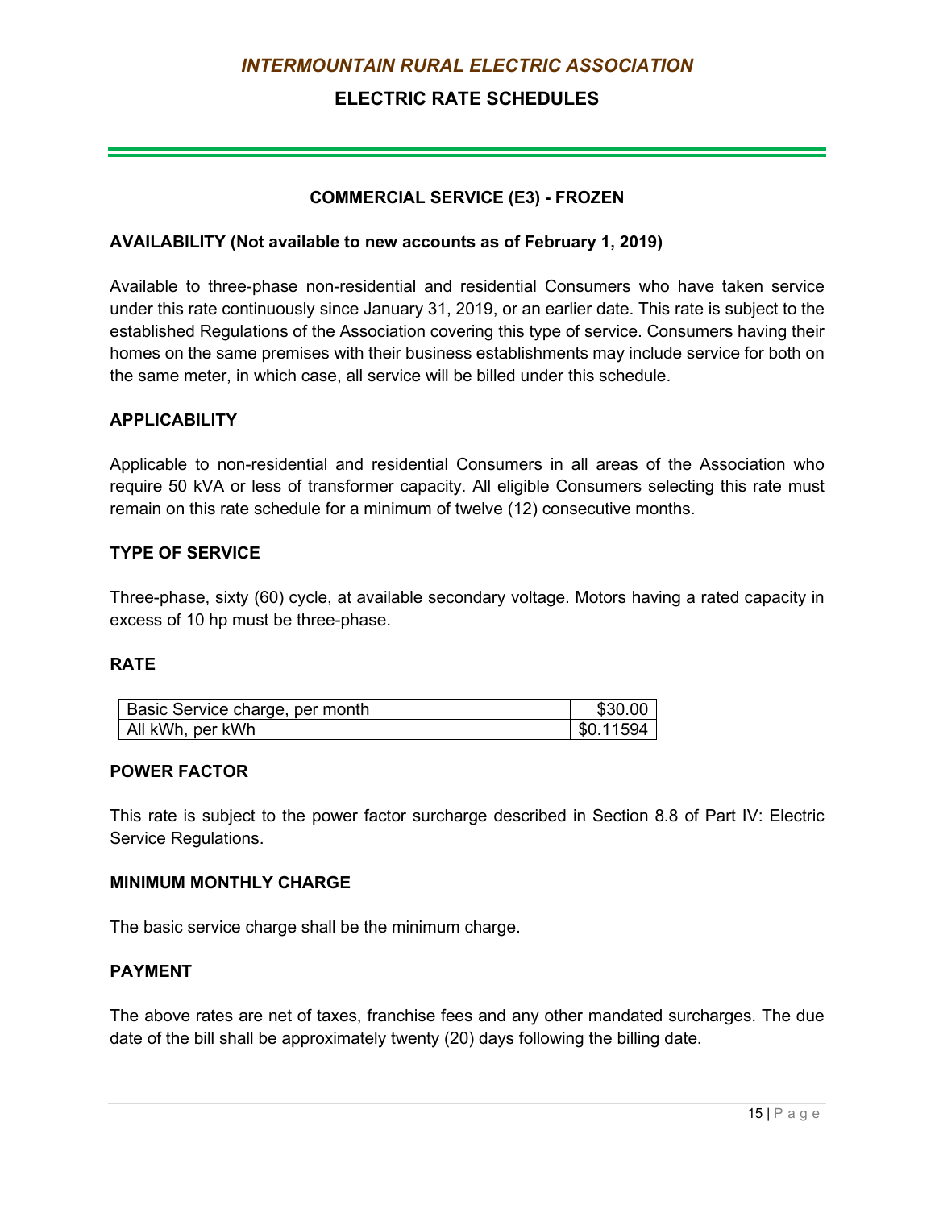# *INTERMOUNTAIN RURAL ELECTRIC ASSOCIATION*

## ELECTRIC RATE SCHEDULES

### COMMERCIAL SERVICE (E3) - FROZEN

**AVAILABILITY (Not available to new accounts as of February 1, 2019)**

Available to three-phase non-residential and residential Consumers who have taken service under this rate continuously since January 31, 2019, or an earlier date. This rate is subject to the established Regulations of the Association covering this type of service. Consumers having their homes on the same premises with their business establishments may include service for both on the same meter, in which case, all service will be billed under this schedule.

**APPLICABILITY**

Applicable to non-residential and residential Consumers in all areas of the Association who require 50 kVA or less of transformer capacity. All eligible Consumers selecting this rate must remain on this rate schedule for a minimum of twelve (12) consecutive months.

**TYPE OF SERVICE**

Three-phase, sixty (60) cycle, at available secondary voltage. Motors having a rated capacity in excess of 10 hp must be three-phase.

**RATE**

| | |
|---|---|
| Basic Service charge, per month | $30.00 |
| All kWh, per kWh | $0.11594 |

**POWER FACTOR**

This rate is subject to the power factor surcharge described in Section 8.8 of Part IV: Electric Service Regulations.

**MINIMUM MONTHLY CHARGE**

The basic service charge shall be the minimum charge.

**PAYMENT**

The above rates are net of taxes, franchise fees and any other mandated surcharges. The due date of the bill shall be approximately twenty (20) days following the billing date.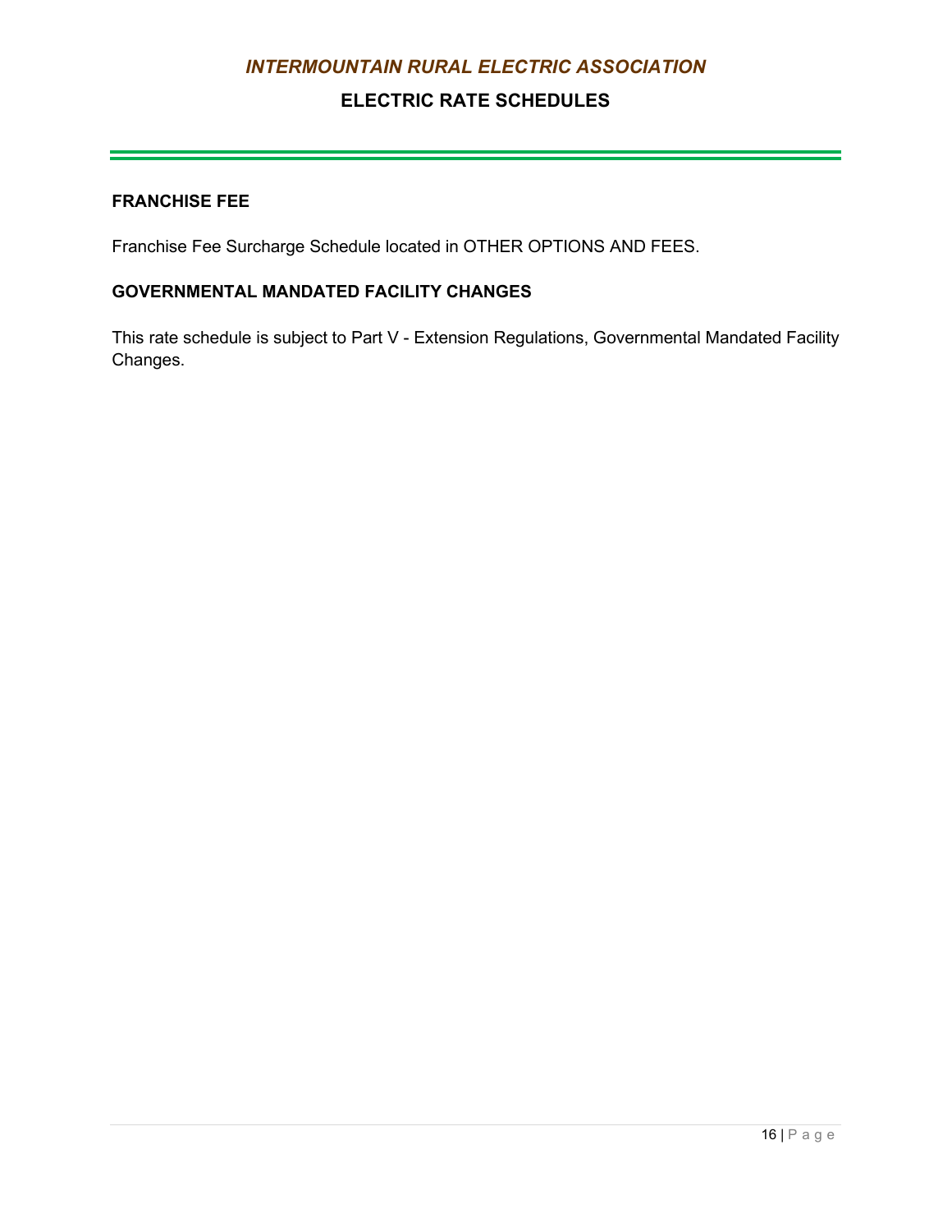### FRANCHISE FEE

Franchise Fee Surcharge Schedule located in OTHER OPTIONS AND FEES.

### GOVERNMENTAL MANDATED FACILITY CHANGES

This rate schedule is subject to Part V - Extension Regulations, Governmental Mandated Facility Changes.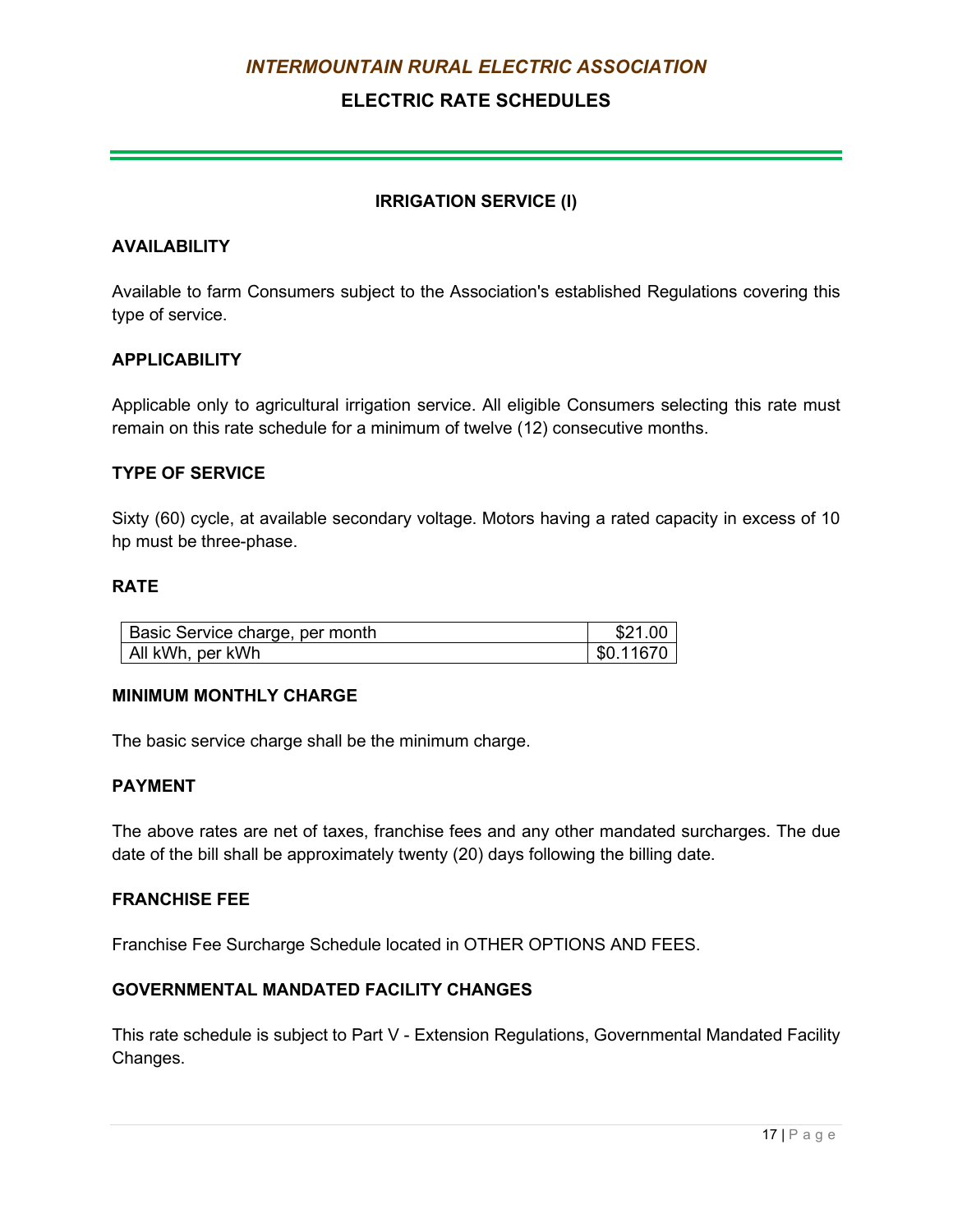*INTERMOUNTAIN RURAL ELECTRIC ASSOCIATION*

**ELECTRIC RATE SCHEDULES**

## IRRIGATION SERVICE (I)

### AVAILABILITY

Available to farm Consumers subject to the Association's established Regulations covering this type of service.

### APPLICABILITY

Applicable only to agricultural irrigation service. All eligible Consumers selecting this rate must remain on this rate schedule for a minimum of twelve (12) consecutive months.

### TYPE OF SERVICE

Sixty (60) cycle, at available secondary voltage. Motors having a rated capacity in excess of 10 hp must be three-phase.

### RATE

| | |
|---|---|
| Basic Service charge, per month | $21.00 |
| All kWh, per kWh | $0.11670 |

### MINIMUM MONTHLY CHARGE

The basic service charge shall be the minimum charge.

### PAYMENT

The above rates are net of taxes, franchise fees and any other mandated surcharges. The due date of the bill shall be approximately twenty (20) days following the billing date.

### FRANCHISE FEE

Franchise Fee Surcharge Schedule located in OTHER OPTIONS AND FEES.

### GOVERNMENTAL MANDATED FACILITY CHANGES

This rate schedule is subject to Part V - Extension Regulations, Governmental Mandated Facility Changes.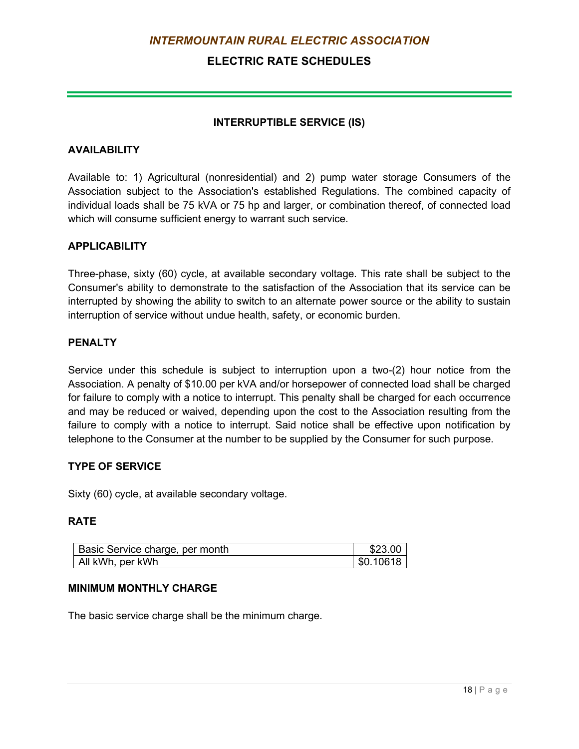## INTERRUPTIBLE SERVICE (IS)

### AVAILABILITY

Available to: 1) Agricultural (nonresidential) and 2) pump water storage Consumers of the Association subject to the Association's established Regulations. The combined capacity of individual loads shall be 75 kVA or 75 hp and larger, or combination thereof, of connected load which will consume sufficient energy to warrant such service.

### APPLICABILITY

Three-phase, sixty (60) cycle, at available secondary voltage. This rate shall be subject to the Consumer's ability to demonstrate to the satisfaction of the Association that its service can be interrupted by showing the ability to switch to an alternate power source or the ability to sustain interruption of service without undue health, safety, or economic burden.

### PENALTY

Service under this schedule is subject to interruption upon a two-(2) hour notice from the Association. A penalty of $10.00 per kVA and/or horsepower of connected load shall be charged for failure to comply with a notice to interrupt. This penalty shall be charged for each occurrence and may be reduced or waived, depending upon the cost to the Association resulting from the failure to comply with a notice to interrupt. Said notice shall be effective upon notification by telephone to the Consumer at the number to be supplied by the Consumer for such purpose.

### TYPE OF SERVICE

Sixty (60) cycle, at available secondary voltage.

### RATE

| | |
|---|---:|
| Basic Service charge, per month | $23.00 |
| All kWh, per kWh | $0.10618 |

### MINIMUM MONTHLY CHARGE

The basic service charge shall be the minimum charge.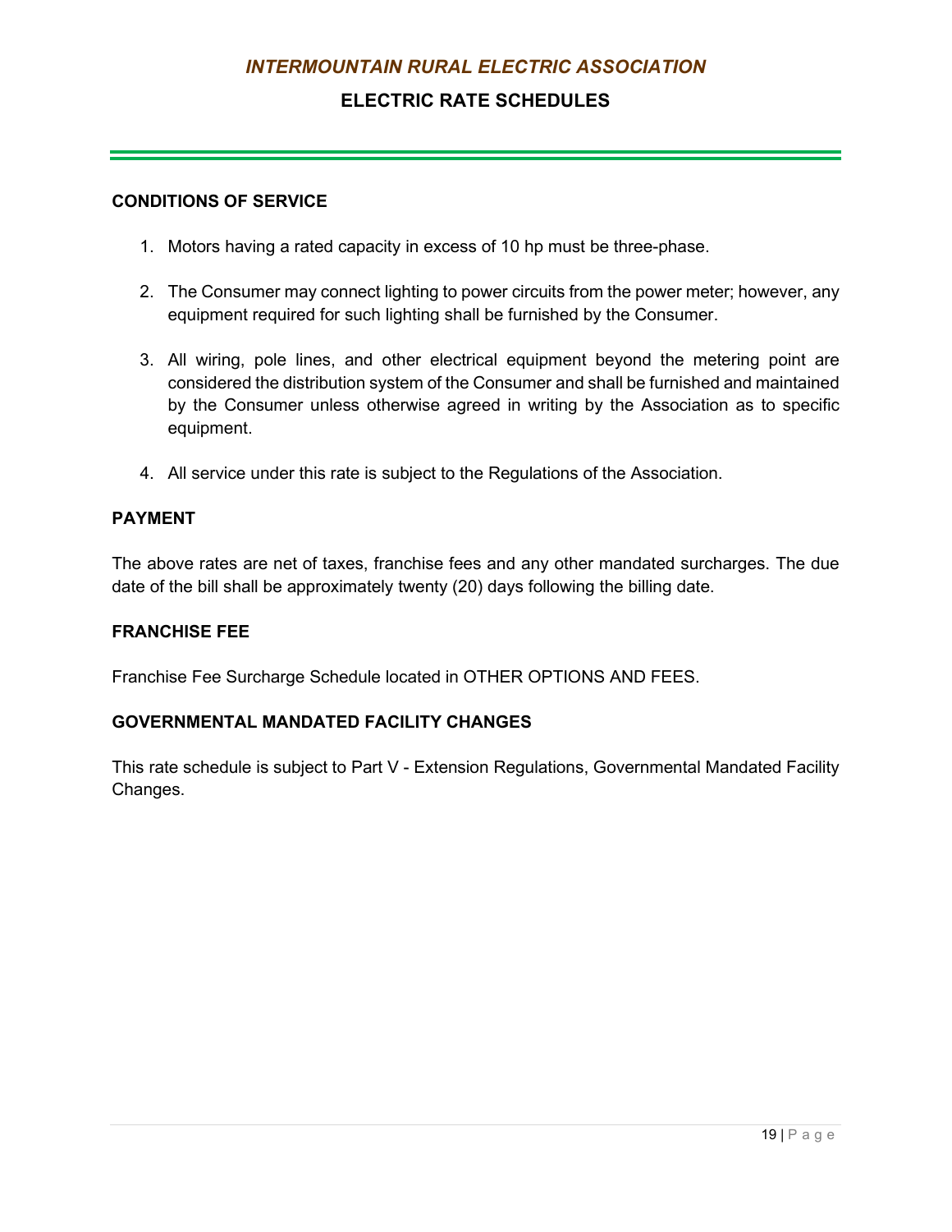## CONDITIONS OF SERVICE

1. Motors having a rated capacity in excess of 10 hp must be three-phase.
2. The Consumer may connect lighting to power circuits from the power meter; however, any equipment required for such lighting shall be furnished by the Consumer.
3. All wiring, pole lines, and other electrical equipment beyond the metering point are considered the distribution system of the Consumer and shall be furnished and maintained by the Consumer unless otherwise agreed in writing by the Association as to specific equipment.
4. All service under this rate is subject to the Regulations of the Association.

## PAYMENT

The above rates are net of taxes, franchise fees and any other mandated surcharges. The due date of the bill shall be approximately twenty (20) days following the billing date.

## FRANCHISE FEE

Franchise Fee Surcharge Schedule located in OTHER OPTIONS AND FEES.

## GOVERNMENTAL MANDATED FACILITY CHANGES

This rate schedule is subject to Part V - Extension Regulations, Governmental Mandated Facility Changes.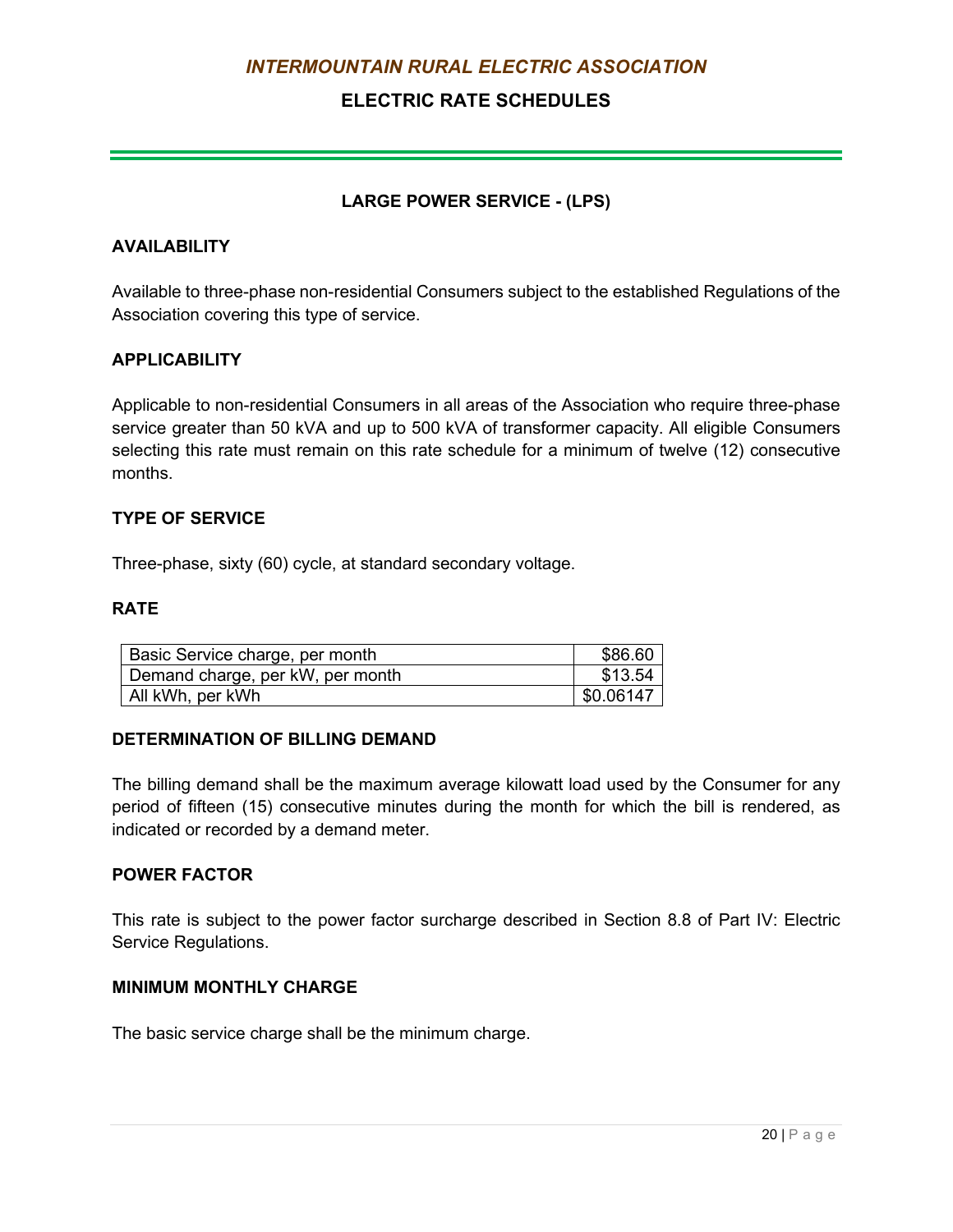*INTERMOUNTAIN RURAL ELECTRIC ASSOCIATION*

**ELECTRIC RATE SCHEDULES**

## LARGE POWER SERVICE - (LPS)

### AVAILABILITY

Available to three-phase non-residential Consumers subject to the established Regulations of the Association covering this type of service.

### APPLICABILITY

Applicable to non-residential Consumers in all areas of the Association who require three-phase service greater than 50 kVA and up to 500 kVA of transformer capacity. All eligible Consumers selecting this rate must remain on this rate schedule for a minimum of twelve (12) consecutive months.

### TYPE OF SERVICE

Three-phase, sixty (60) cycle, at standard secondary voltage.

### RATE

| | |
|---|---:|
| Basic Service charge, per month | $86.60 |
| Demand charge, per kW, per month | $13.54 |
| All kWh, per kWh | $0.06147 |

### DETERMINATION OF BILLING DEMAND

The billing demand shall be the maximum average kilowatt load used by the Consumer for any period of fifteen (15) consecutive minutes during the month for which the bill is rendered, as indicated or recorded by a demand meter.

### POWER FACTOR

This rate is subject to the power factor surcharge described in Section 8.8 of Part IV: Electric Service Regulations.

### MINIMUM MONTHLY CHARGE

The basic service charge shall be the minimum charge.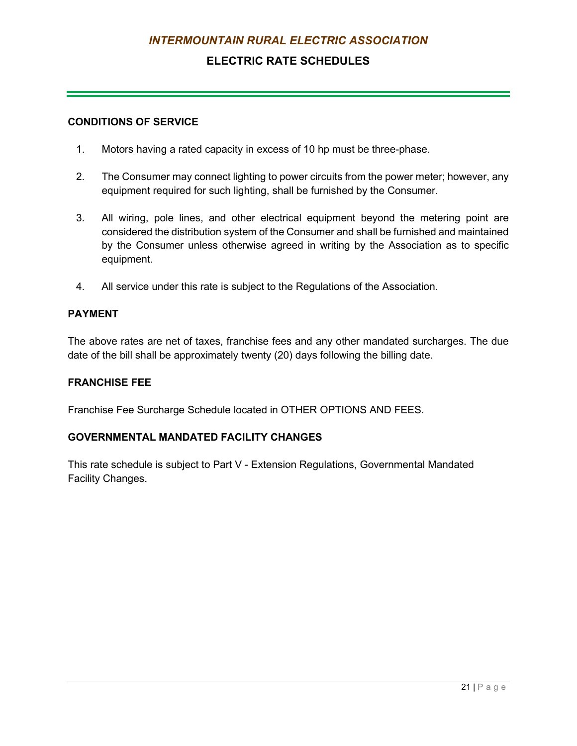## CONDITIONS OF SERVICE

1. Motors having a rated capacity in excess of 10 hp must be three-phase.

2. The Consumer may connect lighting to power circuits from the power meter; however, any equipment required for such lighting, shall be furnished by the Consumer.

3. All wiring, pole lines, and other electrical equipment beyond the metering point are considered the distribution system of the Consumer and shall be furnished and maintained by the Consumer unless otherwise agreed in writing by the Association as to specific equipment.

4. All service under this rate is subject to the Regulations of the Association.

## PAYMENT

The above rates are net of taxes, franchise fees and any other mandated surcharges. The due date of the bill shall be approximately twenty (20) days following the billing date.

## FRANCHISE FEE

Franchise Fee Surcharge Schedule located in OTHER OPTIONS AND FEES.

## GOVERNMENTAL MANDATED FACILITY CHANGES

This rate schedule is subject to Part V - Extension Regulations, Governmental Mandated Facility Changes.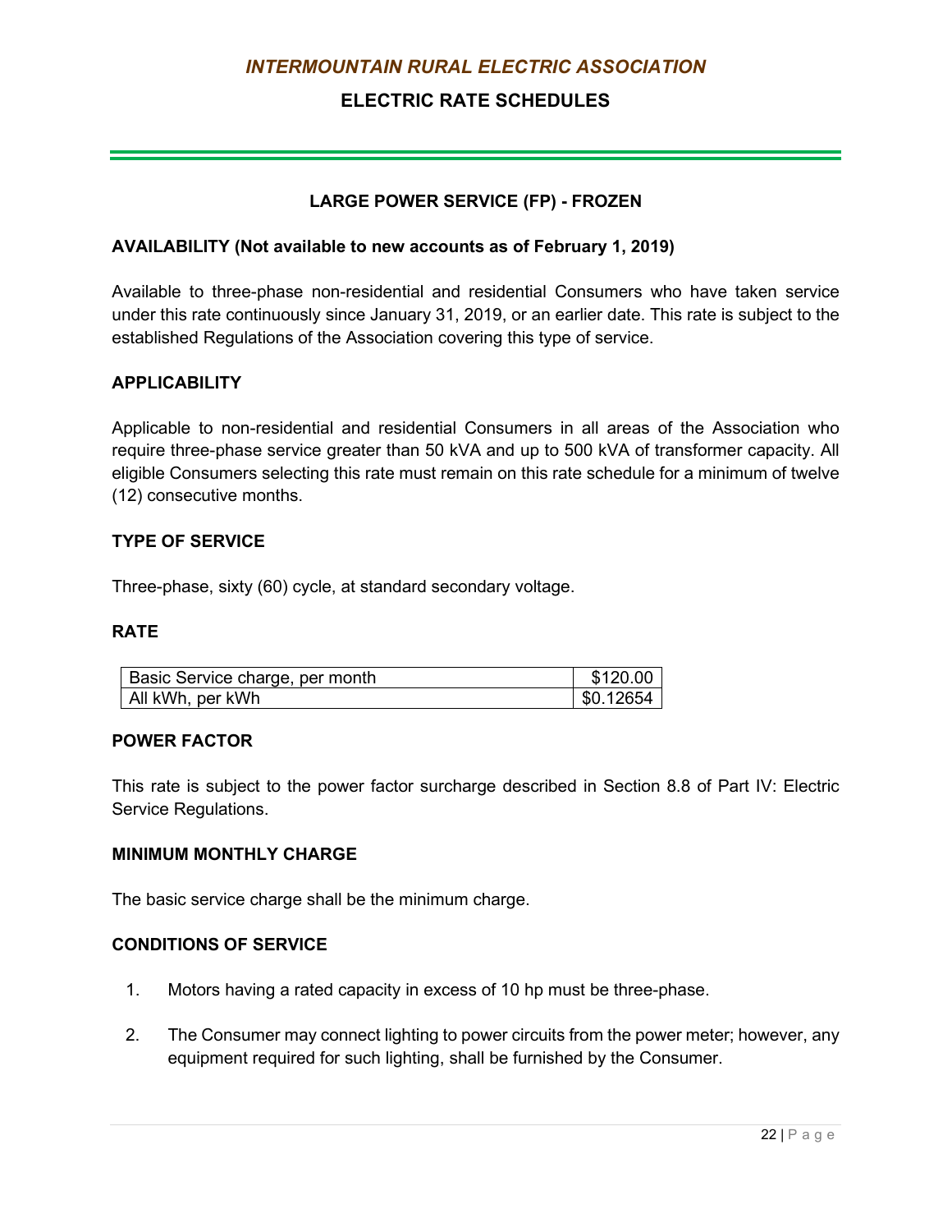*INTERMOUNTAIN RURAL ELECTRIC ASSOCIATION*

**ELECTRIC RATE SCHEDULES**

## LARGE POWER SERVICE (FP) - FROZEN

### AVAILABILITY (Not available to new accounts as of February 1, 2019)

Available to three-phase non-residential and residential Consumers who have taken service under this rate continuously since January 31, 2019, or an earlier date. This rate is subject to the established Regulations of the Association covering this type of service.

### APPLICABILITY

Applicable to non-residential and residential Consumers in all areas of the Association who require three-phase service greater than 50 kVA and up to 500 kVA of transformer capacity. All eligible Consumers selecting this rate must remain on this rate schedule for a minimum of twelve (12) consecutive months.

### TYPE OF SERVICE

Three-phase, sixty (60) cycle, at standard secondary voltage.

### RATE

| | |
|---|---|
| Basic Service charge, per month | $120.00 |
| All kWh, per kWh | $0.12654 |

### POWER FACTOR

This rate is subject to the power factor surcharge described in Section 8.8 of Part IV: Electric Service Regulations.

### MINIMUM MONTHLY CHARGE

The basic service charge shall be the minimum charge.

### CONDITIONS OF SERVICE

1. Motors having a rated capacity in excess of 10 hp must be three-phase.
2. The Consumer may connect lighting to power circuits from the power meter; however, any equipment required for such lighting, shall be furnished by the Consumer.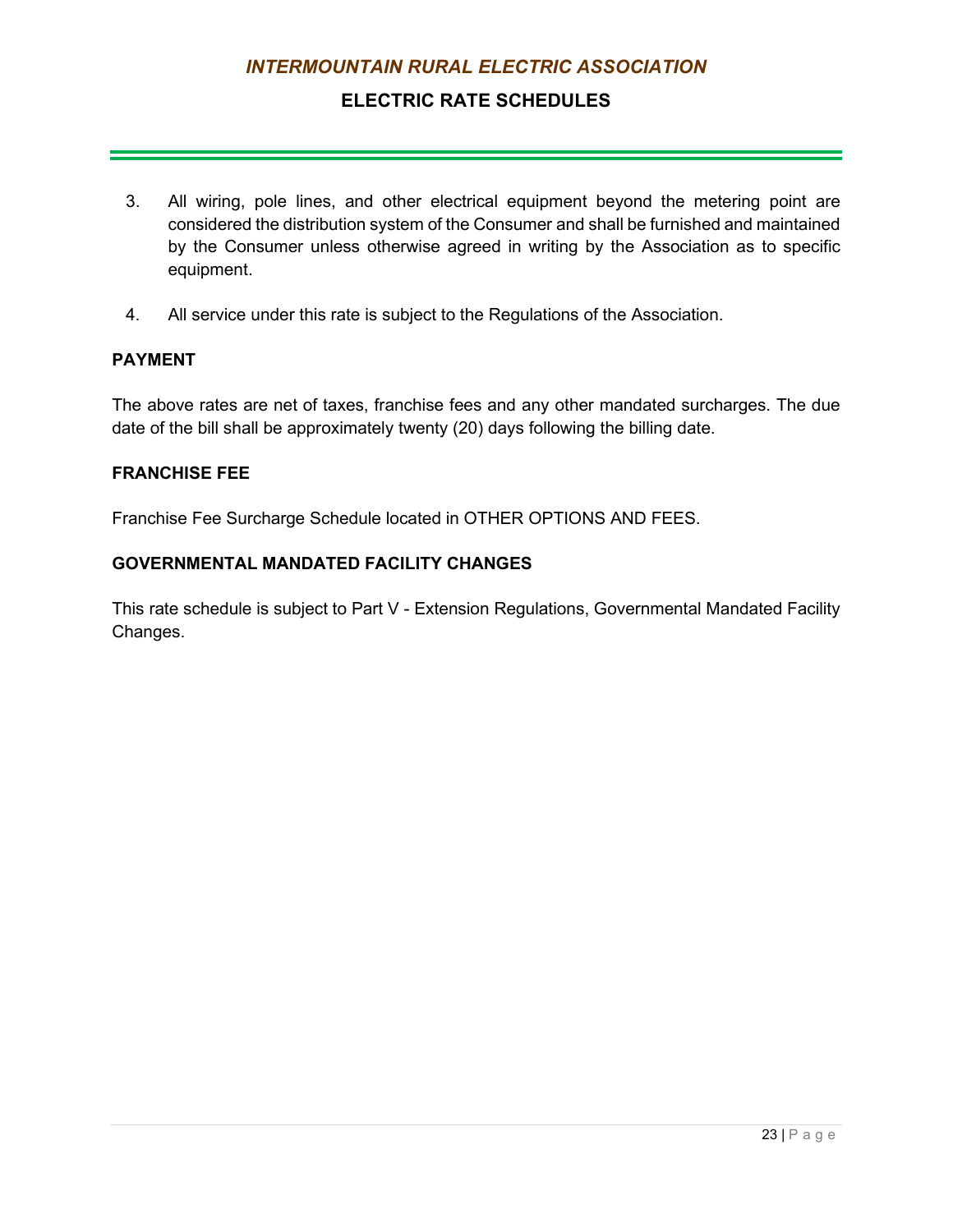3. All wiring, pole lines, and other electrical equipment beyond the metering point are considered the distribution system of the Consumer and shall be furnished and maintained by the Consumer unless otherwise agreed in writing by the Association as to specific equipment.

4. All service under this rate is subject to the Regulations of the Association.

**PAYMENT**

The above rates are net of taxes, franchise fees and any other mandated surcharges. The due date of the bill shall be approximately twenty (20) days following the billing date.

**FRANCHISE FEE**

Franchise Fee Surcharge Schedule located in OTHER OPTIONS AND FEES.

**GOVERNMENTAL MANDATED FACILITY CHANGES**

This rate schedule is subject to Part V - Extension Regulations, Governmental Mandated Facility Changes.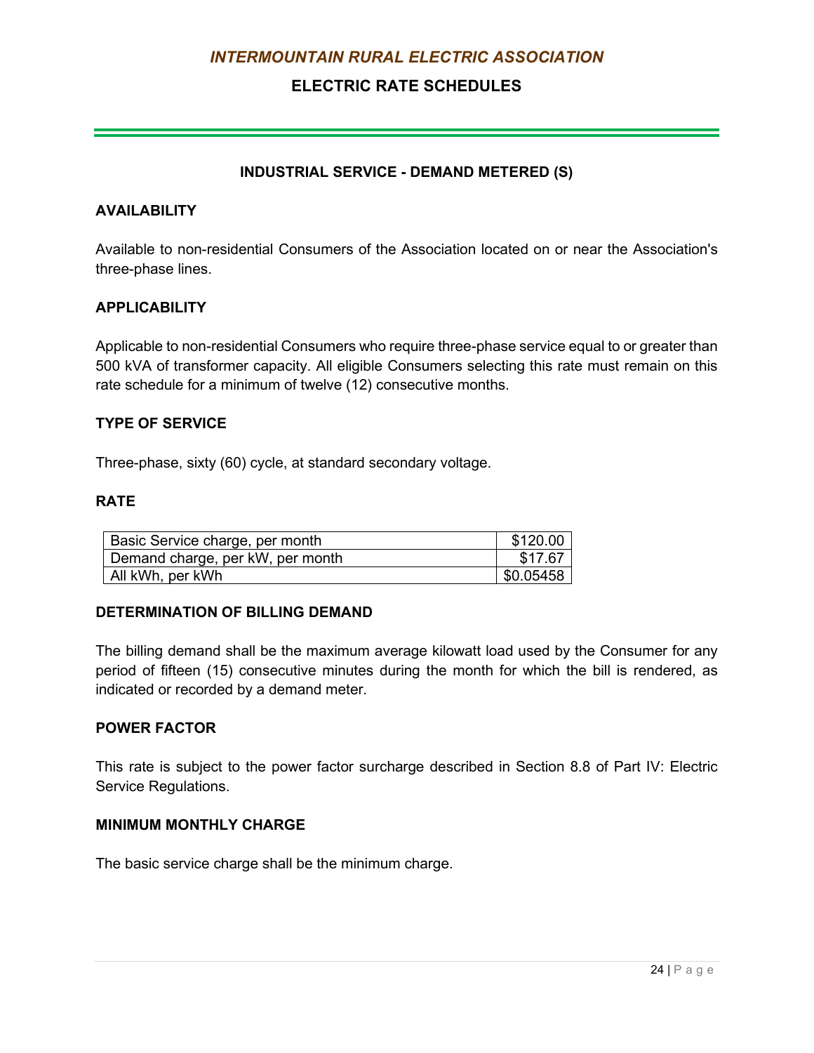## INDUSTRIAL SERVICE - DEMAND METERED (S)

### AVAILABILITY

Available to non-residential Consumers of the Association located on or near the Association's three-phase lines.

### APPLICABILITY

Applicable to non-residential Consumers who require three-phase service equal to or greater than 500 kVA of transformer capacity. All eligible Consumers selecting this rate must remain on this rate schedule for a minimum of twelve (12) consecutive months.

### TYPE OF SERVICE

Three-phase, sixty (60) cycle, at standard secondary voltage.

### RATE

| Charge | Amount |
|---|---|
| Basic Service charge, per month | $120.00 |
| Demand charge, per kW, per month | $17.67 |
| All kWh, per kWh | $0.05458 |

### DETERMINATION OF BILLING DEMAND

The billing demand shall be the maximum average kilowatt load used by the Consumer for any period of fifteen (15) consecutive minutes during the month for which the bill is rendered, as indicated or recorded by a demand meter.

### POWER FACTOR

This rate is subject to the power factor surcharge described in Section 8.8 of Part IV: Electric Service Regulations.

### MINIMUM MONTHLY CHARGE

The basic service charge shall be the minimum charge.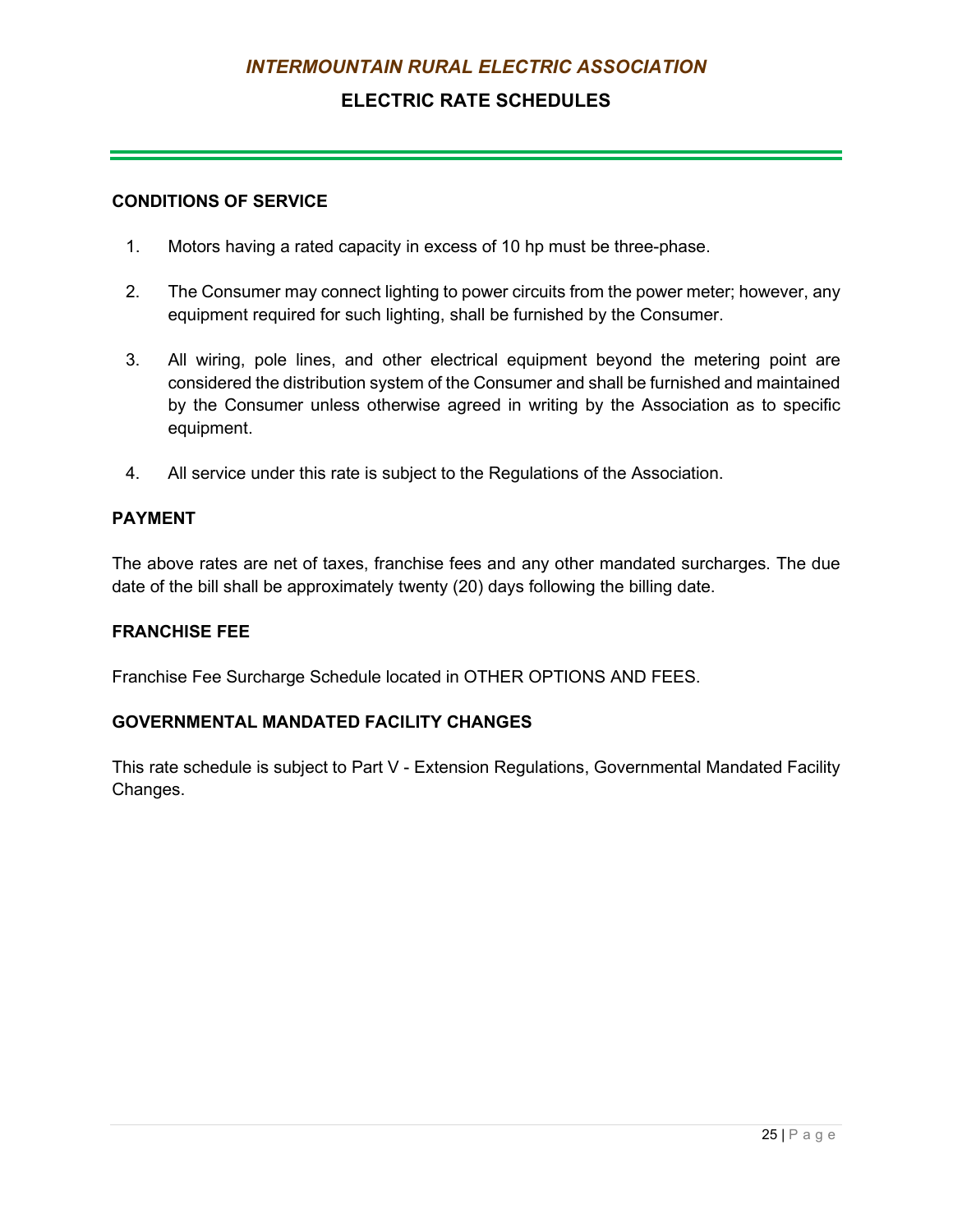### CONDITIONS OF SERVICE

1. Motors having a rated capacity in excess of 10 hp must be three-phase.
2. The Consumer may connect lighting to power circuits from the power meter; however, any equipment required for such lighting, shall be furnished by the Consumer.
3. All wiring, pole lines, and other electrical equipment beyond the metering point are considered the distribution system of the Consumer and shall be furnished and maintained by the Consumer unless otherwise agreed in writing by the Association as to specific equipment.
4. All service under this rate is subject to the Regulations of the Association.

### PAYMENT

The above rates are net of taxes, franchise fees and any other mandated surcharges. The due date of the bill shall be approximately twenty (20) days following the billing date.

### FRANCHISE FEE

Franchise Fee Surcharge Schedule located in OTHER OPTIONS AND FEES.

### GOVERNMENTAL MANDATED FACILITY CHANGES

This rate schedule is subject to Part V - Extension Regulations, Governmental Mandated Facility Changes.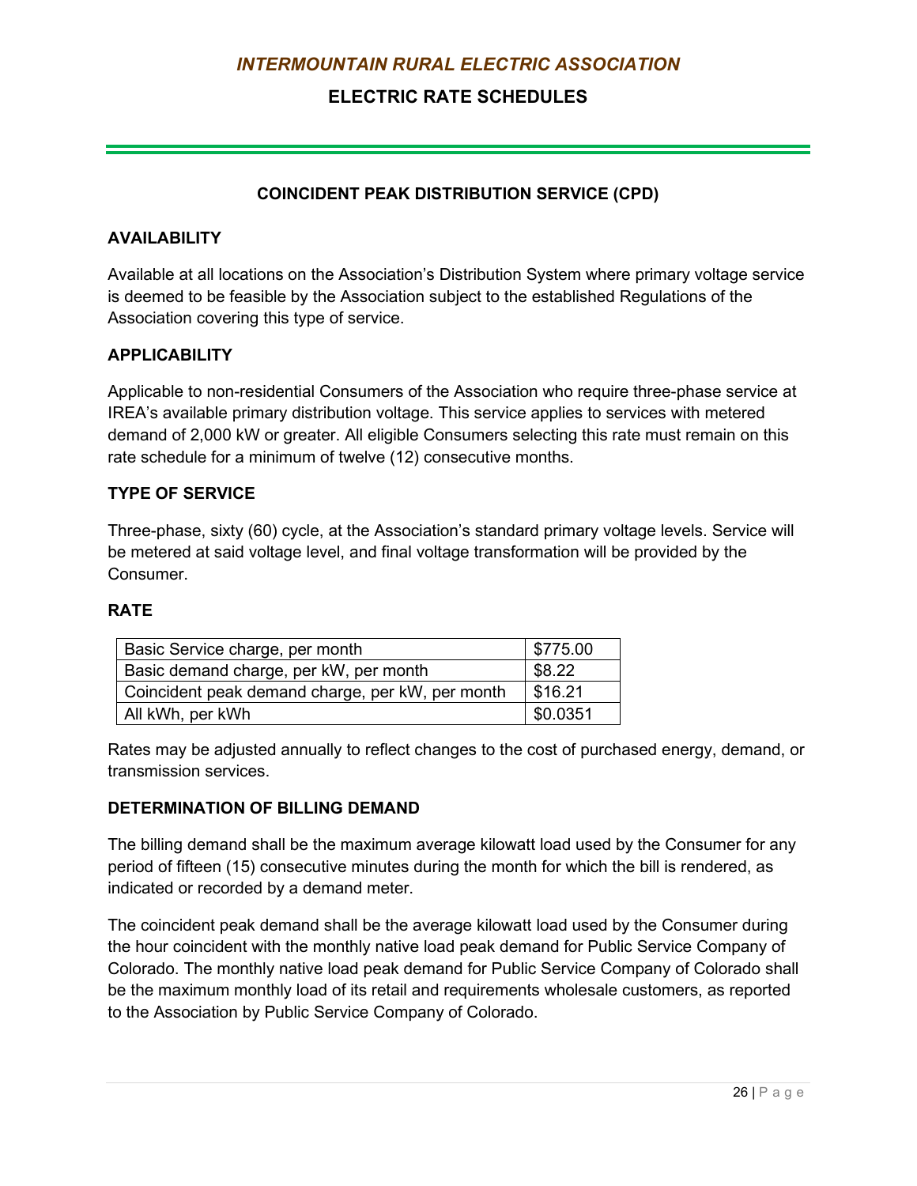# *INTERMOUNTAIN RURAL ELECTRIC ASSOCIATION*

## ELECTRIC RATE SCHEDULES

### COINCIDENT PEAK DISTRIBUTION SERVICE (CPD)

**AVAILABILITY**

Available at all locations on the Association's Distribution System where primary voltage service is deemed to be feasible by the Association subject to the established Regulations of the Association covering this type of service.

**APPLICABILITY**

Applicable to non-residential Consumers of the Association who require three-phase service at IREA's available primary distribution voltage. This service applies to services with metered demand of 2,000 kW or greater. All eligible Consumers selecting this rate must remain on this rate schedule for a minimum of twelve (12) consecutive months.

**TYPE OF SERVICE**

Three-phase, sixty (60) cycle, at the Association's standard primary voltage levels. Service will be metered at said voltage level, and final voltage transformation will be provided by the Consumer.

**RATE**

| | |
|---|---|
| Basic Service charge, per month | $775.00 |
| Basic demand charge, per kW, per month | $8.22 |
| Coincident peak demand charge, per kW, per month | $16.21 |
| All kWh, per kWh | $0.0351 |

Rates may be adjusted annually to reflect changes to the cost of purchased energy, demand, or transmission services.

**DETERMINATION OF BILLING DEMAND**

The billing demand shall be the maximum average kilowatt load used by the Consumer for any period of fifteen (15) consecutive minutes during the month for which the bill is rendered, as indicated or recorded by a demand meter.

The coincident peak demand shall be the average kilowatt load used by the Consumer during the hour coincident with the monthly native load peak demand for Public Service Company of Colorado. The monthly native load peak demand for Public Service Company of Colorado shall be the maximum monthly load of its retail and requirements wholesale customers, as reported to the Association by Public Service Company of Colorado.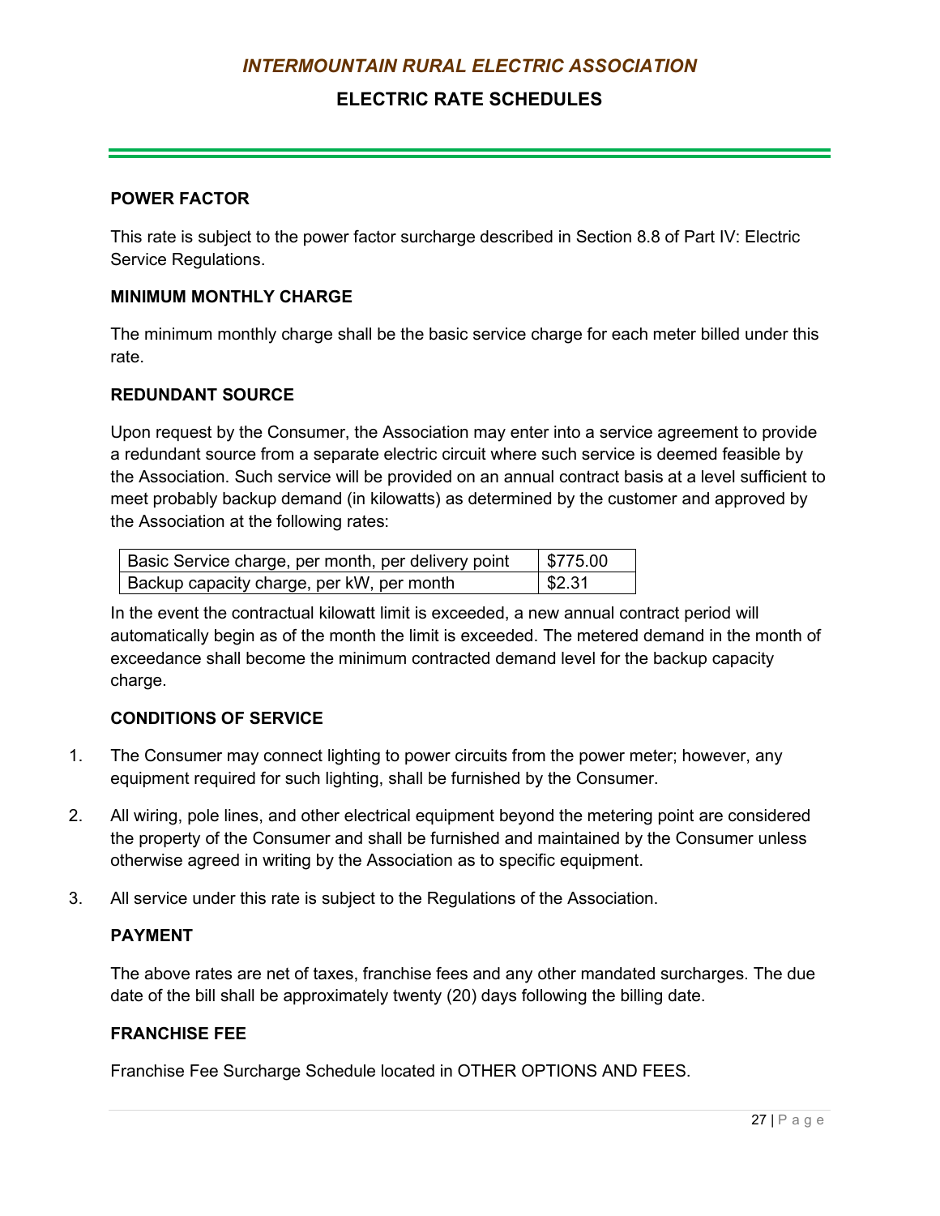### POWER FACTOR

This rate is subject to the power factor surcharge described in Section 8.8 of Part IV: Electric Service Regulations.

### MINIMUM MONTHLY CHARGE

The minimum monthly charge shall be the basic service charge for each meter billed under this rate.

### REDUNDANT SOURCE

Upon request by the Consumer, the Association may enter into a service agreement to provide a redundant source from a separate electric circuit where such service is deemed feasible by the Association. Such service will be provided on an annual contract basis at a level sufficient to meet probably backup demand (in kilowatts) as determined by the customer and approved by the Association at the following rates:

| | |
|---|---|
| Basic Service charge, per month, per delivery point | $775.00 |
| Backup capacity charge, per kW, per month | $2.31 |

In the event the contractual kilowatt limit is exceeded, a new annual contract period will automatically begin as of the month the limit is exceeded. The metered demand in the month of exceedance shall become the minimum contracted demand level for the backup capacity charge.

### CONDITIONS OF SERVICE

1. The Consumer may connect lighting to power circuits from the power meter; however, any equipment required for such lighting, shall be furnished by the Consumer.

2. All wiring, pole lines, and other electrical equipment beyond the metering point are considered the property of the Consumer and shall be furnished and maintained by the Consumer unless otherwise agreed in writing by the Association as to specific equipment.

3. All service under this rate is subject to the Regulations of the Association.

### PAYMENT

The above rates are net of taxes, franchise fees and any other mandated surcharges. The due date of the bill shall be approximately twenty (20) days following the billing date.

### FRANCHISE FEE

Franchise Fee Surcharge Schedule located in OTHER OPTIONS AND FEES.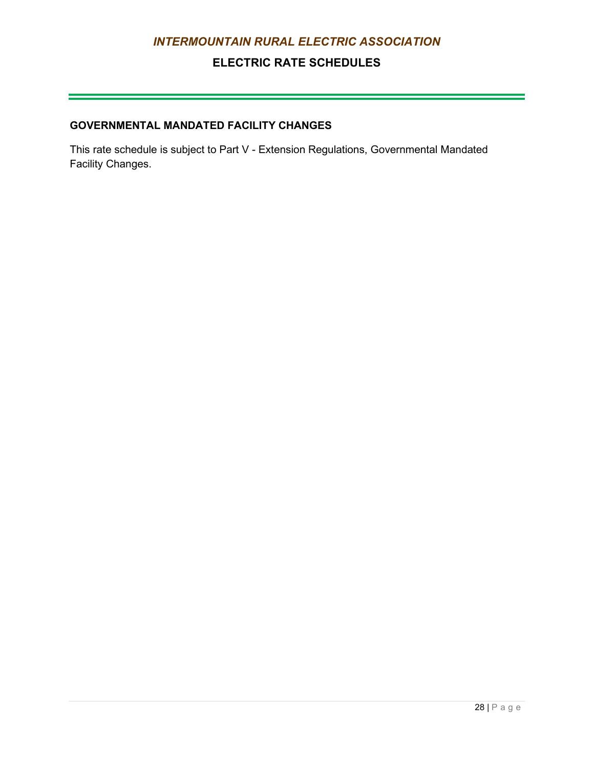## GOVERNMENTAL MANDATED FACILITY CHANGES

This rate schedule is subject to Part V - Extension Regulations, Governmental Mandated Facility Changes.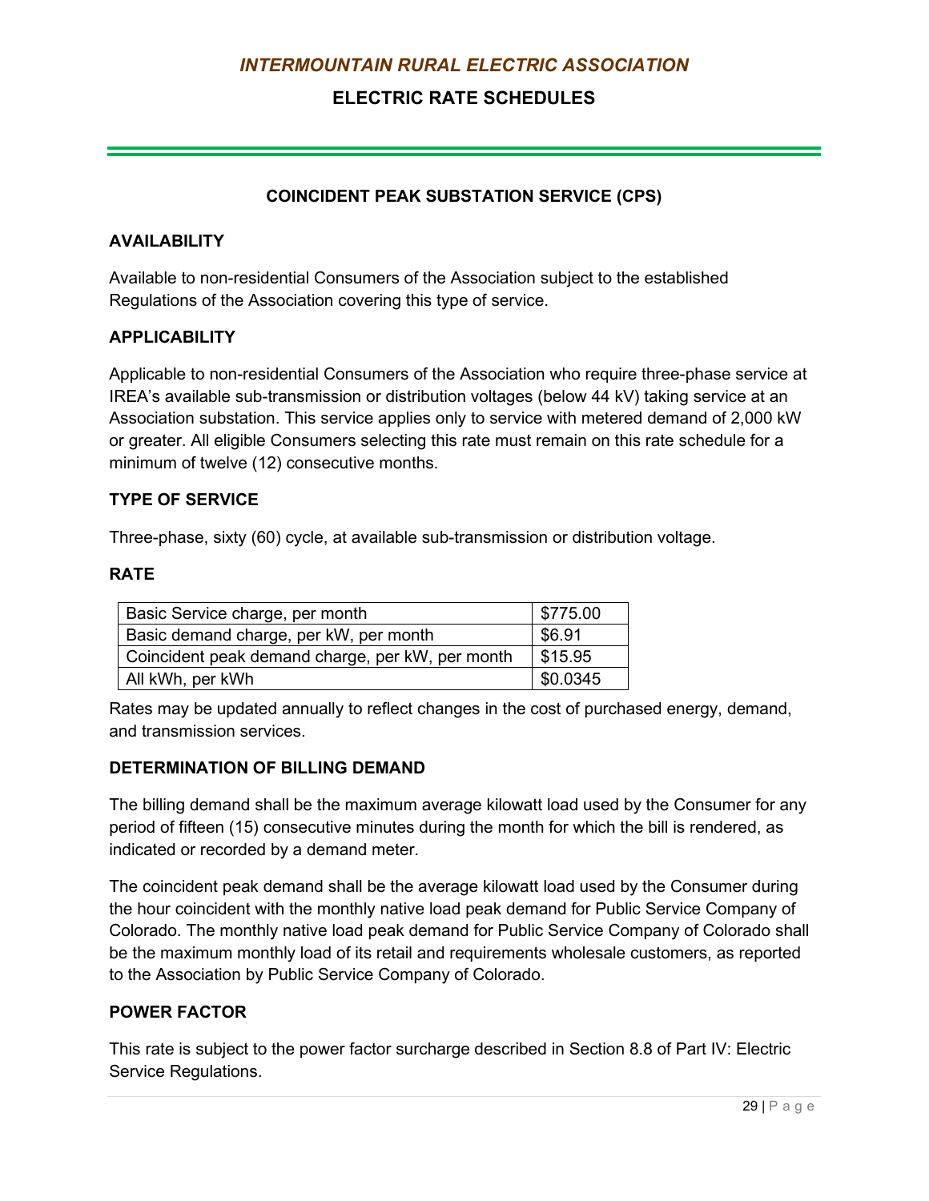## COINCIDENT PEAK SUBSTATION SERVICE (CPS)

### AVAILABILITY

Available to non-residential Consumers of the Association subject to the established Regulations of the Association covering this type of service.

### APPLICABILITY

Applicable to non-residential Consumers of the Association who require three-phase service at IREA's available sub-transmission or distribution voltages (below 44 kV) taking service at an Association substation. This service applies only to service with metered demand of 2,000 kW or greater. All eligible Consumers selecting this rate must remain on this rate schedule for a minimum of twelve (12) consecutive months.

### TYPE OF SERVICE

Three-phase, sixty (60) cycle, at available sub-transmission or distribution voltage.

### RATE

| | |
|---|---|
| Basic Service charge, per month | $775.00 |
| Basic demand charge, per kW, per month | $6.91 |
| Coincident peak demand charge, per kW, per month | $15.95 |
| All kWh, per kWh | $0.0345 |

Rates may be updated annually to reflect changes in the cost of purchased energy, demand, and transmission services.

### DETERMINATION OF BILLING DEMAND

The billing demand shall be the maximum average kilowatt load used by the Consumer for any period of fifteen (15) consecutive minutes during the month for which the bill is rendered, as indicated or recorded by a demand meter.

The coincident peak demand shall be the average kilowatt load used by the Consumer during the hour coincident with the monthly native load peak demand for Public Service Company of Colorado. The monthly native load peak demand for Public Service Company of Colorado shall be the maximum monthly load of its retail and requirements wholesale customers, as reported to the Association by Public Service Company of Colorado.

### POWER FACTOR

This rate is subject to the power factor surcharge described in Section 8.8 of Part IV: Electric Service Regulations.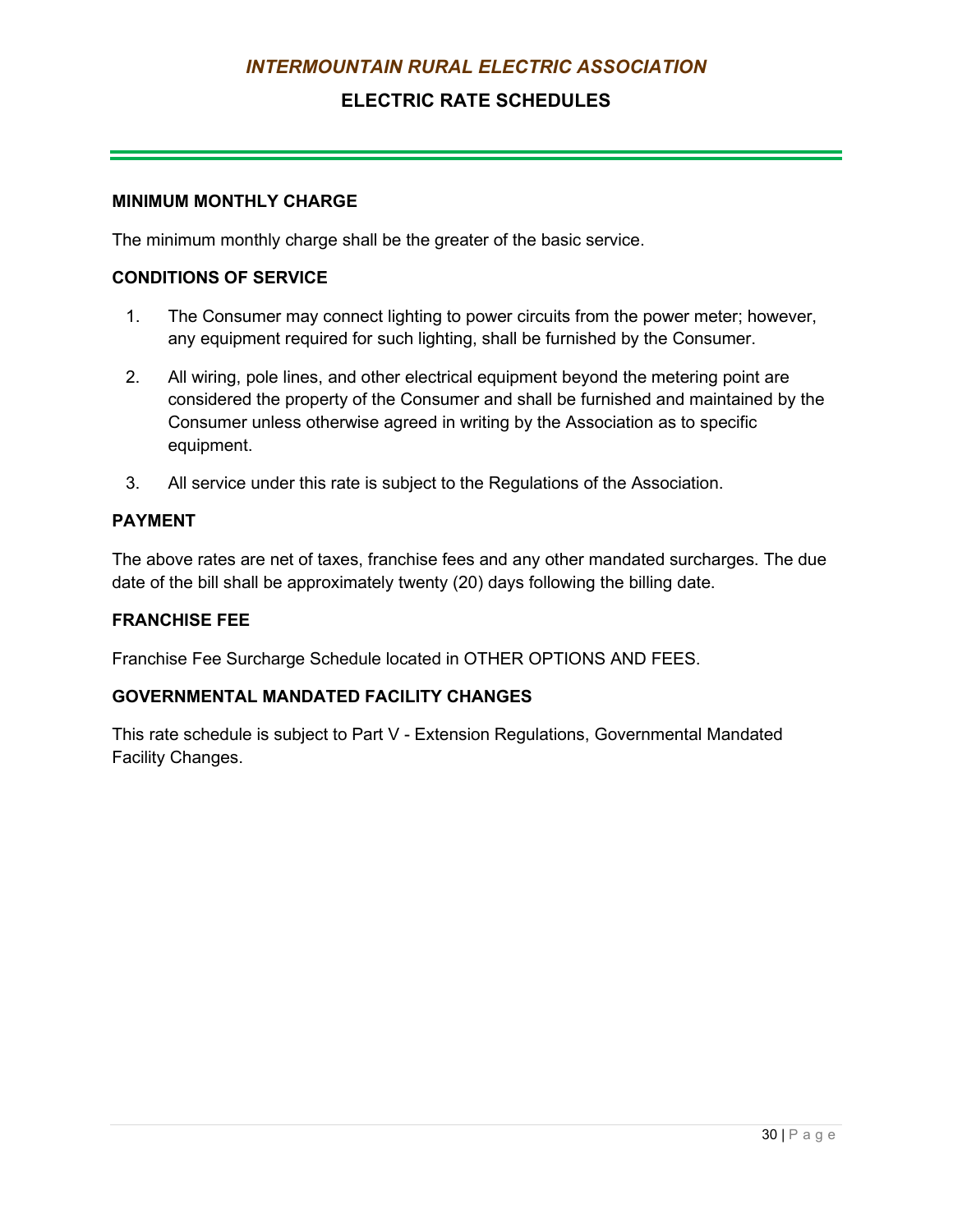### MINIMUM MONTHLY CHARGE

The minimum monthly charge shall be the greater of the basic service.

### CONDITIONS OF SERVICE

1. The Consumer may connect lighting to power circuits from the power meter; however, any equipment required for such lighting, shall be furnished by the Consumer.

2. All wiring, pole lines, and other electrical equipment beyond the metering point are considered the property of the Consumer and shall be furnished and maintained by the Consumer unless otherwise agreed in writing by the Association as to specific equipment.

3. All service under this rate is subject to the Regulations of the Association.

### PAYMENT

The above rates are net of taxes, franchise fees and any other mandated surcharges. The due date of the bill shall be approximately twenty (20) days following the billing date.

### FRANCHISE FEE

Franchise Fee Surcharge Schedule located in OTHER OPTIONS AND FEES.

### GOVERNMENTAL MANDATED FACILITY CHANGES

This rate schedule is subject to Part V - Extension Regulations, Governmental Mandated Facility Changes.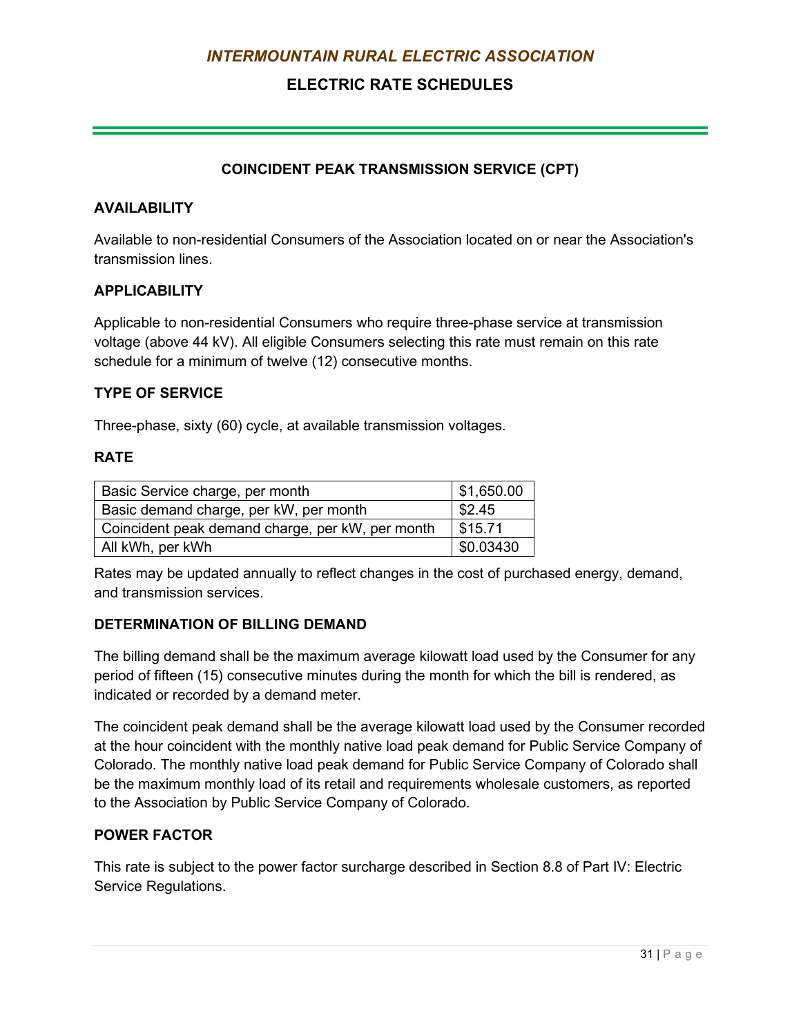*INTERMOUNTAIN RURAL ELECTRIC ASSOCIATION*

# ELECTRIC RATE SCHEDULES

## COINCIDENT PEAK TRANSMISSION SERVICE (CPT)

### AVAILABILITY

Available to non-residential Consumers of the Association located on or near the Association's transmission lines.

### APPLICABILITY

Applicable to non-residential Consumers who require three-phase service at transmission voltage (above 44 kV). All eligible Consumers selecting this rate must remain on this rate schedule for a minimum of twelve (12) consecutive months.

### TYPE OF SERVICE

Three-phase, sixty (60) cycle, at available transmission voltages.

### RATE

| | |
|---|---|
| Basic Service charge, per month | $1,650.00 |
| Basic demand charge, per kW, per month | $2.45 |
| Coincident peak demand charge, per kW, per month | $15.71 |
| All kWh, per kWh | $0.03430 |

Rates may be updated annually to reflect changes in the cost of purchased energy, demand, and transmission services.

### DETERMINATION OF BILLING DEMAND

The billing demand shall be the maximum average kilowatt load used by the Consumer for any period of fifteen (15) consecutive minutes during the month for which the bill is rendered, as indicated or recorded by a demand meter.

The coincident peak demand shall be the average kilowatt load used by the Consumer recorded at the hour coincident with the monthly native load peak demand for Public Service Company of Colorado. The monthly native load peak demand for Public Service Company of Colorado shall be the maximum monthly load of its retail and requirements wholesale customers, as reported to the Association by Public Service Company of Colorado.

### POWER FACTOR

This rate is subject to the power factor surcharge described in Section 8.8 of Part IV: Electric Service Regulations.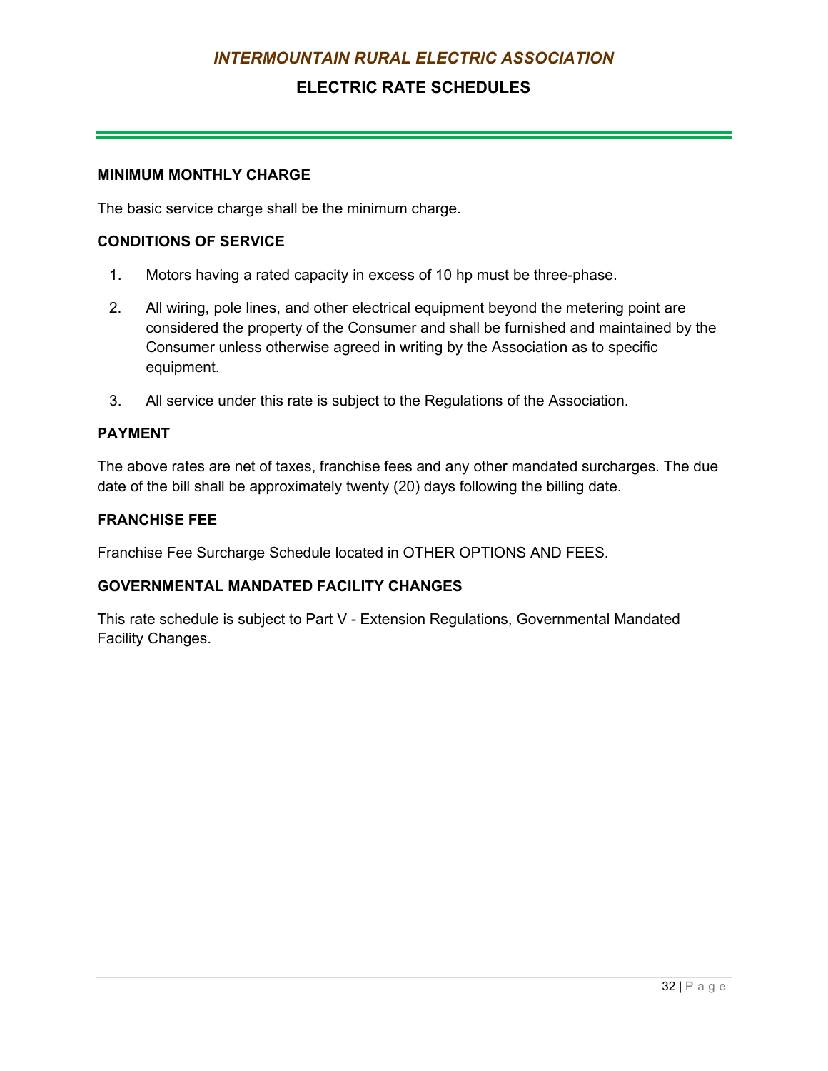#### MINIMUM MONTHLY CHARGE

The basic service charge shall be the minimum charge.

#### CONDITIONS OF SERVICE

1. Motors having a rated capacity in excess of 10 hp must be three-phase.
2. All wiring, pole lines, and other electrical equipment beyond the metering point are considered the property of the Consumer and shall be furnished and maintained by the Consumer unless otherwise agreed in writing by the Association as to specific equipment.
3. All service under this rate is subject to the Regulations of the Association.

#### PAYMENT

The above rates are net of taxes, franchise fees and any other mandated surcharges. The due date of the bill shall be approximately twenty (20) days following the billing date.

#### FRANCHISE FEE

Franchise Fee Surcharge Schedule located in OTHER OPTIONS AND FEES.

#### GOVERNMENTAL MANDATED FACILITY CHANGES

This rate schedule is subject to Part V - Extension Regulations, Governmental Mandated Facility Changes.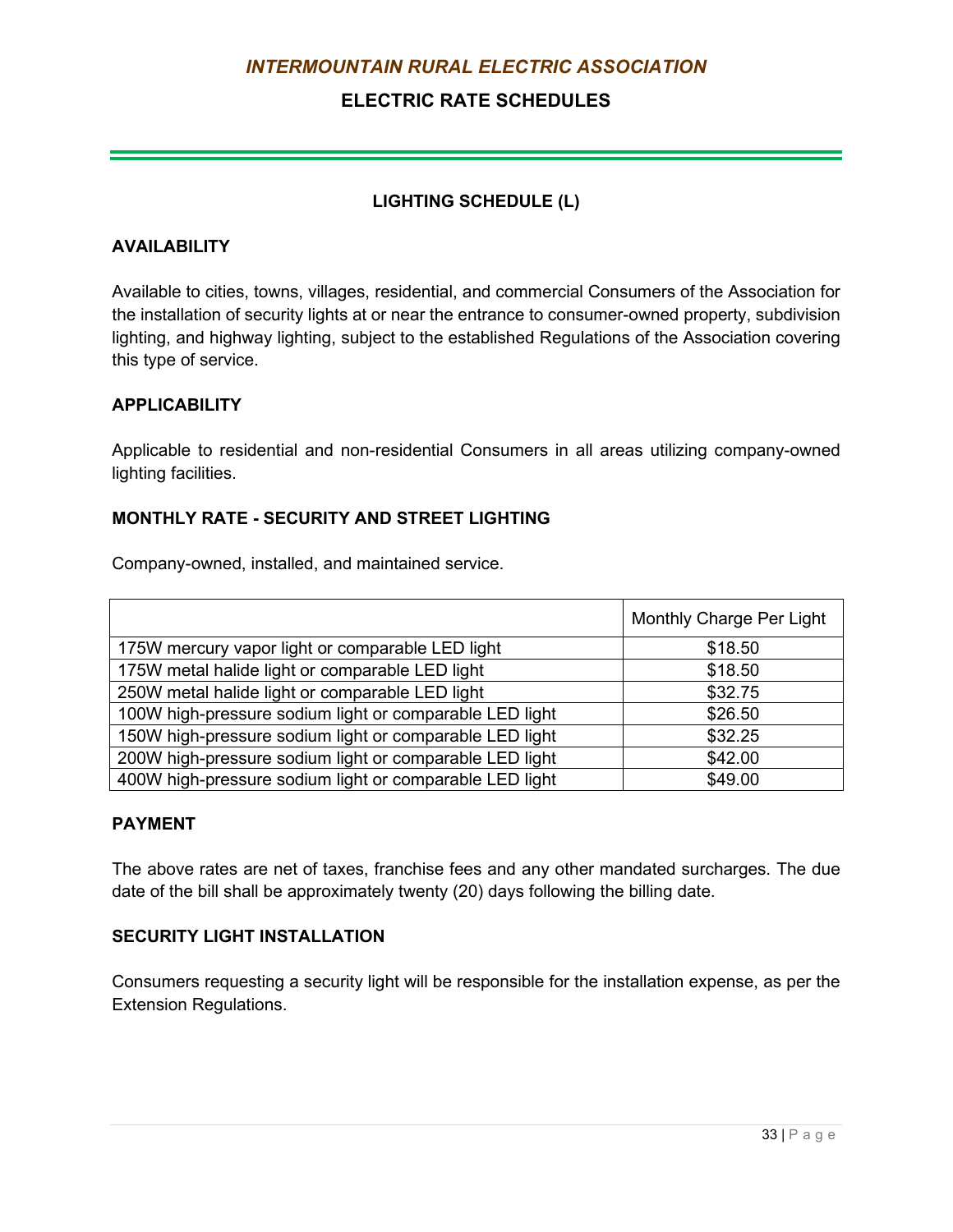# INTERMOUNTAIN RURAL ELECTRIC ASSOCIATION

## ELECTRIC RATE SCHEDULES

### LIGHTING SCHEDULE (L)

**AVAILABILITY**

Available to cities, towns, villages, residential, and commercial Consumers of the Association for the installation of security lights at or near the entrance to consumer-owned property, subdivision lighting, and highway lighting, subject to the established Regulations of the Association covering this type of service.

**APPLICABILITY**

Applicable to residential and non-residential Consumers in all areas utilizing company-owned lighting facilities.

**MONTHLY RATE - SECURITY AND STREET LIGHTING**

Company-owned, installed, and maintained service.

| | Monthly Charge Per Light |
|---|---|
| 175W mercury vapor light or comparable LED light | $18.50 |
| 175W metal halide light or comparable LED light | $18.50 |
| 250W metal halide light or comparable LED light | $32.75 |
| 100W high-pressure sodium light or comparable LED light | $26.50 |
| 150W high-pressure sodium light or comparable LED light | $32.25 |
| 200W high-pressure sodium light or comparable LED light | $42.00 |
| 400W high-pressure sodium light or comparable LED light | $49.00 |

**PAYMENT**

The above rates are net of taxes, franchise fees and any other mandated surcharges. The due date of the bill shall be approximately twenty (20) days following the billing date.

**SECURITY LIGHT INSTALLATION**

Consumers requesting a security light will be responsible for the installation expense, as per the Extension Regulations.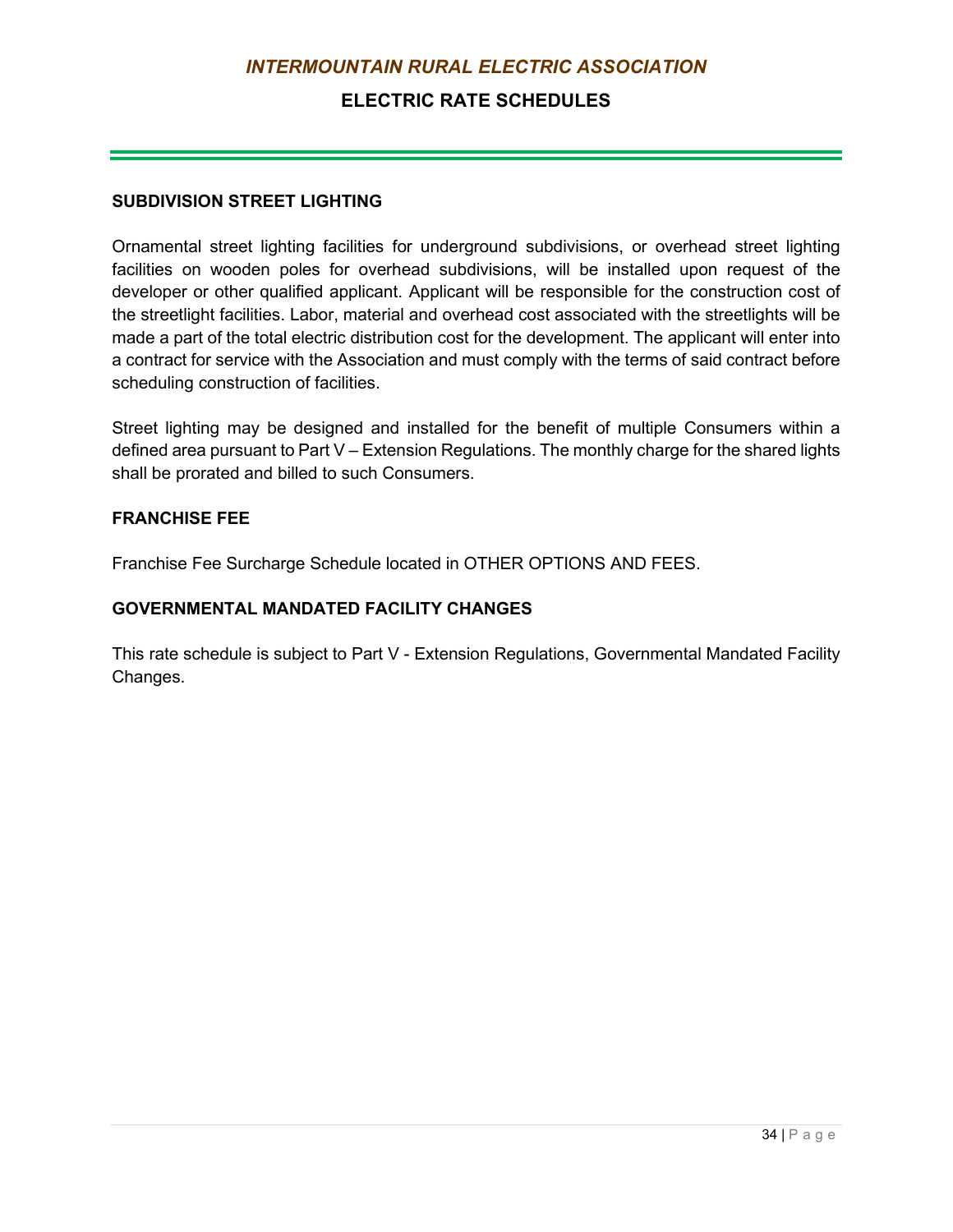### SUBDIVISION STREET LIGHTING

Ornamental street lighting facilities for underground subdivisions, or overhead street lighting facilities on wooden poles for overhead subdivisions, will be installed upon request of the developer or other qualified applicant. Applicant will be responsible for the construction cost of the streetlight facilities. Labor, material and overhead cost associated with the streetlights will be made a part of the total electric distribution cost for the development. The applicant will enter into a contract for service with the Association and must comply with the terms of said contract before scheduling construction of facilities.

Street lighting may be designed and installed for the benefit of multiple Consumers within a defined area pursuant to Part V – Extension Regulations. The monthly charge for the shared lights shall be prorated and billed to such Consumers.

### FRANCHISE FEE

Franchise Fee Surcharge Schedule located in OTHER OPTIONS AND FEES.

### GOVERNMENTAL MANDATED FACILITY CHANGES

This rate schedule is subject to Part V - Extension Regulations, Governmental Mandated Facility Changes.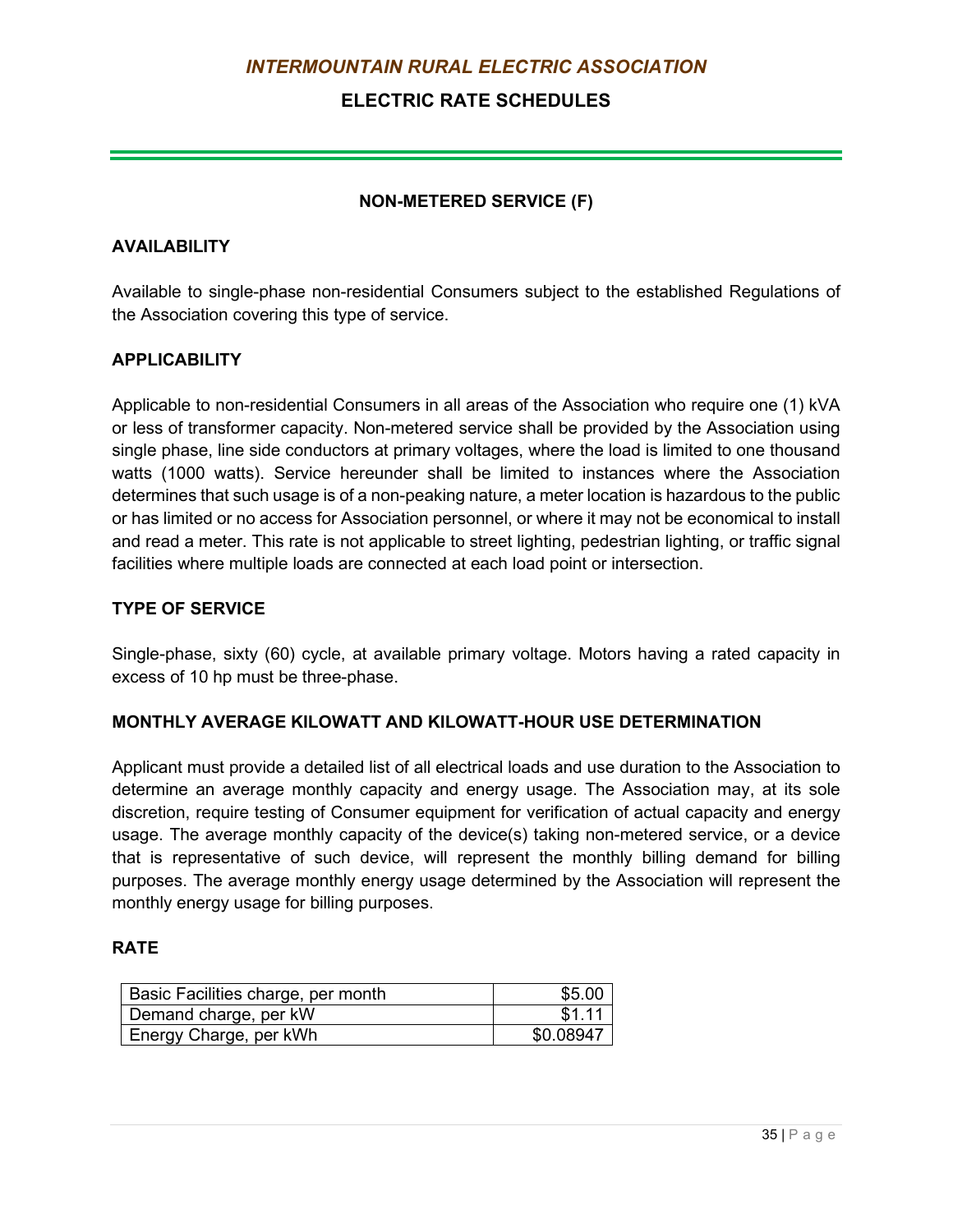*INTERMOUNTAIN RURAL ELECTRIC ASSOCIATION*

**ELECTRIC RATE SCHEDULES**

## NON-METERED SERVICE (F)

### AVAILABILITY

Available to single-phase non-residential Consumers subject to the established Regulations of the Association covering this type of service.

### APPLICABILITY

Applicable to non-residential Consumers in all areas of the Association who require one (1) kVA or less of transformer capacity. Non-metered service shall be provided by the Association using single phase, line side conductors at primary voltages, where the load is limited to one thousand watts (1000 watts). Service hereunder shall be limited to instances where the Association determines that such usage is of a non-peaking nature, a meter location is hazardous to the public or has limited or no access for Association personnel, or where it may not be economical to install and read a meter. This rate is not applicable to street lighting, pedestrian lighting, or traffic signal facilities where multiple loads are connected at each load point or intersection.

### TYPE OF SERVICE

Single-phase, sixty (60) cycle, at available primary voltage. Motors having a rated capacity in excess of 10 hp must be three-phase.

### MONTHLY AVERAGE KILOWATT AND KILOWATT-HOUR USE DETERMINATION

Applicant must provide a detailed list of all electrical loads and use duration to the Association to determine an average monthly capacity and energy usage. The Association may, at its sole discretion, require testing of Consumer equipment for verification of actual capacity and energy usage. The average monthly capacity of the device(s) taking non-metered service, or a device that is representative of such device, will represent the monthly billing demand for billing purposes. The average monthly energy usage determined by the Association will represent the monthly energy usage for billing purposes.

### RATE

| | |
|---|---:|
| Basic Facilities charge, per month | $5.00 |
| Demand charge, per kW | $1.11 |
| Energy Charge, per kWh | $0.08947 |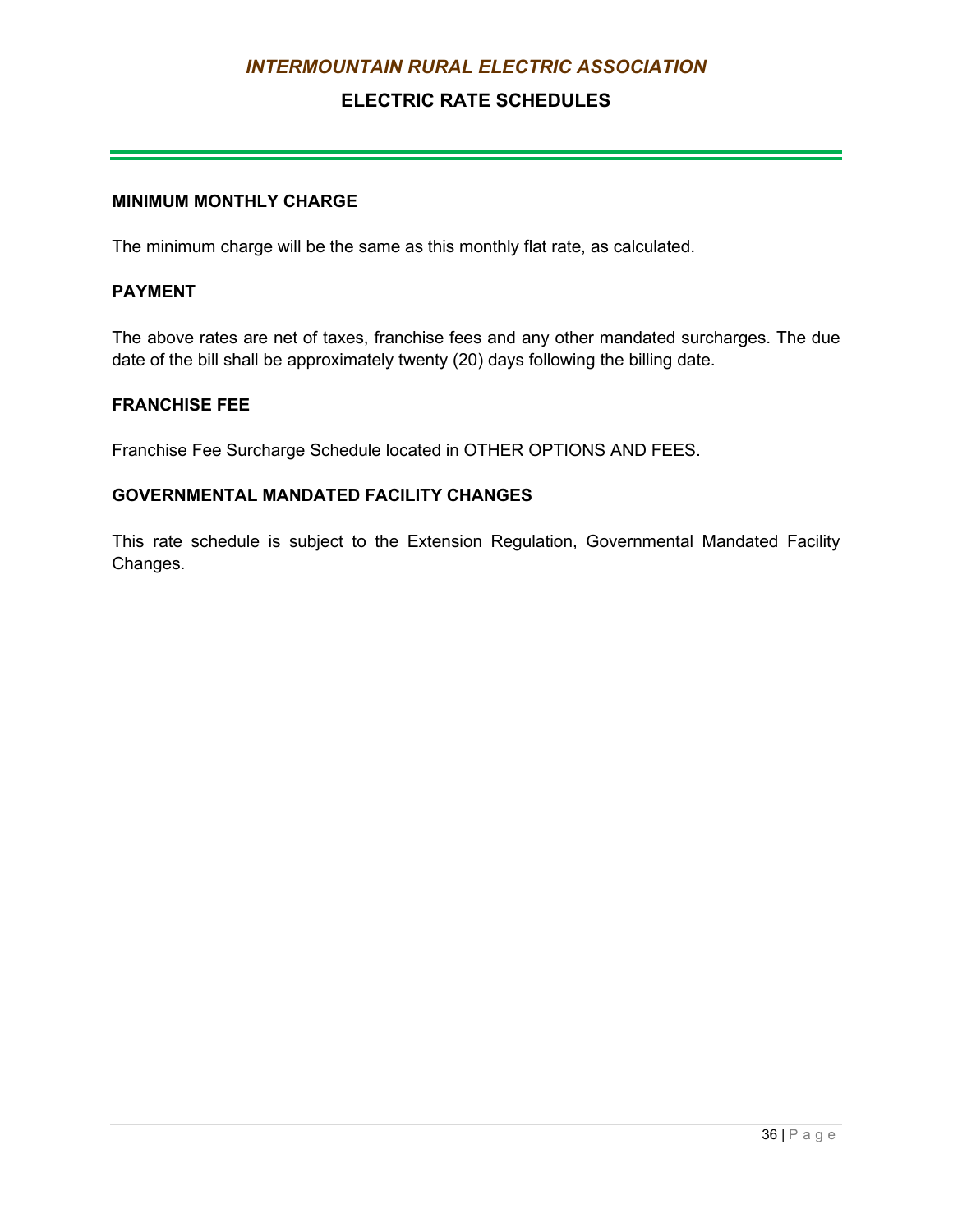### MINIMUM MONTHLY CHARGE

The minimum charge will be the same as this monthly flat rate, as calculated.

### PAYMENT

The above rates are net of taxes, franchise fees and any other mandated surcharges. The due date of the bill shall be approximately twenty (20) days following the billing date.

### FRANCHISE FEE

Franchise Fee Surcharge Schedule located in OTHER OPTIONS AND FEES.

### GOVERNMENTAL MANDATED FACILITY CHANGES

This rate schedule is subject to the Extension Regulation, Governmental Mandated Facility Changes.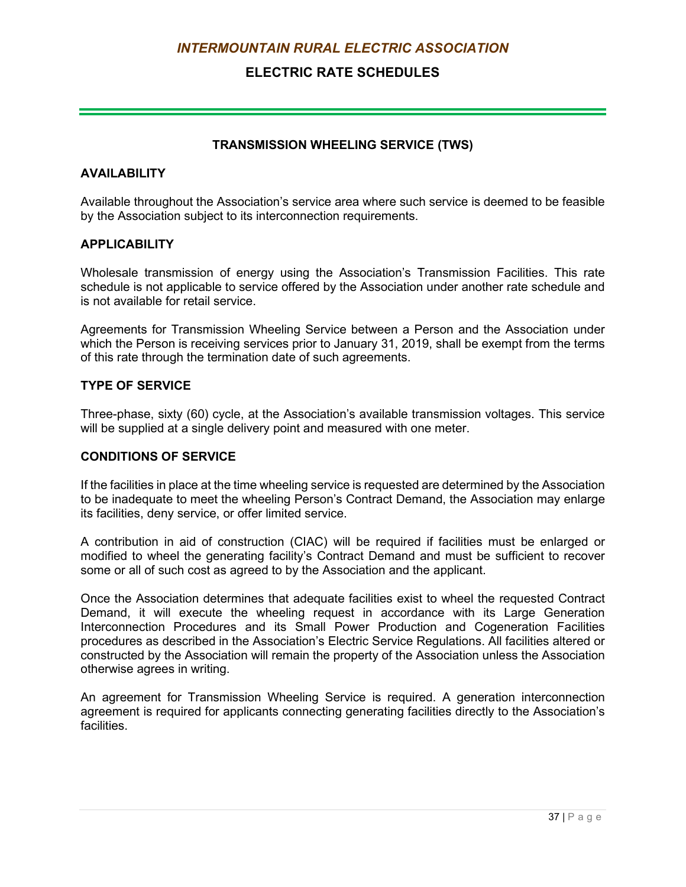## TRANSMISSION WHEELING SERVICE (TWS)

### AVAILABILITY

Available throughout the Association's service area where such service is deemed to be feasible by the Association subject to its interconnection requirements.

### APPLICABILITY

Wholesale transmission of energy using the Association's Transmission Facilities. This rate schedule is not applicable to service offered by the Association under another rate schedule and is not available for retail service.

Agreements for Transmission Wheeling Service between a Person and the Association under which the Person is receiving services prior to January 31, 2019, shall be exempt from the terms of this rate through the termination date of such agreements.

### TYPE OF SERVICE

Three-phase, sixty (60) cycle, at the Association's available transmission voltages. This service will be supplied at a single delivery point and measured with one meter.

### CONDITIONS OF SERVICE

If the facilities in place at the time wheeling service is requested are determined by the Association to be inadequate to meet the wheeling Person's Contract Demand, the Association may enlarge its facilities, deny service, or offer limited service.

A contribution in aid of construction (CIAC) will be required if facilities must be enlarged or modified to wheel the generating facility's Contract Demand and must be sufficient to recover some or all of such cost as agreed to by the Association and the applicant.

Once the Association determines that adequate facilities exist to wheel the requested Contract Demand, it will execute the wheeling request in accordance with its Large Generation Interconnection Procedures and its Small Power Production and Cogeneration Facilities procedures as described in the Association's Electric Service Regulations. All facilities altered or constructed by the Association will remain the property of the Association unless the Association otherwise agrees in writing.

An agreement for Transmission Wheeling Service is required. A generation interconnection agreement is required for applicants connecting generating facilities directly to the Association's facilities.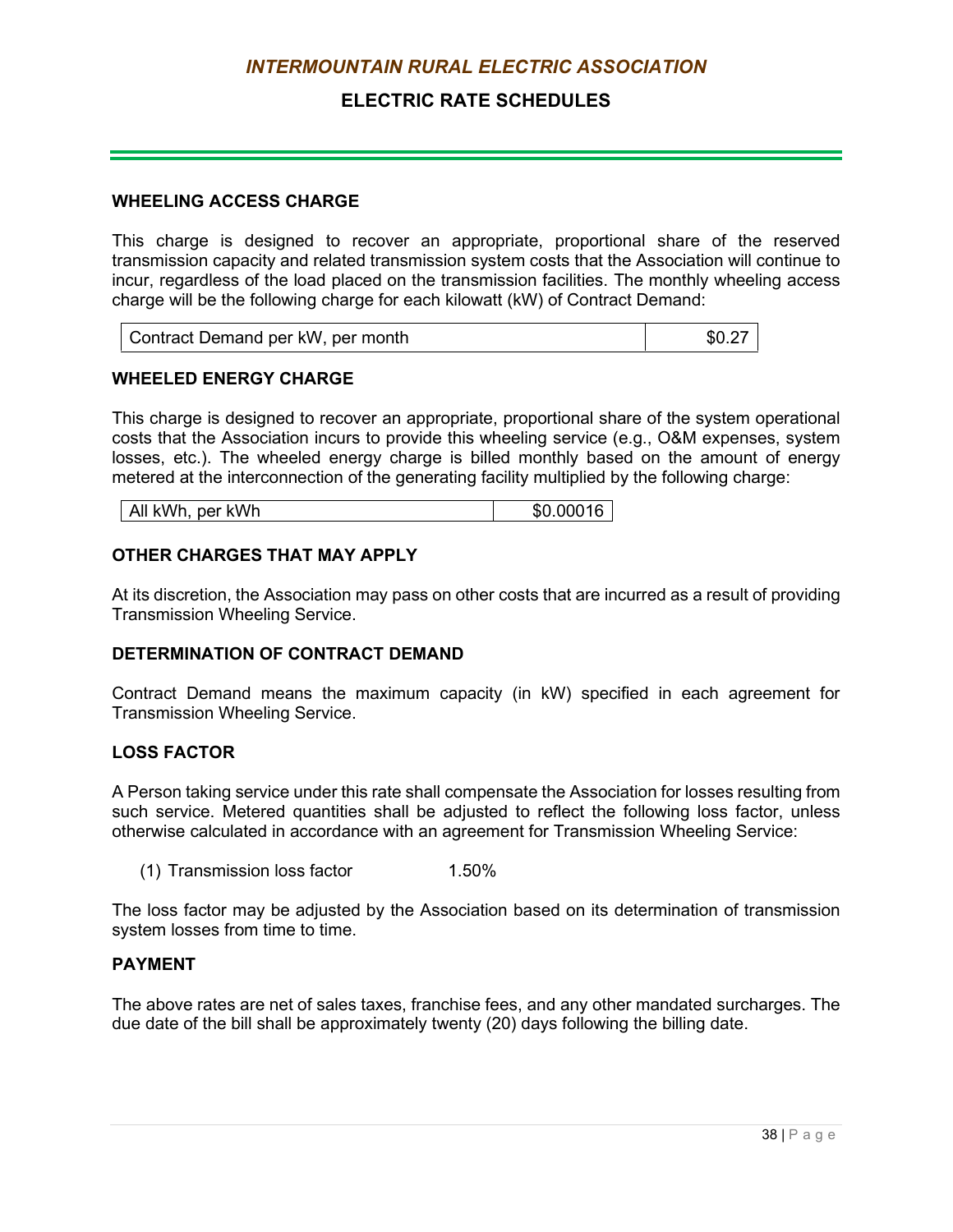## WHEELING ACCESS CHARGE

This charge is designed to recover an appropriate, proportional share of the reserved transmission capacity and related transmission system costs that the Association will continue to incur, regardless of the load placed on the transmission facilities. The monthly wheeling access charge will be the following charge for each kilowatt (kW) of Contract Demand:

| Contract Demand per kW, per month | $0.27 |
|---|---|

## WHEELED ENERGY CHARGE

This charge is designed to recover an appropriate, proportional share of the system operational costs that the Association incurs to provide this wheeling service (e.g., O&M expenses, system losses, etc.). The wheeled energy charge is billed monthly based on the amount of energy metered at the interconnection of the generating facility multiplied by the following charge:

| All kWh, per kWh | $0.00016 |
|---|---|

## OTHER CHARGES THAT MAY APPLY

At its discretion, the Association may pass on other costs that are incurred as a result of providing Transmission Wheeling Service.

## DETERMINATION OF CONTRACT DEMAND

Contract Demand means the maximum capacity (in kW) specified in each agreement for Transmission Wheeling Service.

## LOSS FACTOR

A Person taking service under this rate shall compensate the Association for losses resulting from such service. Metered quantities shall be adjusted to reflect the following loss factor, unless otherwise calculated in accordance with an agreement for Transmission Wheeling Service:

(1) Transmission loss factor 1.50%

The loss factor may be adjusted by the Association based on its determination of transmission system losses from time to time.

## PAYMENT

The above rates are net of sales taxes, franchise fees, and any other mandated surcharges. The due date of the bill shall be approximately twenty (20) days following the billing date.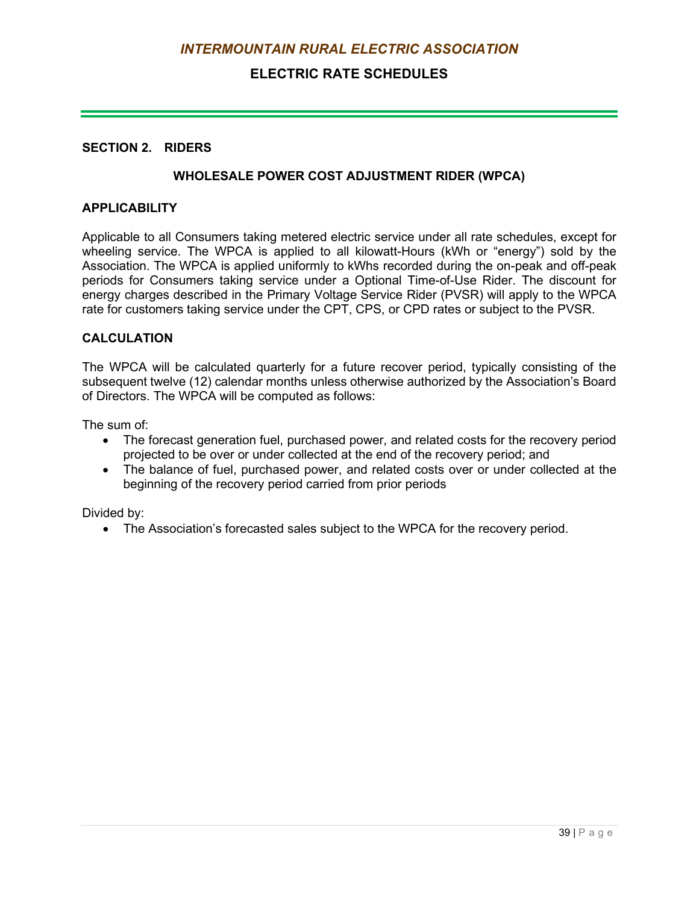## SECTION 2. RIDERS

### WHOLESALE POWER COST ADJUSTMENT RIDER (WPCA)

**APPLICABILITY**

Applicable to all Consumers taking metered electric service under all rate schedules, except for wheeling service. The WPCA is applied to all kilowatt-Hours (kWh or "energy") sold by the Association. The WPCA is applied uniformly to kWhs recorded during the on-peak and off-peak periods for Consumers taking service under a Optional Time-of-Use Rider. The discount for energy charges described in the Primary Voltage Service Rider (PVSR) will apply to the WPCA rate for customers taking service under the CPT, CPS, or CPD rates or subject to the PVSR.

**CALCULATION**

The WPCA will be calculated quarterly for a future recover period, typically consisting of the subsequent twelve (12) calendar months unless otherwise authorized by the Association's Board of Directors. The WPCA will be computed as follows:

The sum of:

- The forecast generation fuel, purchased power, and related costs for the recovery period projected to be over or under collected at the end of the recovery period; and
- The balance of fuel, purchased power, and related costs over or under collected at the beginning of the recovery period carried from prior periods

Divided by:

- The Association's forecasted sales subject to the WPCA for the recovery period.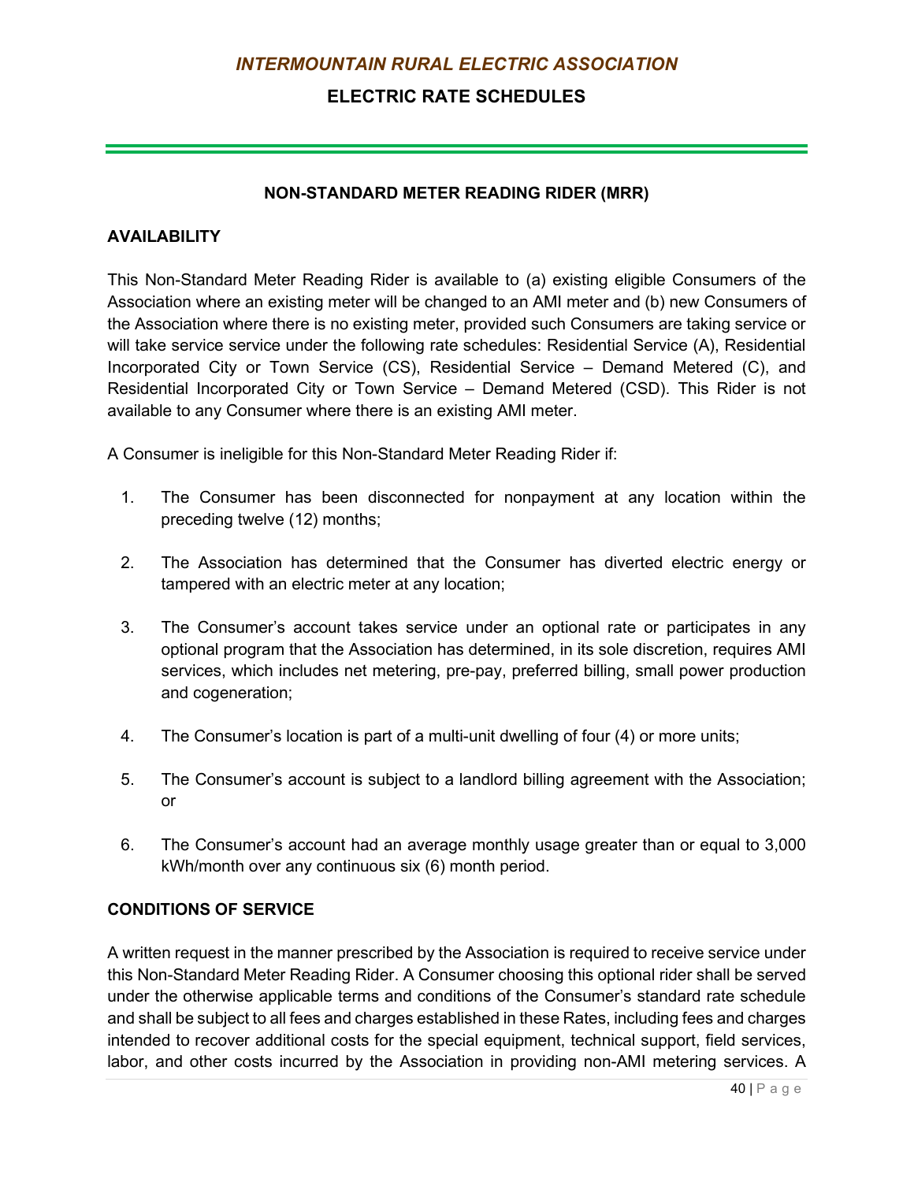## NON-STANDARD METER READING RIDER (MRR)

### AVAILABILITY

This Non-Standard Meter Reading Rider is available to (a) existing eligible Consumers of the Association where an existing meter will be changed to an AMI meter and (b) new Consumers of the Association where there is no existing meter, provided such Consumers are taking service or will take service service under the following rate schedules: Residential Service (A), Residential Incorporated City or Town Service (CS), Residential Service – Demand Metered (C), and Residential Incorporated City or Town Service – Demand Metered (CSD). This Rider is not available to any Consumer where there is an existing AMI meter.

A Consumer is ineligible for this Non-Standard Meter Reading Rider if:

1. The Consumer has been disconnected for nonpayment at any location within the preceding twelve (12) months;
2. The Association has determined that the Consumer has diverted electric energy or tampered with an electric meter at any location;
3. The Consumer's account takes service under an optional rate or participates in any optional program that the Association has determined, in its sole discretion, requires AMI services, which includes net metering, pre-pay, preferred billing, small power production and cogeneration;
4. The Consumer's location is part of a multi-unit dwelling of four (4) or more units;
5. The Consumer's account is subject to a landlord billing agreement with the Association; or
6. The Consumer's account had an average monthly usage greater than or equal to 3,000 kWh/month over any continuous six (6) month period.

### CONDITIONS OF SERVICE

A written request in the manner prescribed by the Association is required to receive service under this Non-Standard Meter Reading Rider. A Consumer choosing this optional rider shall be served under the otherwise applicable terms and conditions of the Consumer's standard rate schedule and shall be subject to all fees and charges established in these Rates, including fees and charges intended to recover additional costs for the special equipment, technical support, field services, labor, and other costs incurred by the Association in providing non-AMI metering services. A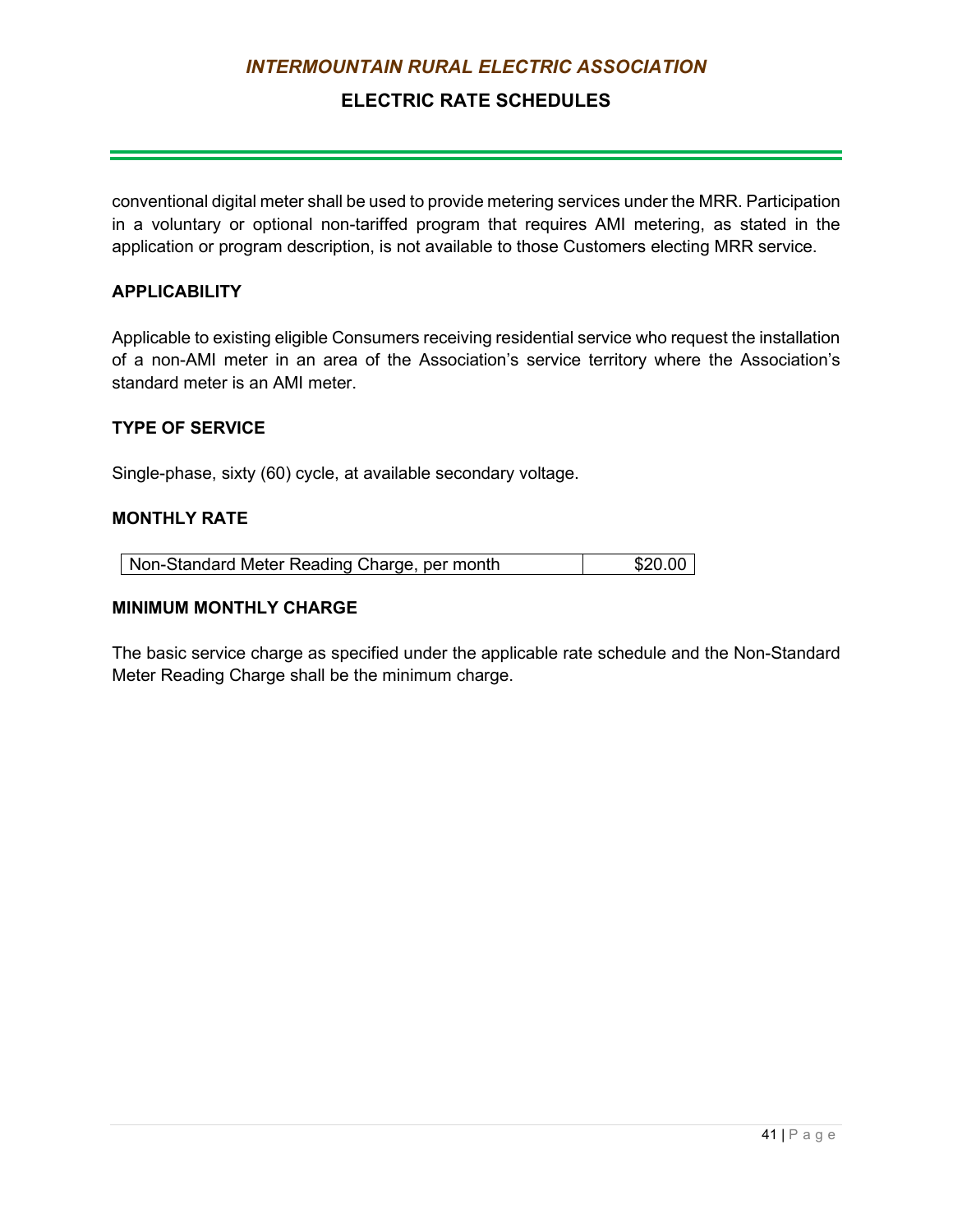conventional digital meter shall be used to provide metering services under the MRR. Participation in a voluntary or optional non-tariffed program that requires AMI metering, as stated in the application or program description, is not available to those Customers electing MRR service.

### APPLICABILITY

Applicable to existing eligible Consumers receiving residential service who request the installation of a non-AMI meter in an area of the Association's service territory where the Association's standard meter is an AMI meter.

### TYPE OF SERVICE

Single-phase, sixty (60) cycle, at available secondary voltage.

### MONTHLY RATE

| Non-Standard Meter Reading Charge, per month | $20.00 |
|---|---|

### MINIMUM MONTHLY CHARGE

The basic service charge as specified under the applicable rate schedule and the Non-Standard Meter Reading Charge shall be the minimum charge.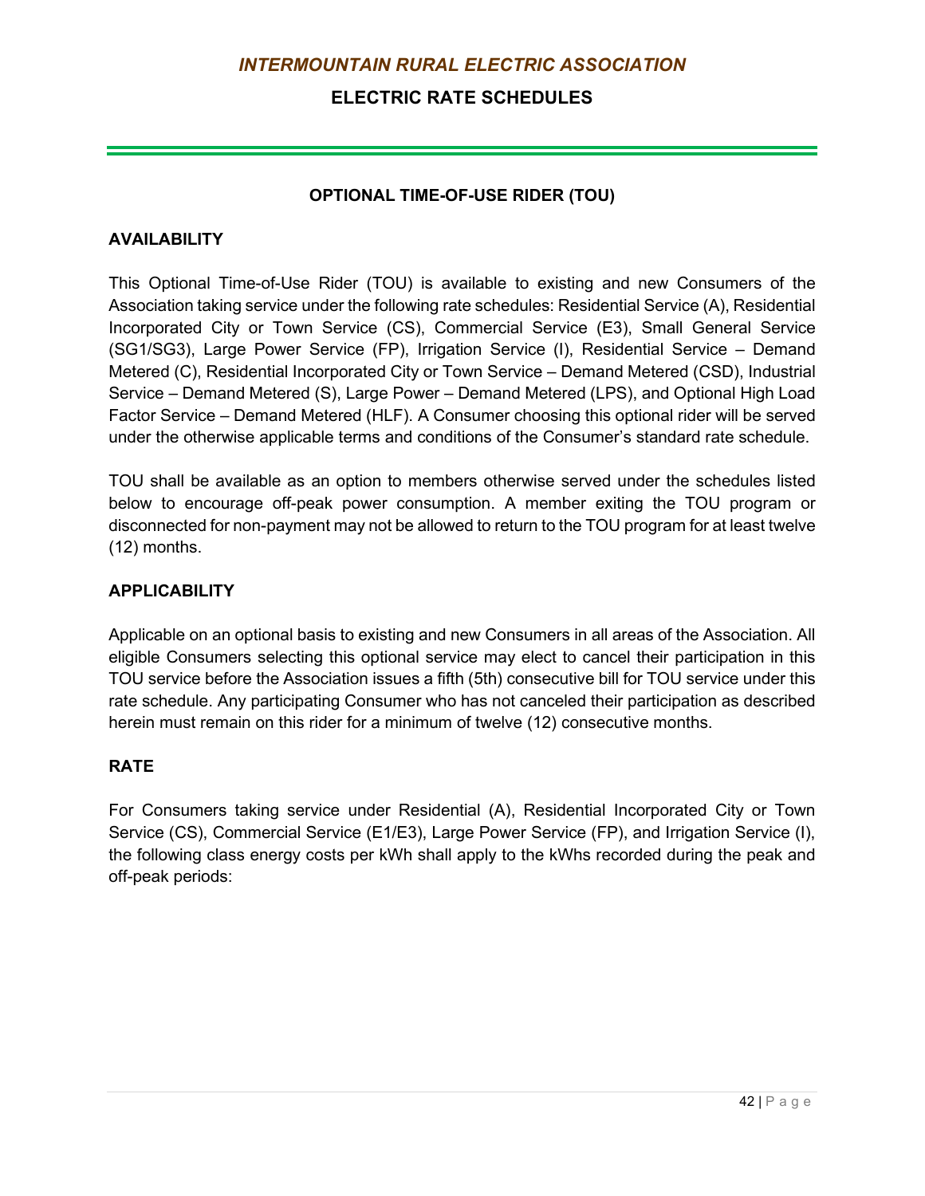## OPTIONAL TIME-OF-USE RIDER (TOU)

### AVAILABILITY

This Optional Time-of-Use Rider (TOU) is available to existing and new Consumers of the Association taking service under the following rate schedules: Residential Service (A), Residential Incorporated City or Town Service (CS), Commercial Service (E3), Small General Service (SG1/SG3), Large Power Service (FP), Irrigation Service (I), Residential Service – Demand Metered (C), Residential Incorporated City or Town Service – Demand Metered (CSD), Industrial Service – Demand Metered (S), Large Power – Demand Metered (LPS), and Optional High Load Factor Service – Demand Metered (HLF). A Consumer choosing this optional rider will be served under the otherwise applicable terms and conditions of the Consumer's standard rate schedule.

TOU shall be available as an option to members otherwise served under the schedules listed below to encourage off-peak power consumption. A member exiting the TOU program or disconnected for non-payment may not be allowed to return to the TOU program for at least twelve (12) months.

### APPLICABILITY

Applicable on an optional basis to existing and new Consumers in all areas of the Association. All eligible Consumers selecting this optional service may elect to cancel their participation in this TOU service before the Association issues a fifth (5th) consecutive bill for TOU service under this rate schedule. Any participating Consumer who has not canceled their participation as described herein must remain on this rider for a minimum of twelve (12) consecutive months.

### RATE

For Consumers taking service under Residential (A), Residential Incorporated City or Town Service (CS), Commercial Service (E1/E3), Large Power Service (FP), and Irrigation Service (I), the following class energy costs per kWh shall apply to the kWhs recorded during the peak and off-peak periods: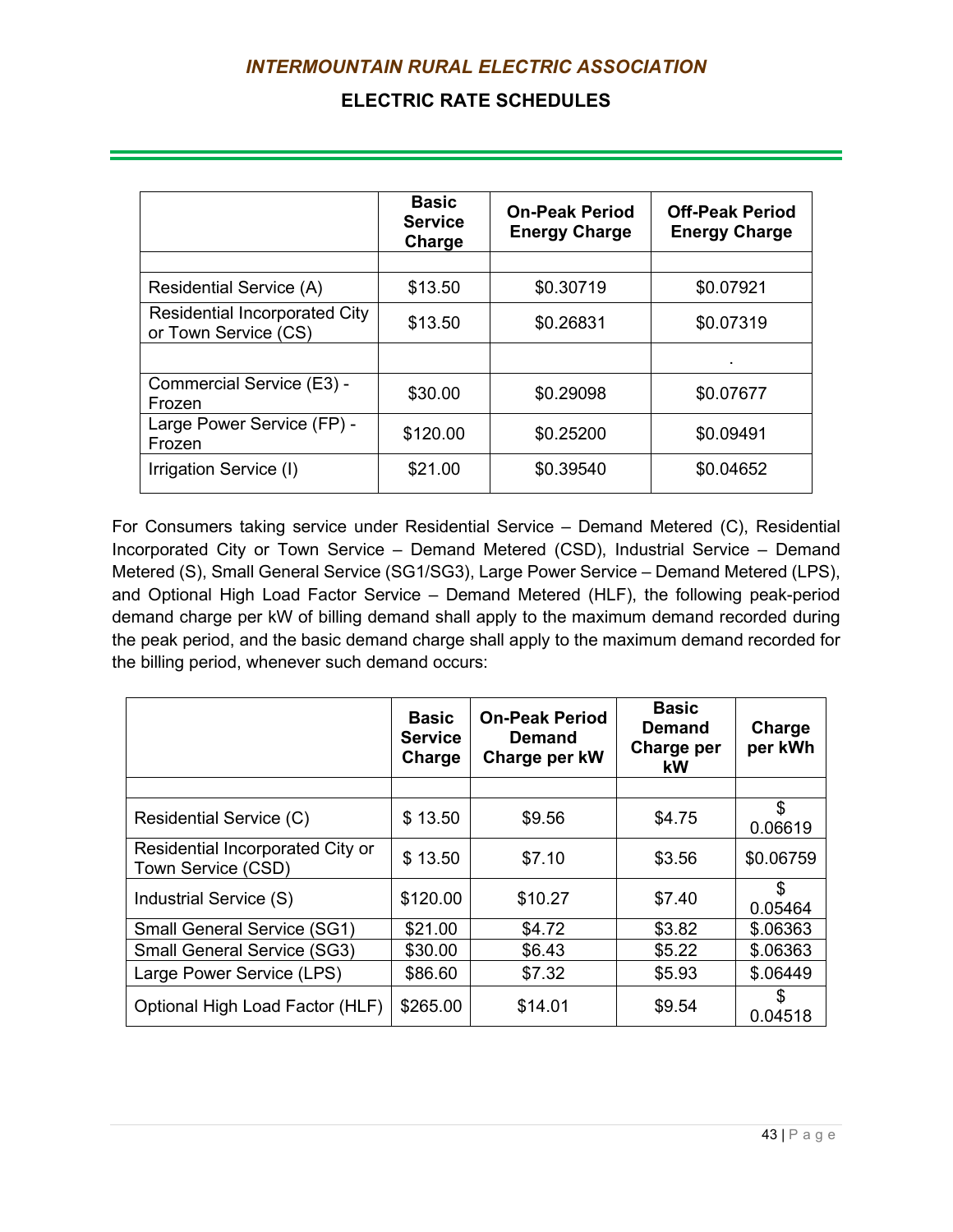*INTERMOUNTAIN RURAL ELECTRIC ASSOCIATION*

**ELECTRIC RATE SCHEDULES**

| | Basic Service Charge | On-Peak Period Energy Charge | Off-Peak Period Energy Charge |
|---|---|---|---|
| | | | |
| Residential Service (A) | $13.50 | $0.30719 | $0.07921 |
| Residential Incorporated City or Town Service (CS) | $13.50 | $0.26831 | $0.07319 |
| | | | . |
| Commercial Service (E3) - Frozen | $30.00 | $0.29098 | $0.07677 |
| Large Power Service (FP) - Frozen | $120.00 | $0.25200 | $0.09491 |
| Irrigation Service (I) | $21.00 | $0.39540 | $0.04652 |

For Consumers taking service under Residential Service – Demand Metered (C), Residential Incorporated City or Town Service – Demand Metered (CSD), Industrial Service – Demand Metered (S), Small General Service (SG1/SG3), Large Power Service – Demand Metered (LPS), and Optional High Load Factor Service – Demand Metered (HLF), the following peak-period demand charge per kW of billing demand shall apply to the maximum demand recorded during the peak period, and the basic demand charge shall apply to the maximum demand recorded for the billing period, whenever such demand occurs:

| | Basic Service Charge | On-Peak Period Demand Charge per kW | Basic Demand Charge per kW | Charge per kWh |
|---|---|---|---|---|
| | | | | |
| Residential Service (C) | $ 13.50 | $9.56 | $4.75 | $ 0.06619 |
| Residential Incorporated City or Town Service (CSD) | $ 13.50 | $7.10 | $3.56 | $0.06759 |
| Industrial Service (S) | $120.00 | $10.27 | $7.40 | $ 0.05464 |
| Small General Service (SG1) | $21.00 | $4.72 | $3.82 | $.06363 |
| Small General Service (SG3) | $30.00 | $6.43 | $5.22 | $.06363 |
| Large Power Service (LPS) | $86.60 | $7.32 | $5.93 | $.06449 |
| Optional High Load Factor (HLF) | $265.00 | $14.01 | $9.54 | $ 0.04518 |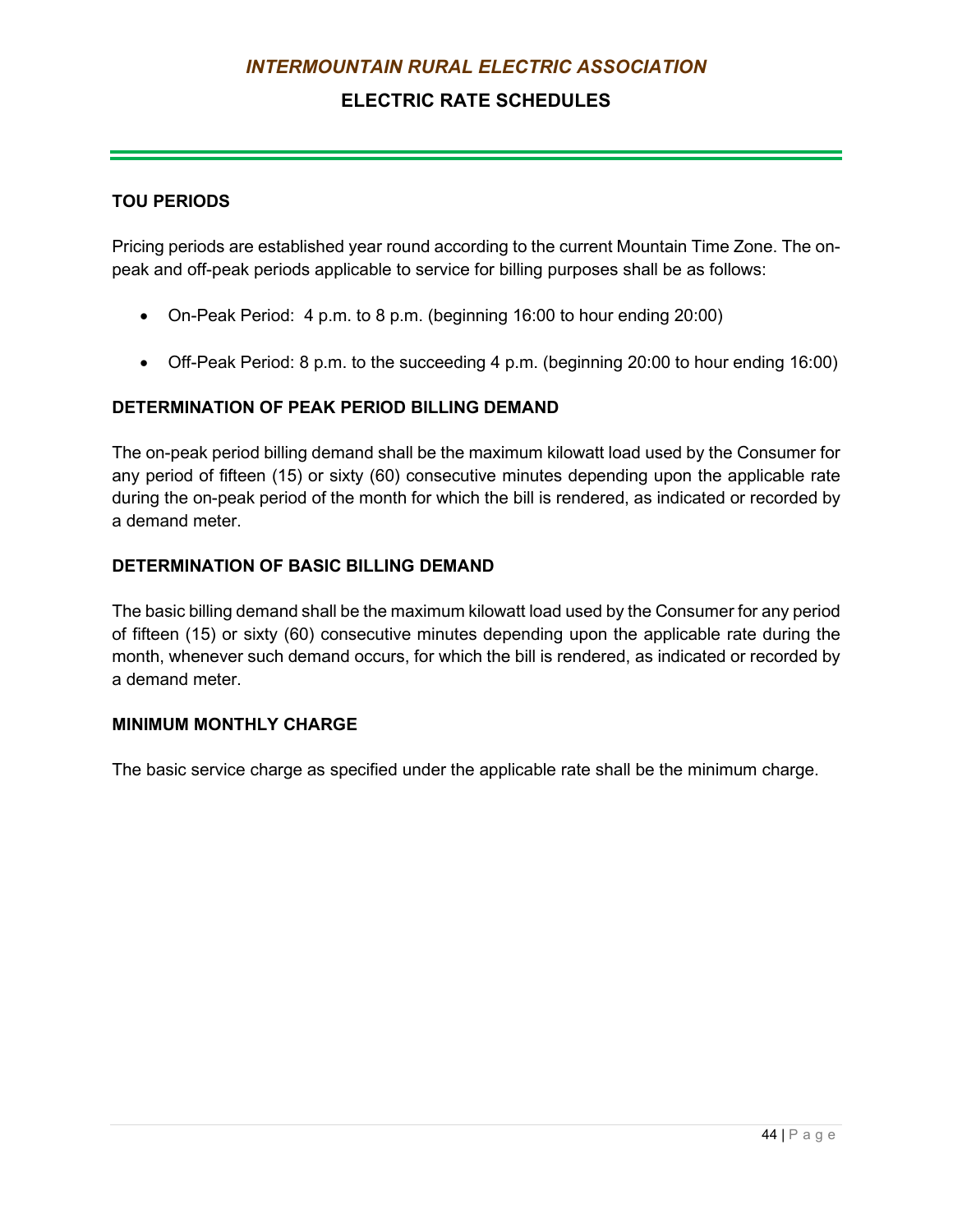### TOU PERIODS

Pricing periods are established year round according to the current Mountain Time Zone. The on-peak and off-peak periods applicable to service for billing purposes shall be as follows:

- On-Peak Period: 4 p.m. to 8 p.m. (beginning 16:00 to hour ending 20:00)
- Off-Peak Period: 8 p.m. to the succeeding 4 p.m. (beginning 20:00 to hour ending 16:00)

### DETERMINATION OF PEAK PERIOD BILLING DEMAND

The on-peak period billing demand shall be the maximum kilowatt load used by the Consumer for any period of fifteen (15) or sixty (60) consecutive minutes depending upon the applicable rate during the on-peak period of the month for which the bill is rendered, as indicated or recorded by a demand meter.

### DETERMINATION OF BASIC BILLING DEMAND

The basic billing demand shall be the maximum kilowatt load used by the Consumer for any period of fifteen (15) or sixty (60) consecutive minutes depending upon the applicable rate during the month, whenever such demand occurs, for which the bill is rendered, as indicated or recorded by a demand meter.

### MINIMUM MONTHLY CHARGE

The basic service charge as specified under the applicable rate shall be the minimum charge.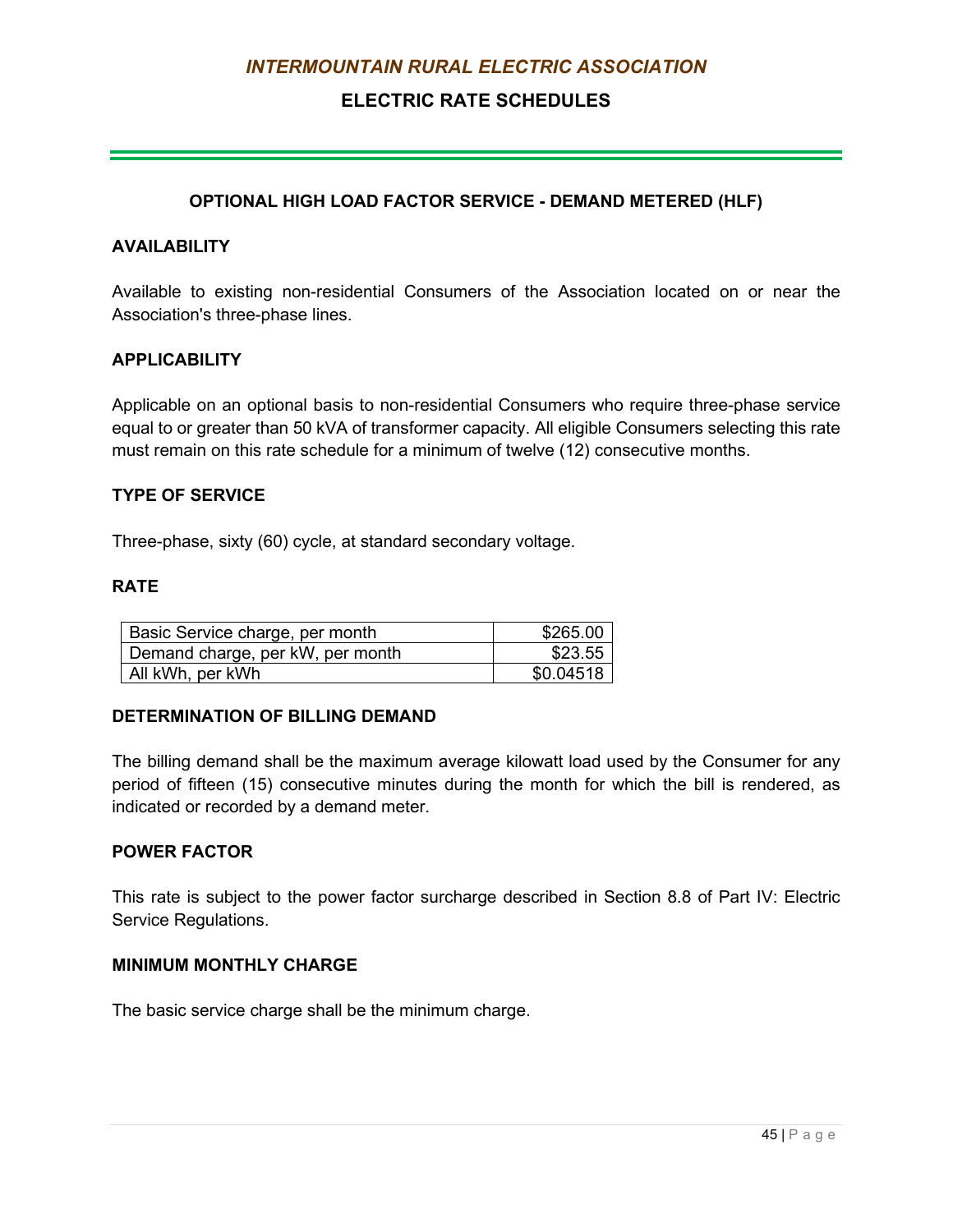# *INTERMOUNTAIN RURAL ELECTRIC ASSOCIATION*

## ELECTRIC RATE SCHEDULES

### OPTIONAL HIGH LOAD FACTOR SERVICE - DEMAND METERED (HLF)

**AVAILABILITY**

Available to existing non-residential Consumers of the Association located on or near the Association's three-phase lines.

**APPLICABILITY**

Applicable on an optional basis to non-residential Consumers who require three-phase service equal to or greater than 50 kVA of transformer capacity. All eligible Consumers selecting this rate must remain on this rate schedule for a minimum of twelve (12) consecutive months.

**TYPE OF SERVICE**

Three-phase, sixty (60) cycle, at standard secondary voltage.

**RATE**

| | |
|---|---:|
| Basic Service charge, per month | $265.00 |
| Demand charge, per kW, per month | $23.55 |
| All kWh, per kWh | $0.04518 |

**DETERMINATION OF BILLING DEMAND**

The billing demand shall be the maximum average kilowatt load used by the Consumer for any period of fifteen (15) consecutive minutes during the month for which the bill is rendered, as indicated or recorded by a demand meter.

**POWER FACTOR**

This rate is subject to the power factor surcharge described in Section 8.8 of Part IV: Electric Service Regulations.

**MINIMUM MONTHLY CHARGE**

The basic service charge shall be the minimum charge.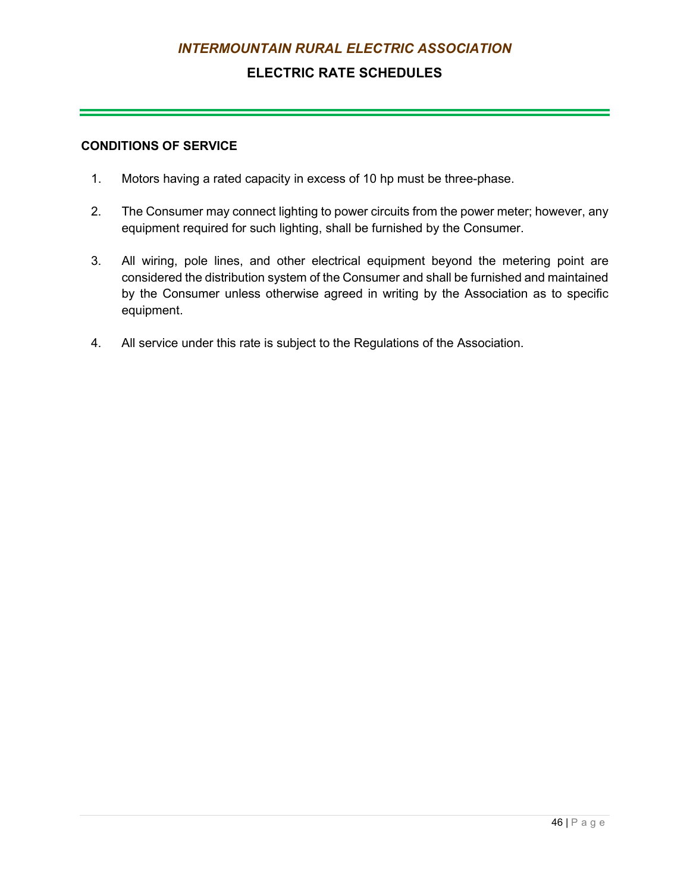**CONDITIONS OF SERVICE**

1. Motors having a rated capacity in excess of 10 hp must be three-phase.

2. The Consumer may connect lighting to power circuits from the power meter; however, any equipment required for such lighting, shall be furnished by the Consumer.

3. All wiring, pole lines, and other electrical equipment beyond the metering point are considered the distribution system of the Consumer and shall be furnished and maintained by the Consumer unless otherwise agreed in writing by the Association as to specific equipment.

4. All service under this rate is subject to the Regulations of the Association.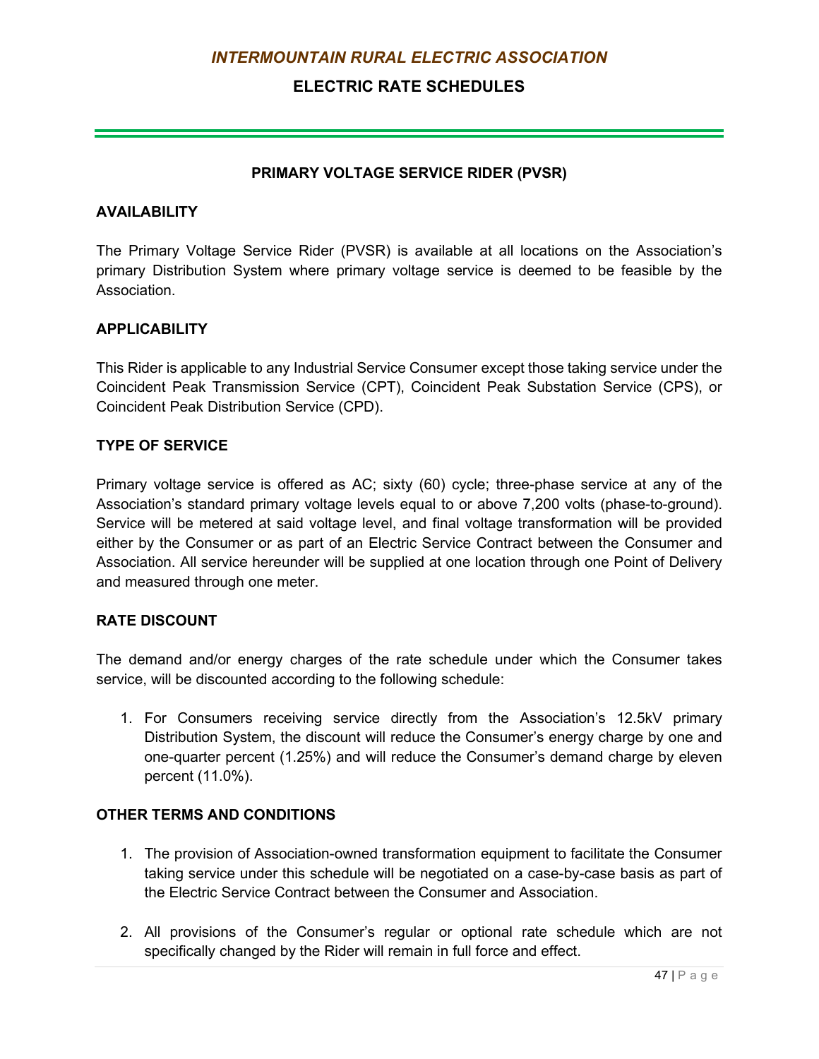## PRIMARY VOLTAGE SERVICE RIDER (PVSR)

### AVAILABILITY

The Primary Voltage Service Rider (PVSR) is available at all locations on the Association's primary Distribution System where primary voltage service is deemed to be feasible by the Association.

### APPLICABILITY

This Rider is applicable to any Industrial Service Consumer except those taking service under the Coincident Peak Transmission Service (CPT), Coincident Peak Substation Service (CPS), or Coincident Peak Distribution Service (CPD).

### TYPE OF SERVICE

Primary voltage service is offered as AC; sixty (60) cycle; three-phase service at any of the Association's standard primary voltage levels equal to or above 7,200 volts (phase-to-ground). Service will be metered at said voltage level, and final voltage transformation will be provided either by the Consumer or as part of an Electric Service Contract between the Consumer and Association. All service hereunder will be supplied at one location through one Point of Delivery and measured through one meter.

### RATE DISCOUNT

The demand and/or energy charges of the rate schedule under which the Consumer takes service, will be discounted according to the following schedule:

1. For Consumers receiving service directly from the Association's 12.5kV primary Distribution System, the discount will reduce the Consumer's energy charge by one and one-quarter percent (1.25%) and will reduce the Consumer's demand charge by eleven percent (11.0%).

### OTHER TERMS AND CONDITIONS

1. The provision of Association-owned transformation equipment to facilitate the Consumer taking service under this schedule will be negotiated on a case-by-case basis as part of the Electric Service Contract between the Consumer and Association.

2. All provisions of the Consumer's regular or optional rate schedule which are not specifically changed by the Rider will remain in full force and effect.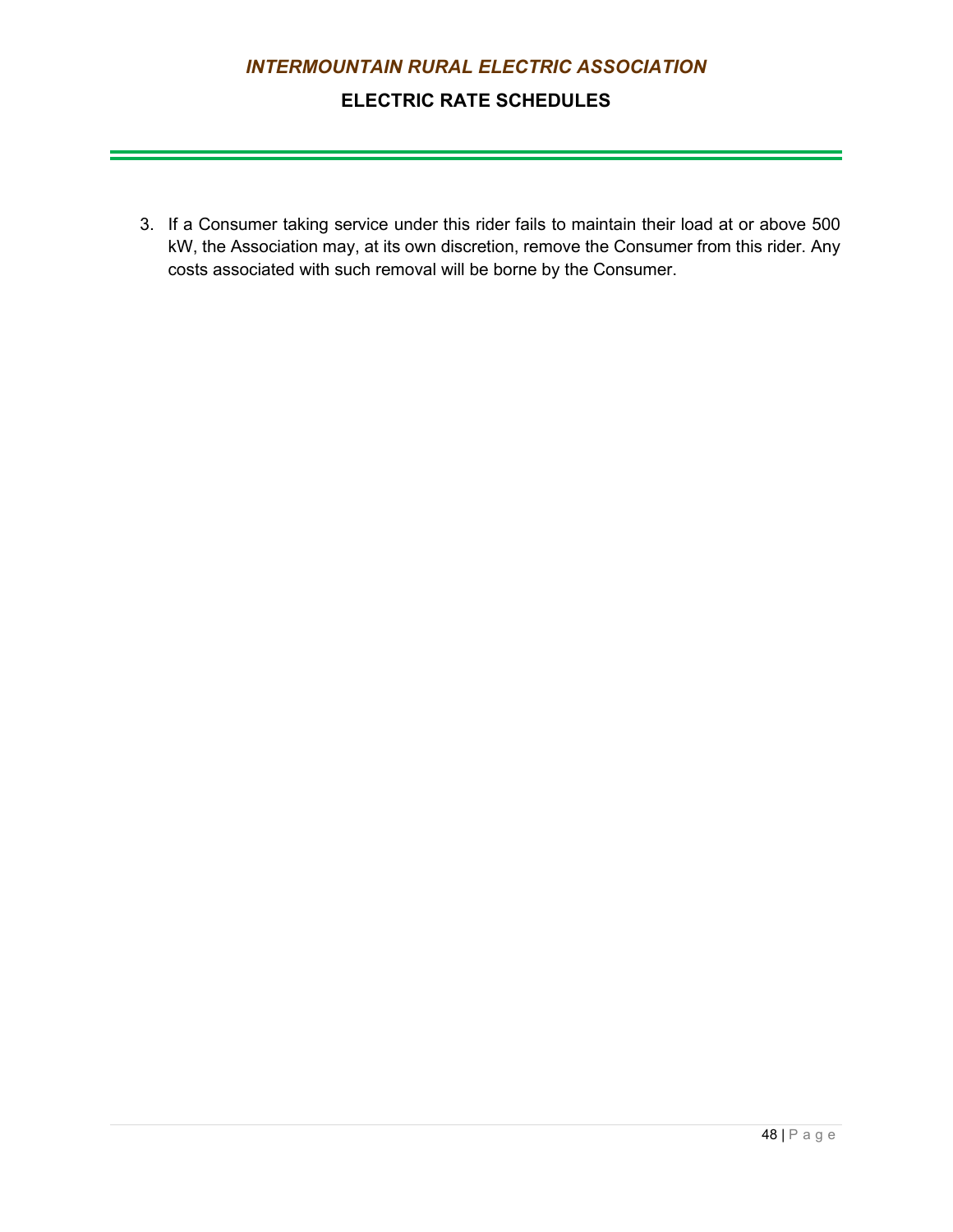3. If a Consumer taking service under this rider fails to maintain their load at or above 500 kW, the Association may, at its own discretion, remove the Consumer from this rider. Any costs associated with such removal will be borne by the Consumer.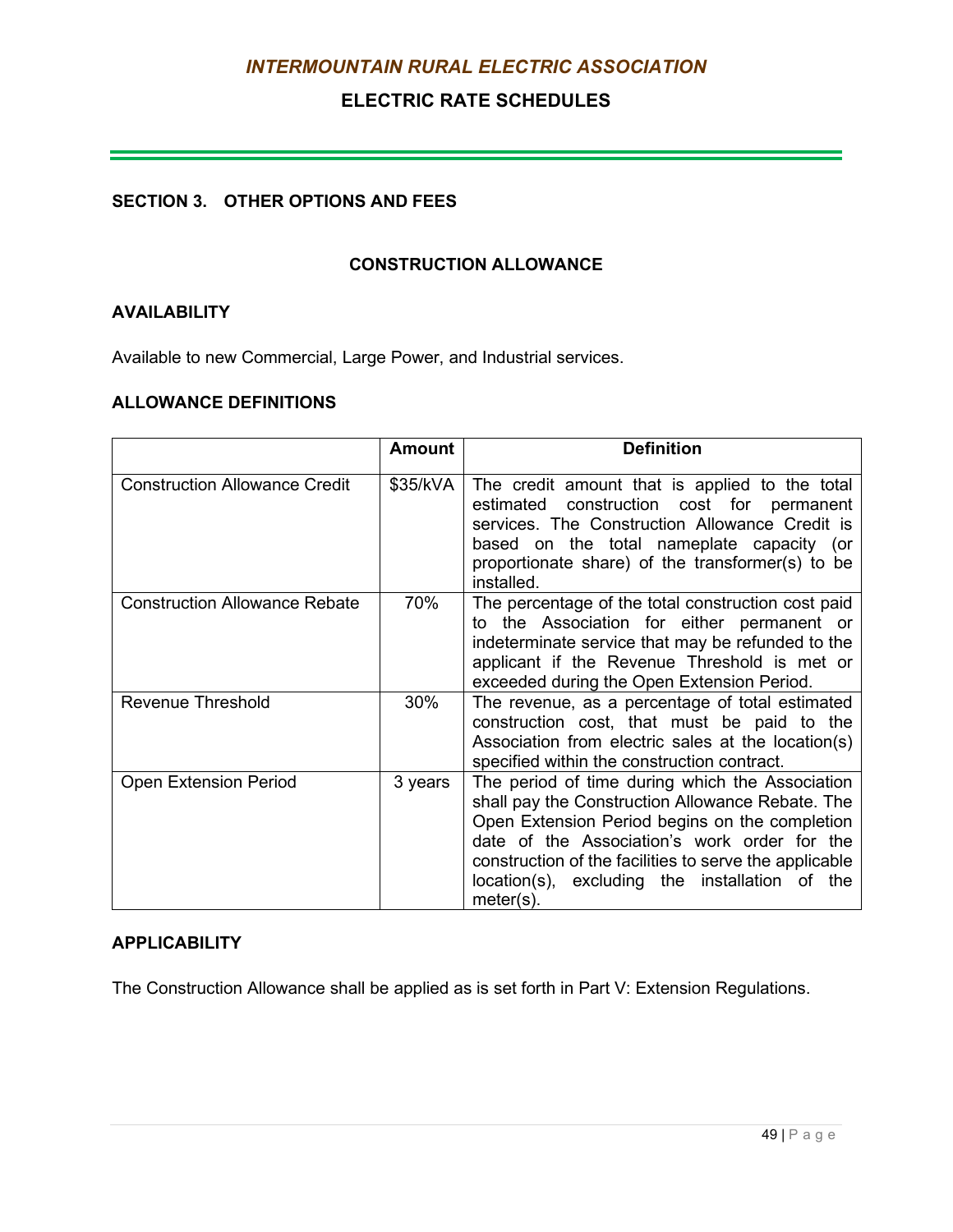## SECTION 3. OTHER OPTIONS AND FEES

### CONSTRUCTION ALLOWANCE

**AVAILABILITY**

Available to new Commercial, Large Power, and Industrial services.

**ALLOWANCE DEFINITIONS**

| | Amount | Definition |
|---|---|---|
| Construction Allowance Credit | $35/kVA | The credit amount that is applied to the total estimated construction cost for permanent services. The Construction Allowance Credit is based on the total nameplate capacity (or proportionate share) of the transformer(s) to be installed. |
| Construction Allowance Rebate | 70% | The percentage of the total construction cost paid to the Association for either permanent or indeterminate service that may be refunded to the applicant if the Revenue Threshold is met or exceeded during the Open Extension Period. |
| Revenue Threshold | 30% | The revenue, as a percentage of total estimated construction cost, that must be paid to the Association from electric sales at the location(s) specified within the construction contract. |
| Open Extension Period | 3 years | The period of time during which the Association shall pay the Construction Allowance Rebate. The Open Extension Period begins on the completion date of the Association's work order for the construction of the facilities to serve the applicable location(s), excluding the installation of the meter(s). |

**APPLICABILITY**

The Construction Allowance shall be applied as is set forth in Part V: Extension Regulations.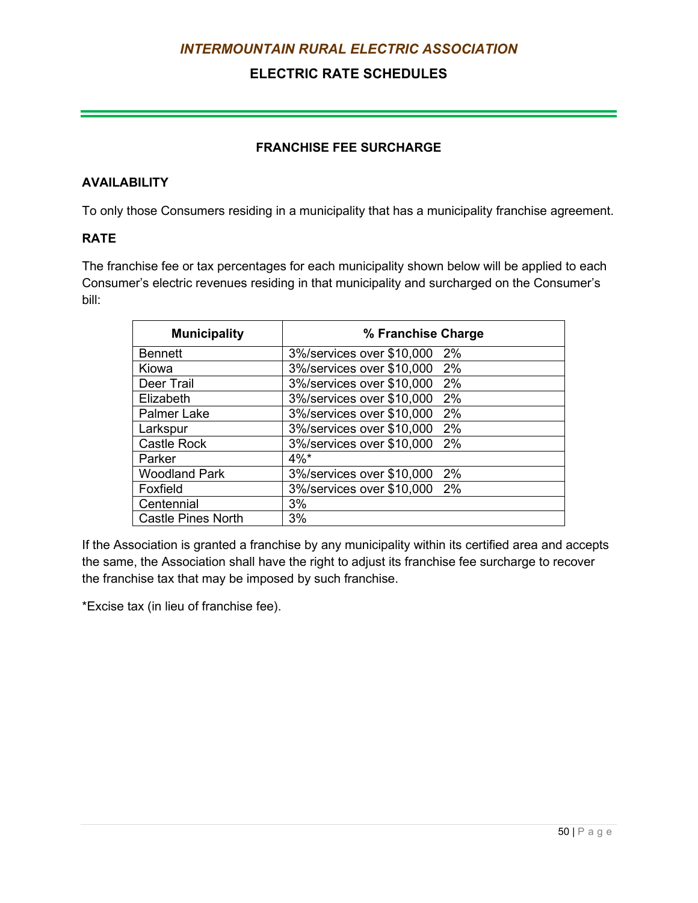*INTERMOUNTAIN RURAL ELECTRIC ASSOCIATION*

**ELECTRIC RATE SCHEDULES**

## FRANCHISE FEE SURCHARGE

### AVAILABILITY

To only those Consumers residing in a municipality that has a municipality franchise agreement.

### RATE

The franchise fee or tax percentages for each municipality shown below will be applied to each Consumer's electric revenues residing in that municipality and surcharged on the Consumer's bill:

| Municipality | % Franchise Charge |
|---|---|
| Bennett | 3%/services over $10,000 2% |
| Kiowa | 3%/services over $10,000 2% |
| Deer Trail | 3%/services over $10,000 2% |
| Elizabeth | 3%/services over $10,000 2% |
| Palmer Lake | 3%/services over $10,000 2% |
| Larkspur | 3%/services over $10,000 2% |
| Castle Rock | 3%/services over $10,000 2% |
| Parker | 4%* |
| Woodland Park | 3%/services over $10,000 2% |
| Foxfield | 3%/services over $10,000 2% |
| Centennial | 3% |
| Castle Pines North | 3% |

If the Association is granted a franchise by any municipality within its certified area and accepts the same, the Association shall have the right to adjust its franchise fee surcharge to recover the franchise tax that may be imposed by such franchise.

*Excise tax (in lieu of franchise fee).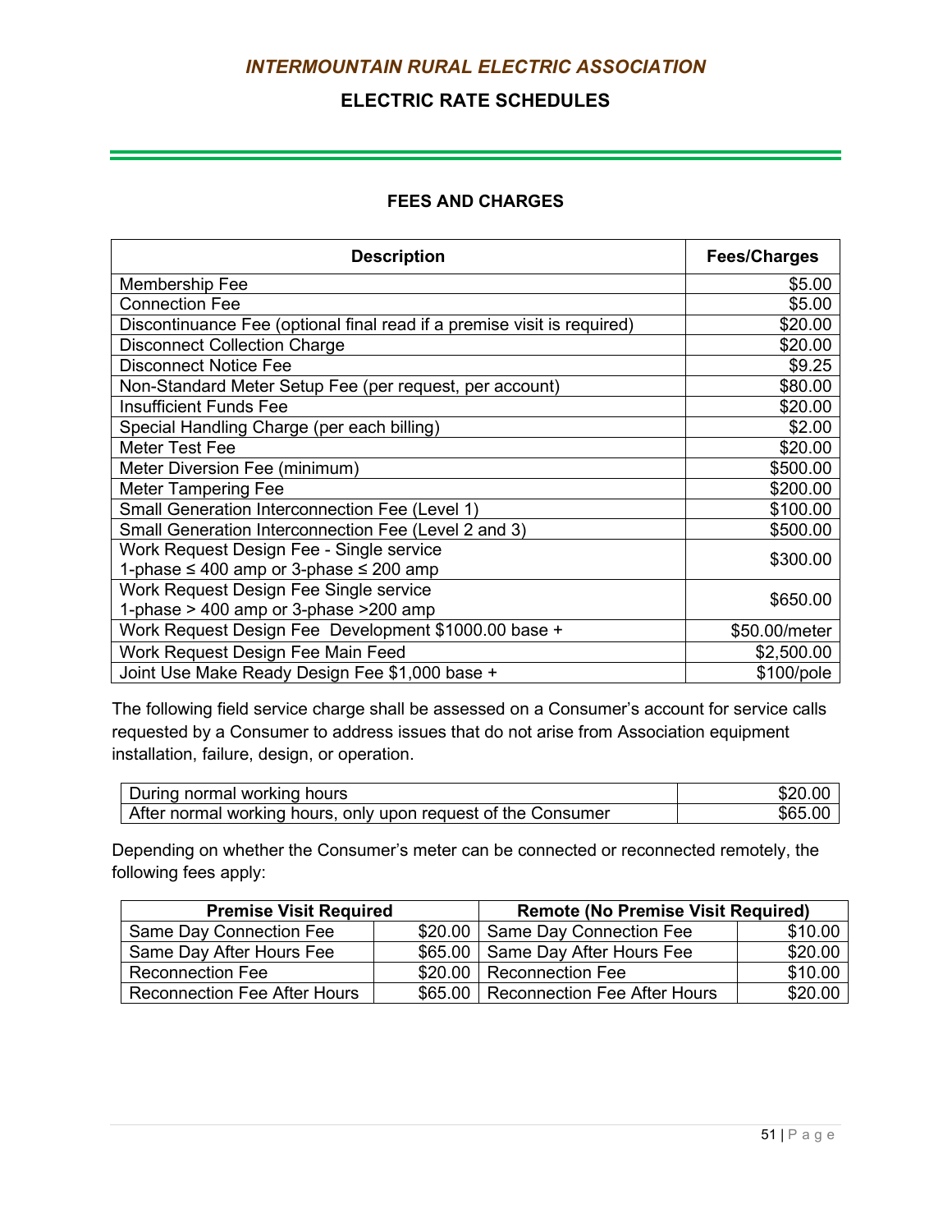# *INTERMOUNTAIN RURAL ELECTRIC ASSOCIATION*

## ELECTRIC RATE SCHEDULES

### FEES AND CHARGES

| Description | Fees/Charges |
|---|---|
| Membership Fee | $5.00 |
| Connection Fee | $5.00 |
| Discontinuance Fee (optional final read if a premise visit is required) | $20.00 |
| Disconnect Collection Charge | $20.00 |
| Disconnect Notice Fee | $9.25 |
| Non-Standard Meter Setup Fee (per request, per account) | $80.00 |
| Insufficient Funds Fee | $20.00 |
| Special Handling Charge (per each billing) | $2.00 |
| Meter Test Fee | $20.00 |
| Meter Diversion Fee (minimum) | $500.00 |
| Meter Tampering Fee | $200.00 |
| Small Generation Interconnection Fee (Level 1) | $100.00 |
| Small Generation Interconnection Fee (Level 2 and 3) | $500.00 |
| Work Request Design Fee - Single service 1-phase ≤ 400 amp or 3-phase ≤ 200 amp | $300.00 |
| Work Request Design Fee Single service 1-phase > 400 amp or 3-phase >200 amp | $650.00 |
| Work Request Design Fee Development $1000.00 base + | $50.00/meter |
| Work Request Design Fee Main Feed | $2,500.00 |
| Joint Use Make Ready Design Fee $1,000 base + | $100/pole |

The following field service charge shall be assessed on a Consumer's account for service calls requested by a Consumer to address issues that do not arise from Association equipment installation, failure, design, or operation.

| Service Call | Charge |
|---|---|
| During normal working hours | $20.00 |
| After normal working hours, only upon request of the Consumer | $65.00 |

Depending on whether the Consumer's meter can be connected or reconnected remotely, the following fees apply:

| Premise Visit Required | | Remote (No Premise Visit Required) | |
|---|---|---|---|
| Same Day Connection Fee | $20.00 | Same Day Connection Fee | $10.00 |
| Same Day After Hours Fee | $65.00 | Same Day After Hours Fee | $20.00 |
| Reconnection Fee | $20.00 | Reconnection Fee | $10.00 |
| Reconnection Fee After Hours | $65.00 | Reconnection Fee After Hours | $20.00 |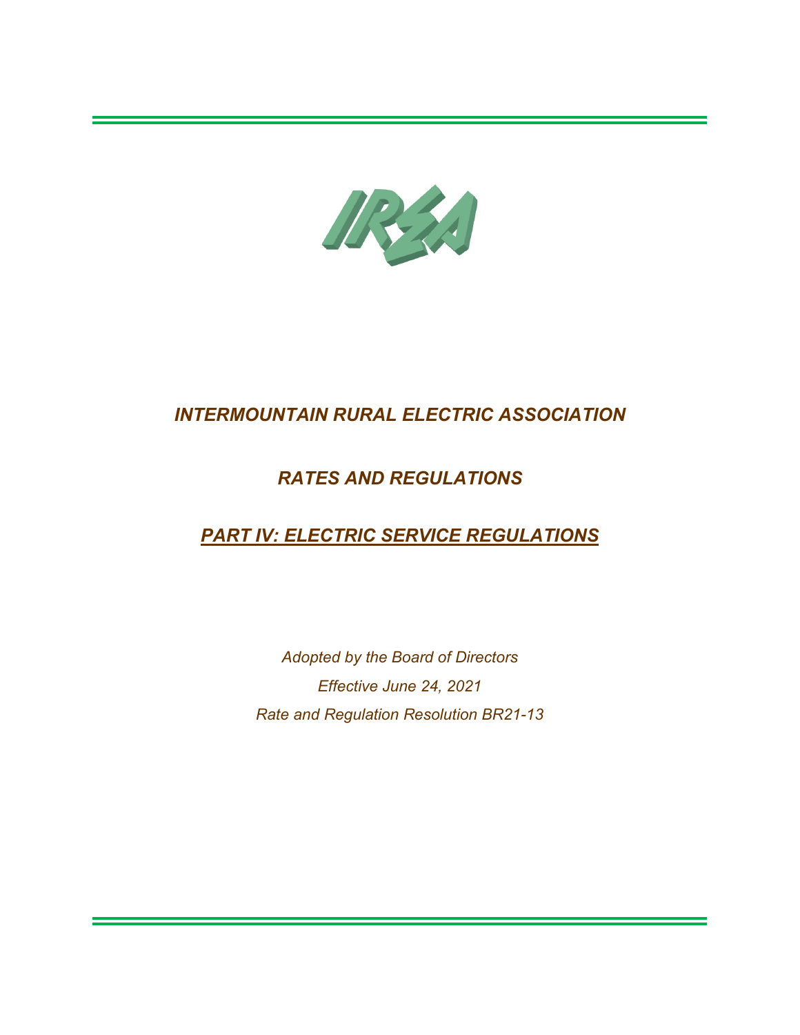# *INTERMOUNTAIN RURAL ELECTRIC ASSOCIATION*

## *RATES AND REGULATIONS*

## ***PART IV: ELECTRIC SERVICE REGULATIONS***

*Adopted by the Board of Directors*

*Effective June 24, 2021*

*Rate and Regulation Resolution BR21-13*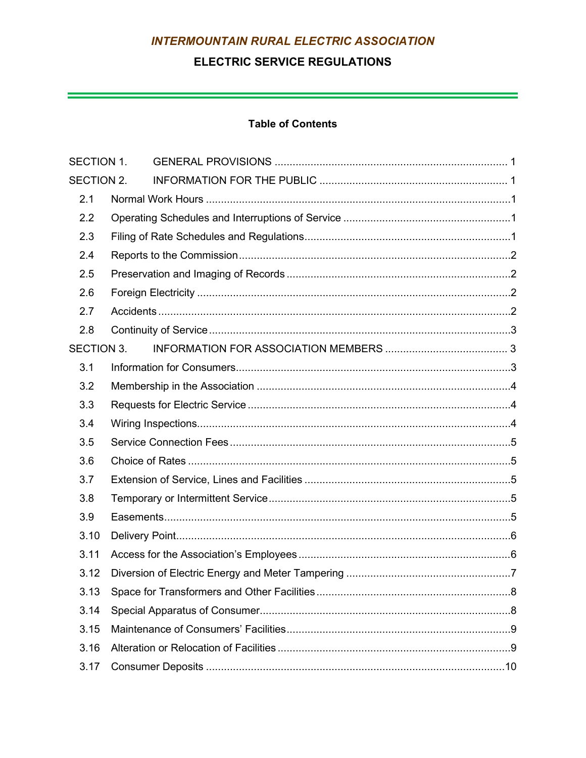*INTERMOUNTAIN RURAL ELECTRIC ASSOCIATION*

**ELECTRIC SERVICE REGULATIONS**

**Table of Contents**

| | | |
|---|---|---|
| SECTION 1. | GENERAL PROVISIONS | 1 |
| SECTION 2. | INFORMATION FOR THE PUBLIC | 1 |
| 2.1 | Normal Work Hours | 1 |
| 2.2 | Operating Schedules and Interruptions of Service | 1 |
| 2.3 | Filing of Rate Schedules and Regulations | 1 |
| 2.4 | Reports to the Commission | 2 |
| 2.5 | Preservation and Imaging of Records | 2 |
| 2.6 | Foreign Electricity | 2 |
| 2.7 | Accidents | 2 |
| 2.8 | Continuity of Service | 3 |
| SECTION 3. | INFORMATION FOR ASSOCIATION MEMBERS | 3 |
| 3.1 | Information for Consumers | 3 |
| 3.2 | Membership in the Association | 4 |
| 3.3 | Requests for Electric Service | 4 |
| 3.4 | Wiring Inspections | 4 |
| 3.5 | Service Connection Fees | 5 |
| 3.6 | Choice of Rates | 5 |
| 3.7 | Extension of Service, Lines and Facilities | 5 |
| 3.8 | Temporary or Intermittent Service | 5 |
| 3.9 | Easements | 5 |
| 3.10 | Delivery Point | 6 |
| 3.11 | Access for the Association’s Employees | 6 |
| 3.12 | Diversion of Electric Energy and Meter Tampering | 7 |
| 3.13 | Space for Transformers and Other Facilities | 8 |
| 3.14 | Special Apparatus of Consumer | 8 |
| 3.15 | Maintenance of Consumers’ Facilities | 9 |
| 3.16 | Alteration or Relocation of Facilities | 9 |
| 3.17 | Consumer Deposits | 10 |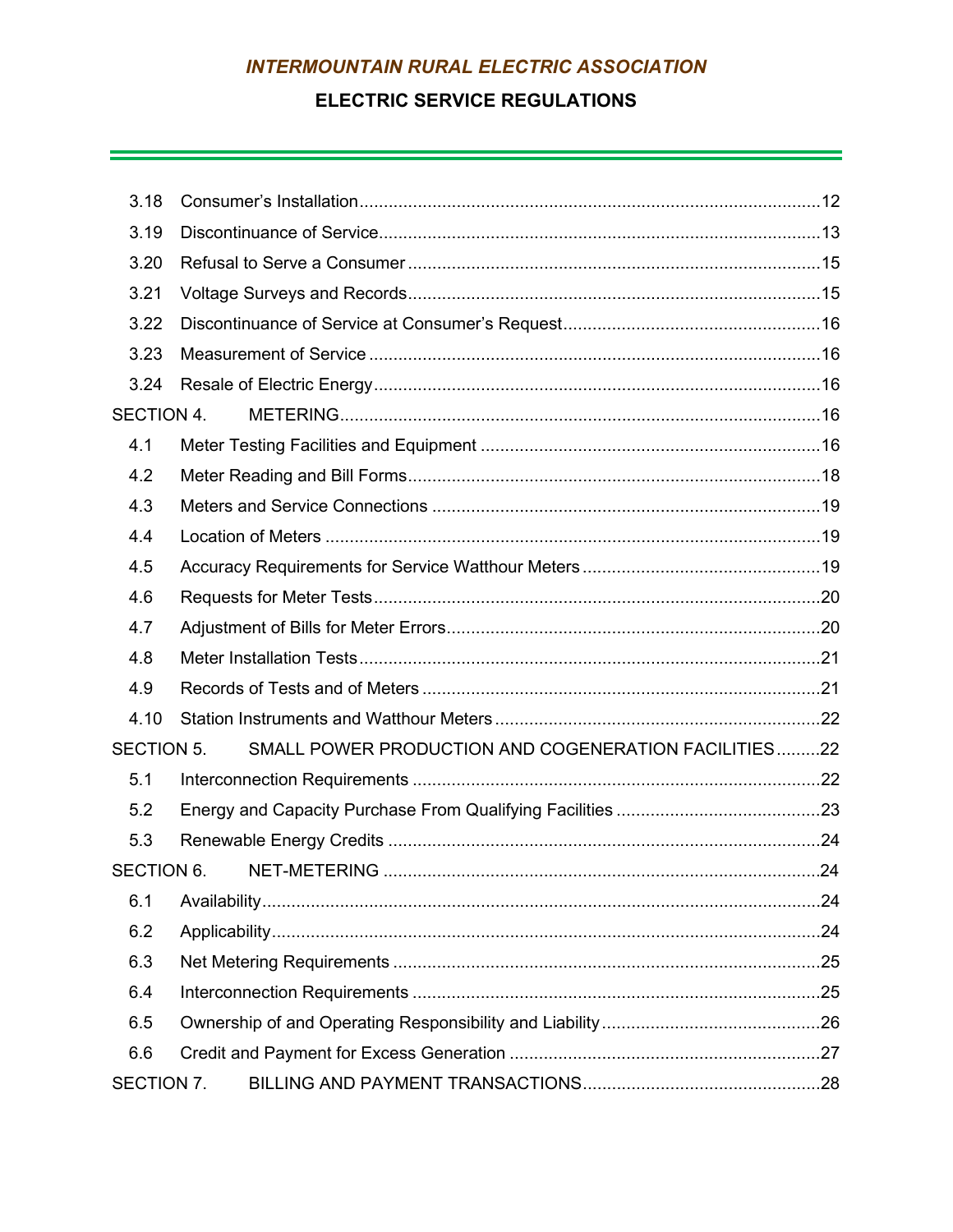3.18 Consumer's Installation....12

3.19 Discontinuance of Service....13

3.20 Refusal to Serve a Consumer....15

3.21 Voltage Surveys and Records....15

3.22 Discontinuance of Service at Consumer's Request....16

3.23 Measurement of Service....16

3.24 Resale of Electric Energy....16

SECTION 4. METERING....16

4.1 Meter Testing Facilities and Equipment....16

4.2 Meter Reading and Bill Forms....18

4.3 Meters and Service Connections....19

4.4 Location of Meters....19

4.5 Accuracy Requirements for Service Watthour Meters....19

4.6 Requests for Meter Tests....20

4.7 Adjustment of Bills for Meter Errors....20

4.8 Meter Installation Tests....21

4.9 Records of Tests and of Meters....21

4.10 Station Instruments and Watthour Meters....22

SECTION 5. SMALL POWER PRODUCTION AND COGENERATION FACILITIES....22

5.1 Interconnection Requirements....22

5.2 Energy and Capacity Purchase From Qualifying Facilities....23

5.3 Renewable Energy Credits....24

SECTION 6. NET-METERING....24

6.1 Availability....24

6.2 Applicability....24

6.3 Net Metering Requirements....25

6.4 Interconnection Requirements....25

6.5 Ownership of and Operating Responsibility and Liability....26

6.6 Credit and Payment for Excess Generation....27

SECTION 7. BILLING AND PAYMENT TRANSACTIONS....28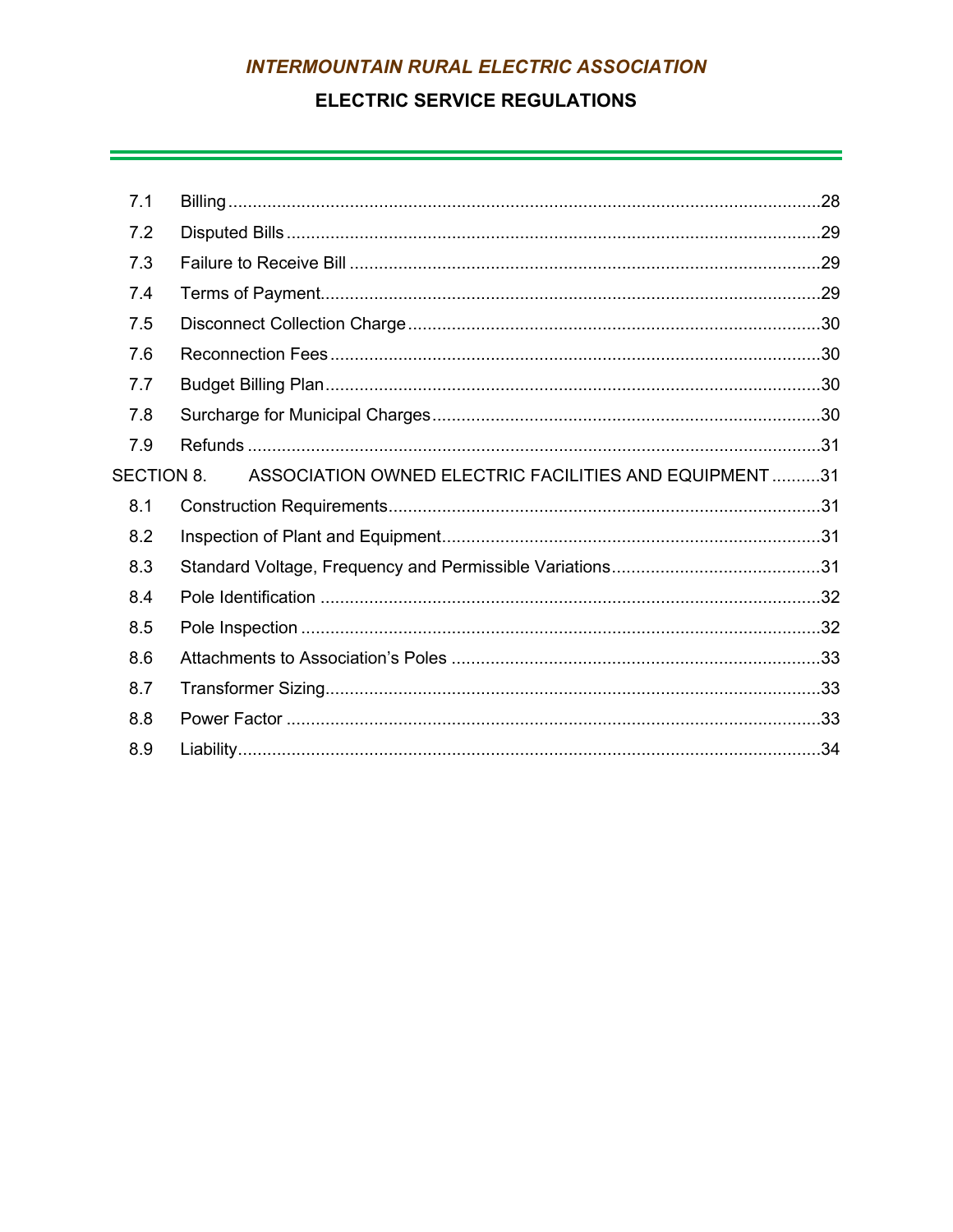| | | |
|---|---|---|
| 7.1 | Billing | 28 |
| 7.2 | Disputed Bills | 29 |
| 7.3 | Failure to Receive Bill | 29 |
| 7.4 | Terms of Payment | 29 |
| 7.5 | Disconnect Collection Charge | 30 |
| 7.6 | Reconnection Fees | 30 |
| 7.7 | Budget Billing Plan | 30 |
| 7.8 | Surcharge for Municipal Charges | 30 |
| 7.9 | Refunds | 31 |
| SECTION 8. | ASSOCIATION OWNED ELECTRIC FACILITIES AND EQUIPMENT | 31 |
| 8.1 | Construction Requirements | 31 |
| 8.2 | Inspection of Plant and Equipment | 31 |
| 8.3 | Standard Voltage, Frequency and Permissible Variations | 31 |
| 8.4 | Pole Identification | 32 |
| 8.5 | Pole Inspection | 32 |
| 8.6 | Attachments to Association's Poles | 33 |
| 8.7 | Transformer Sizing | 33 |
| 8.8 | Power Factor | 33 |
| 8.9 | Liability | 34 |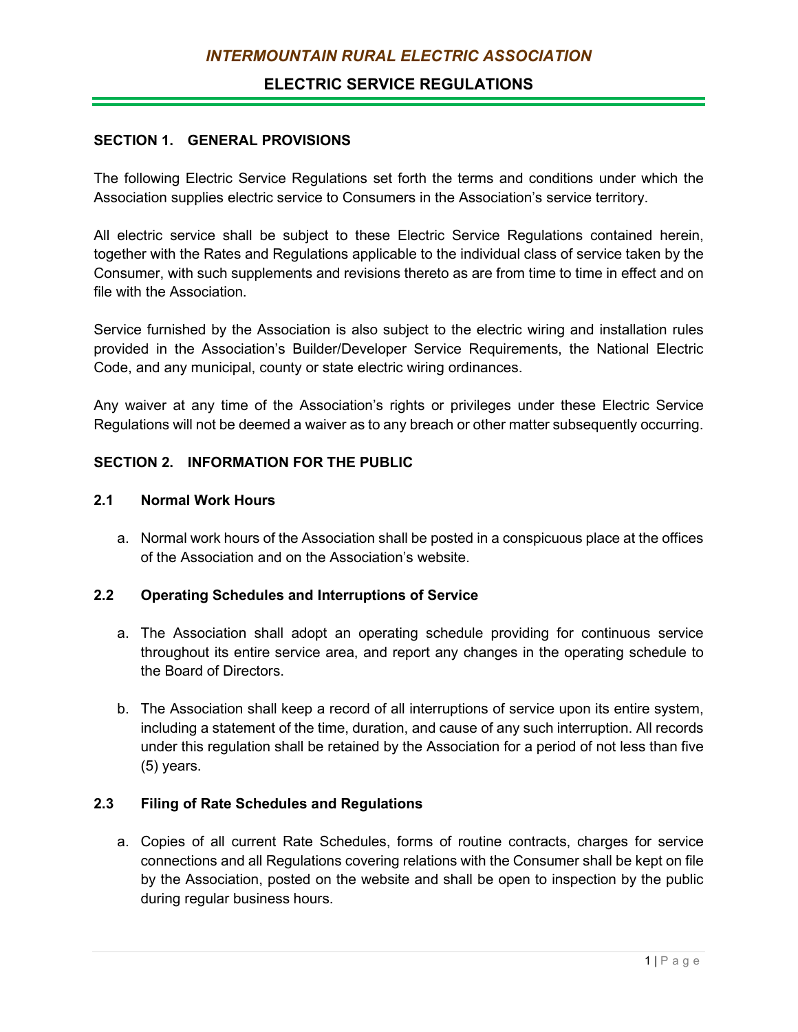*INTERMOUNTAIN RURAL ELECTRIC ASSOCIATION*

**ELECTRIC SERVICE REGULATIONS**

## SECTION 1. GENERAL PROVISIONS

The following Electric Service Regulations set forth the terms and conditions under which the Association supplies electric service to Consumers in the Association's service territory.

All electric service shall be subject to these Electric Service Regulations contained herein, together with the Rates and Regulations applicable to the individual class of service taken by the Consumer, with such supplements and revisions thereto as are from time to time in effect and on file with the Association.

Service furnished by the Association is also subject to the electric wiring and installation rules provided in the Association's Builder/Developer Service Requirements, the National Electric Code, and any municipal, county or state electric wiring ordinances.

Any waiver at any time of the Association's rights or privileges under these Electric Service Regulations will not be deemed a waiver as to any breach or other matter subsequently occurring.

## SECTION 2. INFORMATION FOR THE PUBLIC

### 2.1 Normal Work Hours

a. Normal work hours of the Association shall be posted in a conspicuous place at the offices of the Association and on the Association's website.

### 2.2 Operating Schedules and Interruptions of Service

a. The Association shall adopt an operating schedule providing for continuous service throughout its entire service area, and report any changes in the operating schedule to the Board of Directors.

b. The Association shall keep a record of all interruptions of service upon its entire system, including a statement of the time, duration, and cause of any such interruption. All records under this regulation shall be retained by the Association for a period of not less than five (5) years.

### 2.3 Filing of Rate Schedules and Regulations

a. Copies of all current Rate Schedules, forms of routine contracts, charges for service connections and all Regulations covering relations with the Consumer shall be kept on file by the Association, posted on the website and shall be open to inspection by the public during regular business hours.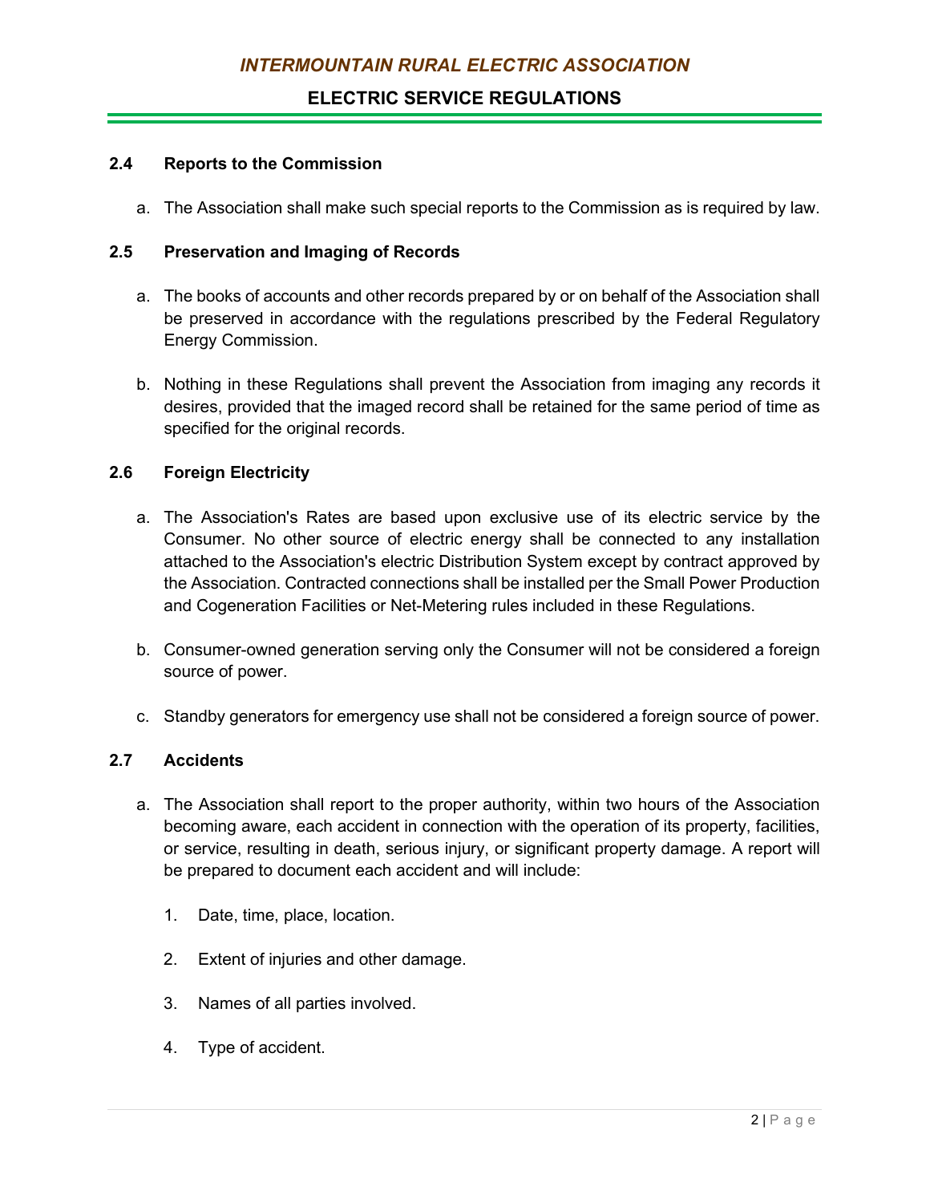### 2.4 Reports to the Commission

a. The Association shall make such special reports to the Commission as is required by law.

### 2.5 Preservation and Imaging of Records

a. The books of accounts and other records prepared by or on behalf of the Association shall be preserved in accordance with the regulations prescribed by the Federal Regulatory Energy Commission.

b. Nothing in these Regulations shall prevent the Association from imaging any records it desires, provided that the imaged record shall be retained for the same period of time as specified for the original records.

### 2.6 Foreign Electricity

a. The Association's Rates are based upon exclusive use of its electric service by the Consumer. No other source of electric energy shall be connected to any installation attached to the Association's electric Distribution System except by contract approved by the Association. Contracted connections shall be installed per the Small Power Production and Cogeneration Facilities or Net-Metering rules included in these Regulations.

b. Consumer-owned generation serving only the Consumer will not be considered a foreign source of power.

c. Standby generators for emergency use shall not be considered a foreign source of power.

### 2.7 Accidents

a. The Association shall report to the proper authority, within two hours of the Association becoming aware, each accident in connection with the operation of its property, facilities, or service, resulting in death, serious injury, or significant property damage. A report will be prepared to document each accident and will include:

1. Date, time, place, location.

2. Extent of injuries and other damage.

3. Names of all parties involved.

4. Type of accident.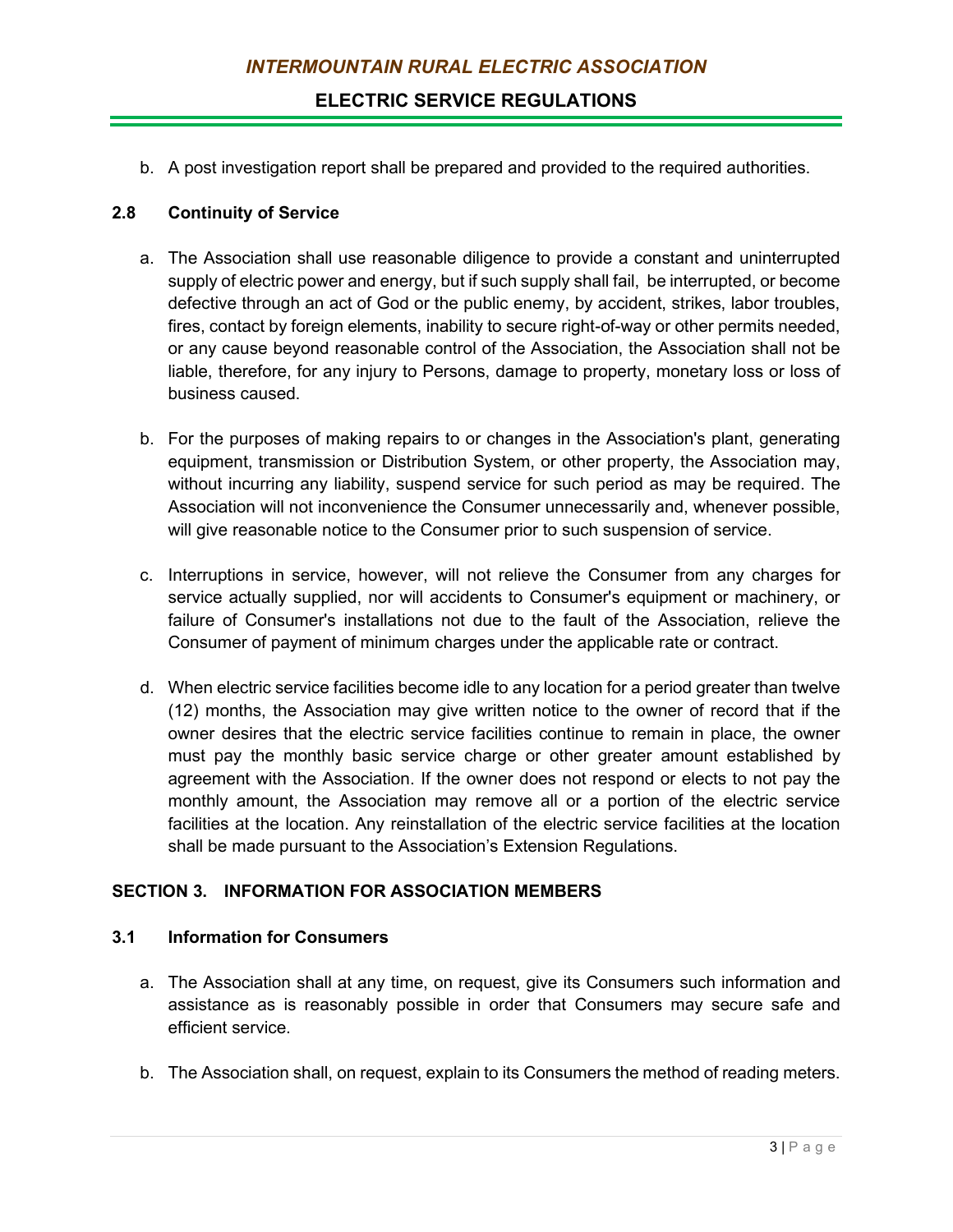b. A post investigation report shall be prepared and provided to the required authorities.

### 2.8 Continuity of Service

a. The Association shall use reasonable diligence to provide a constant and uninterrupted supply of electric power and energy, but if such supply shall fail, be interrupted, or become defective through an act of God or the public enemy, by accident, strikes, labor troubles, fires, contact by foreign elements, inability to secure right-of-way or other permits needed, or any cause beyond reasonable control of the Association, the Association shall not be liable, therefore, for any injury to Persons, damage to property, monetary loss or loss of business caused.

b. For the purposes of making repairs to or changes in the Association's plant, generating equipment, transmission or Distribution System, or other property, the Association may, without incurring any liability, suspend service for such period as may be required. The Association will not inconvenience the Consumer unnecessarily and, whenever possible, will give reasonable notice to the Consumer prior to such suspension of service.

c. Interruptions in service, however, will not relieve the Consumer from any charges for service actually supplied, nor will accidents to Consumer's equipment or machinery, or failure of Consumer's installations not due to the fault of the Association, relieve the Consumer of payment of minimum charges under the applicable rate or contract.

d. When electric service facilities become idle to any location for a period greater than twelve (12) months, the Association may give written notice to the owner of record that if the owner desires that the electric service facilities continue to remain in place, the owner must pay the monthly basic service charge or other greater amount established by agreement with the Association. If the owner does not respond or elects to not pay the monthly amount, the Association may remove all or a portion of the electric service facilities at the location. Any reinstallation of the electric service facilities at the location shall be made pursuant to the Association's Extension Regulations.

## SECTION 3. INFORMATION FOR ASSOCIATION MEMBERS

### 3.1 Information for Consumers

a. The Association shall at any time, on request, give its Consumers such information and assistance as is reasonably possible in order that Consumers may secure safe and efficient service.

b. The Association shall, on request, explain to its Consumers the method of reading meters.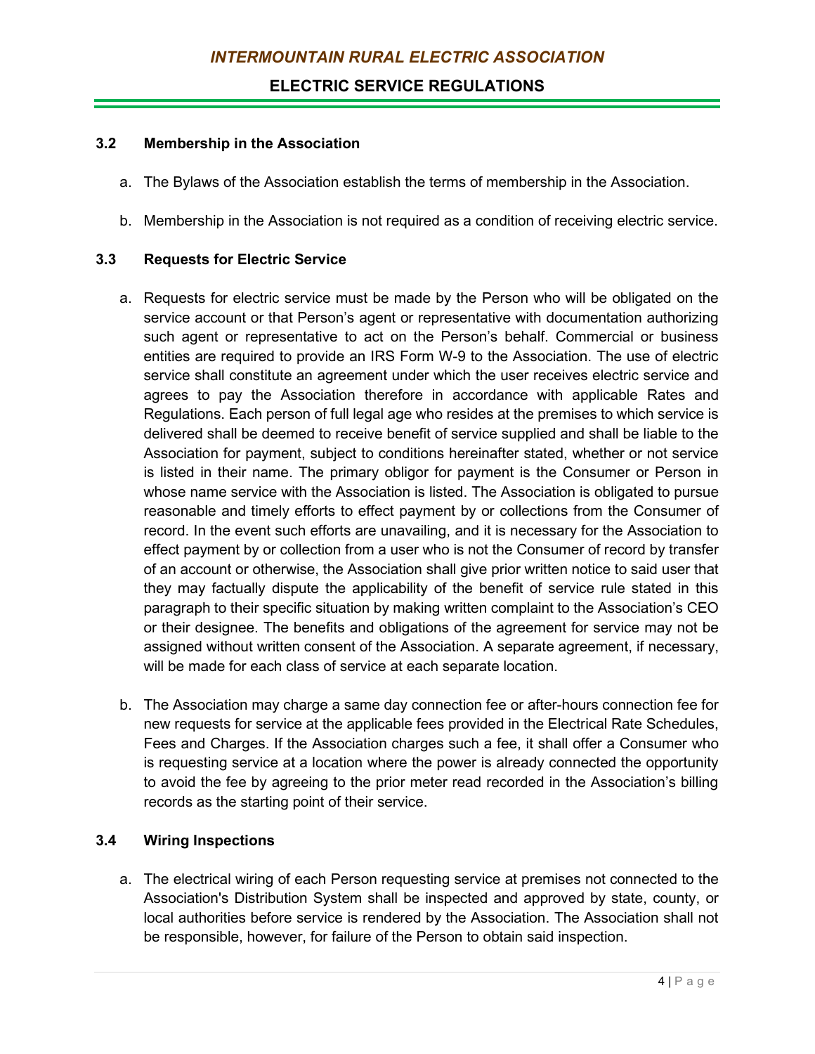### 3.2 Membership in the Association

a. The Bylaws of the Association establish the terms of membership in the Association.

b. Membership in the Association is not required as a condition of receiving electric service.

### 3.3 Requests for Electric Service

a. Requests for electric service must be made by the Person who will be obligated on the service account or that Person's agent or representative with documentation authorizing such agent or representative to act on the Person's behalf. Commercial or business entities are required to provide an IRS Form W-9 to the Association. The use of electric service shall constitute an agreement under which the user receives electric service and agrees to pay the Association therefore in accordance with applicable Rates and Regulations. Each person of full legal age who resides at the premises to which service is delivered shall be deemed to receive benefit of service supplied and shall be liable to the Association for payment, subject to conditions hereinafter stated, whether or not service is listed in their name. The primary obligor for payment is the Consumer or Person in whose name service with the Association is listed. The Association is obligated to pursue reasonable and timely efforts to effect payment by or collections from the Consumer of record. In the event such efforts are unavailing, and it is necessary for the Association to effect payment by or collection from a user who is not the Consumer of record by transfer of an account or otherwise, the Association shall give prior written notice to said user that they may factually dispute the applicability of the benefit of service rule stated in this paragraph to their specific situation by making written complaint to the Association's CEO or their designee. The benefits and obligations of the agreement for service may not be assigned without written consent of the Association. A separate agreement, if necessary, will be made for each class of service at each separate location.

b. The Association may charge a same day connection fee or after-hours connection fee for new requests for service at the applicable fees provided in the Electrical Rate Schedules, Fees and Charges. If the Association charges such a fee, it shall offer a Consumer who is requesting service at a location where the power is already connected the opportunity to avoid the fee by agreeing to the prior meter read recorded in the Association's billing records as the starting point of their service.

### 3.4 Wiring Inspections

a. The electrical wiring of each Person requesting service at premises not connected to the Association's Distribution System shall be inspected and approved by state, county, or local authorities before service is rendered by the Association. The Association shall not be responsible, however, for failure of the Person to obtain said inspection.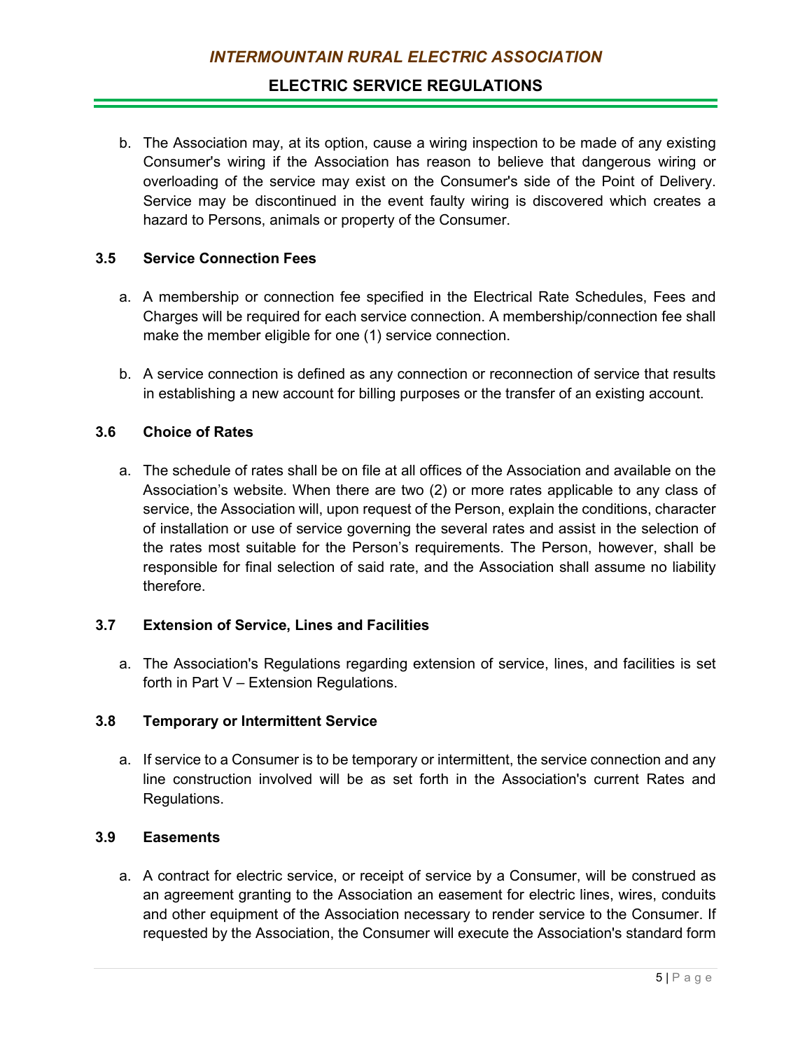b. The Association may, at its option, cause a wiring inspection to be made of any existing Consumer's wiring if the Association has reason to believe that dangerous wiring or overloading of the service may exist on the Consumer's side of the Point of Delivery. Service may be discontinued in the event faulty wiring is discovered which creates a hazard to Persons, animals or property of the Consumer.

### 3.5 Service Connection Fees

a. A membership or connection fee specified in the Electrical Rate Schedules, Fees and Charges will be required for each service connection. A membership/connection fee shall make the member eligible for one (1) service connection.

b. A service connection is defined as any connection or reconnection of service that results in establishing a new account for billing purposes or the transfer of an existing account.

### 3.6 Choice of Rates

a. The schedule of rates shall be on file at all offices of the Association and available on the Association's website. When there are two (2) or more rates applicable to any class of service, the Association will, upon request of the Person, explain the conditions, character of installation or use of service governing the several rates and assist in the selection of the rates most suitable for the Person's requirements. The Person, however, shall be responsible for final selection of said rate, and the Association shall assume no liability therefore.

### 3.7 Extension of Service, Lines and Facilities

a. The Association's Regulations regarding extension of service, lines, and facilities is set forth in Part V – Extension Regulations.

### 3.8 Temporary or Intermittent Service

a. If service to a Consumer is to be temporary or intermittent, the service connection and any line construction involved will be as set forth in the Association's current Rates and Regulations.

### 3.9 Easements

a. A contract for electric service, or receipt of service by a Consumer, will be construed as an agreement granting to the Association an easement for electric lines, wires, conduits and other equipment of the Association necessary to render service to the Consumer. If requested by the Association, the Consumer will execute the Association's standard form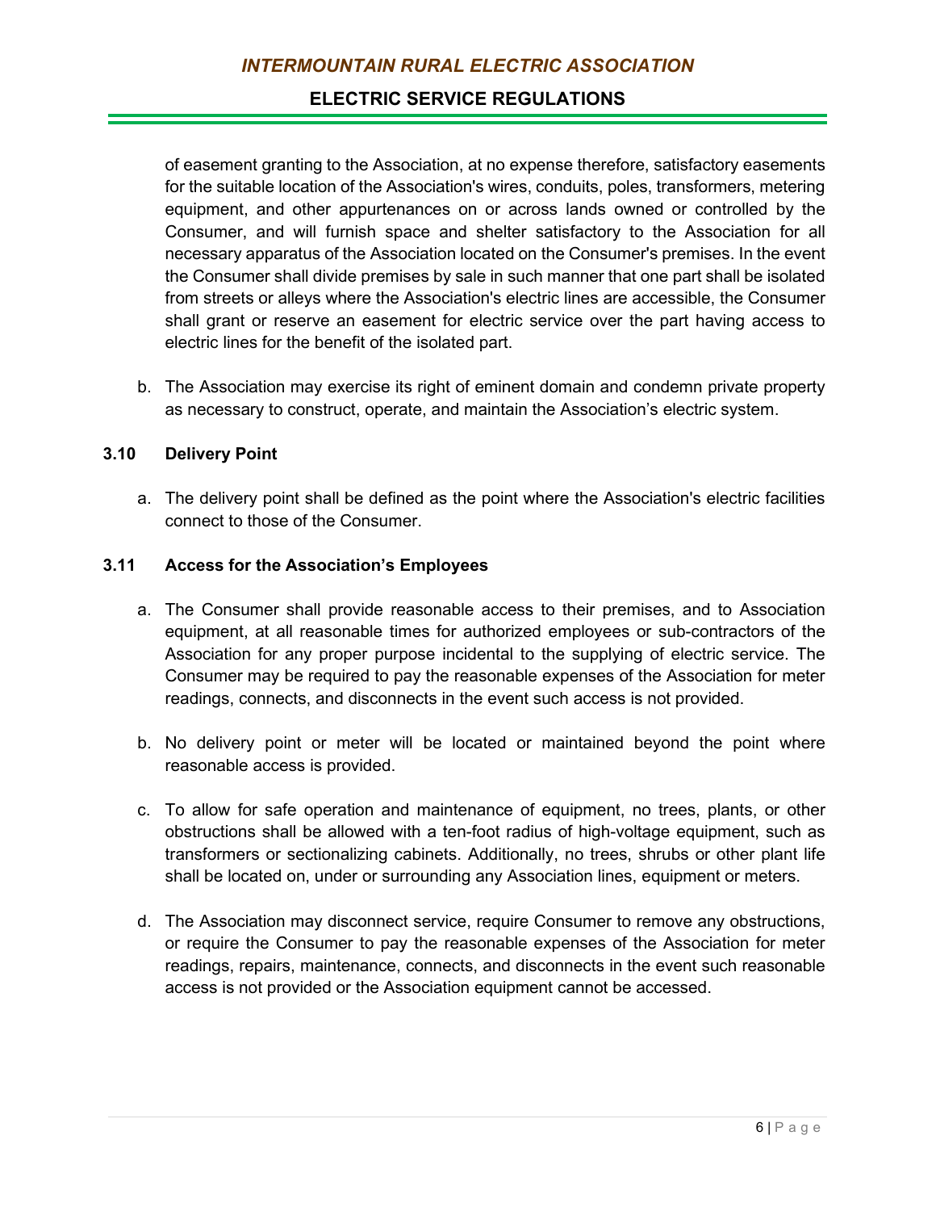of easement granting to the Association, at no expense therefore, satisfactory easements for the suitable location of the Association's wires, conduits, poles, transformers, metering equipment, and other appurtenances on or across lands owned or controlled by the Consumer, and will furnish space and shelter satisfactory to the Association for all necessary apparatus of the Association located on the Consumer's premises. In the event the Consumer shall divide premises by sale in such manner that one part shall be isolated from streets or alleys where the Association's electric lines are accessible, the Consumer shall grant or reserve an easement for electric service over the part having access to electric lines for the benefit of the isolated part.

b. The Association may exercise its right of eminent domain and condemn private property as necessary to construct, operate, and maintain the Association's electric system.

### 3.10 Delivery Point

a. The delivery point shall be defined as the point where the Association's electric facilities connect to those of the Consumer.

### 3.11 Access for the Association's Employees

a. The Consumer shall provide reasonable access to their premises, and to Association equipment, at all reasonable times for authorized employees or sub-contractors of the Association for any proper purpose incidental to the supplying of electric service. The Consumer may be required to pay the reasonable expenses of the Association for meter readings, connects, and disconnects in the event such access is not provided.

b. No delivery point or meter will be located or maintained beyond the point where reasonable access is provided.

c. To allow for safe operation and maintenance of equipment, no trees, plants, or other obstructions shall be allowed with a ten-foot radius of high-voltage equipment, such as transformers or sectionalizing cabinets. Additionally, no trees, shrubs or other plant life shall be located on, under or surrounding any Association lines, equipment or meters.

d. The Association may disconnect service, require Consumer to remove any obstructions, or require the Consumer to pay the reasonable expenses of the Association for meter readings, repairs, maintenance, connects, and disconnects in the event such reasonable access is not provided or the Association equipment cannot be accessed.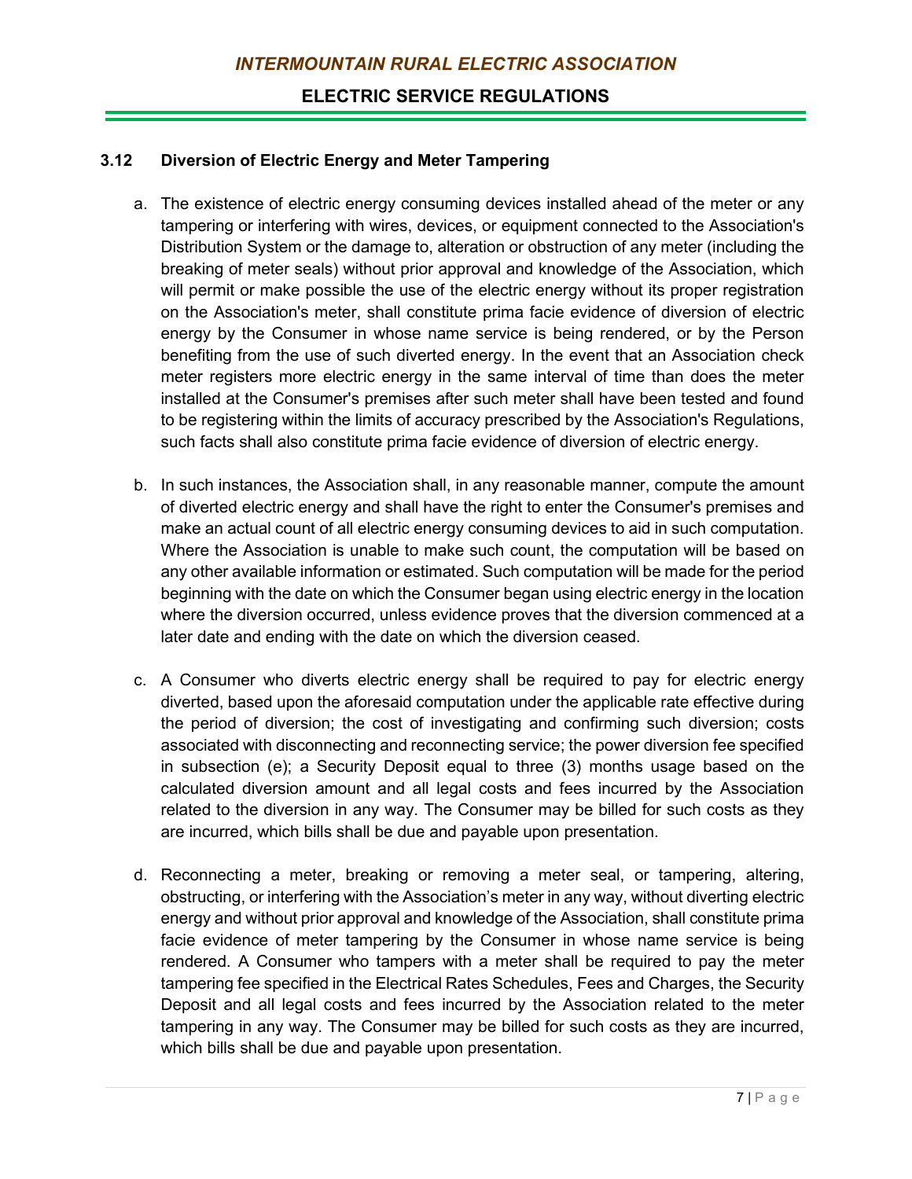### 3.12 Diversion of Electric Energy and Meter Tampering

a. The existence of electric energy consuming devices installed ahead of the meter or any tampering or interfering with wires, devices, or equipment connected to the Association's Distribution System or the damage to, alteration or obstruction of any meter (including the breaking of meter seals) without prior approval and knowledge of the Association, which will permit or make possible the use of the electric energy without its proper registration on the Association's meter, shall constitute prima facie evidence of diversion of electric energy by the Consumer in whose name service is being rendered, or by the Person benefiting from the use of such diverted energy. In the event that an Association check meter registers more electric energy in the same interval of time than does the meter installed at the Consumer's premises after such meter shall have been tested and found to be registering within the limits of accuracy prescribed by the Association's Regulations, such facts shall also constitute prima facie evidence of diversion of electric energy.

b. In such instances, the Association shall, in any reasonable manner, compute the amount of diverted electric energy and shall have the right to enter the Consumer's premises and make an actual count of all electric energy consuming devices to aid in such computation. Where the Association is unable to make such count, the computation will be based on any other available information or estimated. Such computation will be made for the period beginning with the date on which the Consumer began using electric energy in the location where the diversion occurred, unless evidence proves that the diversion commenced at a later date and ending with the date on which the diversion ceased.

c. A Consumer who diverts electric energy shall be required to pay for electric energy diverted, based upon the aforesaid computation under the applicable rate effective during the period of diversion; the cost of investigating and confirming such diversion; costs associated with disconnecting and reconnecting service; the power diversion fee specified in subsection (e); a Security Deposit equal to three (3) months usage based on the calculated diversion amount and all legal costs and fees incurred by the Association related to the diversion in any way. The Consumer may be billed for such costs as they are incurred, which bills shall be due and payable upon presentation.

d. Reconnecting a meter, breaking or removing a meter seal, or tampering, altering, obstructing, or interfering with the Association's meter in any way, without diverting electric energy and without prior approval and knowledge of the Association, shall constitute prima facie evidence of meter tampering by the Consumer in whose name service is being rendered. A Consumer who tampers with a meter shall be required to pay the meter tampering fee specified in the Electrical Rates Schedules, Fees and Charges, the Security Deposit and all legal costs and fees incurred by the Association related to the meter tampering in any way. The Consumer may be billed for such costs as they are incurred, which bills shall be due and payable upon presentation.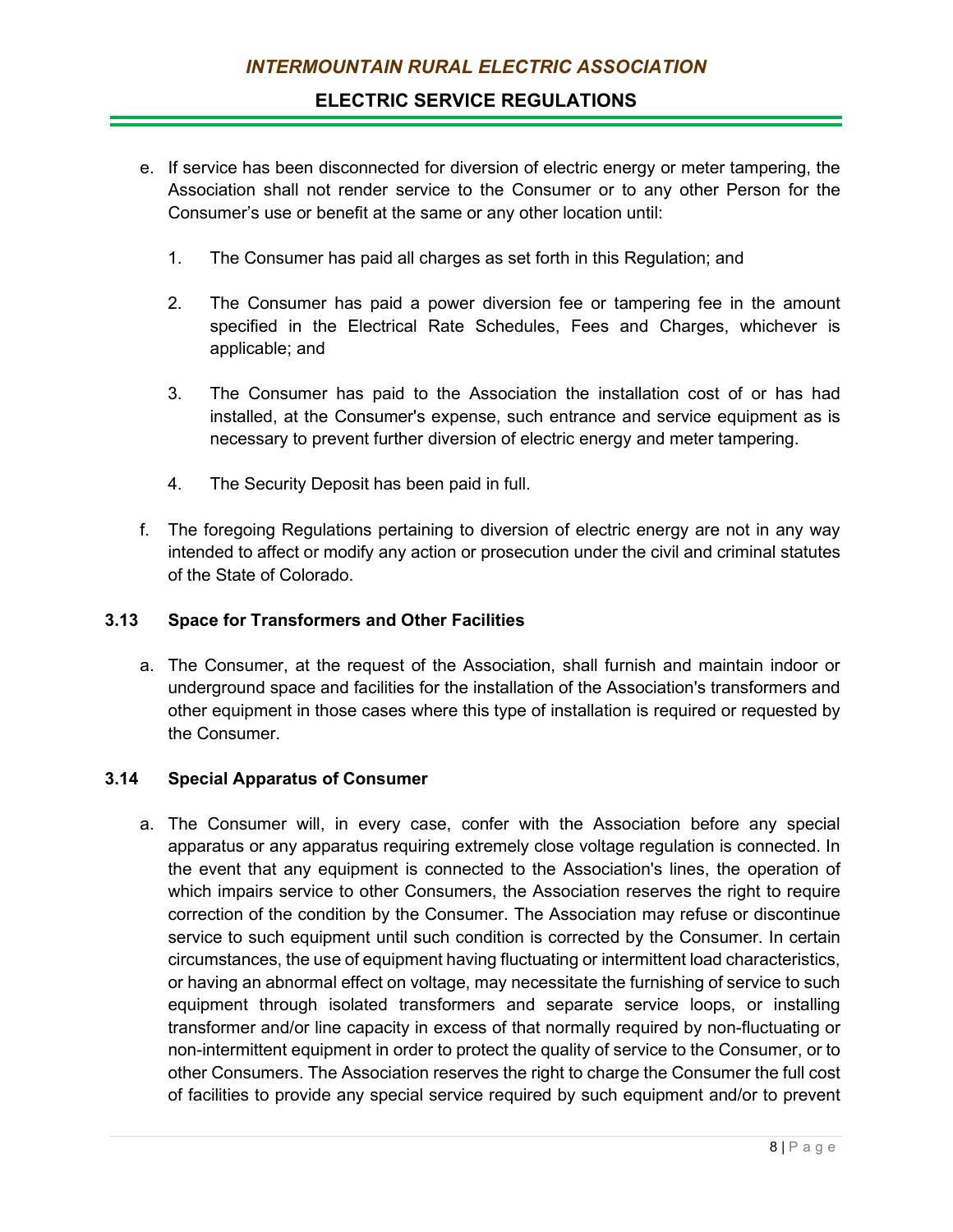e. If service has been disconnected for diversion of electric energy or meter tampering, the Association shall not render service to the Consumer or to any other Person for the Consumer's use or benefit at the same or any other location until:

   1. The Consumer has paid all charges as set forth in this Regulation; and

   2. The Consumer has paid a power diversion fee or tampering fee in the amount specified in the Electrical Rate Schedules, Fees and Charges, whichever is applicable; and

   3. The Consumer has paid to the Association the installation cost of or has had installed, at the Consumer's expense, such entrance and service equipment as is necessary to prevent further diversion of electric energy and meter tampering.

   4. The Security Deposit has been paid in full.

f. The foregoing Regulations pertaining to diversion of electric energy are not in any way intended to affect or modify any action or prosecution under the civil and criminal statutes of the State of Colorado.

### 3.13 Space for Transformers and Other Facilities

a. The Consumer, at the request of the Association, shall furnish and maintain indoor or underground space and facilities for the installation of the Association's transformers and other equipment in those cases where this type of installation is required or requested by the Consumer.

### 3.14 Special Apparatus of Consumer

a. The Consumer will, in every case, confer with the Association before any special apparatus or any apparatus requiring extremely close voltage regulation is connected. In the event that any equipment is connected to the Association's lines, the operation of which impairs service to other Consumers, the Association reserves the right to require correction of the condition by the Consumer. The Association may refuse or discontinue service to such equipment until such condition is corrected by the Consumer. In certain circumstances, the use of equipment having fluctuating or intermittent load characteristics, or having an abnormal effect on voltage, may necessitate the furnishing of service to such equipment through isolated transformers and separate service loops, or installing transformer and/or line capacity in excess of that normally required by non-fluctuating or non-intermittent equipment in order to protect the quality of service to the Consumer, or to other Consumers. The Association reserves the right to charge the Consumer the full cost of facilities to provide any special service required by such equipment and/or to prevent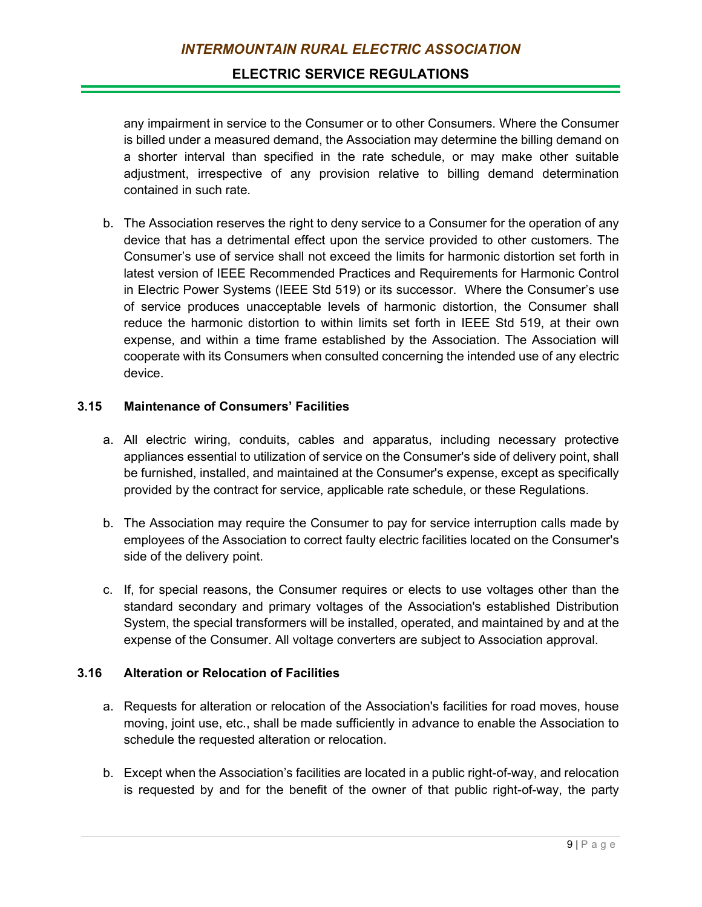any impairment in service to the Consumer or to other Consumers. Where the Consumer is billed under a measured demand, the Association may determine the billing demand on a shorter interval than specified in the rate schedule, or may make other suitable adjustment, irrespective of any provision relative to billing demand determination contained in such rate.

b. The Association reserves the right to deny service to a Consumer for the operation of any device that has a detrimental effect upon the service provided to other customers. The Consumer's use of service shall not exceed the limits for harmonic distortion set forth in latest version of IEEE Recommended Practices and Requirements for Harmonic Control in Electric Power Systems (IEEE Std 519) or its successor. Where the Consumer's use of service produces unacceptable levels of harmonic distortion, the Consumer shall reduce the harmonic distortion to within limits set forth in IEEE Std 519, at their own expense, and within a time frame established by the Association. The Association will cooperate with its Consumers when consulted concerning the intended use of any electric device.

### 3.15 Maintenance of Consumers' Facilities

a. All electric wiring, conduits, cables and apparatus, including necessary protective appliances essential to utilization of service on the Consumer's side of delivery point, shall be furnished, installed, and maintained at the Consumer's expense, except as specifically provided by the contract for service, applicable rate schedule, or these Regulations.

b. The Association may require the Consumer to pay for service interruption calls made by employees of the Association to correct faulty electric facilities located on the Consumer's side of the delivery point.

c. If, for special reasons, the Consumer requires or elects to use voltages other than the standard secondary and primary voltages of the Association's established Distribution System, the special transformers will be installed, operated, and maintained by and at the expense of the Consumer. All voltage converters are subject to Association approval.

### 3.16 Alteration or Relocation of Facilities

a. Requests for alteration or relocation of the Association's facilities for road moves, house moving, joint use, etc., shall be made sufficiently in advance to enable the Association to schedule the requested alteration or relocation.

b. Except when the Association's facilities are located in a public right-of-way, and relocation is requested by and for the benefit of the owner of that public right-of-way, the party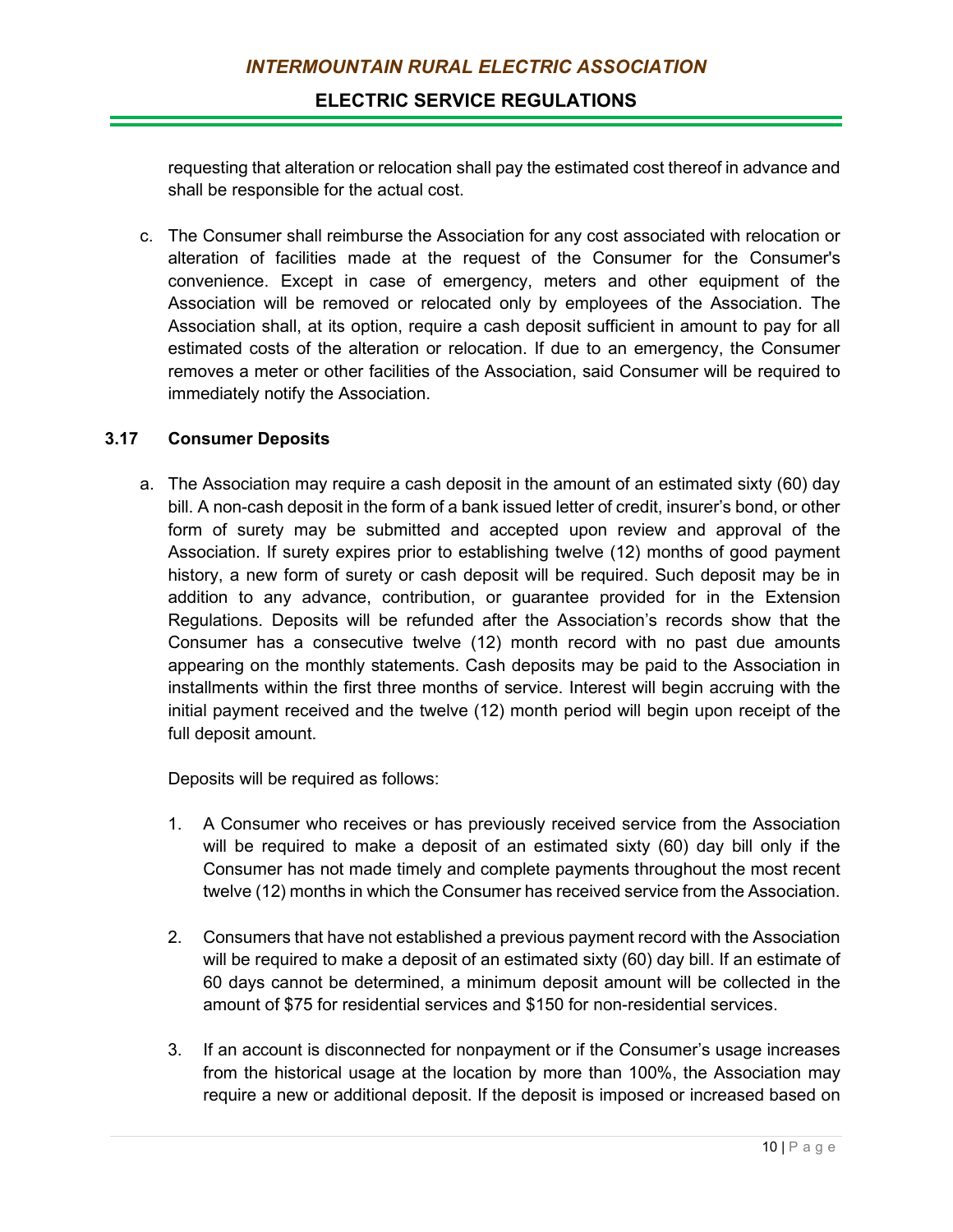requesting that alteration or relocation shall pay the estimated cost thereof in advance and shall be responsible for the actual cost.

c. The Consumer shall reimburse the Association for any cost associated with relocation or alteration of facilities made at the request of the Consumer for the Consumer's convenience. Except in case of emergency, meters and other equipment of the Association will be removed or relocated only by employees of the Association. The Association shall, at its option, require a cash deposit sufficient in amount to pay for all estimated costs of the alteration or relocation. If due to an emergency, the Consumer removes a meter or other facilities of the Association, said Consumer will be required to immediately notify the Association.

### 3.17 Consumer Deposits

a. The Association may require a cash deposit in the amount of an estimated sixty (60) day bill. A non-cash deposit in the form of a bank issued letter of credit, insurer's bond, or other form of surety may be submitted and accepted upon review and approval of the Association. If surety expires prior to establishing twelve (12) months of good payment history, a new form of surety or cash deposit will be required. Such deposit may be in addition to any advance, contribution, or guarantee provided for in the Extension Regulations. Deposits will be refunded after the Association's records show that the Consumer has a consecutive twelve (12) month record with no past due amounts appearing on the monthly statements. Cash deposits may be paid to the Association in installments within the first three months of service. Interest will begin accruing with the initial payment received and the twelve (12) month period will begin upon receipt of the full deposit amount.

   Deposits will be required as follows:

   1. A Consumer who receives or has previously received service from the Association will be required to make a deposit of an estimated sixty (60) day bill only if the Consumer has not made timely and complete payments throughout the most recent twelve (12) months in which the Consumer has received service from the Association.

   2. Consumers that have not established a previous payment record with the Association will be required to make a deposit of an estimated sixty (60) day bill. If an estimate of 60 days cannot be determined, a minimum deposit amount will be collected in the amount of $75 for residential services and $150 for non-residential services.

   3. If an account is disconnected for nonpayment or if the Consumer's usage increases from the historical usage at the location by more than 100%, the Association may require a new or additional deposit. If the deposit is imposed or increased based on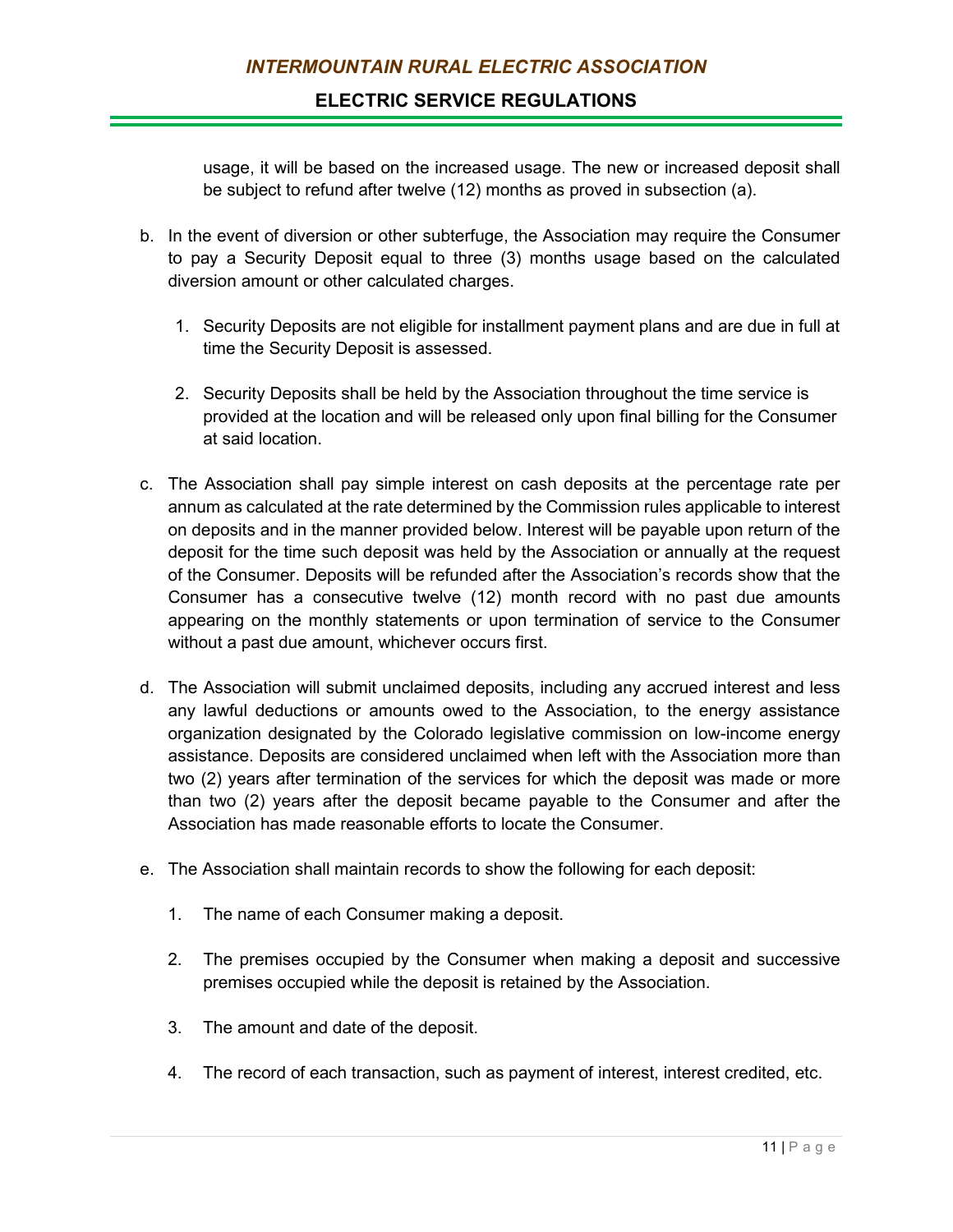usage, it will be based on the increased usage. The new or increased deposit shall be subject to refund after twelve (12) months as proved in subsection (a).

b. In the event of diversion or other subterfuge, the Association may require the Consumer to pay a Security Deposit equal to three (3) months usage based on the calculated diversion amount or other calculated charges.

   1. Security Deposits are not eligible for installment payment plans and are due in full at time the Security Deposit is assessed.

   2. Security Deposits shall be held by the Association throughout the time service is provided at the location and will be released only upon final billing for the Consumer at said location.

c. The Association shall pay simple interest on cash deposits at the percentage rate per annum as calculated at the rate determined by the Commission rules applicable to interest on deposits and in the manner provided below. Interest will be payable upon return of the deposit for the time such deposit was held by the Association or annually at the request of the Consumer. Deposits will be refunded after the Association's records show that the Consumer has a consecutive twelve (12) month record with no past due amounts appearing on the monthly statements or upon termination of service to the Consumer without a past due amount, whichever occurs first.

d. The Association will submit unclaimed deposits, including any accrued interest and less any lawful deductions or amounts owed to the Association, to the energy assistance organization designated by the Colorado legislative commission on low-income energy assistance. Deposits are considered unclaimed when left with the Association more than two (2) years after termination of the services for which the deposit was made or more than two (2) years after the deposit became payable to the Consumer and after the Association has made reasonable efforts to locate the Consumer.

e. The Association shall maintain records to show the following for each deposit:

   1. The name of each Consumer making a deposit.

   2. The premises occupied by the Consumer when making a deposit and successive premises occupied while the deposit is retained by the Association.

   3. The amount and date of the deposit.

   4. The record of each transaction, such as payment of interest, interest credited, etc.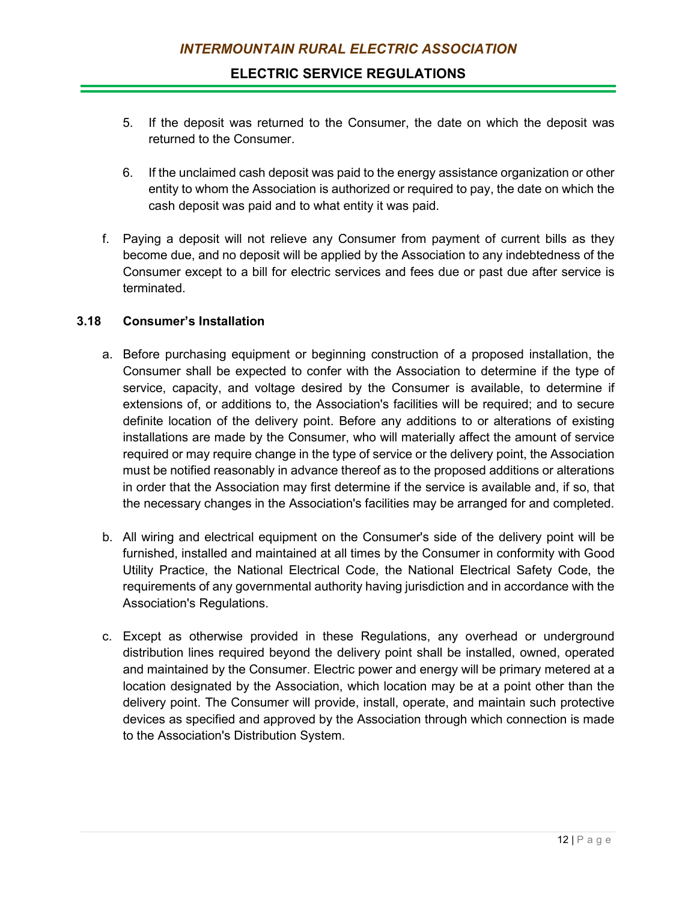5. If the deposit was returned to the Consumer, the date on which the deposit was returned to the Consumer.

6. If the unclaimed cash deposit was paid to the energy assistance organization or other entity to whom the Association is authorized or required to pay, the date on which the cash deposit was paid and to what entity it was paid.

f. Paying a deposit will not relieve any Consumer from payment of current bills as they become due, and no deposit will be applied by the Association to any indebtedness of the Consumer except to a bill for electric services and fees due or past due after service is terminated.

### 3.18 Consumer's Installation

a. Before purchasing equipment or beginning construction of a proposed installation, the Consumer shall be expected to confer with the Association to determine if the type of service, capacity, and voltage desired by the Consumer is available, to determine if extensions of, or additions to, the Association's facilities will be required; and to secure definite location of the delivery point. Before any additions to or alterations of existing installations are made by the Consumer, who will materially affect the amount of service required or may require change in the type of service or the delivery point, the Association must be notified reasonably in advance thereof as to the proposed additions or alterations in order that the Association may first determine if the service is available and, if so, that the necessary changes in the Association's facilities may be arranged for and completed.

b. All wiring and electrical equipment on the Consumer's side of the delivery point will be furnished, installed and maintained at all times by the Consumer in conformity with Good Utility Practice, the National Electrical Code, the National Electrical Safety Code, the requirements of any governmental authority having jurisdiction and in accordance with the Association's Regulations.

c. Except as otherwise provided in these Regulations, any overhead or underground distribution lines required beyond the delivery point shall be installed, owned, operated and maintained by the Consumer. Electric power and energy will be primary metered at a location designated by the Association, which location may be at a point other than the delivery point. The Consumer will provide, install, operate, and maintain such protective devices as specified and approved by the Association through which connection is made to the Association's Distribution System.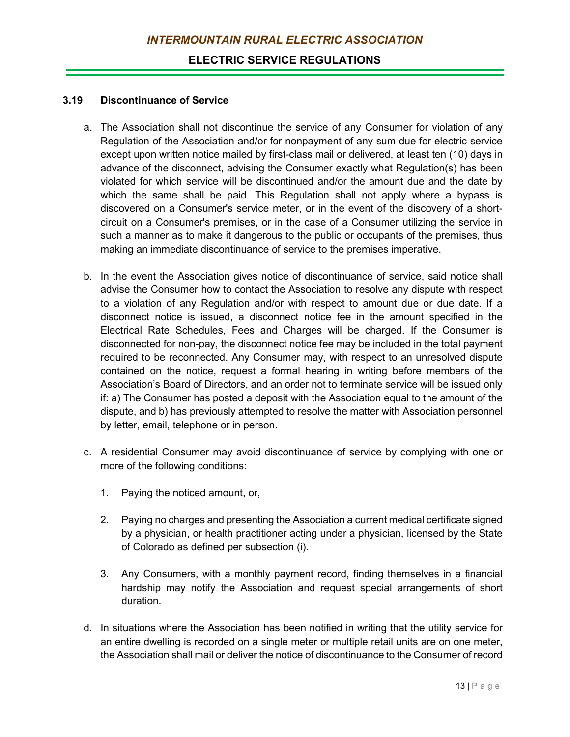### 3.19 Discontinuance of Service

a. The Association shall not discontinue the service of any Consumer for violation of any Regulation of the Association and/or for nonpayment of any sum due for electric service except upon written notice mailed by first-class mail or delivered, at least ten (10) days in advance of the disconnect, advising the Consumer exactly what Regulation(s) has been violated for which service will be discontinued and/or the amount due and the date by which the same shall be paid. This Regulation shall not apply where a bypass is discovered on a Consumer's service meter, or in the event of the discovery of a short-circuit on a Consumer's premises, or in the case of a Consumer utilizing the service in such a manner as to make it dangerous to the public or occupants of the premises, thus making an immediate discontinuance of service to the premises imperative.

b. In the event the Association gives notice of discontinuance of service, said notice shall advise the Consumer how to contact the Association to resolve any dispute with respect to a violation of any Regulation and/or with respect to amount due or due date. If a disconnect notice is issued, a disconnect notice fee in the amount specified in the Electrical Rate Schedules, Fees and Charges will be charged. If the Consumer is disconnected for non-pay, the disconnect notice fee may be included in the total payment required to be reconnected. Any Consumer may, with respect to an unresolved dispute contained on the notice, request a formal hearing in writing before members of the Association's Board of Directors, and an order not to terminate service will be issued only if: a) The Consumer has posted a deposit with the Association equal to the amount of the dispute, and b) has previously attempted to resolve the matter with Association personnel by letter, email, telephone or in person.

c. A residential Consumer may avoid discontinuance of service by complying with one or more of the following conditions:

   1. Paying the noticed amount, or,

   2. Paying no charges and presenting the Association a current medical certificate signed by a physician, or health practitioner acting under a physician, licensed by the State of Colorado as defined per subsection (i).

   3. Any Consumers, with a monthly payment record, finding themselves in a financial hardship may notify the Association and request special arrangements of short duration.

d. In situations where the Association has been notified in writing that the utility service for an entire dwelling is recorded on a single meter or multiple retail units are on one meter, the Association shall mail or deliver the notice of discontinuance to the Consumer of record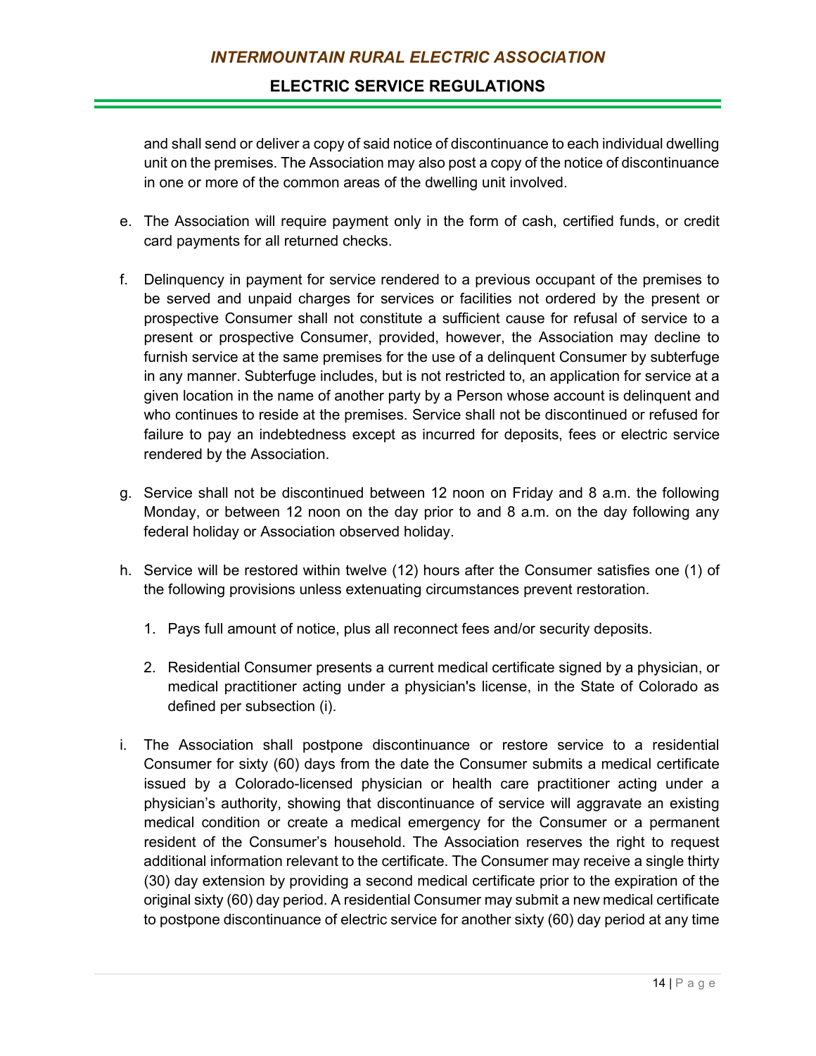and shall send or deliver a copy of said notice of discontinuance to each individual dwelling unit on the premises. The Association may also post a copy of the notice of discontinuance in one or more of the common areas of the dwelling unit involved.

e. The Association will require payment only in the form of cash, certified funds, or credit card payments for all returned checks.

f. Delinquency in payment for service rendered to a previous occupant of the premises to be served and unpaid charges for services or facilities not ordered by the present or prospective Consumer shall not constitute a sufficient cause for refusal of service to a present or prospective Consumer, provided, however, the Association may decline to furnish service at the same premises for the use of a delinquent Consumer by subterfuge in any manner. Subterfuge includes, but is not restricted to, an application for service at a given location in the name of another party by a Person whose account is delinquent and who continues to reside at the premises. Service shall not be discontinued or refused for failure to pay an indebtedness except as incurred for deposits, fees or electric service rendered by the Association.

g. Service shall not be discontinued between 12 noon on Friday and 8 a.m. the following Monday, or between 12 noon on the day prior to and 8 a.m. on the day following any federal holiday or Association observed holiday.

h. Service will be restored within twelve (12) hours after the Consumer satisfies one (1) of the following provisions unless extenuating circumstances prevent restoration.

   1. Pays full amount of notice, plus all reconnect fees and/or security deposits.

   2. Residential Consumer presents a current medical certificate signed by a physician, or medical practitioner acting under a physician's license, in the State of Colorado as defined per subsection (i).

i. The Association shall postpone discontinuance or restore service to a residential Consumer for sixty (60) days from the date the Consumer submits a medical certificate issued by a Colorado-licensed physician or health care practitioner acting under a physician's authority, showing that discontinuance of service will aggravate an existing medical condition or create a medical emergency for the Consumer or a permanent resident of the Consumer's household. The Association reserves the right to request additional information relevant to the certificate. The Consumer may receive a single thirty (30) day extension by providing a second medical certificate prior to the expiration of the original sixty (60) day period. A residential Consumer may submit a new medical certificate to postpone discontinuance of electric service for another sixty (60) day period at any time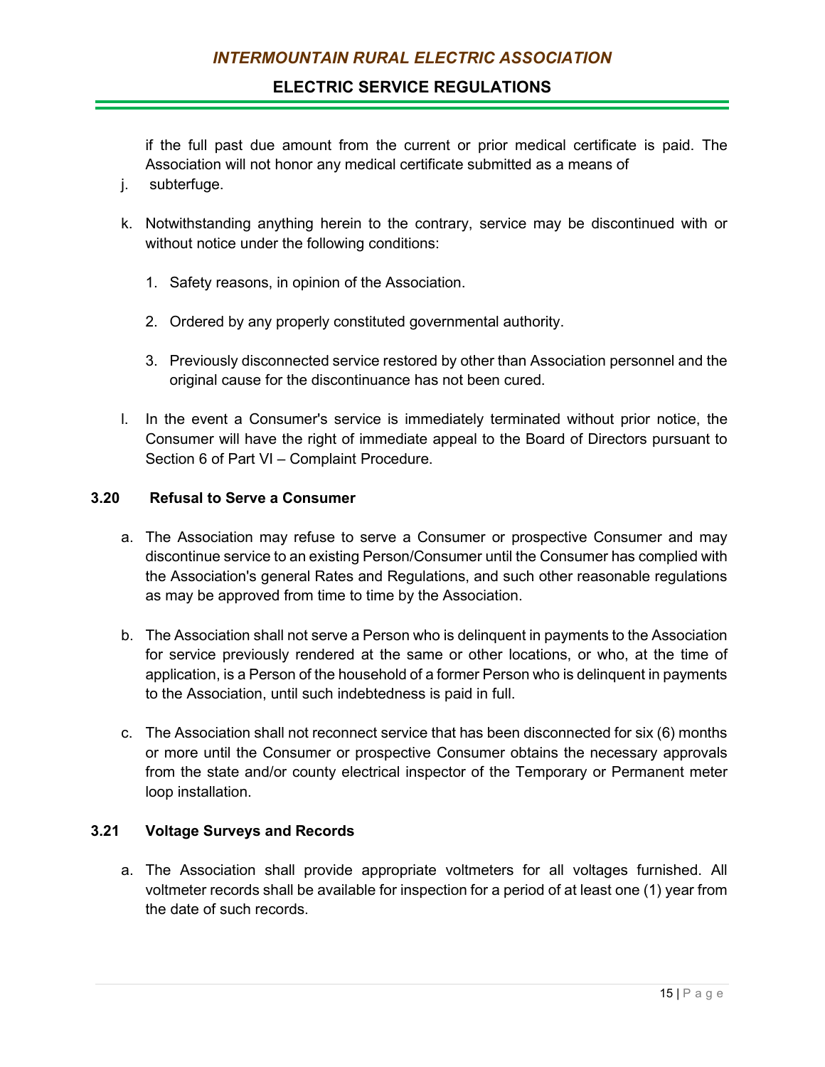if the full past due amount from the current or prior medical certificate is paid. The Association will not honor any medical certificate submitted as a means of

j. subterfuge.

k. Notwithstanding anything herein to the contrary, service may be discontinued with or without notice under the following conditions:

   1. Safety reasons, in opinion of the Association.

   2. Ordered by any properly constituted governmental authority.

   3. Previously disconnected service restored by other than Association personnel and the original cause for the discontinuance has not been cured.

l. In the event a Consumer's service is immediately terminated without prior notice, the Consumer will have the right of immediate appeal to the Board of Directors pursuant to Section 6 of Part VI – Complaint Procedure.

**3.20 Refusal to Serve a Consumer**

a. The Association may refuse to serve a Consumer or prospective Consumer and may discontinue service to an existing Person/Consumer until the Consumer has complied with the Association's general Rates and Regulations, and such other reasonable regulations as may be approved from time to time by the Association.

b. The Association shall not serve a Person who is delinquent in payments to the Association for service previously rendered at the same or other locations, or who, at the time of application, is a Person of the household of a former Person who is delinquent in payments to the Association, until such indebtedness is paid in full.

c. The Association shall not reconnect service that has been disconnected for six (6) months or more until the Consumer or prospective Consumer obtains the necessary approvals from the state and/or county electrical inspector of the Temporary or Permanent meter loop installation.

**3.21 Voltage Surveys and Records**

a. The Association shall provide appropriate voltmeters for all voltages furnished. All voltmeter records shall be available for inspection for a period of at least one (1) year from the date of such records.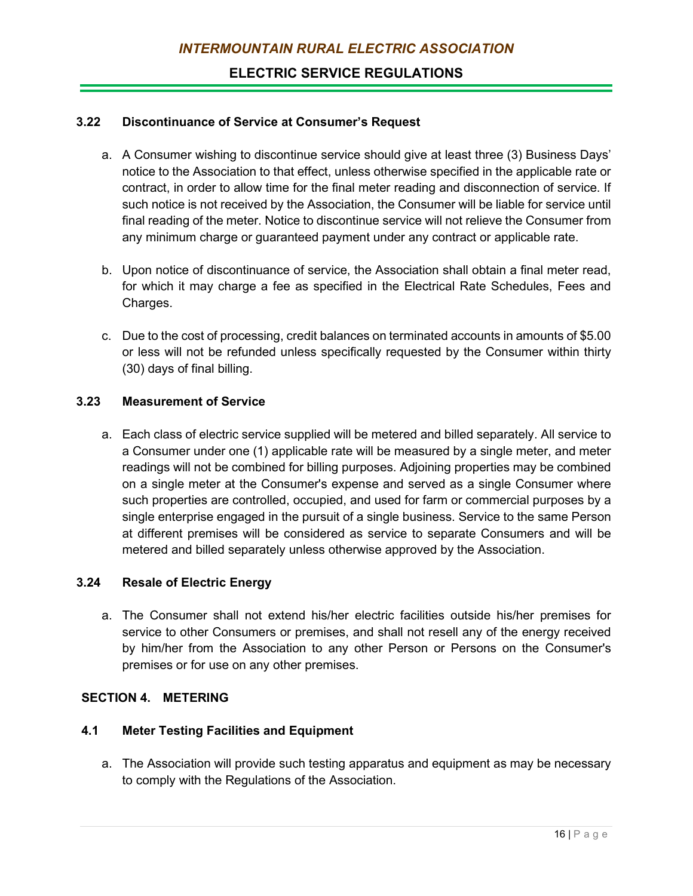### 3.22 Discontinuance of Service at Consumer's Request

a. A Consumer wishing to discontinue service should give at least three (3) Business Days' notice to the Association to that effect, unless otherwise specified in the applicable rate or contract, in order to allow time for the final meter reading and disconnection of service. If such notice is not received by the Association, the Consumer will be liable for service until final reading of the meter. Notice to discontinue service will not relieve the Consumer from any minimum charge or guaranteed payment under any contract or applicable rate.

b. Upon notice of discontinuance of service, the Association shall obtain a final meter read, for which it may charge a fee as specified in the Electrical Rate Schedules, Fees and Charges.

c. Due to the cost of processing, credit balances on terminated accounts in amounts of $5.00 or less will not be refunded unless specifically requested by the Consumer within thirty (30) days of final billing.

### 3.23 Measurement of Service

a. Each class of electric service supplied will be metered and billed separately. All service to a Consumer under one (1) applicable rate will be measured by a single meter, and meter readings will not be combined for billing purposes. Adjoining properties may be combined on a single meter at the Consumer's expense and served as a single Consumer where such properties are controlled, occupied, and used for farm or commercial purposes by a single enterprise engaged in the pursuit of a single business. Service to the same Person at different premises will be considered as service to separate Consumers and will be metered and billed separately unless otherwise approved by the Association.

### 3.24 Resale of Electric Energy

a. The Consumer shall not extend his/her electric facilities outside his/her premises for service to other Consumers or premises, and shall not resell any of the energy received by him/her from the Association to any other Person or Persons on the Consumer's premises or for use on any other premises.

## SECTION 4. METERING

### 4.1 Meter Testing Facilities and Equipment

a. The Association will provide such testing apparatus and equipment as may be necessary to comply with the Regulations of the Association.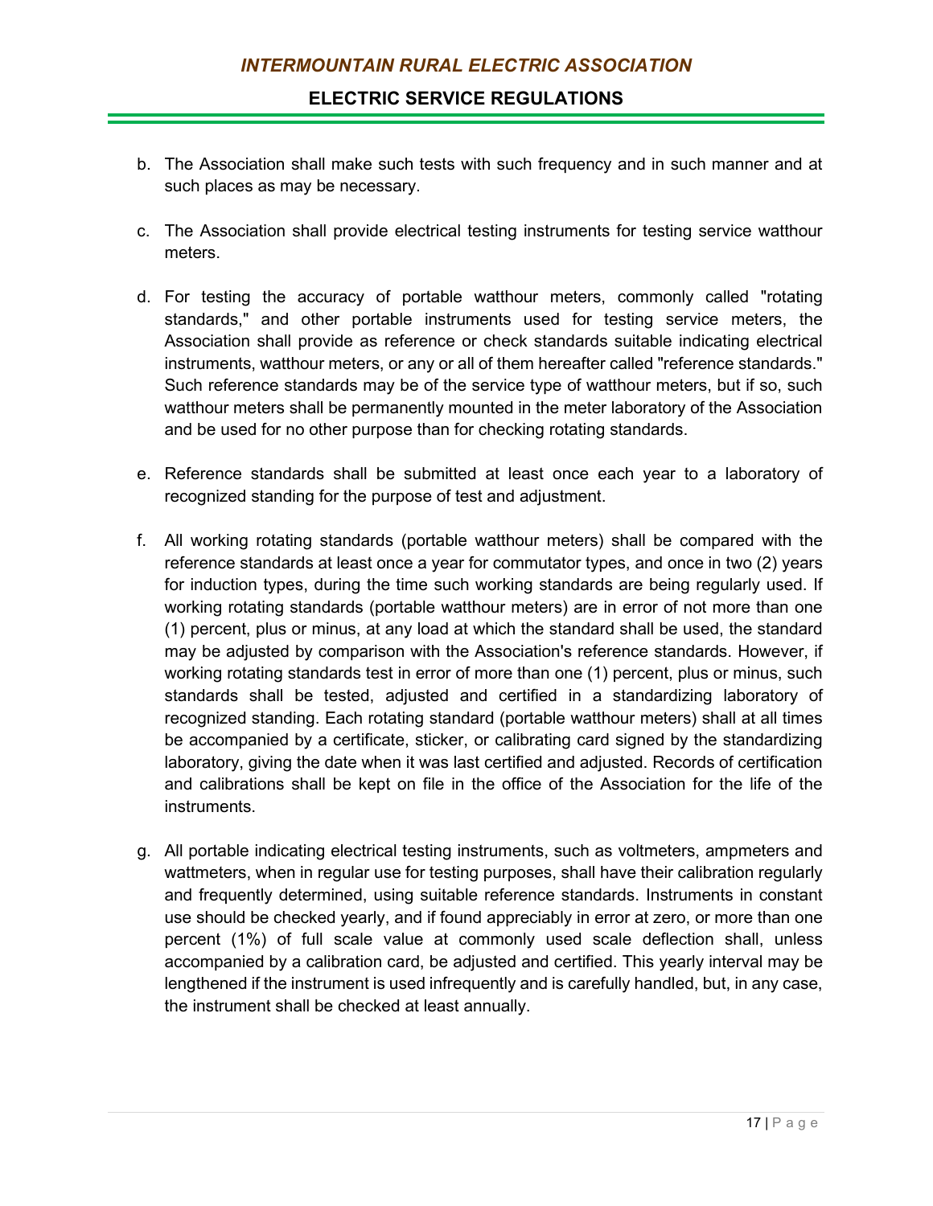b. The Association shall make such tests with such frequency and in such manner and at such places as may be necessary.

c. The Association shall provide electrical testing instruments for testing service watthour meters.

d. For testing the accuracy of portable watthour meters, commonly called "rotating standards," and other portable instruments used for testing service meters, the Association shall provide as reference or check standards suitable indicating electrical instruments, watthour meters, or any or all of them hereafter called "reference standards." Such reference standards may be of the service type of watthour meters, but if so, such watthour meters shall be permanently mounted in the meter laboratory of the Association and be used for no other purpose than for checking rotating standards.

e. Reference standards shall be submitted at least once each year to a laboratory of recognized standing for the purpose of test and adjustment.

f. All working rotating standards (portable watthour meters) shall be compared with the reference standards at least once a year for commutator types, and once in two (2) years for induction types, during the time such working standards are being regularly used. If working rotating standards (portable watthour meters) are in error of not more than one (1) percent, plus or minus, at any load at which the standard shall be used, the standard may be adjusted by comparison with the Association's reference standards. However, if working rotating standards test in error of more than one (1) percent, plus or minus, such standards shall be tested, adjusted and certified in a standardizing laboratory of recognized standing. Each rotating standard (portable watthour meters) shall at all times be accompanied by a certificate, sticker, or calibrating card signed by the standardizing laboratory, giving the date when it was last certified and adjusted. Records of certification and calibrations shall be kept on file in the office of the Association for the life of the instruments.

g. All portable indicating electrical testing instruments, such as voltmeters, ampmeters and wattmeters, when in regular use for testing purposes, shall have their calibration regularly and frequently determined, using suitable reference standards. Instruments in constant use should be checked yearly, and if found appreciably in error at zero, or more than one percent (1%) of full scale value at commonly used scale deflection shall, unless accompanied by a calibration card, be adjusted and certified. This yearly interval may be lengthened if the instrument is used infrequently and is carefully handled, but, in any case, the instrument shall be checked at least annually.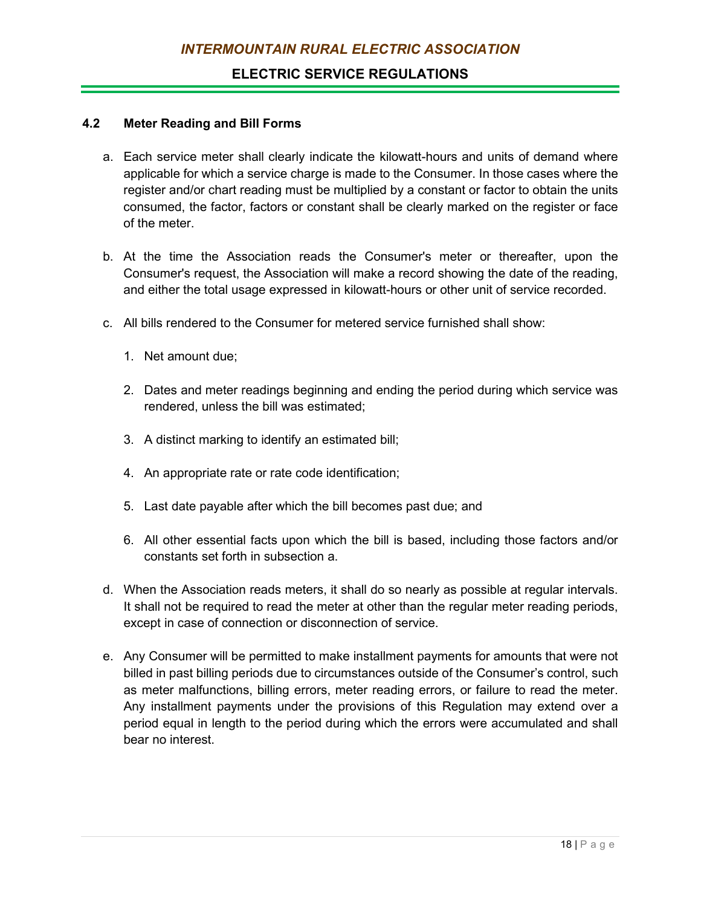### 4.2 Meter Reading and Bill Forms

a. Each service meter shall clearly indicate the kilowatt-hours and units of demand where applicable for which a service charge is made to the Consumer. In those cases where the register and/or chart reading must be multiplied by a constant or factor to obtain the units consumed, the factor, factors or constant shall be clearly marked on the register or face of the meter.

b. At the time the Association reads the Consumer's meter or thereafter, upon the Consumer's request, the Association will make a record showing the date of the reading, and either the total usage expressed in kilowatt-hours or other unit of service recorded.

c. All bills rendered to the Consumer for metered service furnished shall show:

   1. Net amount due;

   2. Dates and meter readings beginning and ending the period during which service was rendered, unless the bill was estimated;

   3. A distinct marking to identify an estimated bill;

   4. An appropriate rate or rate code identification;

   5. Last date payable after which the bill becomes past due; and

   6. All other essential facts upon which the bill is based, including those factors and/or constants set forth in subsection a.

d. When the Association reads meters, it shall do so nearly as possible at regular intervals. It shall not be required to read the meter at other than the regular meter reading periods, except in case of connection or disconnection of service.

e. Any Consumer will be permitted to make installment payments for amounts that were not billed in past billing periods due to circumstances outside of the Consumer's control, such as meter malfunctions, billing errors, meter reading errors, or failure to read the meter. Any installment payments under the provisions of this Regulation may extend over a period equal in length to the period during which the errors were accumulated and shall bear no interest.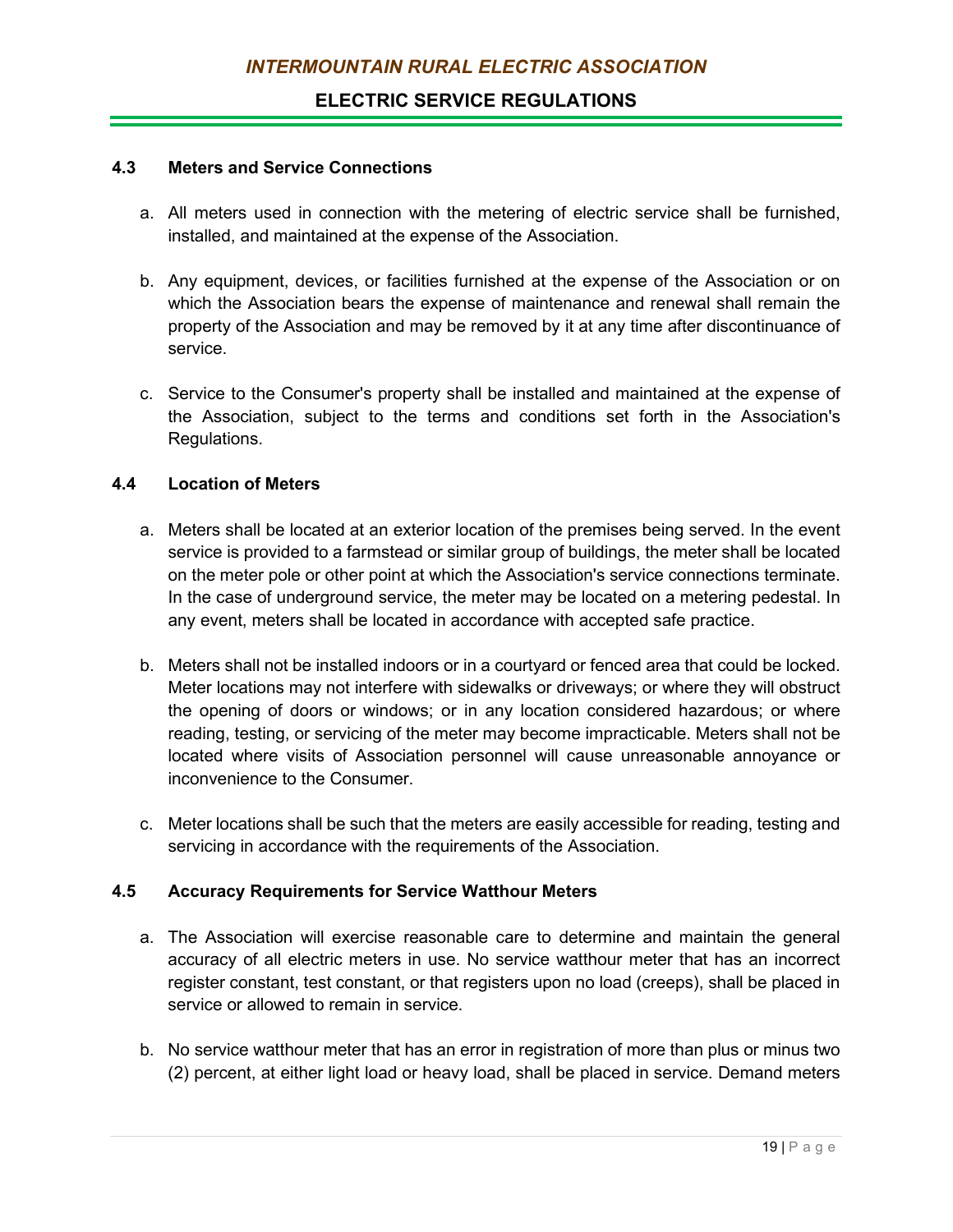### 4.3 Meters and Service Connections

a. All meters used in connection with the metering of electric service shall be furnished, installed, and maintained at the expense of the Association.

b. Any equipment, devices, or facilities furnished at the expense of the Association or on which the Association bears the expense of maintenance and renewal shall remain the property of the Association and may be removed by it at any time after discontinuance of service.

c. Service to the Consumer's property shall be installed and maintained at the expense of the Association, subject to the terms and conditions set forth in the Association's Regulations.

### 4.4 Location of Meters

a. Meters shall be located at an exterior location of the premises being served. In the event service is provided to a farmstead or similar group of buildings, the meter shall be located on the meter pole or other point at which the Association's service connections terminate. In the case of underground service, the meter may be located on a metering pedestal. In any event, meters shall be located in accordance with accepted safe practice.

b. Meters shall not be installed indoors or in a courtyard or fenced area that could be locked. Meter locations may not interfere with sidewalks or driveways; or where they will obstruct the opening of doors or windows; or in any location considered hazardous; or where reading, testing, or servicing of the meter may become impracticable. Meters shall not be located where visits of Association personnel will cause unreasonable annoyance or inconvenience to the Consumer.

c. Meter locations shall be such that the meters are easily accessible for reading, testing and servicing in accordance with the requirements of the Association.

### 4.5 Accuracy Requirements for Service Watthour Meters

a. The Association will exercise reasonable care to determine and maintain the general accuracy of all electric meters in use. No service watthour meter that has an incorrect register constant, test constant, or that registers upon no load (creeps), shall be placed in service or allowed to remain in service.

b. No service watthour meter that has an error in registration of more than plus or minus two (2) percent, at either light load or heavy load, shall be placed in service. Demand meters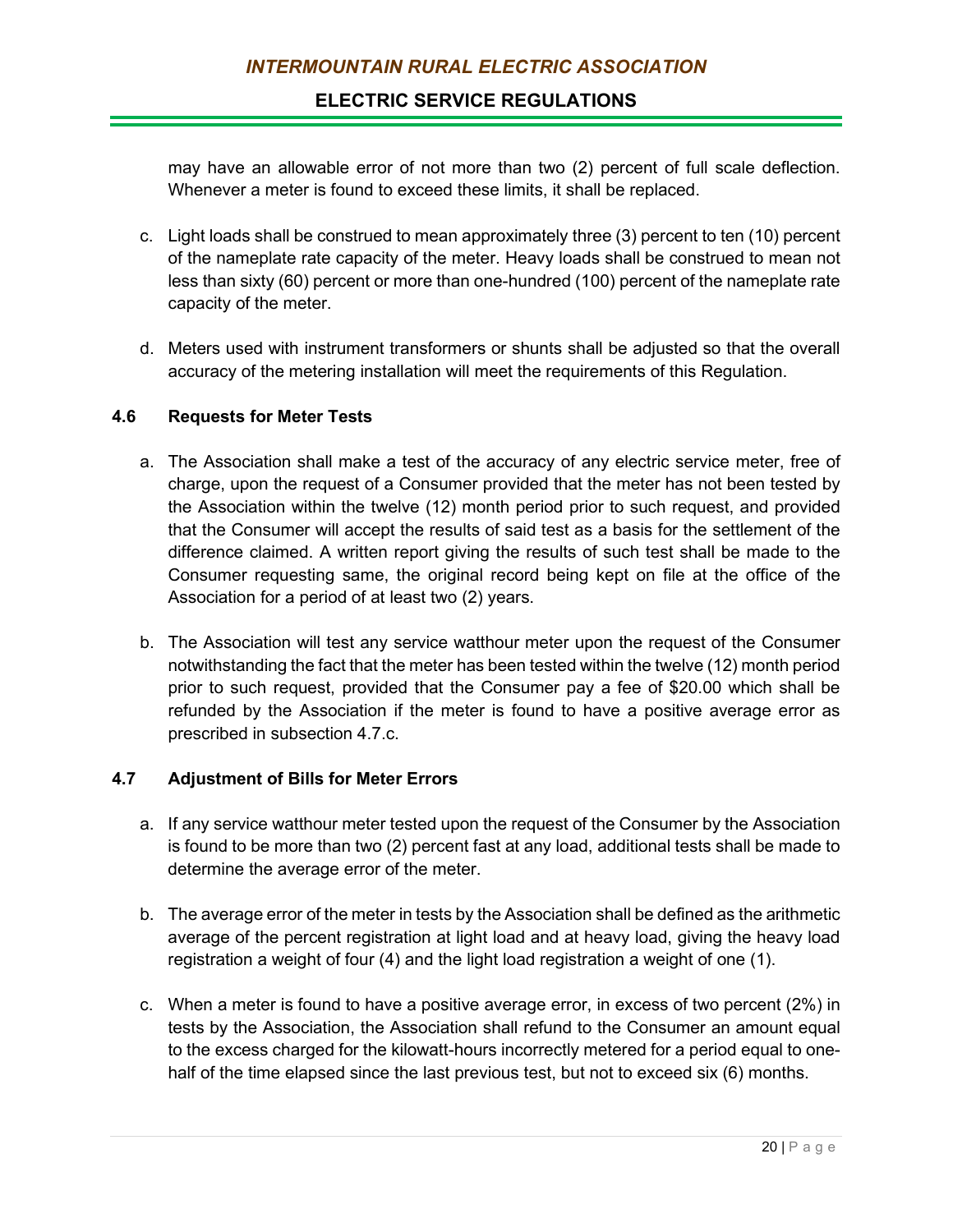may have an allowable error of not more than two (2) percent of full scale deflection. Whenever a meter is found to exceed these limits, it shall be replaced.

c. Light loads shall be construed to mean approximately three (3) percent to ten (10) percent of the nameplate rate capacity of the meter. Heavy loads shall be construed to mean not less than sixty (60) percent or more than one-hundred (100) percent of the nameplate rate capacity of the meter.

d. Meters used with instrument transformers or shunts shall be adjusted so that the overall accuracy of the metering installation will meet the requirements of this Regulation.

### 4.6 Requests for Meter Tests

a. The Association shall make a test of the accuracy of any electric service meter, free of charge, upon the request of a Consumer provided that the meter has not been tested by the Association within the twelve (12) month period prior to such request, and provided that the Consumer will accept the results of said test as a basis for the settlement of the difference claimed. A written report giving the results of such test shall be made to the Consumer requesting same, the original record being kept on file at the office of the Association for a period of at least two (2) years.

b. The Association will test any service watthour meter upon the request of the Consumer notwithstanding the fact that the meter has been tested within the twelve (12) month period prior to such request, provided that the Consumer pay a fee of $20.00 which shall be refunded by the Association if the meter is found to have a positive average error as prescribed in subsection 4.7.c.

### 4.7 Adjustment of Bills for Meter Errors

a. If any service watthour meter tested upon the request of the Consumer by the Association is found to be more than two (2) percent fast at any load, additional tests shall be made to determine the average error of the meter.

b. The average error of the meter in tests by the Association shall be defined as the arithmetic average of the percent registration at light load and at heavy load, giving the heavy load registration a weight of four (4) and the light load registration a weight of one (1).

c. When a meter is found to have a positive average error, in excess of two percent (2%) in tests by the Association, the Association shall refund to the Consumer an amount equal to the excess charged for the kilowatt-hours incorrectly metered for a period equal to one-half of the time elapsed since the last previous test, but not to exceed six (6) months.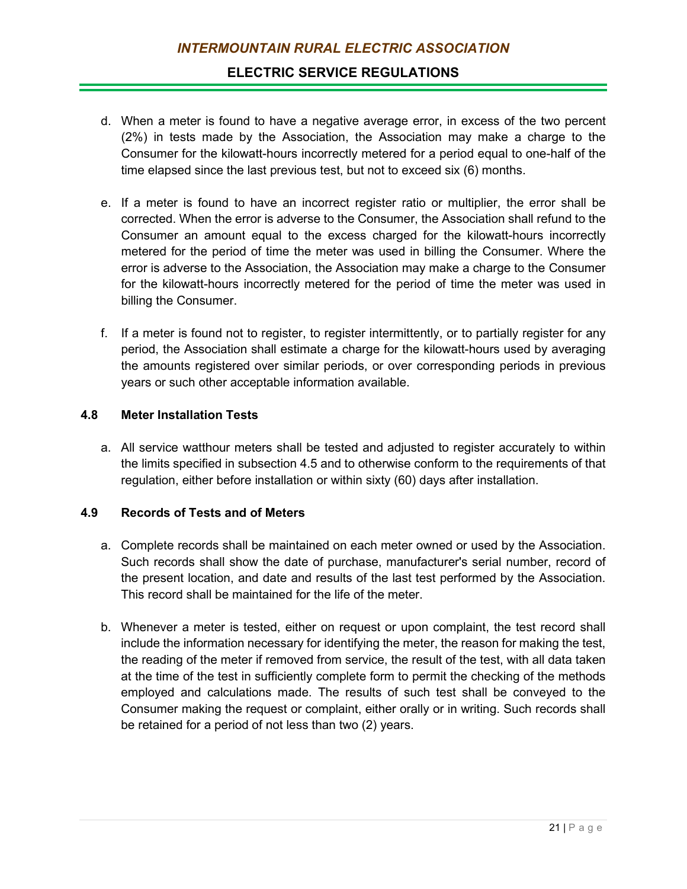d. When a meter is found to have a negative average error, in excess of the two percent (2%) in tests made by the Association, the Association may make a charge to the Consumer for the kilowatt-hours incorrectly metered for a period equal to one-half of the time elapsed since the last previous test, but not to exceed six (6) months.

e. If a meter is found to have an incorrect register ratio or multiplier, the error shall be corrected. When the error is adverse to the Consumer, the Association shall refund to the Consumer an amount equal to the excess charged for the kilowatt-hours incorrectly metered for the period of time the meter was used in billing the Consumer. Where the error is adverse to the Association, the Association may make a charge to the Consumer for the kilowatt-hours incorrectly metered for the period of time the meter was used in billing the Consumer.

f. If a meter is found not to register, to register intermittently, or to partially register for any period, the Association shall estimate a charge for the kilowatt-hours used by averaging the amounts registered over similar periods, or over corresponding periods in previous years or such other acceptable information available.

### 4.8 Meter Installation Tests

a. All service watthour meters shall be tested and adjusted to register accurately to within the limits specified in subsection 4.5 and to otherwise conform to the requirements of that regulation, either before installation or within sixty (60) days after installation.

### 4.9 Records of Tests and of Meters

a. Complete records shall be maintained on each meter owned or used by the Association. Such records shall show the date of purchase, manufacturer's serial number, record of the present location, and date and results of the last test performed by the Association. This record shall be maintained for the life of the meter.

b. Whenever a meter is tested, either on request or upon complaint, the test record shall include the information necessary for identifying the meter, the reason for making the test, the reading of the meter if removed from service, the result of the test, with all data taken at the time of the test in sufficiently complete form to permit the checking of the methods employed and calculations made. The results of such test shall be conveyed to the Consumer making the request or complaint, either orally or in writing. Such records shall be retained for a period of not less than two (2) years.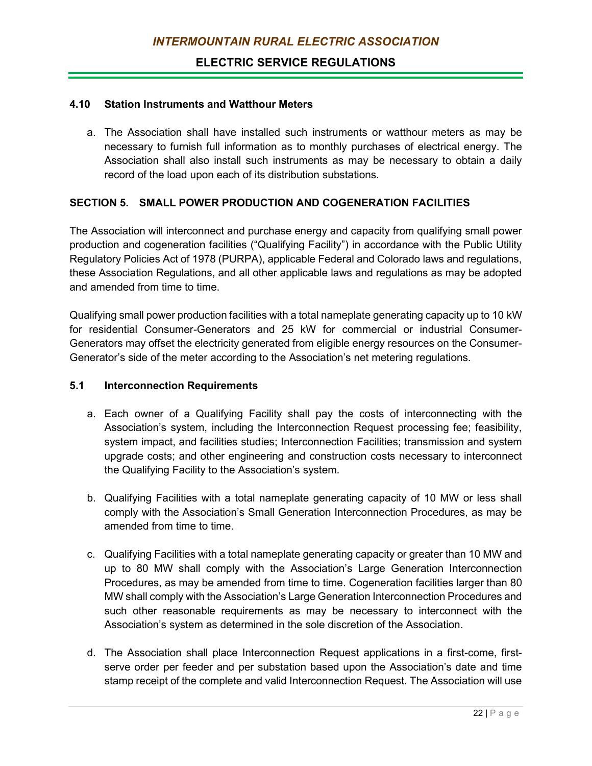### 4.10 Station Instruments and Watthour Meters

a. The Association shall have installed such instruments or watthour meters as may be necessary to furnish full information as to monthly purchases of electrical energy. The Association shall also install such instruments as may be necessary to obtain a daily record of the load upon each of its distribution substations.

## SECTION 5. SMALL POWER PRODUCTION AND COGENERATION FACILITIES

The Association will interconnect and purchase energy and capacity from qualifying small power production and cogeneration facilities ("Qualifying Facility") in accordance with the Public Utility Regulatory Policies Act of 1978 (PURPA), applicable Federal and Colorado laws and regulations, these Association Regulations, and all other applicable laws and regulations as may be adopted and amended from time to time.

Qualifying small power production facilities with a total nameplate generating capacity up to 10 kW for residential Consumer-Generators and 25 kW for commercial or industrial Consumer-Generators may offset the electricity generated from eligible energy resources on the Consumer-Generator's side of the meter according to the Association's net metering regulations.

### 5.1 Interconnection Requirements

a. Each owner of a Qualifying Facility shall pay the costs of interconnecting with the Association's system, including the Interconnection Request processing fee; feasibility, system impact, and facilities studies; Interconnection Facilities; transmission and system upgrade costs; and other engineering and construction costs necessary to interconnect the Qualifying Facility to the Association's system.

b. Qualifying Facilities with a total nameplate generating capacity of 10 MW or less shall comply with the Association's Small Generation Interconnection Procedures, as may be amended from time to time.

c. Qualifying Facilities with a total nameplate generating capacity or greater than 10 MW and up to 80 MW shall comply with the Association's Large Generation Interconnection Procedures, as may be amended from time to time. Cogeneration facilities larger than 80 MW shall comply with the Association's Large Generation Interconnection Procedures and such other reasonable requirements as may be necessary to interconnect with the Association's system as determined in the sole discretion of the Association.

d. The Association shall place Interconnection Request applications in a first-come, first-serve order per feeder and per substation based upon the Association's date and time stamp receipt of the complete and valid Interconnection Request. The Association will use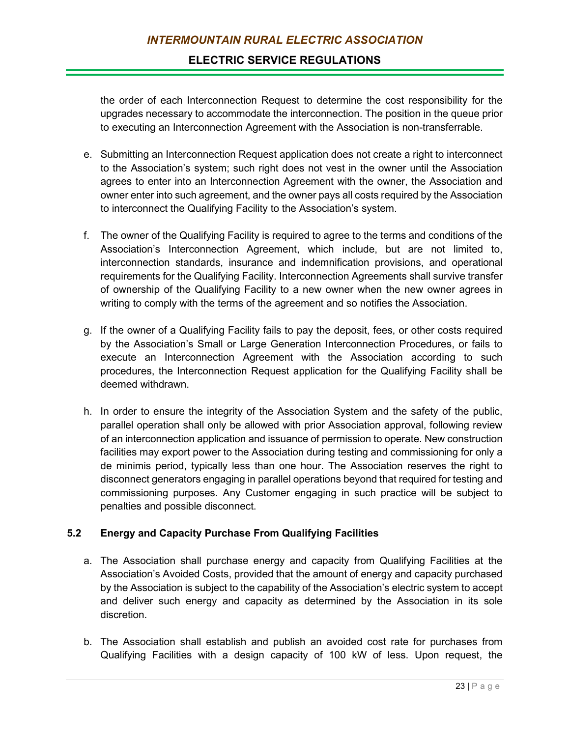the order of each Interconnection Request to determine the cost responsibility for the upgrades necessary to accommodate the interconnection. The position in the queue prior to executing an Interconnection Agreement with the Association is non-transferrable.

e. Submitting an Interconnection Request application does not create a right to interconnect to the Association's system; such right does not vest in the owner until the Association agrees to enter into an Interconnection Agreement with the owner, the Association and owner enter into such agreement, and the owner pays all costs required by the Association to interconnect the Qualifying Facility to the Association's system.

f. The owner of the Qualifying Facility is required to agree to the terms and conditions of the Association's Interconnection Agreement, which include, but are not limited to, interconnection standards, insurance and indemnification provisions, and operational requirements for the Qualifying Facility. Interconnection Agreements shall survive transfer of ownership of the Qualifying Facility to a new owner when the new owner agrees in writing to comply with the terms of the agreement and so notifies the Association.

g. If the owner of a Qualifying Facility fails to pay the deposit, fees, or other costs required by the Association's Small or Large Generation Interconnection Procedures, or fails to execute an Interconnection Agreement with the Association according to such procedures, the Interconnection Request application for the Qualifying Facility shall be deemed withdrawn.

h. In order to ensure the integrity of the Association System and the safety of the public, parallel operation shall only be allowed with prior Association approval, following review of an interconnection application and issuance of permission to operate. New construction facilities may export power to the Association during testing and commissioning for only a de minimis period, typically less than one hour. The Association reserves the right to disconnect generators engaging in parallel operations beyond that required for testing and commissioning purposes. Any Customer engaging in such practice will be subject to penalties and possible disconnect.

### 5.2 Energy and Capacity Purchase From Qualifying Facilities

a. The Association shall purchase energy and capacity from Qualifying Facilities at the Association's Avoided Costs, provided that the amount of energy and capacity purchased by the Association is subject to the capability of the Association's electric system to accept and deliver such energy and capacity as determined by the Association in its sole discretion.

b. The Association shall establish and publish an avoided cost rate for purchases from Qualifying Facilities with a design capacity of 100 kW of less. Upon request, the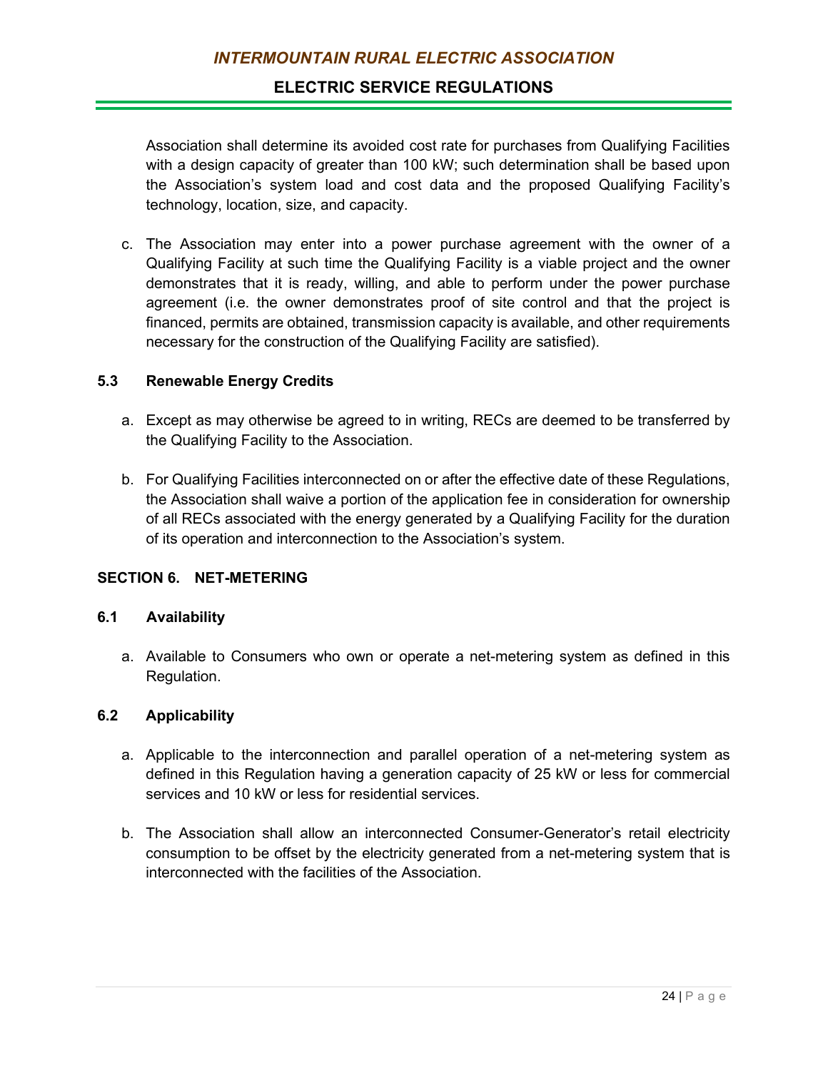Association shall determine its avoided cost rate for purchases from Qualifying Facilities with a design capacity of greater than 100 kW; such determination shall be based upon the Association's system load and cost data and the proposed Qualifying Facility's technology, location, size, and capacity.

c. The Association may enter into a power purchase agreement with the owner of a Qualifying Facility at such time the Qualifying Facility is a viable project and the owner demonstrates that it is ready, willing, and able to perform under the power purchase agreement (i.e. the owner demonstrates proof of site control and that the project is financed, permits are obtained, transmission capacity is available, and other requirements necessary for the construction of the Qualifying Facility are satisfied).

### 5.3 Renewable Energy Credits

a. Except as may otherwise be agreed to in writing, RECs are deemed to be transferred by the Qualifying Facility to the Association.

b. For Qualifying Facilities interconnected on or after the effective date of these Regulations, the Association shall waive a portion of the application fee in consideration for ownership of all RECs associated with the energy generated by a Qualifying Facility for the duration of its operation and interconnection to the Association's system.

## SECTION 6. NET-METERING

### 6.1 Availability

a. Available to Consumers who own or operate a net-metering system as defined in this Regulation.

### 6.2 Applicability

a. Applicable to the interconnection and parallel operation of a net-metering system as defined in this Regulation having a generation capacity of 25 kW or less for commercial services and 10 kW or less for residential services.

b. The Association shall allow an interconnected Consumer-Generator's retail electricity consumption to be offset by the electricity generated from a net-metering system that is interconnected with the facilities of the Association.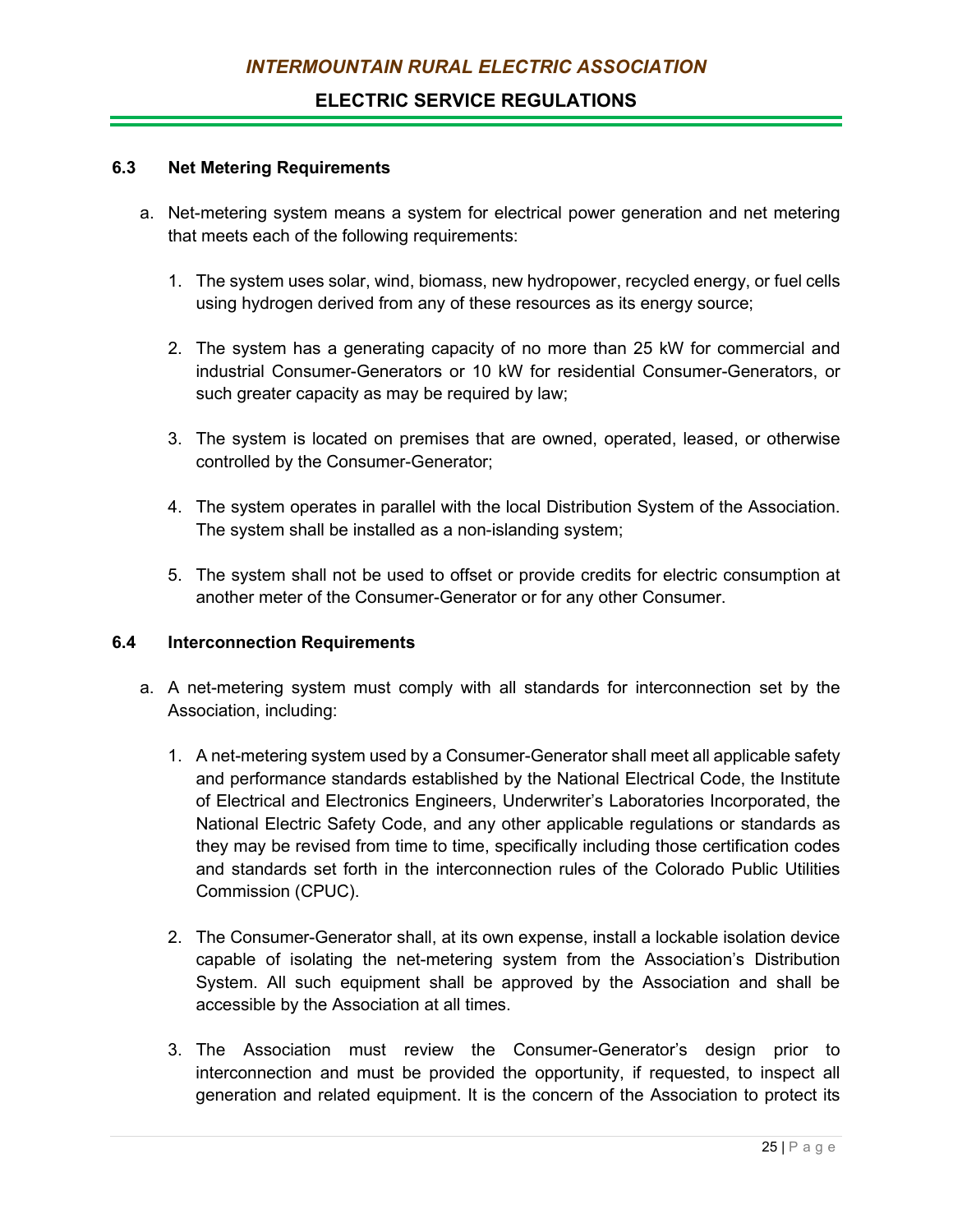### 6.3 Net Metering Requirements

a. Net-metering system means a system for electrical power generation and net metering that meets each of the following requirements:

   1. The system uses solar, wind, biomass, new hydropower, recycled energy, or fuel cells using hydrogen derived from any of these resources as its energy source;

   2. The system has a generating capacity of no more than 25 kW for commercial and industrial Consumer-Generators or 10 kW for residential Consumer-Generators, or such greater capacity as may be required by law;

   3. The system is located on premises that are owned, operated, leased, or otherwise controlled by the Consumer-Generator;

   4. The system operates in parallel with the local Distribution System of the Association. The system shall be installed as a non-islanding system;

   5. The system shall not be used to offset or provide credits for electric consumption at another meter of the Consumer-Generator or for any other Consumer.

### 6.4 Interconnection Requirements

a. A net-metering system must comply with all standards for interconnection set by the Association, including:

   1. A net-metering system used by a Consumer-Generator shall meet all applicable safety and performance standards established by the National Electrical Code, the Institute of Electrical and Electronics Engineers, Underwriter's Laboratories Incorporated, the National Electric Safety Code, and any other applicable regulations or standards as they may be revised from time to time, specifically including those certification codes and standards set forth in the interconnection rules of the Colorado Public Utilities Commission (CPUC).

   2. The Consumer-Generator shall, at its own expense, install a lockable isolation device capable of isolating the net-metering system from the Association's Distribution System. All such equipment shall be approved by the Association and shall be accessible by the Association at all times.

   3. The Association must review the Consumer-Generator's design prior to interconnection and must be provided the opportunity, if requested, to inspect all generation and related equipment. It is the concern of the Association to protect its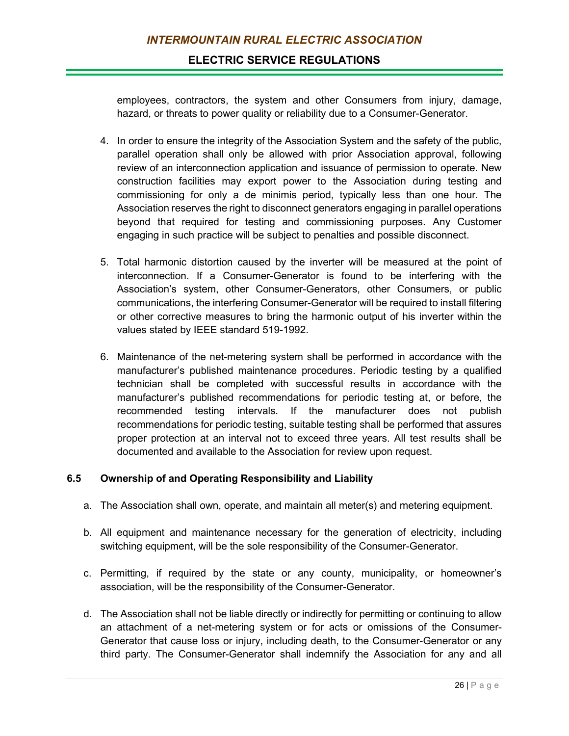employees, contractors, the system and other Consumers from injury, damage, hazard, or threats to power quality or reliability due to a Consumer-Generator.

4. In order to ensure the integrity of the Association System and the safety of the public, parallel operation shall only be allowed with prior Association approval, following review of an interconnection application and issuance of permission to operate. New construction facilities may export power to the Association during testing and commissioning for only a de minimis period, typically less than one hour. The Association reserves the right to disconnect generators engaging in parallel operations beyond that required for testing and commissioning purposes. Any Customer engaging in such practice will be subject to penalties and possible disconnect.

5. Total harmonic distortion caused by the inverter will be measured at the point of interconnection. If a Consumer-Generator is found to be interfering with the Association's system, other Consumer-Generators, other Consumers, or public communications, the interfering Consumer-Generator will be required to install filtering or other corrective measures to bring the harmonic output of his inverter within the values stated by IEEE standard 519-1992.

6. Maintenance of the net-metering system shall be performed in accordance with the manufacturer's published maintenance procedures. Periodic testing by a qualified technician shall be completed with successful results in accordance with the manufacturer's published recommendations for periodic testing at, or before, the recommended testing intervals. If the manufacturer does not publish recommendations for periodic testing, suitable testing shall be performed that assures proper protection at an interval not to exceed three years. All test results shall be documented and available to the Association for review upon request.

### 6.5 Ownership of and Operating Responsibility and Liability

a. The Association shall own, operate, and maintain all meter(s) and metering equipment.

b. All equipment and maintenance necessary for the generation of electricity, including switching equipment, will be the sole responsibility of the Consumer-Generator.

c. Permitting, if required by the state or any county, municipality, or homeowner's association, will be the responsibility of the Consumer-Generator.

d. The Association shall not be liable directly or indirectly for permitting or continuing to allow an attachment of a net-metering system or for acts or omissions of the Consumer-Generator that cause loss or injury, including death, to the Consumer-Generator or any third party. The Consumer-Generator shall indemnify the Association for any and all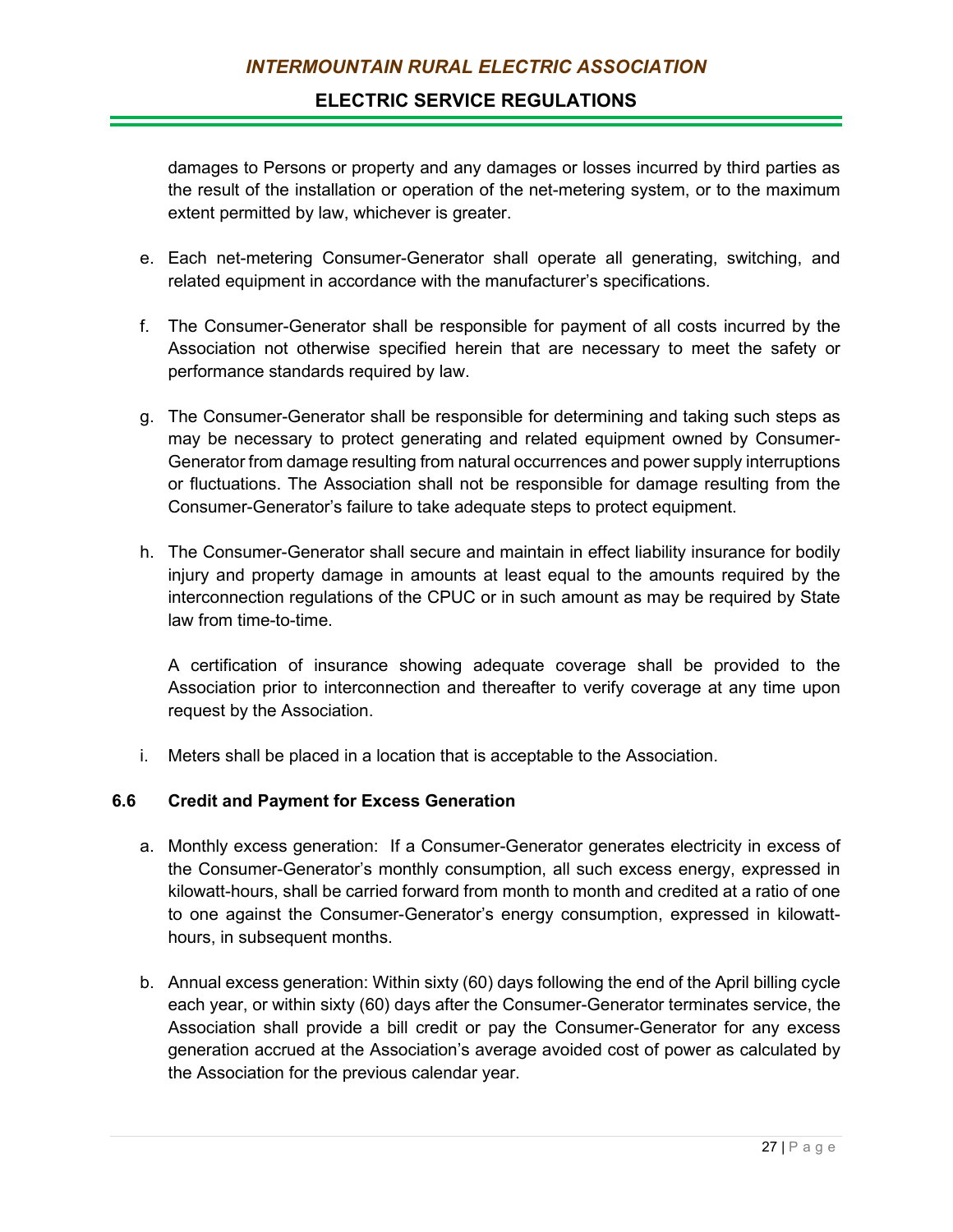damages to Persons or property and any damages or losses incurred by third parties as the result of the installation or operation of the net-metering system, or to the maximum extent permitted by law, whichever is greater.

e. Each net-metering Consumer-Generator shall operate all generating, switching, and related equipment in accordance with the manufacturer's specifications.

f. The Consumer-Generator shall be responsible for payment of all costs incurred by the Association not otherwise specified herein that are necessary to meet the safety or performance standards required by law.

g. The Consumer-Generator shall be responsible for determining and taking such steps as may be necessary to protect generating and related equipment owned by Consumer-Generator from damage resulting from natural occurrences and power supply interruptions or fluctuations. The Association shall not be responsible for damage resulting from the Consumer-Generator's failure to take adequate steps to protect equipment.

h. The Consumer-Generator shall secure and maintain in effect liability insurance for bodily injury and property damage in amounts at least equal to the amounts required by the interconnection regulations of the CPUC or in such amount as may be required by State law from time-to-time.

   A certification of insurance showing adequate coverage shall be provided to the Association prior to interconnection and thereafter to verify coverage at any time upon request by the Association.

i. Meters shall be placed in a location that is acceptable to the Association.

### 6.6 Credit and Payment for Excess Generation

a. Monthly excess generation: If a Consumer-Generator generates electricity in excess of the Consumer-Generator's monthly consumption, all such excess energy, expressed in kilowatt-hours, shall be carried forward from month to month and credited at a ratio of one to one against the Consumer-Generator's energy consumption, expressed in kilowatt-hours, in subsequent months.

b. Annual excess generation: Within sixty (60) days following the end of the April billing cycle each year, or within sixty (60) days after the Consumer-Generator terminates service, the Association shall provide a bill credit or pay the Consumer-Generator for any excess generation accrued at the Association's average avoided cost of power as calculated by the Association for the previous calendar year.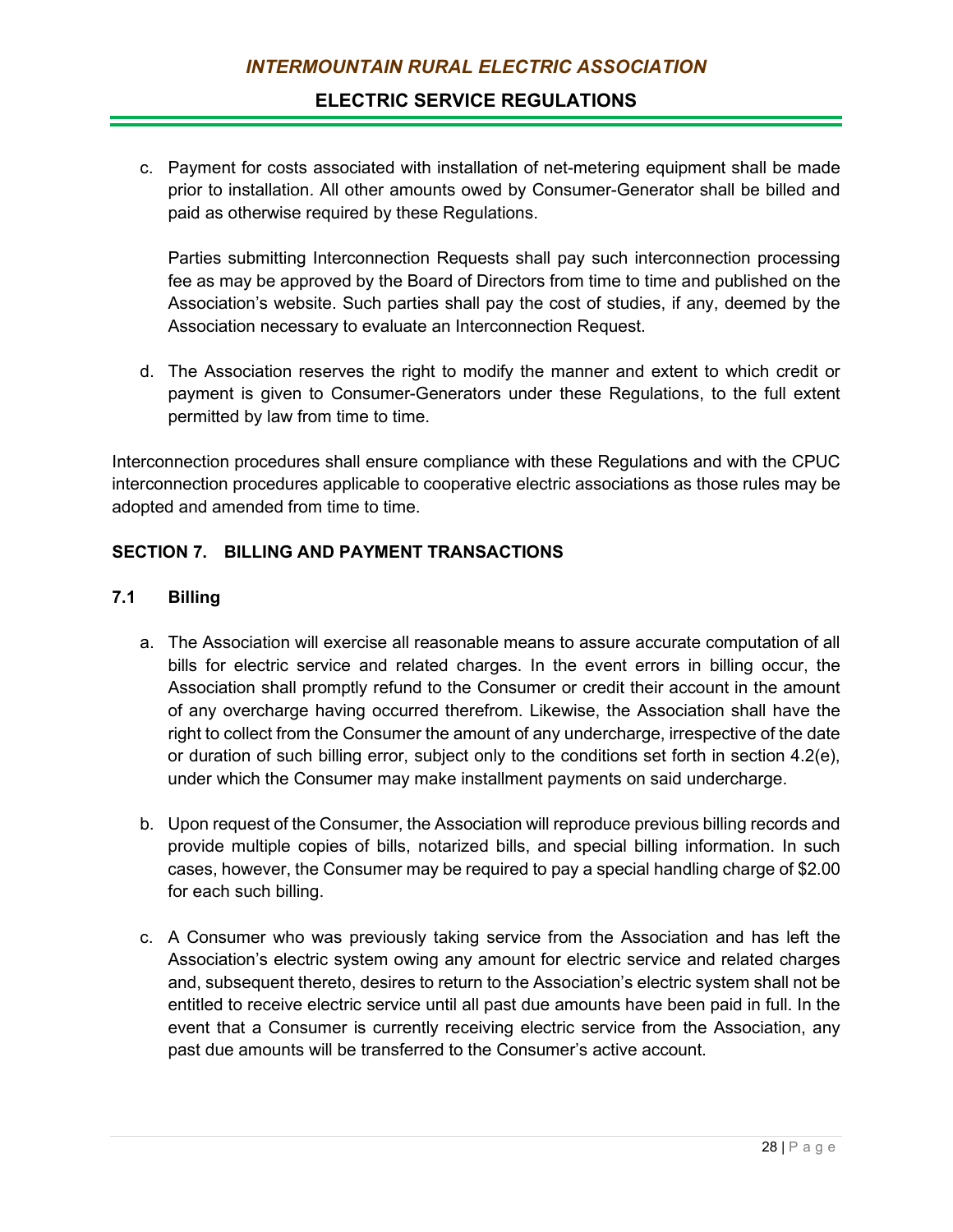c. Payment for costs associated with installation of net-metering equipment shall be made prior to installation. All other amounts owed by Consumer-Generator shall be billed and paid as otherwise required by these Regulations.

   Parties submitting Interconnection Requests shall pay such interconnection processing fee as may be approved by the Board of Directors from time to time and published on the Association's website. Such parties shall pay the cost of studies, if any, deemed by the Association necessary to evaluate an Interconnection Request.

d. The Association reserves the right to modify the manner and extent to which credit or payment is given to Consumer-Generators under these Regulations, to the full extent permitted by law from time to time.

Interconnection procedures shall ensure compliance with these Regulations and with the CPUC interconnection procedures applicable to cooperative electric associations as those rules may be adopted and amended from time to time.

## SECTION 7. BILLING AND PAYMENT TRANSACTIONS

### 7.1 Billing

a. The Association will exercise all reasonable means to assure accurate computation of all bills for electric service and related charges. In the event errors in billing occur, the Association shall promptly refund to the Consumer or credit their account in the amount of any overcharge having occurred therefrom. Likewise, the Association shall have the right to collect from the Consumer the amount of any undercharge, irrespective of the date or duration of such billing error, subject only to the conditions set forth in section 4.2(e), under which the Consumer may make installment payments on said undercharge.

b. Upon request of the Consumer, the Association will reproduce previous billing records and provide multiple copies of bills, notarized bills, and special billing information. In such cases, however, the Consumer may be required to pay a special handling charge of $2.00 for each such billing.

c. A Consumer who was previously taking service from the Association and has left the Association's electric system owing any amount for electric service and related charges and, subsequent thereto, desires to return to the Association's electric system shall not be entitled to receive electric service until all past due amounts have been paid in full. In the event that a Consumer is currently receiving electric service from the Association, any past due amounts will be transferred to the Consumer's active account.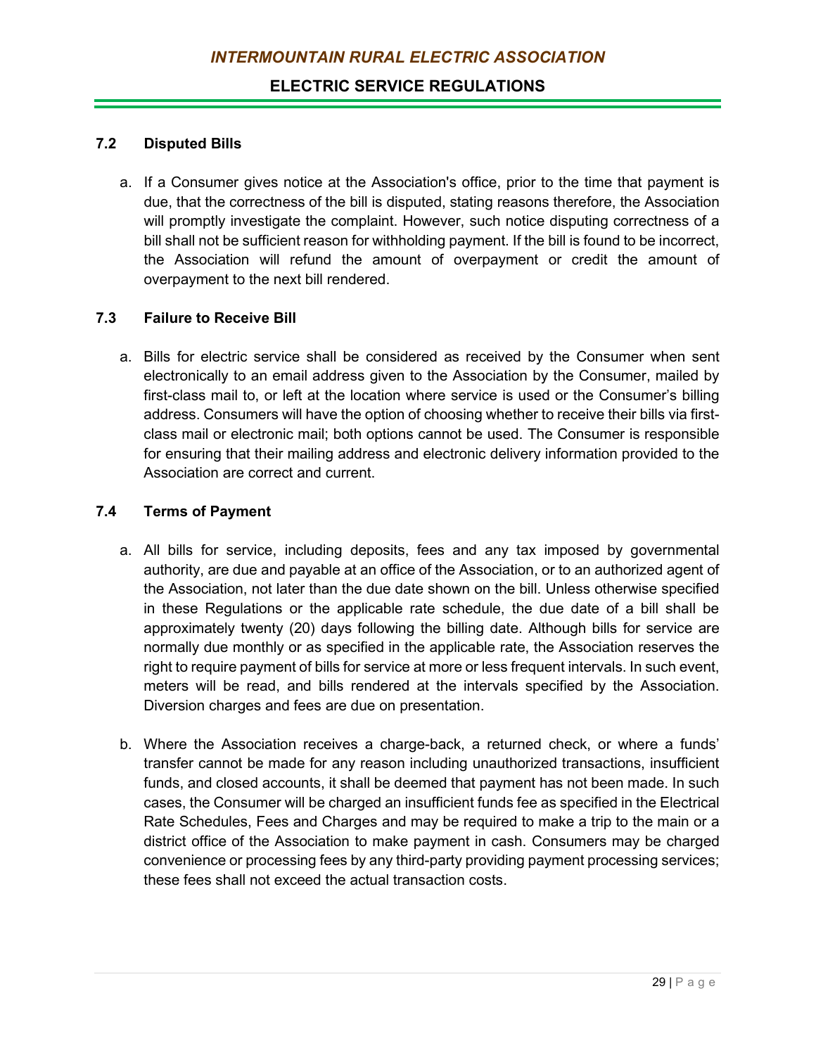### 7.2 Disputed Bills

a. If a Consumer gives notice at the Association's office, prior to the time that payment is due, that the correctness of the bill is disputed, stating reasons therefore, the Association will promptly investigate the complaint. However, such notice disputing correctness of a bill shall not be sufficient reason for withholding payment. If the bill is found to be incorrect, the Association will refund the amount of overpayment or credit the amount of overpayment to the next bill rendered.

### 7.3 Failure to Receive Bill

a. Bills for electric service shall be considered as received by the Consumer when sent electronically to an email address given to the Association by the Consumer, mailed by first-class mail to, or left at the location where service is used or the Consumer's billing address. Consumers will have the option of choosing whether to receive their bills via first-class mail or electronic mail; both options cannot be used. The Consumer is responsible for ensuring that their mailing address and electronic delivery information provided to the Association are correct and current.

### 7.4 Terms of Payment

a. All bills for service, including deposits, fees and any tax imposed by governmental authority, are due and payable at an office of the Association, or to an authorized agent of the Association, not later than the due date shown on the bill. Unless otherwise specified in these Regulations or the applicable rate schedule, the due date of a bill shall be approximately twenty (20) days following the billing date. Although bills for service are normally due monthly or as specified in the applicable rate, the Association reserves the right to require payment of bills for service at more or less frequent intervals. In such event, meters will be read, and bills rendered at the intervals specified by the Association. Diversion charges and fees are due on presentation.

b. Where the Association receives a charge-back, a returned check, or where a funds' transfer cannot be made for any reason including unauthorized transactions, insufficient funds, and closed accounts, it shall be deemed that payment has not been made. In such cases, the Consumer will be charged an insufficient funds fee as specified in the Electrical Rate Schedules, Fees and Charges and may be required to make a trip to the main or a district office of the Association to make payment in cash. Consumers may be charged convenience or processing fees by any third-party providing payment processing services; these fees shall not exceed the actual transaction costs.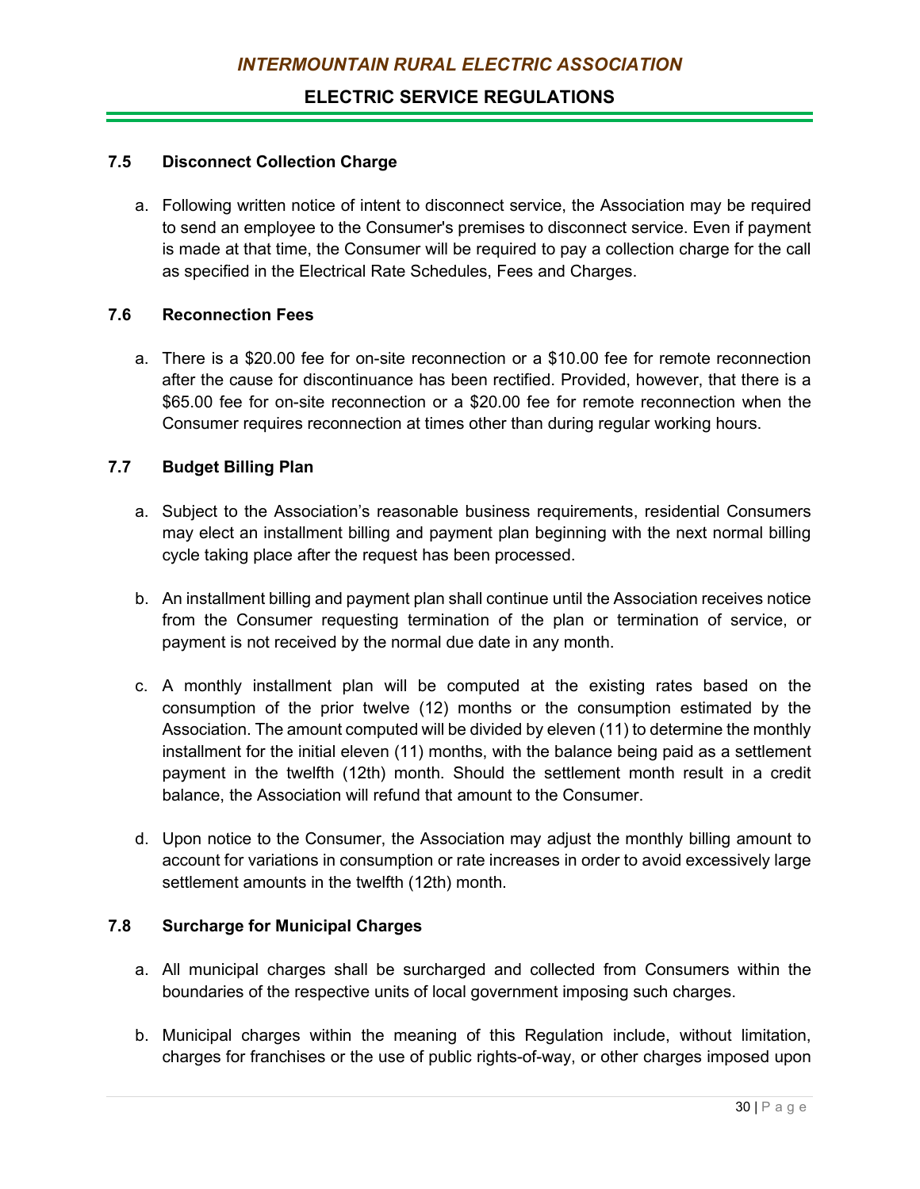### 7.5 Disconnect Collection Charge

a. Following written notice of intent to disconnect service, the Association may be required to send an employee to the Consumer's premises to disconnect service. Even if payment is made at that time, the Consumer will be required to pay a collection charge for the call as specified in the Electrical Rate Schedules, Fees and Charges.

### 7.6 Reconnection Fees

a. There is a $20.00 fee for on-site reconnection or a $10.00 fee for remote reconnection after the cause for discontinuance has been rectified. Provided, however, that there is a $65.00 fee for on-site reconnection or a $20.00 fee for remote reconnection when the Consumer requires reconnection at times other than during regular working hours.

### 7.7 Budget Billing Plan

a. Subject to the Association's reasonable business requirements, residential Consumers may elect an installment billing and payment plan beginning with the next normal billing cycle taking place after the request has been processed.

b. An installment billing and payment plan shall continue until the Association receives notice from the Consumer requesting termination of the plan or termination of service, or payment is not received by the normal due date in any month.

c. A monthly installment plan will be computed at the existing rates based on the consumption of the prior twelve (12) months or the consumption estimated by the Association. The amount computed will be divided by eleven (11) to determine the monthly installment for the initial eleven (11) months, with the balance being paid as a settlement payment in the twelfth (12th) month. Should the settlement month result in a credit balance, the Association will refund that amount to the Consumer.

d. Upon notice to the Consumer, the Association may adjust the monthly billing amount to account for variations in consumption or rate increases in order to avoid excessively large settlement amounts in the twelfth (12th) month.

### 7.8 Surcharge for Municipal Charges

a. All municipal charges shall be surcharged and collected from Consumers within the boundaries of the respective units of local government imposing such charges.

b. Municipal charges within the meaning of this Regulation include, without limitation, charges for franchises or the use of public rights-of-way, or other charges imposed upon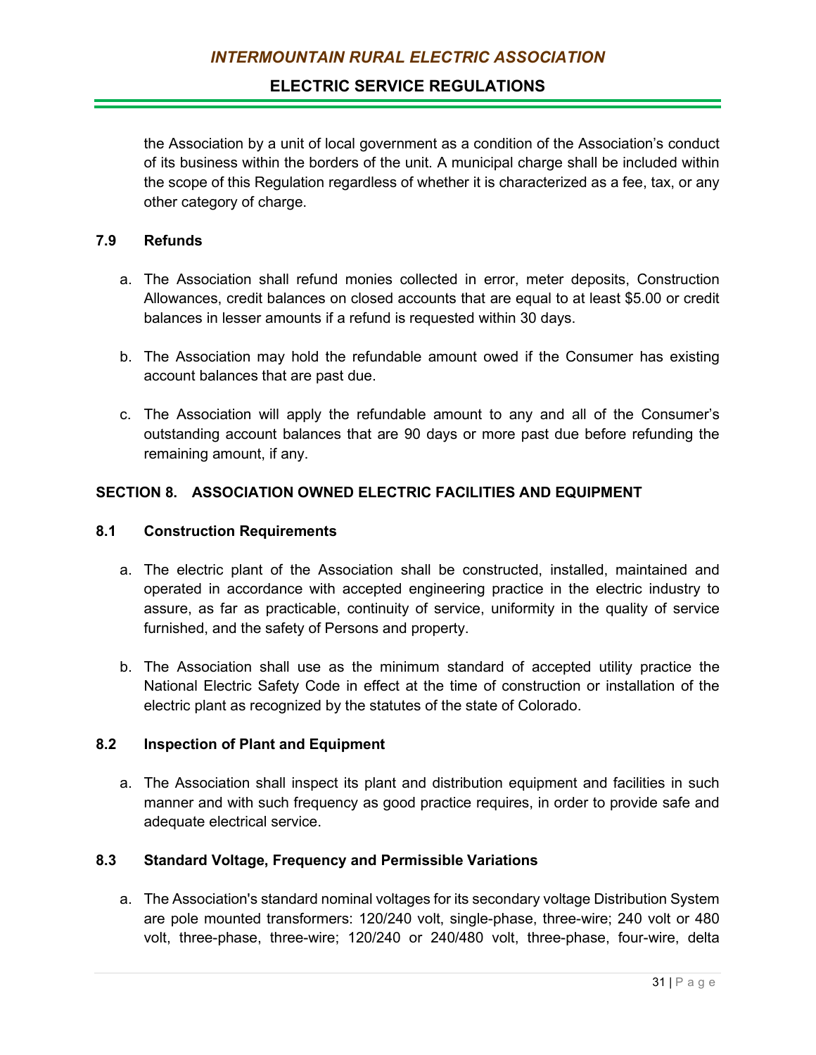the Association by a unit of local government as a condition of the Association's conduct of its business within the borders of the unit. A municipal charge shall be included within the scope of this Regulation regardless of whether it is characterized as a fee, tax, or any other category of charge.

### 7.9 Refunds

a. The Association shall refund monies collected in error, meter deposits, Construction Allowances, credit balances on closed accounts that are equal to at least $5.00 or credit balances in lesser amounts if a refund is requested within 30 days.

b. The Association may hold the refundable amount owed if the Consumer has existing account balances that are past due.

c. The Association will apply the refundable amount to any and all of the Consumer's outstanding account balances that are 90 days or more past due before refunding the remaining amount, if any.

## SECTION 8. ASSOCIATION OWNED ELECTRIC FACILITIES AND EQUIPMENT

### 8.1 Construction Requirements

a. The electric plant of the Association shall be constructed, installed, maintained and operated in accordance with accepted engineering practice in the electric industry to assure, as far as practicable, continuity of service, uniformity in the quality of service furnished, and the safety of Persons and property.

b. The Association shall use as the minimum standard of accepted utility practice the National Electric Safety Code in effect at the time of construction or installation of the electric plant as recognized by the statutes of the state of Colorado.

### 8.2 Inspection of Plant and Equipment

a. The Association shall inspect its plant and distribution equipment and facilities in such manner and with such frequency as good practice requires, in order to provide safe and adequate electrical service.

### 8.3 Standard Voltage, Frequency and Permissible Variations

a. The Association's standard nominal voltages for its secondary voltage Distribution System are pole mounted transformers: 120/240 volt, single-phase, three-wire; 240 volt or 480 volt, three-phase, three-wire; 120/240 or 240/480 volt, three-phase, four-wire, delta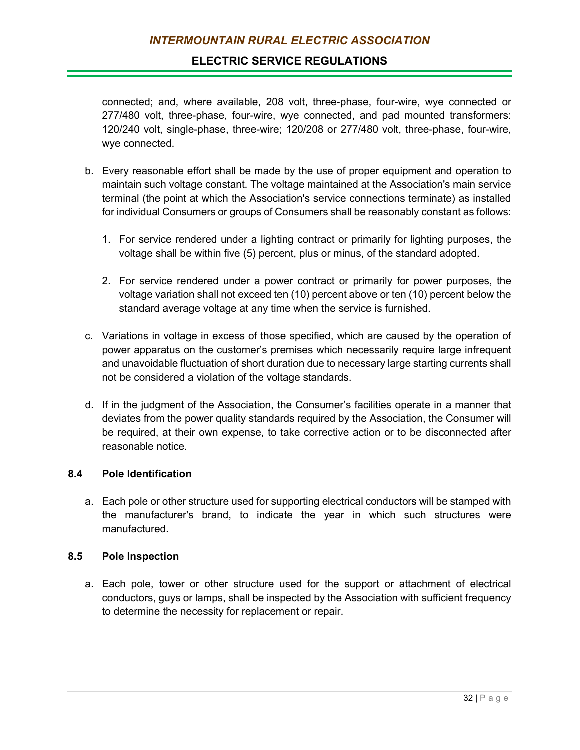connected; and, where available, 208 volt, three-phase, four-wire, wye connected or 277/480 volt, three-phase, four-wire, wye connected, and pad mounted transformers: 120/240 volt, single-phase, three-wire; 120/208 or 277/480 volt, three-phase, four-wire, wye connected.

b. Every reasonable effort shall be made by the use of proper equipment and operation to maintain such voltage constant. The voltage maintained at the Association's main service terminal (the point at which the Association's service connections terminate) as installed for individual Consumers or groups of Consumers shall be reasonably constant as follows:

   1. For service rendered under a lighting contract or primarily for lighting purposes, the voltage shall be within five (5) percent, plus or minus, of the standard adopted.

   2. For service rendered under a power contract or primarily for power purposes, the voltage variation shall not exceed ten (10) percent above or ten (10) percent below the standard average voltage at any time when the service is furnished.

c. Variations in voltage in excess of those specified, which are caused by the operation of power apparatus on the customer's premises which necessarily require large infrequent and unavoidable fluctuation of short duration due to necessary large starting currents shall not be considered a violation of the voltage standards.

d. If in the judgment of the Association, the Consumer's facilities operate in a manner that deviates from the power quality standards required by the Association, the Consumer will be required, at their own expense, to take corrective action or to be disconnected after reasonable notice.

### 8.4 Pole Identification

a. Each pole or other structure used for supporting electrical conductors will be stamped with the manufacturer's brand, to indicate the year in which such structures were manufactured.

### 8.5 Pole Inspection

a. Each pole, tower or other structure used for the support or attachment of electrical conductors, guys or lamps, shall be inspected by the Association with sufficient frequency to determine the necessity for replacement or repair.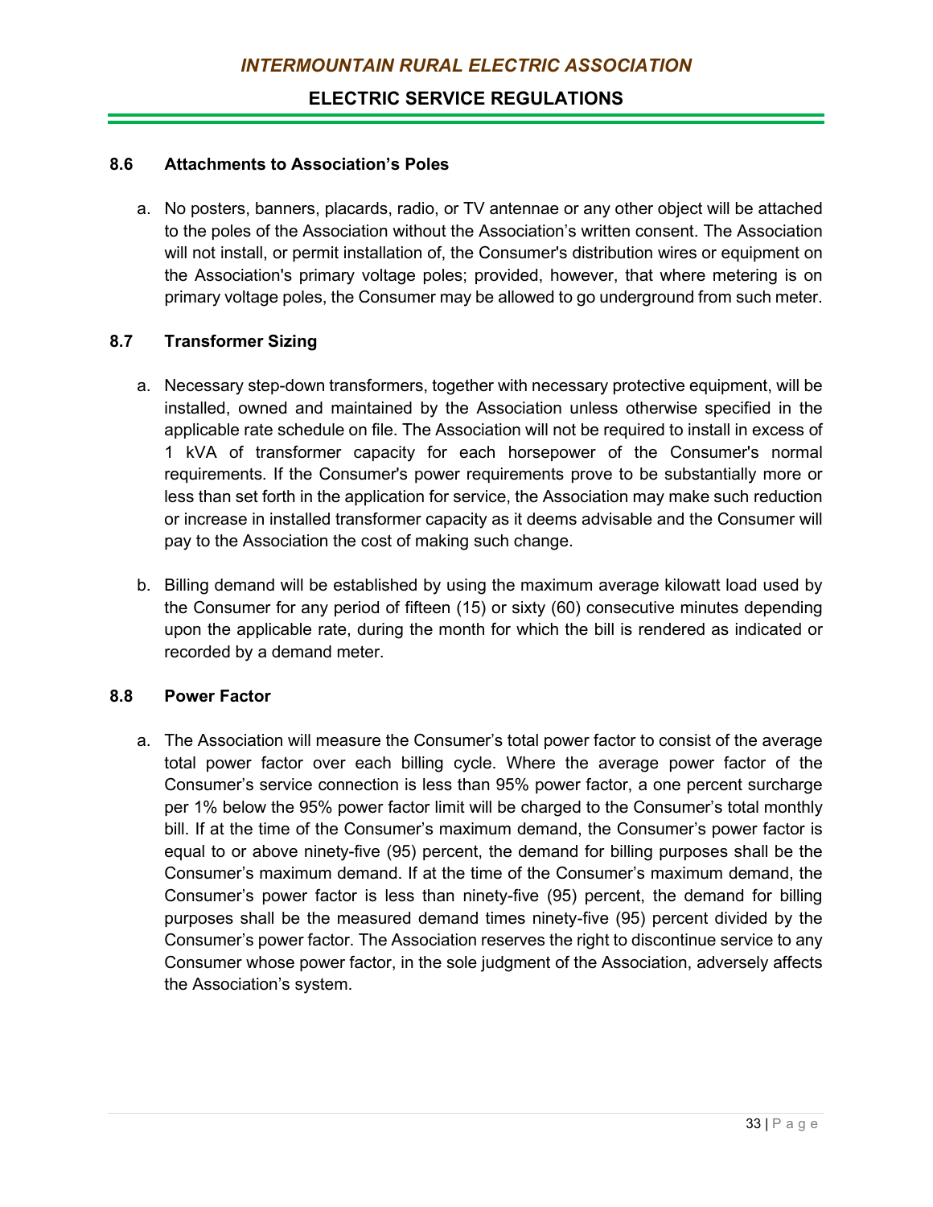### 8.6 Attachments to Association's Poles

a. No posters, banners, placards, radio, or TV antennae or any other object will be attached to the poles of the Association without the Association's written consent. The Association will not install, or permit installation of, the Consumer's distribution wires or equipment on the Association's primary voltage poles; provided, however, that where metering is on primary voltage poles, the Consumer may be allowed to go underground from such meter.

### 8.7 Transformer Sizing

a. Necessary step-down transformers, together with necessary protective equipment, will be installed, owned and maintained by the Association unless otherwise specified in the applicable rate schedule on file. The Association will not be required to install in excess of 1 kVA of transformer capacity for each horsepower of the Consumer's normal requirements. If the Consumer's power requirements prove to be substantially more or less than set forth in the application for service, the Association may make such reduction or increase in installed transformer capacity as it deems advisable and the Consumer will pay to the Association the cost of making such change.

b. Billing demand will be established by using the maximum average kilowatt load used by the Consumer for any period of fifteen (15) or sixty (60) consecutive minutes depending upon the applicable rate, during the month for which the bill is rendered as indicated or recorded by a demand meter.

### 8.8 Power Factor

a. The Association will measure the Consumer's total power factor to consist of the average total power factor over each billing cycle. Where the average power factor of the Consumer's service connection is less than 95% power factor, a one percent surcharge per 1% below the 95% power factor limit will be charged to the Consumer's total monthly bill. If at the time of the Consumer's maximum demand, the Consumer's power factor is equal to or above ninety-five (95) percent, the demand for billing purposes shall be the Consumer's maximum demand. If at the time of the Consumer's maximum demand, the Consumer's power factor is less than ninety-five (95) percent, the demand for billing purposes shall be the measured demand times ninety-five (95) percent divided by the Consumer's power factor. The Association reserves the right to discontinue service to any Consumer whose power factor, in the sole judgment of the Association, adversely affects the Association's system.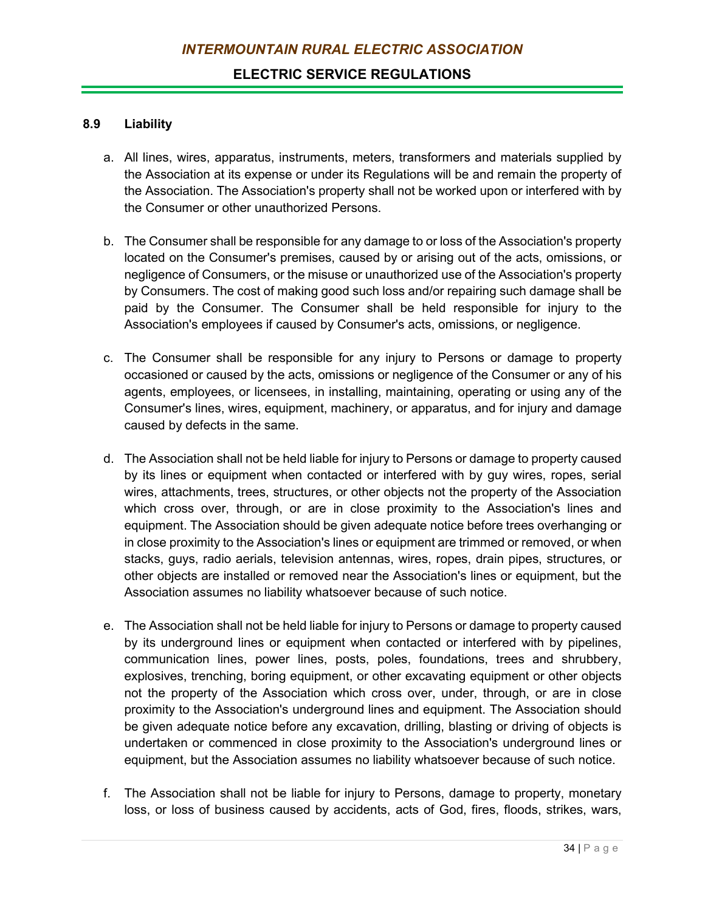### 8.9 Liability

a. All lines, wires, apparatus, instruments, meters, transformers and materials supplied by the Association at its expense or under its Regulations will be and remain the property of the Association. The Association's property shall not be worked upon or interfered with by the Consumer or other unauthorized Persons.

b. The Consumer shall be responsible for any damage to or loss of the Association's property located on the Consumer's premises, caused by or arising out of the acts, omissions, or negligence of Consumers, or the misuse or unauthorized use of the Association's property by Consumers. The cost of making good such loss and/or repairing such damage shall be paid by the Consumer. The Consumer shall be held responsible for injury to the Association's employees if caused by Consumer's acts, omissions, or negligence.

c. The Consumer shall be responsible for any injury to Persons or damage to property occasioned or caused by the acts, omissions or negligence of the Consumer or any of his agents, employees, or licensees, in installing, maintaining, operating or using any of the Consumer's lines, wires, equipment, machinery, or apparatus, and for injury and damage caused by defects in the same.

d. The Association shall not be held liable for injury to Persons or damage to property caused by its lines or equipment when contacted or interfered with by guy wires, ropes, serial wires, attachments, trees, structures, or other objects not the property of the Association which cross over, through, or are in close proximity to the Association's lines and equipment. The Association should be given adequate notice before trees overhanging or in close proximity to the Association's lines or equipment are trimmed or removed, or when stacks, guys, radio aerials, television antennas, wires, ropes, drain pipes, structures, or other objects are installed or removed near the Association's lines or equipment, but the Association assumes no liability whatsoever because of such notice.

e. The Association shall not be held liable for injury to Persons or damage to property caused by its underground lines or equipment when contacted or interfered with by pipelines, communication lines, power lines, posts, poles, foundations, trees and shrubbery, explosives, trenching, boring equipment, or other excavating equipment or other objects not the property of the Association which cross over, under, through, or are in close proximity to the Association's underground lines and equipment. The Association should be given adequate notice before any excavation, drilling, blasting or driving of objects is undertaken or commenced in close proximity to the Association's underground lines or equipment, but the Association assumes no liability whatsoever because of such notice.

f. The Association shall not be liable for injury to Persons, damage to property, monetary loss, or loss of business caused by accidents, acts of God, fires, floods, strikes, wars,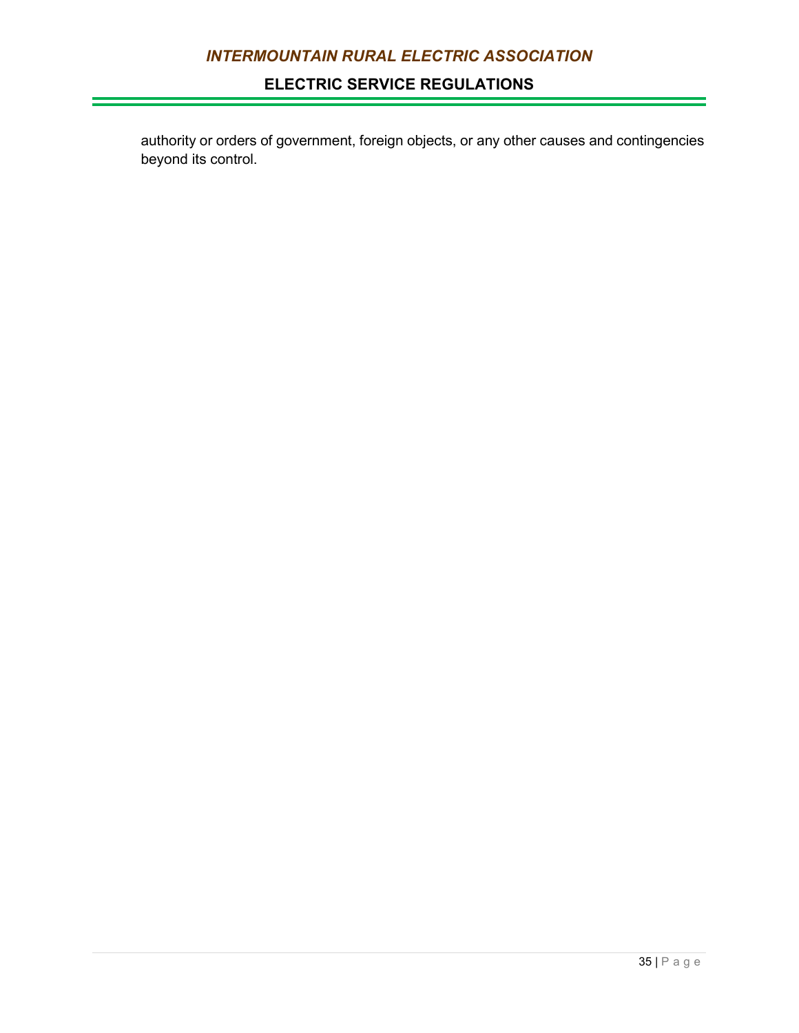authority or orders of government, foreign objects, or any other causes and contingencies beyond its control.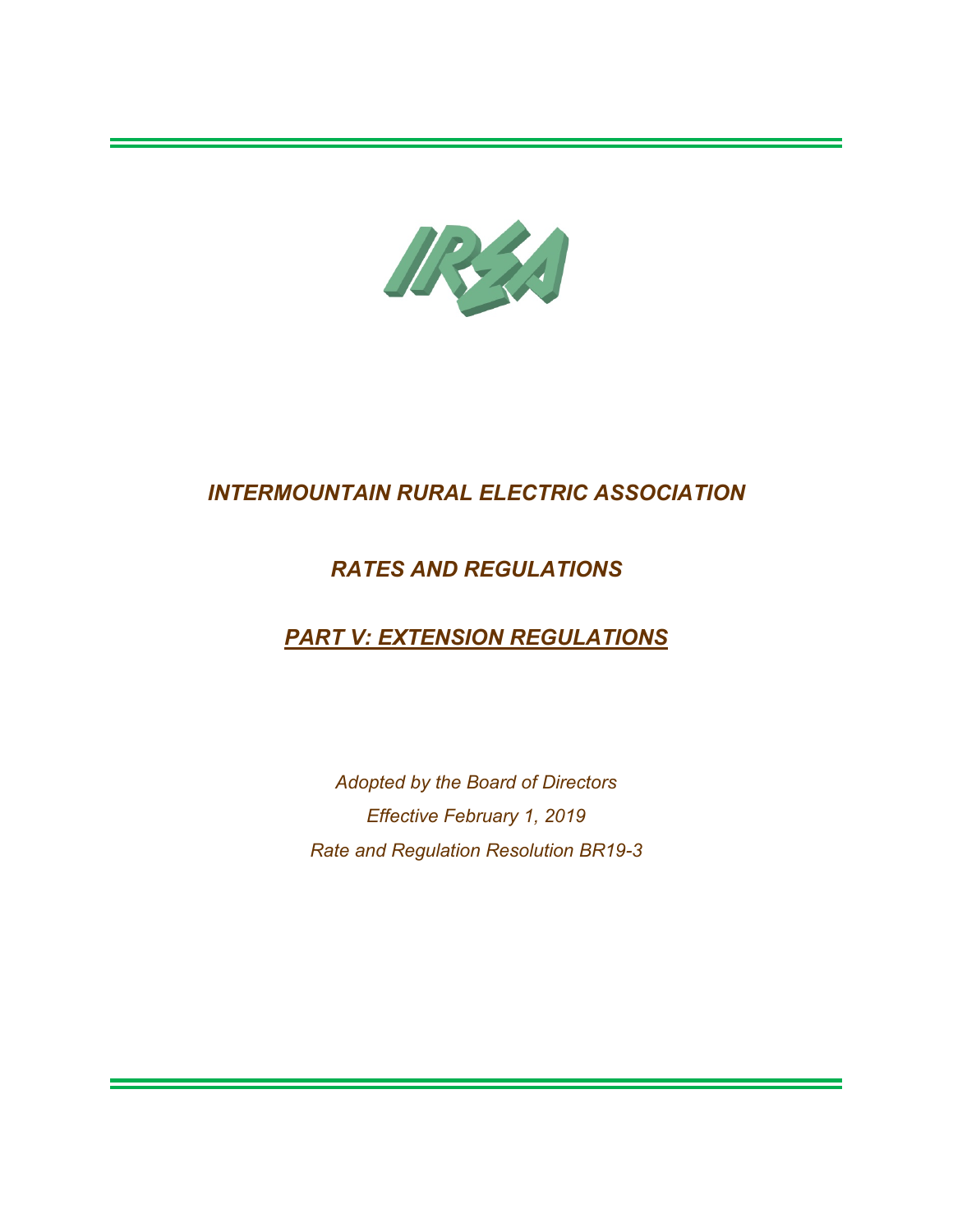# *INTERMOUNTAIN RURAL ELECTRIC ASSOCIATION*

## *RATES AND REGULATIONS*

## ***PART V: EXTENSION REGULATIONS***

*Adopted by the Board of Directors*

*Effective February 1, 2019*

*Rate and Regulation Resolution BR19-3*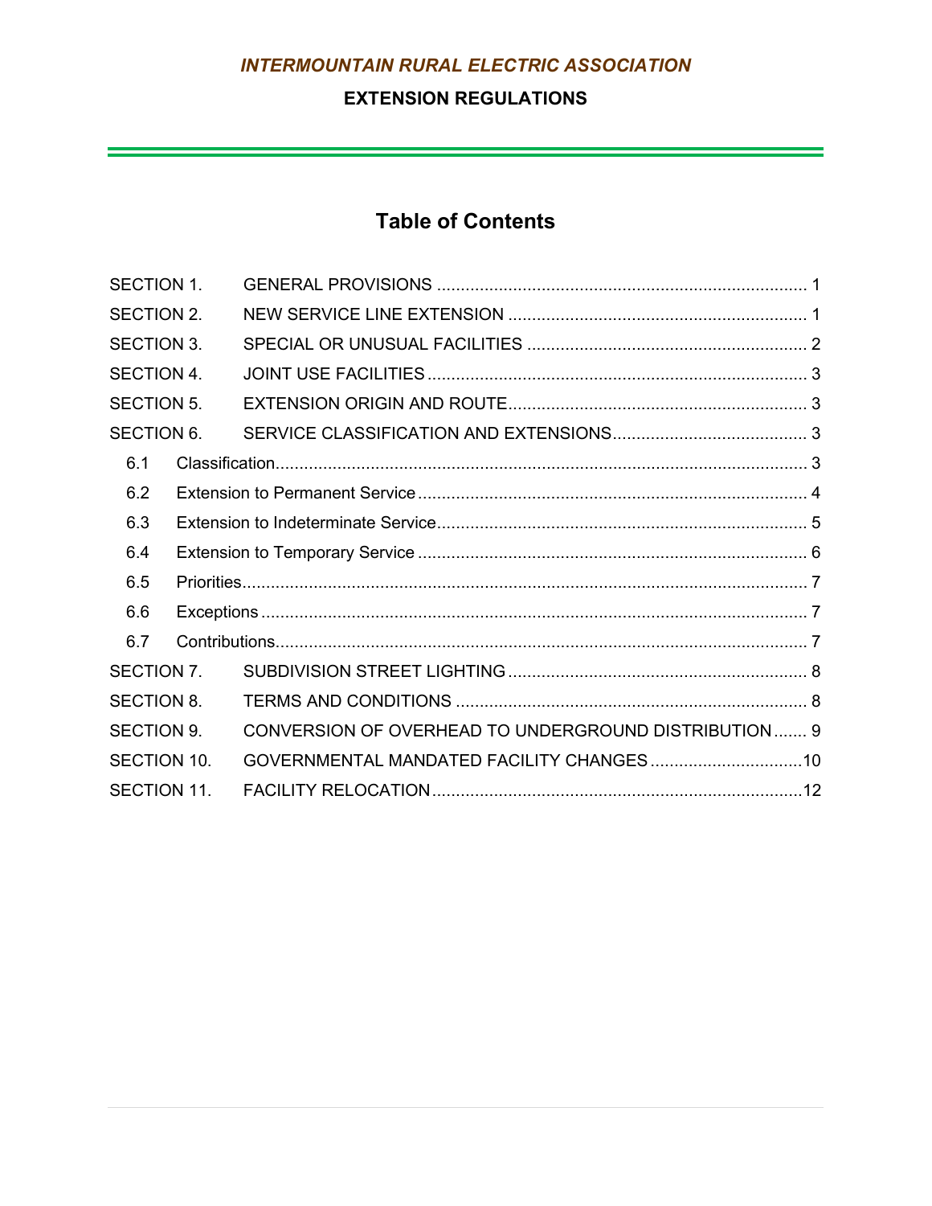*INTERMOUNTAIN RURAL ELECTRIC ASSOCIATION*

**EXTENSION REGULATIONS**

## Table of Contents

| | | |
|---|---|---|
| SECTION 1. | GENERAL PROVISIONS | 1 |
| SECTION 2. | NEW SERVICE LINE EXTENSION | 1 |
| SECTION 3. | SPECIAL OR UNUSUAL FACILITIES | 2 |
| SECTION 4. | JOINT USE FACILITIES | 3 |
| SECTION 5. | EXTENSION ORIGIN AND ROUTE | 3 |
| SECTION 6. | SERVICE CLASSIFICATION AND EXTENSIONS | 3 |
| 6.1 | Classification | 3 |
| 6.2 | Extension to Permanent Service | 4 |
| 6.3 | Extension to Indeterminate Service | 5 |
| 6.4 | Extension to Temporary Service | 6 |
| 6.5 | Priorities | 7 |
| 6.6 | Exceptions | 7 |
| 6.7 | Contributions | 7 |
| SECTION 7. | SUBDIVISION STREET LIGHTING | 8 |
| SECTION 8. | TERMS AND CONDITIONS | 8 |
| SECTION 9. | CONVERSION OF OVERHEAD TO UNDERGROUND DISTRIBUTION | 9 |
| SECTION 10. | GOVERNMENTAL MANDATED FACILITY CHANGES | 10 |
| SECTION 11. | FACILITY RELOCATION | 12 |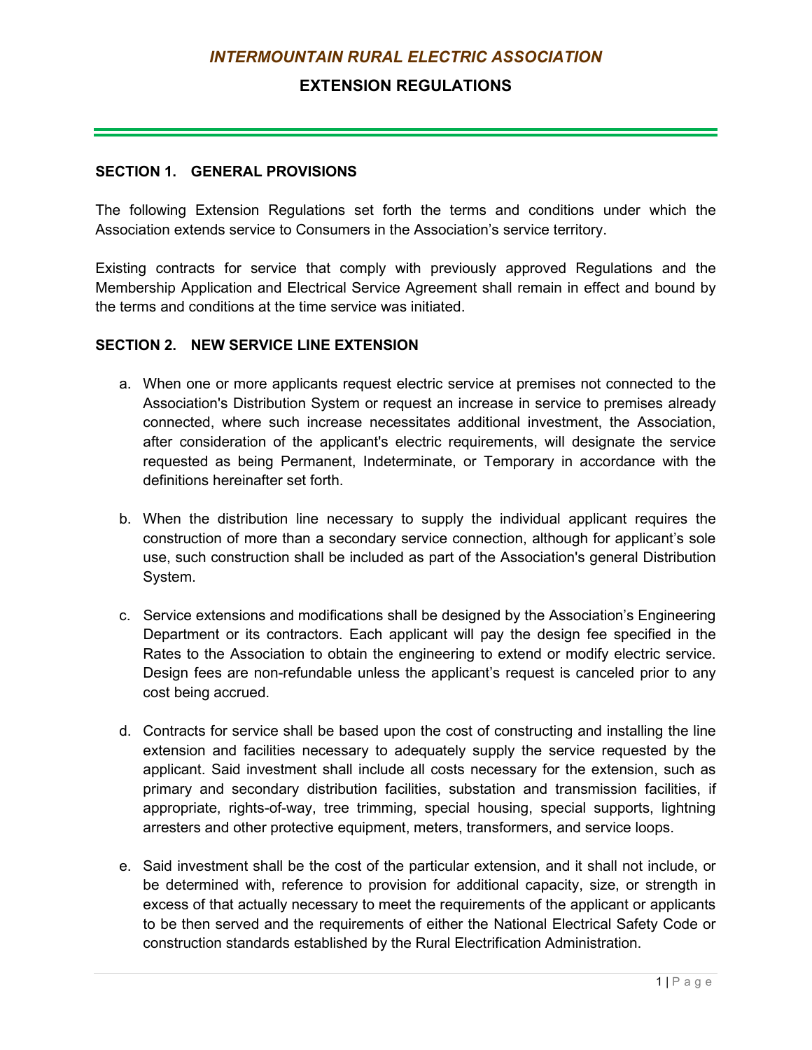# *INTERMOUNTAIN RURAL ELECTRIC ASSOCIATION*

## EXTENSION REGULATIONS

### SECTION 1. GENERAL PROVISIONS

The following Extension Regulations set forth the terms and conditions under which the Association extends service to Consumers in the Association's service territory.

Existing contracts for service that comply with previously approved Regulations and the Membership Application and Electrical Service Agreement shall remain in effect and bound by the terms and conditions at the time service was initiated.

### SECTION 2. NEW SERVICE LINE EXTENSION

a. When one or more applicants request electric service at premises not connected to the Association's Distribution System or request an increase in service to premises already connected, where such increase necessitates additional investment, the Association, after consideration of the applicant's electric requirements, will designate the service requested as being Permanent, Indeterminate, or Temporary in accordance with the definitions hereinafter set forth.

b. When the distribution line necessary to supply the individual applicant requires the construction of more than a secondary service connection, although for applicant's sole use, such construction shall be included as part of the Association's general Distribution System.

c. Service extensions and modifications shall be designed by the Association's Engineering Department or its contractors. Each applicant will pay the design fee specified in the Rates to the Association to obtain the engineering to extend or modify electric service. Design fees are non-refundable unless the applicant's request is canceled prior to any cost being accrued.

d. Contracts for service shall be based upon the cost of constructing and installing the line extension and facilities necessary to adequately supply the service requested by the applicant. Said investment shall include all costs necessary for the extension, such as primary and secondary distribution facilities, substation and transmission facilities, if appropriate, rights-of-way, tree trimming, special housing, special supports, lightning arresters and other protective equipment, meters, transformers, and service loops.

e. Said investment shall be the cost of the particular extension, and it shall not include, or be determined with, reference to provision for additional capacity, size, or strength in excess of that actually necessary to meet the requirements of the applicant or applicants to be then served and the requirements of either the National Electrical Safety Code or construction standards established by the Rural Electrification Administration.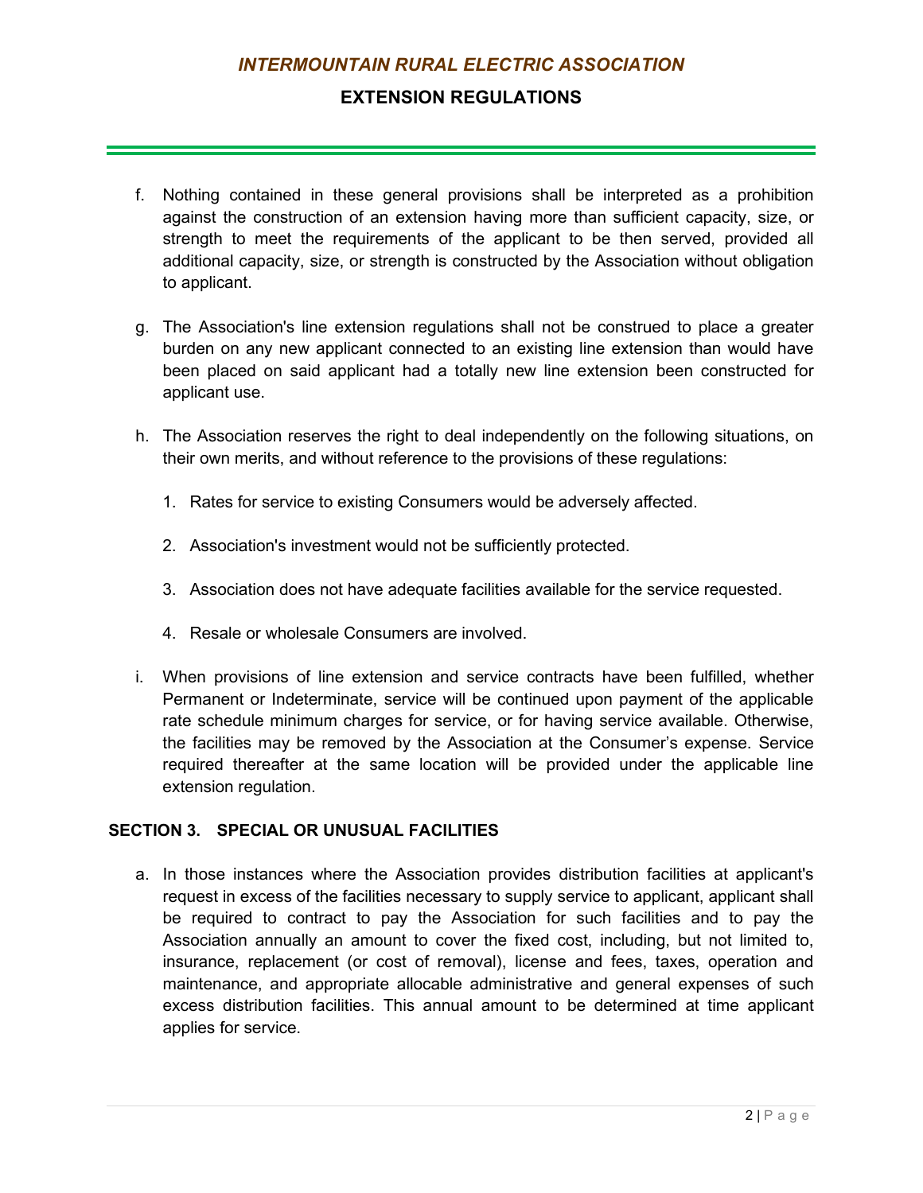f. Nothing contained in these general provisions shall be interpreted as a prohibition against the construction of an extension having more than sufficient capacity, size, or strength to meet the requirements of the applicant to be then served, provided all additional capacity, size, or strength is constructed by the Association without obligation to applicant.

g. The Association's line extension regulations shall not be construed to place a greater burden on any new applicant connected to an existing line extension than would have been placed on said applicant had a totally new line extension been constructed for applicant use.

h. The Association reserves the right to deal independently on the following situations, on their own merits, and without reference to the provisions of these regulations:

   1. Rates for service to existing Consumers would be adversely affected.

   2. Association's investment would not be sufficiently protected.

   3. Association does not have adequate facilities available for the service requested.

   4. Resale or wholesale Consumers are involved.

i. When provisions of line extension and service contracts have been fulfilled, whether Permanent or Indeterminate, service will be continued upon payment of the applicable rate schedule minimum charges for service, or for having service available. Otherwise, the facilities may be removed by the Association at the Consumer's expense. Service required thereafter at the same location will be provided under the applicable line extension regulation.

## SECTION 3. SPECIAL OR UNUSUAL FACILITIES

a. In those instances where the Association provides distribution facilities at applicant's request in excess of the facilities necessary to supply service to applicant, applicant shall be required to contract to pay the Association for such facilities and to pay the Association annually an amount to cover the fixed cost, including, but not limited to, insurance, replacement (or cost of removal), license and fees, taxes, operation and maintenance, and appropriate allocable administrative and general expenses of such excess distribution facilities. This annual amount to be determined at time applicant applies for service.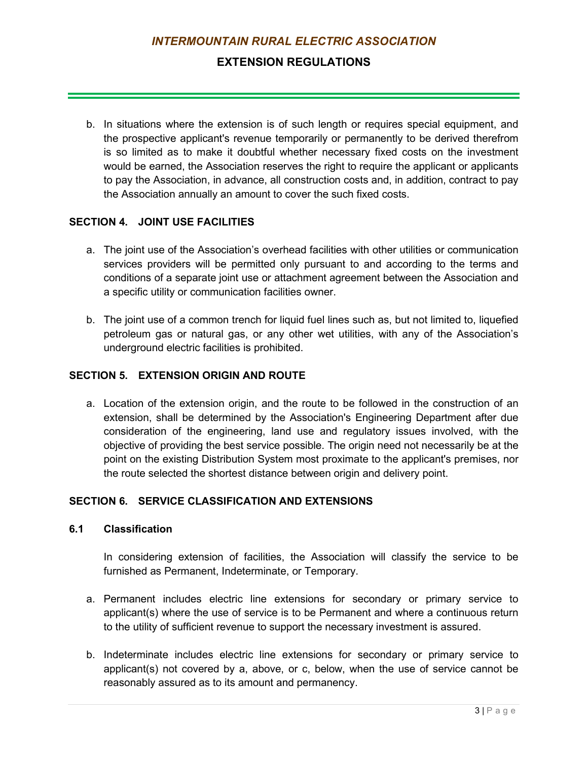b. In situations where the extension is of such length or requires special equipment, and the prospective applicant's revenue temporarily or permanently to be derived therefrom is so limited as to make it doubtful whether necessary fixed costs on the investment would be earned, the Association reserves the right to require the applicant or applicants to pay the Association, in advance, all construction costs and, in addition, contract to pay the Association annually an amount to cover the such fixed costs.

## SECTION 4. JOINT USE FACILITIES

a. The joint use of the Association's overhead facilities with other utilities or communication services providers will be permitted only pursuant to and according to the terms and conditions of a separate joint use or attachment agreement between the Association and a specific utility or communication facilities owner.

b. The joint use of a common trench for liquid fuel lines such as, but not limited to, liquefied petroleum gas or natural gas, or any other wet utilities, with any of the Association's underground electric facilities is prohibited.

## SECTION 5. EXTENSION ORIGIN AND ROUTE

a. Location of the extension origin, and the route to be followed in the construction of an extension, shall be determined by the Association's Engineering Department after due consideration of the engineering, land use and regulatory issues involved, with the objective of providing the best service possible. The origin need not necessarily be at the point on the existing Distribution System most proximate to the applicant's premises, nor the route selected the shortest distance between origin and delivery point.

## SECTION 6. SERVICE CLASSIFICATION AND EXTENSIONS

### 6.1 Classification

In considering extension of facilities, the Association will classify the service to be furnished as Permanent, Indeterminate, or Temporary.

a. Permanent includes electric line extensions for secondary or primary service to applicant(s) where the use of service is to be Permanent and where a continuous return to the utility of sufficient revenue to support the necessary investment is assured.

b. Indeterminate includes electric line extensions for secondary or primary service to applicant(s) not covered by a, above, or c, below, when the use of service cannot be reasonably assured as to its amount and permanency.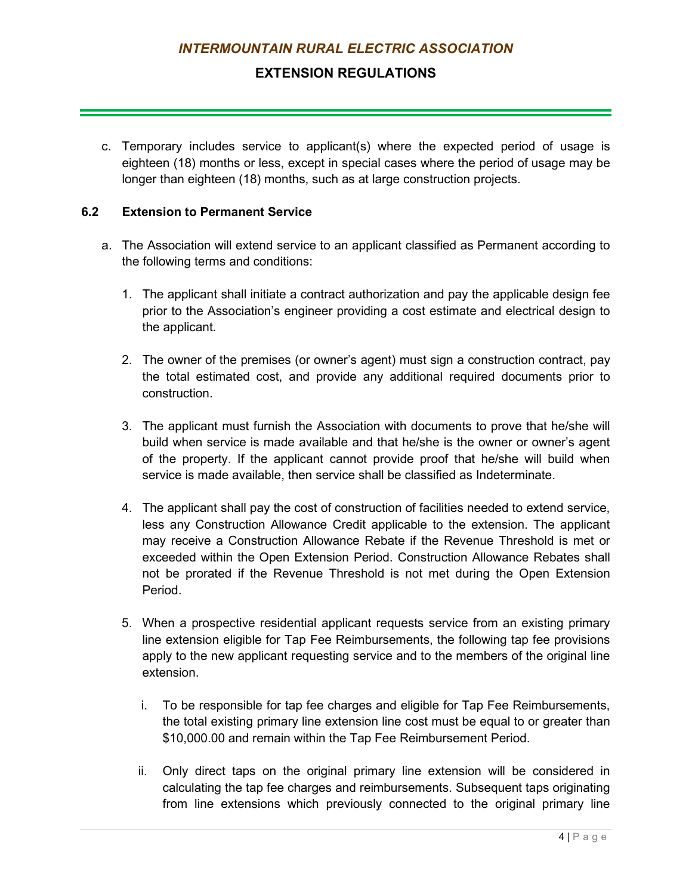c. Temporary includes service to applicant(s) where the expected period of usage is eighteen (18) months or less, except in special cases where the period of usage may be longer than eighteen (18) months, such as at large construction projects.

### 6.2 Extension to Permanent Service

a. The Association will extend service to an applicant classified as Permanent according to the following terms and conditions:

   1. The applicant shall initiate a contract authorization and pay the applicable design fee prior to the Association's engineer providing a cost estimate and electrical design to the applicant.

   2. The owner of the premises (or owner's agent) must sign a construction contract, pay the total estimated cost, and provide any additional required documents prior to construction.

   3. The applicant must furnish the Association with documents to prove that he/she will build when service is made available and that he/she is the owner or owner's agent of the property. If the applicant cannot provide proof that he/she will build when service is made available, then service shall be classified as Indeterminate.

   4. The applicant shall pay the cost of construction of facilities needed to extend service, less any Construction Allowance Credit applicable to the extension. The applicant may receive a Construction Allowance Rebate if the Revenue Threshold is met or exceeded within the Open Extension Period. Construction Allowance Rebates shall not be prorated if the Revenue Threshold is not met during the Open Extension Period.

   5. When a prospective residential applicant requests service from an existing primary line extension eligible for Tap Fee Reimbursements, the following tap fee provisions apply to the new applicant requesting service and to the members of the original line extension.

      i. To be responsible for tap fee charges and eligible for Tap Fee Reimbursements, the total existing primary line extension line cost must be equal to or greater than $10,000.00 and remain within the Tap Fee Reimbursement Period.

      ii. Only direct taps on the original primary line extension will be considered in calculating the tap fee charges and reimbursements. Subsequent taps originating from line extensions which previously connected to the original primary line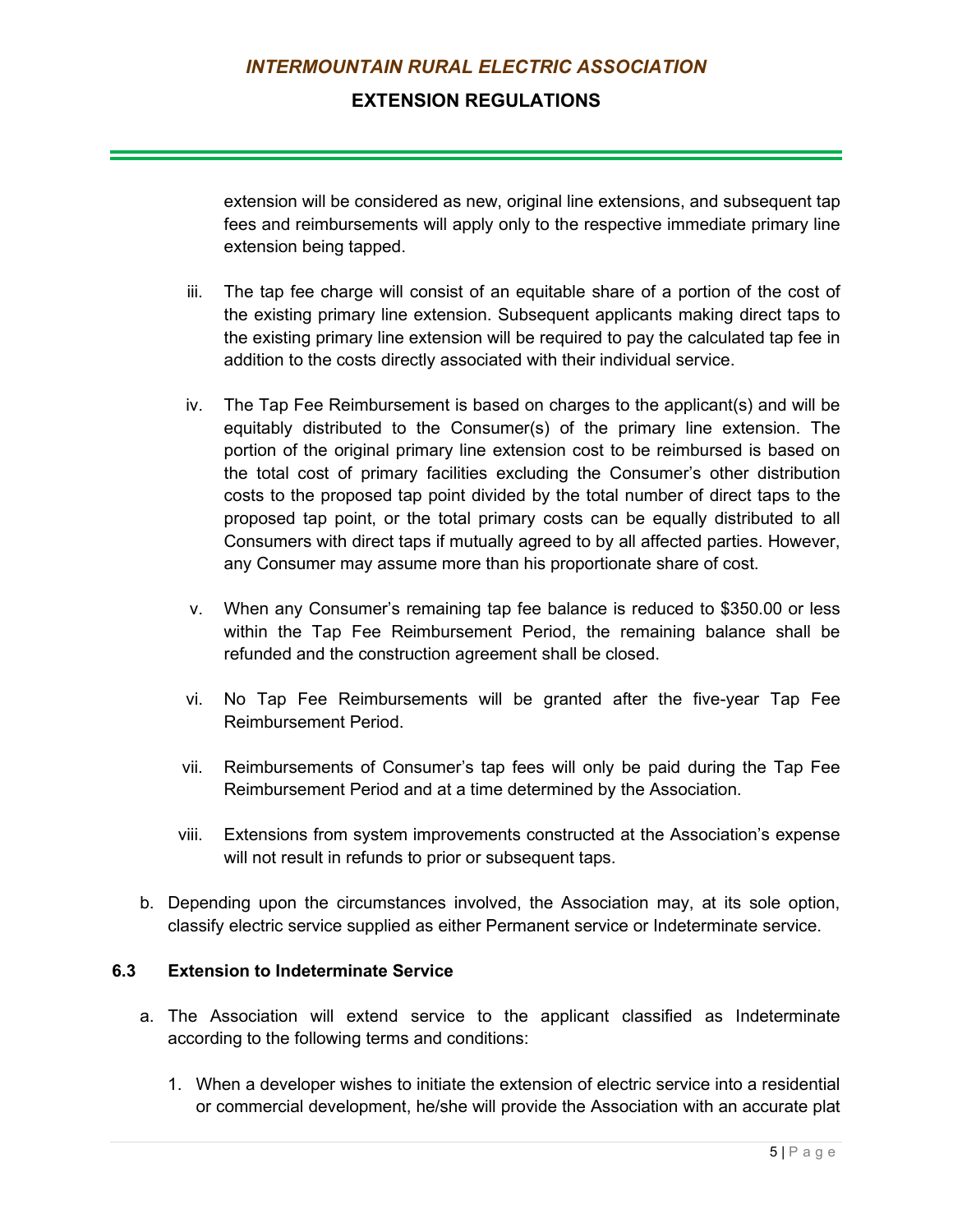extension will be considered as new, original line extensions, and subsequent tap fees and reimbursements will apply only to the respective immediate primary line extension being tapped.

iii. The tap fee charge will consist of an equitable share of a portion of the cost of the existing primary line extension. Subsequent applicants making direct taps to the existing primary line extension will be required to pay the calculated tap fee in addition to the costs directly associated with their individual service.

iv. The Tap Fee Reimbursement is based on charges to the applicant(s) and will be equitably distributed to the Consumer(s) of the primary line extension. The portion of the original primary line extension cost to be reimbursed is based on the total cost of primary facilities excluding the Consumer's other distribution costs to the proposed tap point divided by the total number of direct taps to the proposed tap point, or the total primary costs can be equally distributed to all Consumers with direct taps if mutually agreed to by all affected parties. However, any Consumer may assume more than his proportionate share of cost.

v. When any Consumer's remaining tap fee balance is reduced to $350.00 or less within the Tap Fee Reimbursement Period, the remaining balance shall be refunded and the construction agreement shall be closed.

vi. No Tap Fee Reimbursements will be granted after the five-year Tap Fee Reimbursement Period.

vii. Reimbursements of Consumer's tap fees will only be paid during the Tap Fee Reimbursement Period and at a time determined by the Association.

viii. Extensions from system improvements constructed at the Association's expense will not result in refunds to prior or subsequent taps.

b. Depending upon the circumstances involved, the Association may, at its sole option, classify electric service supplied as either Permanent service or Indeterminate service.

### 6.3 Extension to Indeterminate Service

a. The Association will extend service to the applicant classified as Indeterminate according to the following terms and conditions:

1. When a developer wishes to initiate the extension of electric service into a residential or commercial development, he/she will provide the Association with an accurate plat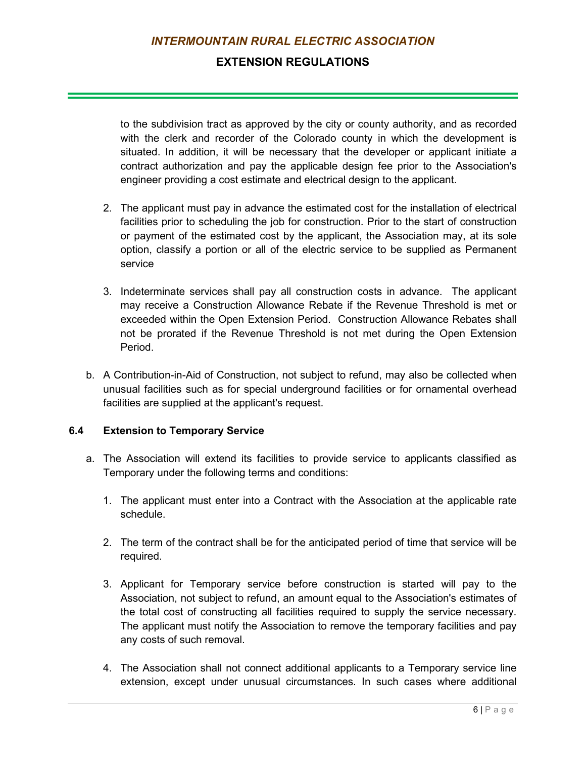to the subdivision tract as approved by the city or county authority, and as recorded with the clerk and recorder of the Colorado county in which the development is situated. In addition, it will be necessary that the developer or applicant initiate a contract authorization and pay the applicable design fee prior to the Association's engineer providing a cost estimate and electrical design to the applicant.

2. The applicant must pay in advance the estimated cost for the installation of electrical facilities prior to scheduling the job for construction. Prior to the start of construction or payment of the estimated cost by the applicant, the Association may, at its sole option, classify a portion or all of the electric service to be supplied as Permanent service

3. Indeterminate services shall pay all construction costs in advance. The applicant may receive a Construction Allowance Rebate if the Revenue Threshold is met or exceeded within the Open Extension Period. Construction Allowance Rebates shall not be prorated if the Revenue Threshold is not met during the Open Extension Period.

b. A Contribution-in-Aid of Construction, not subject to refund, may also be collected when unusual facilities such as for special underground facilities or for ornamental overhead facilities are supplied at the applicant's request.

### 6.4 Extension to Temporary Service

a. The Association will extend its facilities to provide service to applicants classified as Temporary under the following terms and conditions:

1. The applicant must enter into a Contract with the Association at the applicable rate schedule.

2. The term of the contract shall be for the anticipated period of time that service will be required.

3. Applicant for Temporary service before construction is started will pay to the Association, not subject to refund, an amount equal to the Association's estimates of the total cost of constructing all facilities required to supply the service necessary. The applicant must notify the Association to remove the temporary facilities and pay any costs of such removal.

4. The Association shall not connect additional applicants to a Temporary service line extension, except under unusual circumstances. In such cases where additional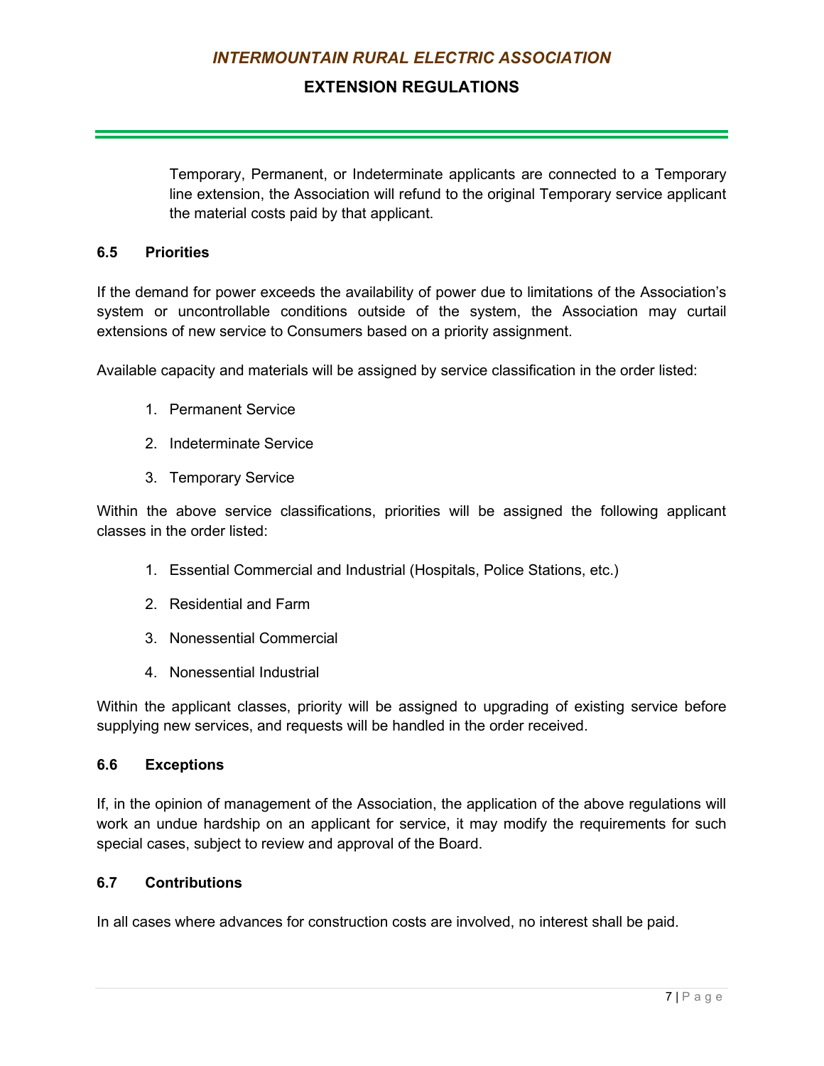Temporary, Permanent, or Indeterminate applicants are connected to a Temporary line extension, the Association will refund to the original Temporary service applicant the material costs paid by that applicant.

### 6.5 Priorities

If the demand for power exceeds the availability of power due to limitations of the Association's system or uncontrollable conditions outside of the system, the Association may curtail extensions of new service to Consumers based on a priority assignment.

Available capacity and materials will be assigned by service classification in the order listed:

1. Permanent Service
2. Indeterminate Service
3. Temporary Service

Within the above service classifications, priorities will be assigned the following applicant classes in the order listed:

1. Essential Commercial and Industrial (Hospitals, Police Stations, etc.)
2. Residential and Farm
3. Nonessential Commercial
4. Nonessential Industrial

Within the applicant classes, priority will be assigned to upgrading of existing service before supplying new services, and requests will be handled in the order received.

### 6.6 Exceptions

If, in the opinion of management of the Association, the application of the above regulations will work an undue hardship on an applicant for service, it may modify the requirements for such special cases, subject to review and approval of the Board.

### 6.7 Contributions

In all cases where advances for construction costs are involved, no interest shall be paid.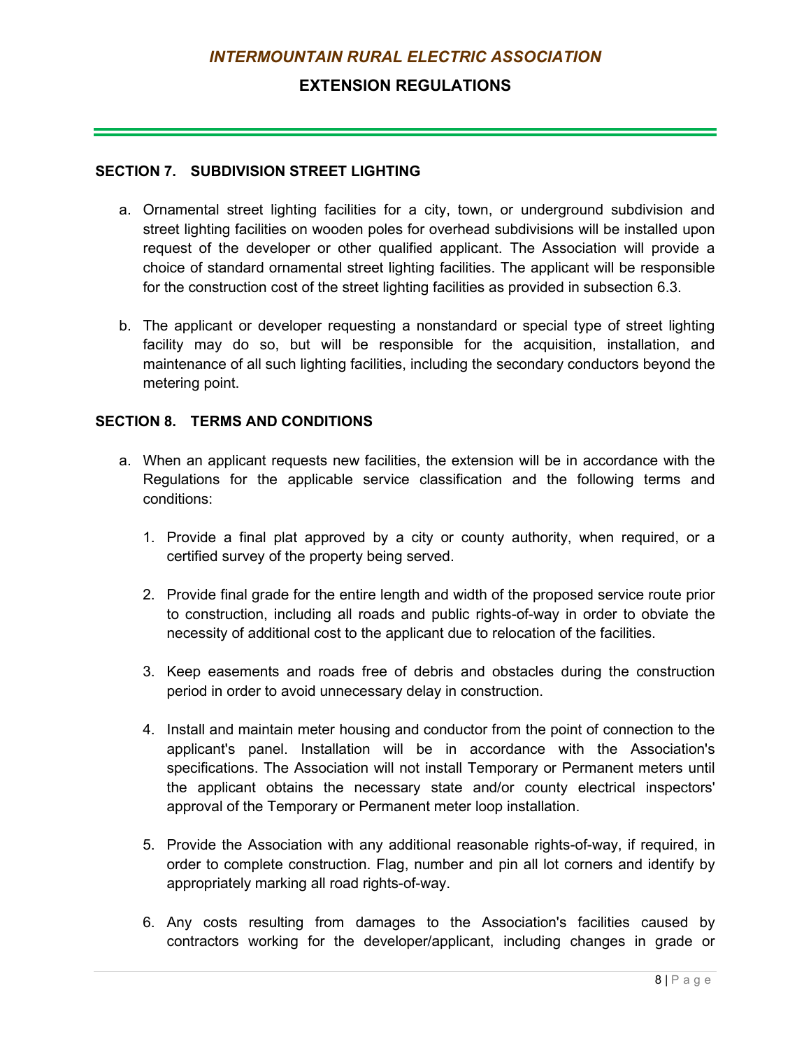### SECTION 7. SUBDIVISION STREET LIGHTING

a. Ornamental street lighting facilities for a city, town, or underground subdivision and street lighting facilities on wooden poles for overhead subdivisions will be installed upon request of the developer or other qualified applicant. The Association will provide a choice of standard ornamental street lighting facilities. The applicant will be responsible for the construction cost of the street lighting facilities as provided in subsection 6.3.

b. The applicant or developer requesting a nonstandard or special type of street lighting facility may do so, but will be responsible for the acquisition, installation, and maintenance of all such lighting facilities, including the secondary conductors beyond the metering point.

### SECTION 8. TERMS AND CONDITIONS

a. When an applicant requests new facilities, the extension will be in accordance with the Regulations for the applicable service classification and the following terms and conditions:

   1. Provide a final plat approved by a city or county authority, when required, or a certified survey of the property being served.

   2. Provide final grade for the entire length and width of the proposed service route prior to construction, including all roads and public rights-of-way in order to obviate the necessity of additional cost to the applicant due to relocation of the facilities.

   3. Keep easements and roads free of debris and obstacles during the construction period in order to avoid unnecessary delay in construction.

   4. Install and maintain meter housing and conductor from the point of connection to the applicant's panel. Installation will be in accordance with the Association's specifications. The Association will not install Temporary or Permanent meters until the applicant obtains the necessary state and/or county electrical inspectors' approval of the Temporary or Permanent meter loop installation.

   5. Provide the Association with any additional reasonable rights-of-way, if required, in order to complete construction. Flag, number and pin all lot corners and identify by appropriately marking all road rights-of-way.

   6. Any costs resulting from damages to the Association's facilities caused by contractors working for the developer/applicant, including changes in grade or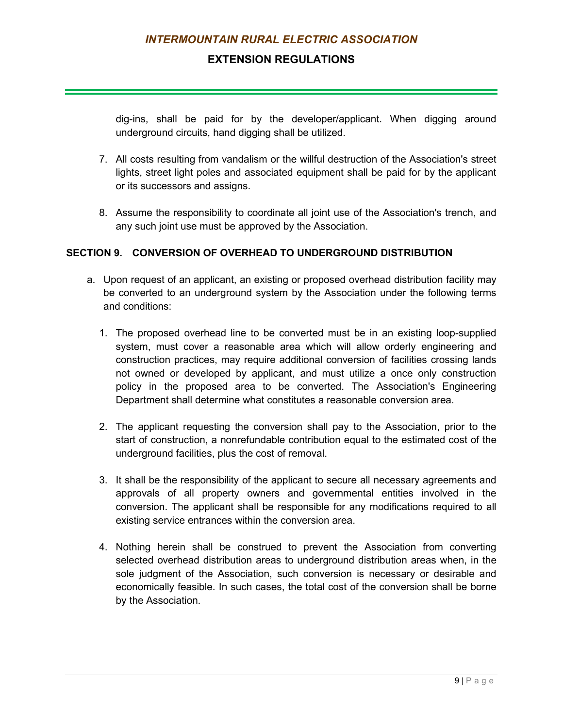dig-ins, shall be paid for by the developer/applicant. When digging around underground circuits, hand digging shall be utilized.

7. All costs resulting from vandalism or the willful destruction of the Association's street lights, street light poles and associated equipment shall be paid for by the applicant or its successors and assigns.

8. Assume the responsibility to coordinate all joint use of the Association's trench, and any such joint use must be approved by the Association.

## SECTION 9. CONVERSION OF OVERHEAD TO UNDERGROUND DISTRIBUTION

a. Upon request of an applicant, an existing or proposed overhead distribution facility may be converted to an underground system by the Association under the following terms and conditions:

   1. The proposed overhead line to be converted must be in an existing loop-supplied system, must cover a reasonable area which will allow orderly engineering and construction practices, may require additional conversion of facilities crossing lands not owned or developed by applicant, and must utilize a once only construction policy in the proposed area to be converted. The Association's Engineering Department shall determine what constitutes a reasonable conversion area.

   2. The applicant requesting the conversion shall pay to the Association, prior to the start of construction, a nonrefundable contribution equal to the estimated cost of the underground facilities, plus the cost of removal.

   3. It shall be the responsibility of the applicant to secure all necessary agreements and approvals of all property owners and governmental entities involved in the conversion. The applicant shall be responsible for any modifications required to all existing service entrances within the conversion area.

   4. Nothing herein shall be construed to prevent the Association from converting selected overhead distribution areas to underground distribution areas when, in the sole judgment of the Association, such conversion is necessary or desirable and economically feasible. In such cases, the total cost of the conversion shall be borne by the Association.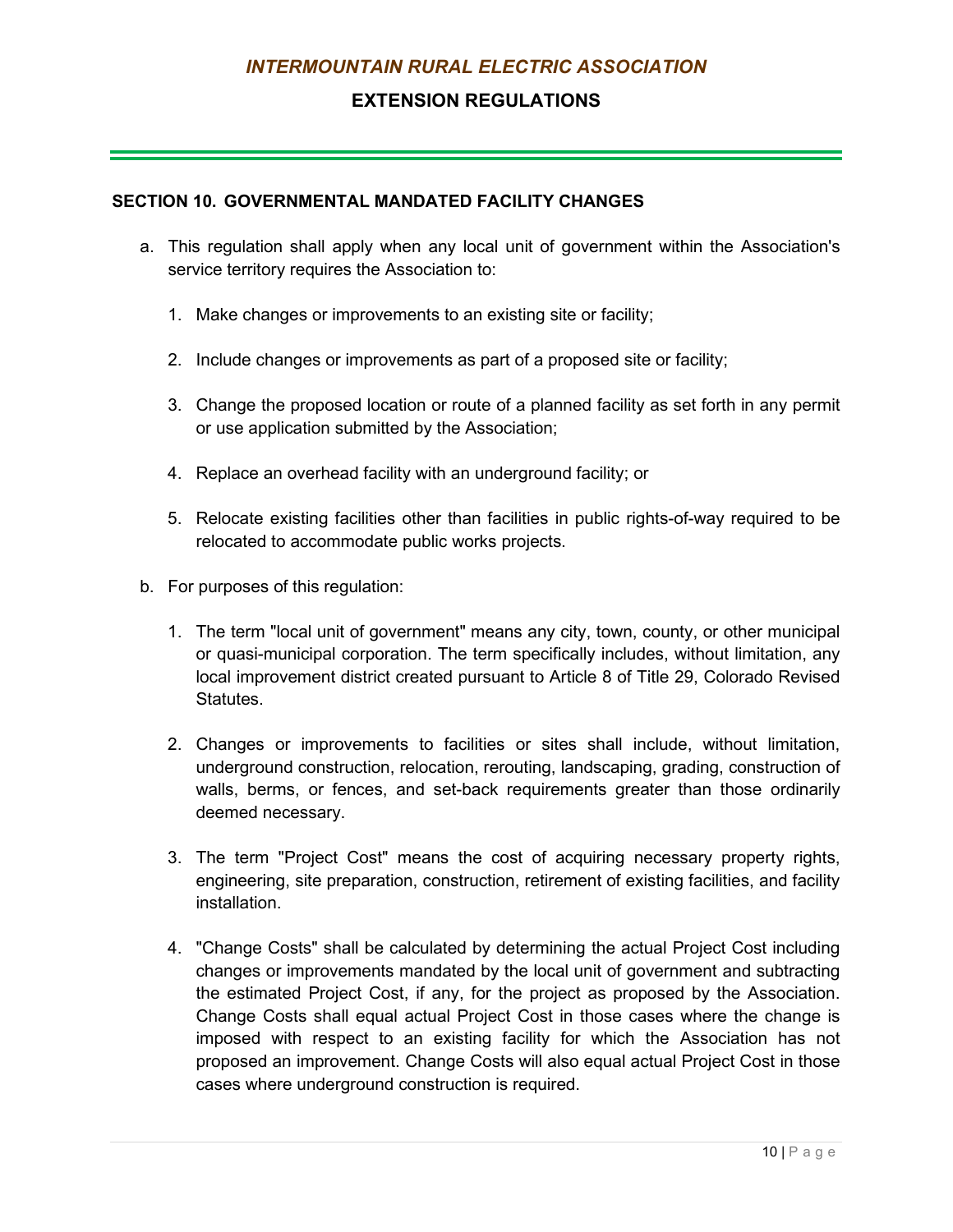## SECTION 10. GOVERNMENTAL MANDATED FACILITY CHANGES

a. This regulation shall apply when any local unit of government within the Association's service territory requires the Association to:

   1. Make changes or improvements to an existing site or facility;

   2. Include changes or improvements as part of a proposed site or facility;

   3. Change the proposed location or route of a planned facility as set forth in any permit or use application submitted by the Association;

   4. Replace an overhead facility with an underground facility; or

   5. Relocate existing facilities other than facilities in public rights-of-way required to be relocated to accommodate public works projects.

b. For purposes of this regulation:

   1. The term "local unit of government" means any city, town, county, or other municipal or quasi-municipal corporation. The term specifically includes, without limitation, any local improvement district created pursuant to Article 8 of Title 29, Colorado Revised Statutes.

   2. Changes or improvements to facilities or sites shall include, without limitation, underground construction, relocation, rerouting, landscaping, grading, construction of walls, berms, or fences, and set-back requirements greater than those ordinarily deemed necessary.

   3. The term "Project Cost" means the cost of acquiring necessary property rights, engineering, site preparation, construction, retirement of existing facilities, and facility installation.

   4. "Change Costs" shall be calculated by determining the actual Project Cost including changes or improvements mandated by the local unit of government and subtracting the estimated Project Cost, if any, for the project as proposed by the Association. Change Costs shall equal actual Project Cost in those cases where the change is imposed with respect to an existing facility for which the Association has not proposed an improvement. Change Costs will also equal actual Project Cost in those cases where underground construction is required.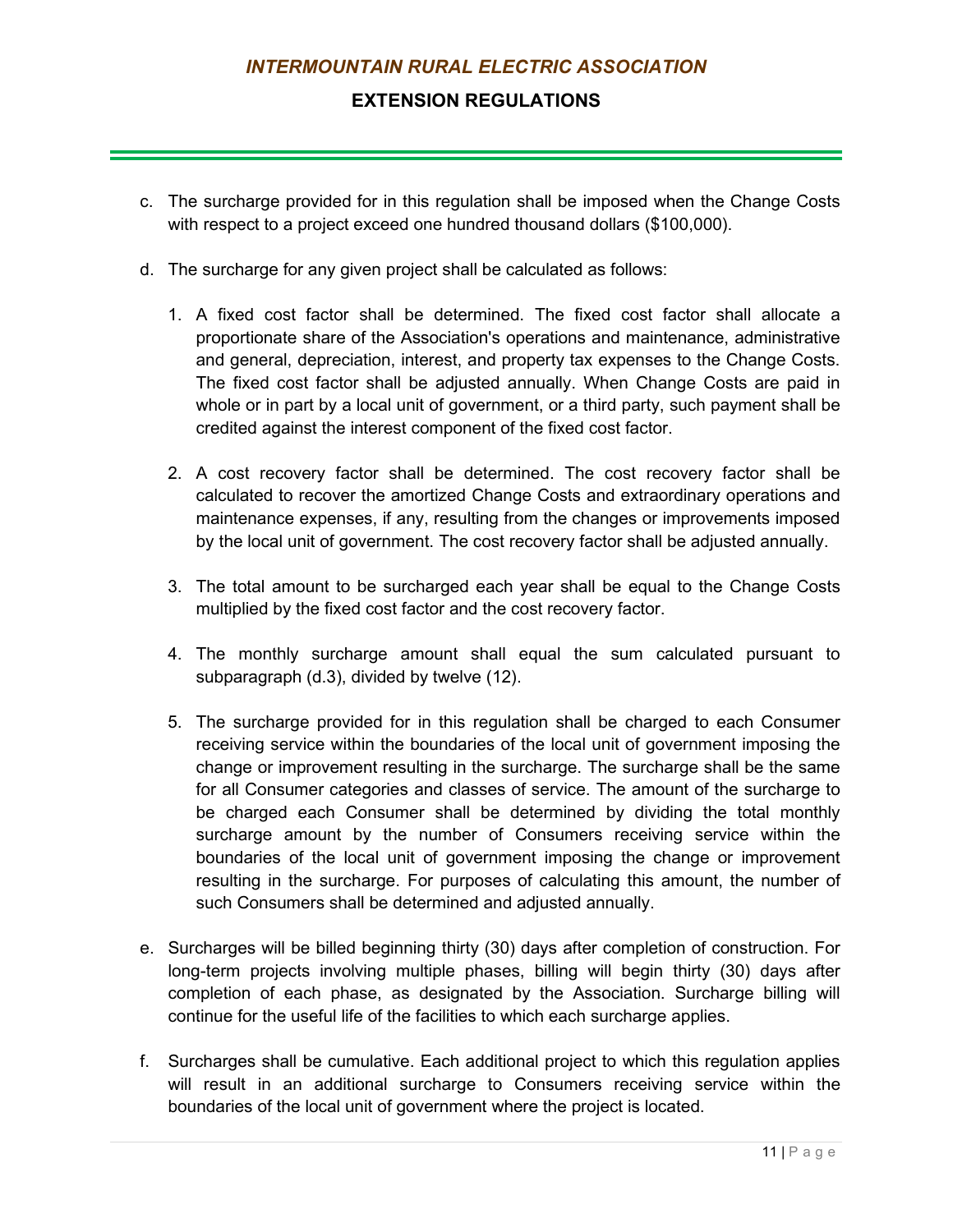c. The surcharge provided for in this regulation shall be imposed when the Change Costs with respect to a project exceed one hundred thousand dollars ($100,000).

d. The surcharge for any given project shall be calculated as follows:

   1. A fixed cost factor shall be determined. The fixed cost factor shall allocate a proportionate share of the Association's operations and maintenance, administrative and general, depreciation, interest, and property tax expenses to the Change Costs. The fixed cost factor shall be adjusted annually. When Change Costs are paid in whole or in part by a local unit of government, or a third party, such payment shall be credited against the interest component of the fixed cost factor.

   2. A cost recovery factor shall be determined. The cost recovery factor shall be calculated to recover the amortized Change Costs and extraordinary operations and maintenance expenses, if any, resulting from the changes or improvements imposed by the local unit of government. The cost recovery factor shall be adjusted annually.

   3. The total amount to be surcharged each year shall be equal to the Change Costs multiplied by the fixed cost factor and the cost recovery factor.

   4. The monthly surcharge amount shall equal the sum calculated pursuant to subparagraph (d.3), divided by twelve (12).

   5. The surcharge provided for in this regulation shall be charged to each Consumer receiving service within the boundaries of the local unit of government imposing the change or improvement resulting in the surcharge. The surcharge shall be the same for all Consumer categories and classes of service. The amount of the surcharge to be charged each Consumer shall be determined by dividing the total monthly surcharge amount by the number of Consumers receiving service within the boundaries of the local unit of government imposing the change or improvement resulting in the surcharge. For purposes of calculating this amount, the number of such Consumers shall be determined and adjusted annually.

e. Surcharges will be billed beginning thirty (30) days after completion of construction. For long-term projects involving multiple phases, billing will begin thirty (30) days after completion of each phase, as designated by the Association. Surcharge billing will continue for the useful life of the facilities to which each surcharge applies.

f. Surcharges shall be cumulative. Each additional project to which this regulation applies will result in an additional surcharge to Consumers receiving service within the boundaries of the local unit of government where the project is located.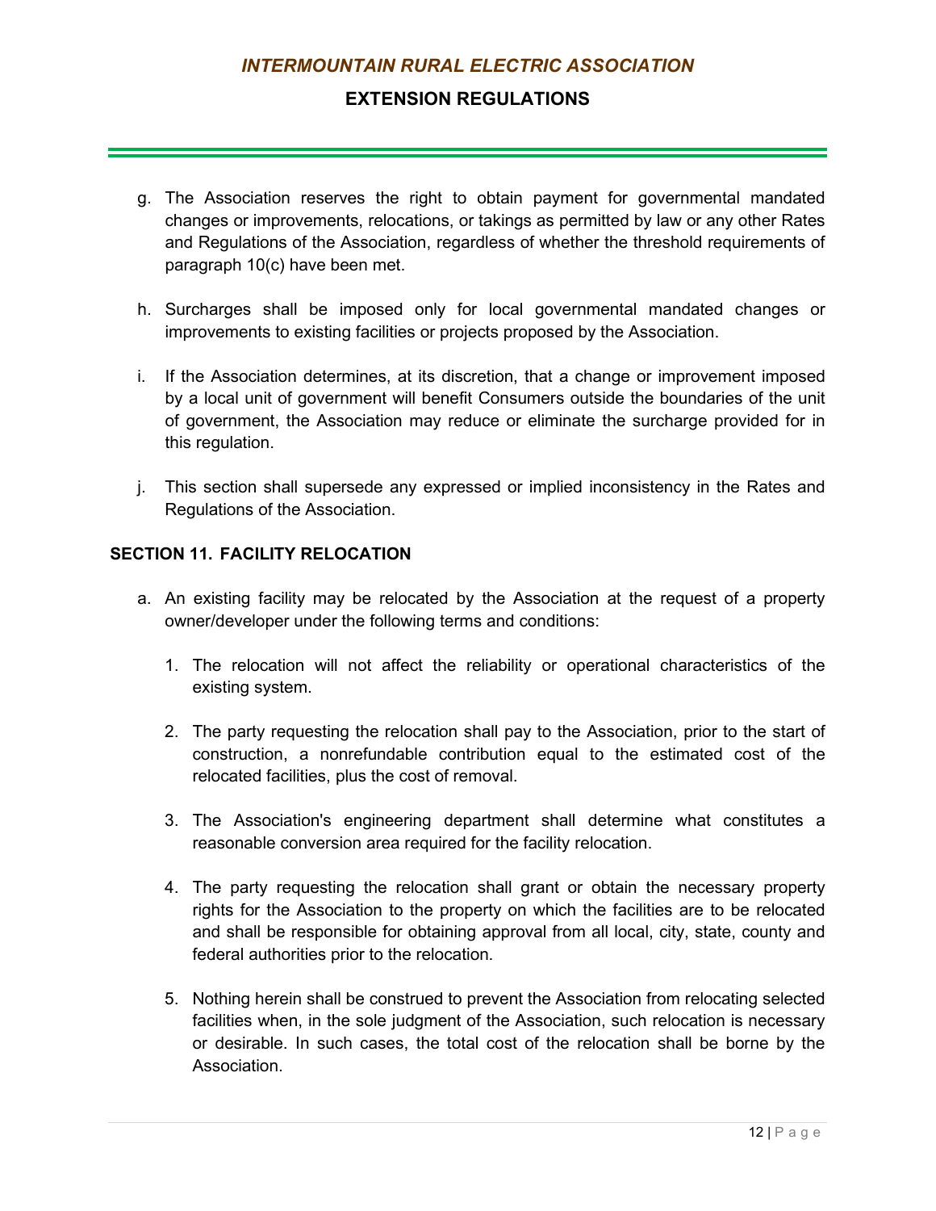g. The Association reserves the right to obtain payment for governmental mandated changes or improvements, relocations, or takings as permitted by law or any other Rates and Regulations of the Association, regardless of whether the threshold requirements of paragraph 10(c) have been met.

h. Surcharges shall be imposed only for local governmental mandated changes or improvements to existing facilities or projects proposed by the Association.

i. If the Association determines, at its discretion, that a change or improvement imposed by a local unit of government will benefit Consumers outside the boundaries of the unit of government, the Association may reduce or eliminate the surcharge provided for in this regulation.

j. This section shall supersede any expressed or implied inconsistency in the Rates and Regulations of the Association.

## SECTION 11. FACILITY RELOCATION

a. An existing facility may be relocated by the Association at the request of a property owner/developer under the following terms and conditions:

   1. The relocation will not affect the reliability or operational characteristics of the existing system.

   2. The party requesting the relocation shall pay to the Association, prior to the start of construction, a nonrefundable contribution equal to the estimated cost of the relocated facilities, plus the cost of removal.

   3. The Association's engineering department shall determine what constitutes a reasonable conversion area required for the facility relocation.

   4. The party requesting the relocation shall grant or obtain the necessary property rights for the Association to the property on which the facilities are to be relocated and shall be responsible for obtaining approval from all local, city, state, county and federal authorities prior to the relocation.

   5. Nothing herein shall be construed to prevent the Association from relocating selected facilities when, in the sole judgment of the Association, such relocation is necessary or desirable. In such cases, the total cost of the relocation shall be borne by the Association.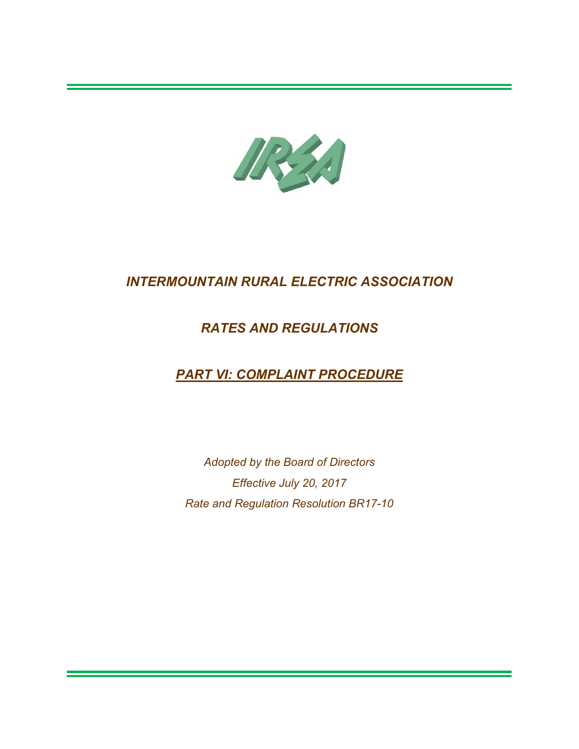# *INTERMOUNTAIN RURAL ELECTRIC ASSOCIATION*

## *RATES AND REGULATIONS*

## ***PART VI: COMPLAINT PROCEDURE***

*Adopted by the Board of Directors*

*Effective July 20, 2017*

*Rate and Regulation Resolution BR17-10*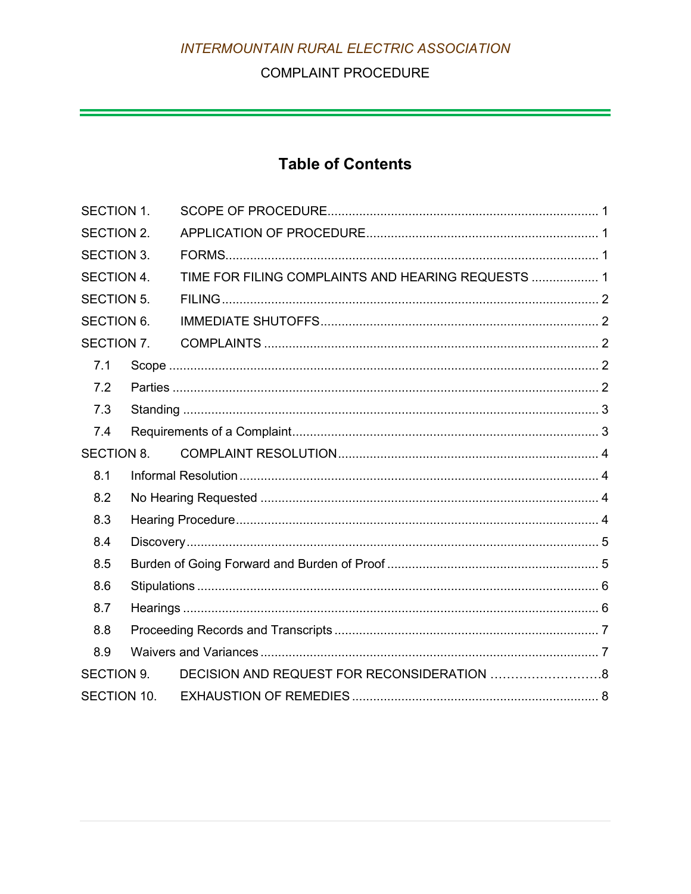*INTERMOUNTAIN RURAL ELECTRIC ASSOCIATION*

COMPLAINT PROCEDURE

# Table of Contents

| | | |
|---|---|---|
| SECTION 1. | SCOPE OF PROCEDURE | 1 |
| SECTION 2. | APPLICATION OF PROCEDURE | 1 |
| SECTION 3. | FORMS | 1 |
| SECTION 4. | TIME FOR FILING COMPLAINTS AND HEARING REQUESTS | 1 |
| SECTION 5. | FILING | 2 |
| SECTION 6. | IMMEDIATE SHUTOFFS | 2 |
| SECTION 7. | COMPLAINTS | 2 |
| 7.1 | Scope | 2 |
| 7.2 | Parties | 2 |
| 7.3 | Standing | 3 |
| 7.4 | Requirements of a Complaint | 3 |
| SECTION 8. | COMPLAINT RESOLUTION | 4 |
| 8.1 | Informal Resolution | 4 |
| 8.2 | No Hearing Requested | 4 |
| 8.3 | Hearing Procedure | 4 |
| 8.4 | Discovery | 5 |
| 8.5 | Burden of Going Forward and Burden of Proof | 5 |
| 8.6 | Stipulations | 6 |
| 8.7 | Hearings | 6 |
| 8.8 | Proceeding Records and Transcripts | 7 |
| 8.9 | Waivers and Variances | 7 |
| SECTION 9. | DECISION AND REQUEST FOR RECONSIDERATION | 8 |
| SECTION 10. | EXHAUSTION OF REMEDIES | 8 |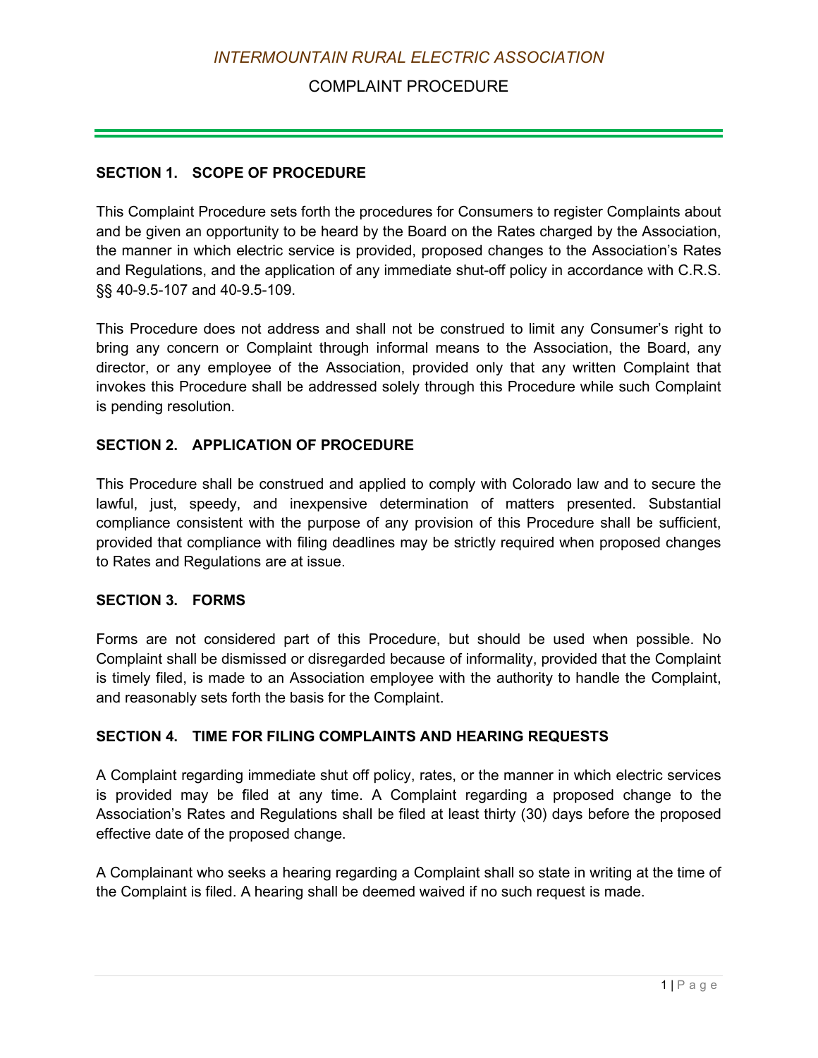*INTERMOUNTAIN RURAL ELECTRIC ASSOCIATION*

COMPLAINT PROCEDURE

## SECTION 1. SCOPE OF PROCEDURE

This Complaint Procedure sets forth the procedures for Consumers to register Complaints about and be given an opportunity to be heard by the Board on the Rates charged by the Association, the manner in which electric service is provided, proposed changes to the Association's Rates and Regulations, and the application of any immediate shut-off policy in accordance with C.R.S. §§ 40-9.5-107 and 40-9.5-109.

This Procedure does not address and shall not be construed to limit any Consumer's right to bring any concern or Complaint through informal means to the Association, the Board, any director, or any employee of the Association, provided only that any written Complaint that invokes this Procedure shall be addressed solely through this Procedure while such Complaint is pending resolution.

## SECTION 2. APPLICATION OF PROCEDURE

This Procedure shall be construed and applied to comply with Colorado law and to secure the lawful, just, speedy, and inexpensive determination of matters presented. Substantial compliance consistent with the purpose of any provision of this Procedure shall be sufficient, provided that compliance with filing deadlines may be strictly required when proposed changes to Rates and Regulations are at issue.

## SECTION 3. FORMS

Forms are not considered part of this Procedure, but should be used when possible. No Complaint shall be dismissed or disregarded because of informality, provided that the Complaint is timely filed, is made to an Association employee with the authority to handle the Complaint, and reasonably sets forth the basis for the Complaint.

## SECTION 4. TIME FOR FILING COMPLAINTS AND HEARING REQUESTS

A Complaint regarding immediate shut off policy, rates, or the manner in which electric services is provided may be filed at any time. A Complaint regarding a proposed change to the Association's Rates and Regulations shall be filed at least thirty (30) days before the proposed effective date of the proposed change.

A Complainant who seeks a hearing regarding a Complaint shall so state in writing at the time of the Complaint is filed. A hearing shall be deemed waived if no such request is made.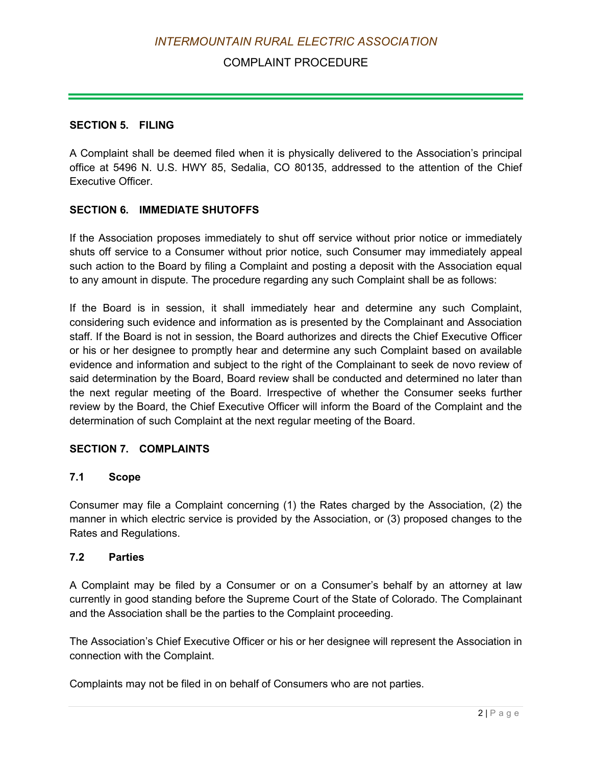## SECTION 5. FILING

A Complaint shall be deemed filed when it is physically delivered to the Association's principal office at 5496 N. U.S. HWY 85, Sedalia, CO 80135, addressed to the attention of the Chief Executive Officer.

## SECTION 6. IMMEDIATE SHUTOFFS

If the Association proposes immediately to shut off service without prior notice or immediately shuts off service to a Consumer without prior notice, such Consumer may immediately appeal such action to the Board by filing a Complaint and posting a deposit with the Association equal to any amount in dispute. The procedure regarding any such Complaint shall be as follows:

If the Board is in session, it shall immediately hear and determine any such Complaint, considering such evidence and information as is presented by the Complainant and Association staff. If the Board is not in session, the Board authorizes and directs the Chief Executive Officer or his or her designee to promptly hear and determine any such Complaint based on available evidence and information and subject to the right of the Complainant to seek de novo review of said determination by the Board, Board review shall be conducted and determined no later than the next regular meeting of the Board. Irrespective of whether the Consumer seeks further review by the Board, the Chief Executive Officer will inform the Board of the Complaint and the determination of such Complaint at the next regular meeting of the Board.

## SECTION 7. COMPLAINTS

### 7.1 Scope

Consumer may file a Complaint concerning (1) the Rates charged by the Association, (2) the manner in which electric service is provided by the Association, or (3) proposed changes to the Rates and Regulations.

### 7.2 Parties

A Complaint may be filed by a Consumer or on a Consumer's behalf by an attorney at law currently in good standing before the Supreme Court of the State of Colorado. The Complainant and the Association shall be the parties to the Complaint proceeding.

The Association's Chief Executive Officer or his or her designee will represent the Association in connection with the Complaint.

Complaints may not be filed in on behalf of Consumers who are not parties.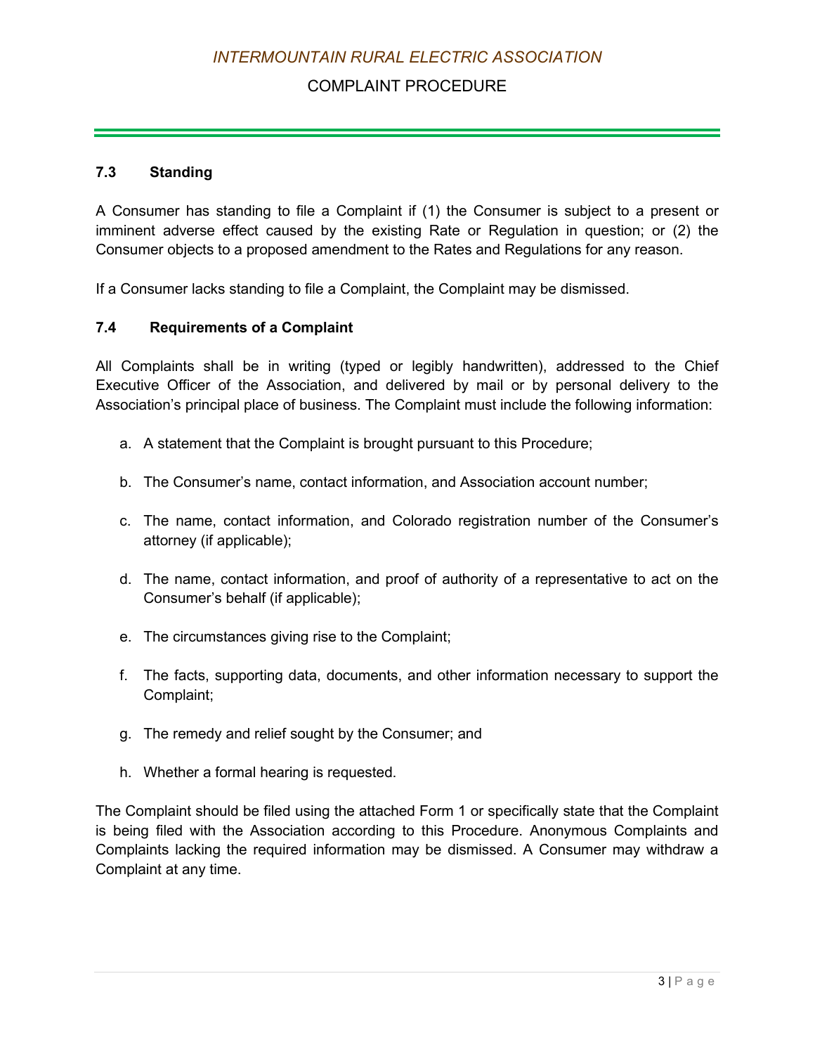### 7.3 Standing

A Consumer has standing to file a Complaint if (1) the Consumer is subject to a present or imminent adverse effect caused by the existing Rate or Regulation in question; or (2) the Consumer objects to a proposed amendment to the Rates and Regulations for any reason.

If a Consumer lacks standing to file a Complaint, the Complaint may be dismissed.

### 7.4 Requirements of a Complaint

All Complaints shall be in writing (typed or legibly handwritten), addressed to the Chief Executive Officer of the Association, and delivered by mail or by personal delivery to the Association's principal place of business. The Complaint must include the following information:

a. A statement that the Complaint is brought pursuant to this Procedure;

b. The Consumer's name, contact information, and Association account number;

c. The name, contact information, and Colorado registration number of the Consumer's attorney (if applicable);

d. The name, contact information, and proof of authority of a representative to act on the Consumer's behalf (if applicable);

e. The circumstances giving rise to the Complaint;

f. The facts, supporting data, documents, and other information necessary to support the Complaint;

g. The remedy and relief sought by the Consumer; and

h. Whether a formal hearing is requested.

The Complaint should be filed using the attached Form 1 or specifically state that the Complaint is being filed with the Association according to this Procedure. Anonymous Complaints and Complaints lacking the required information may be dismissed. A Consumer may withdraw a Complaint at any time.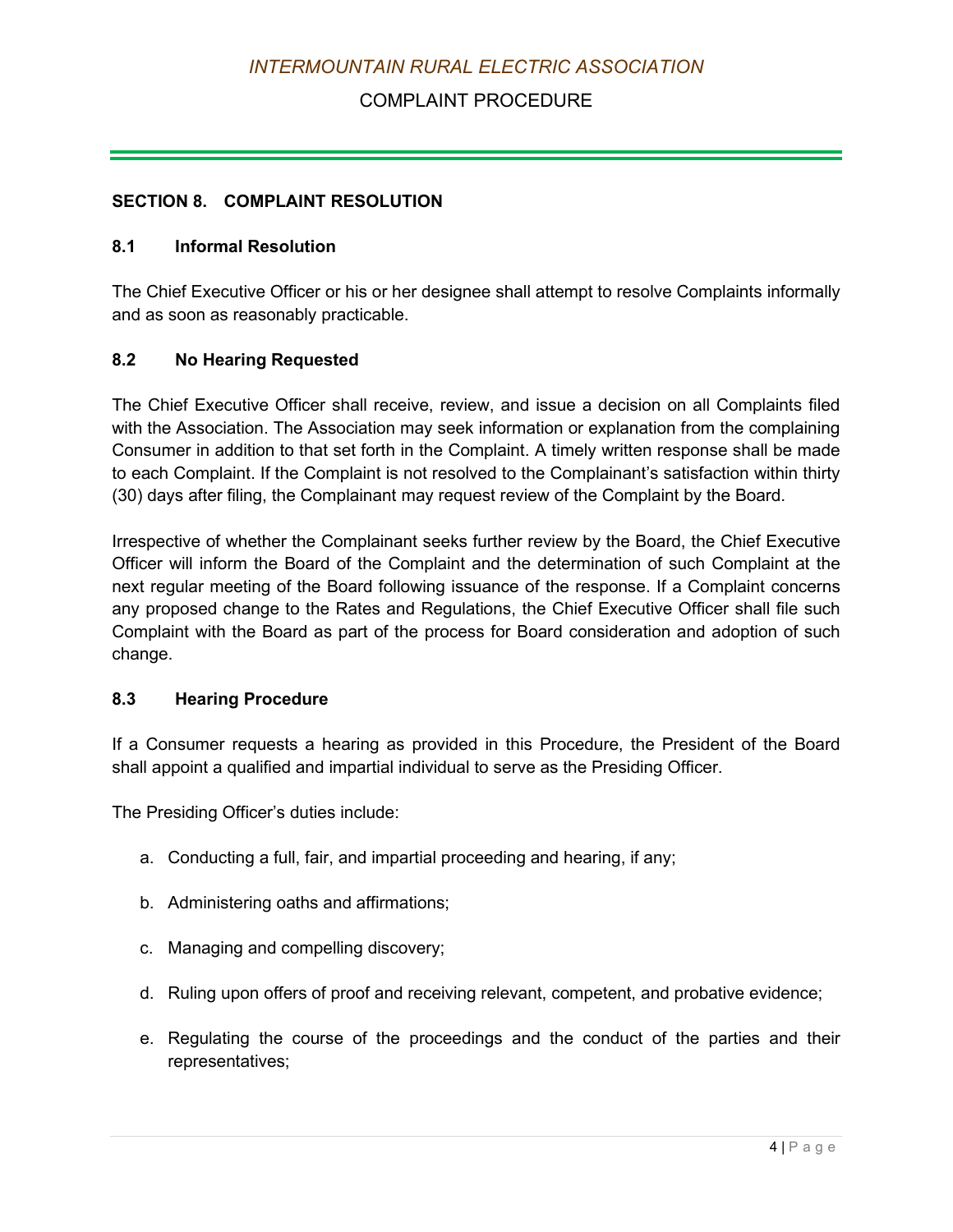## SECTION 8. COMPLAINT RESOLUTION

### 8.1 Informal Resolution

The Chief Executive Officer or his or her designee shall attempt to resolve Complaints informally and as soon as reasonably practicable.

### 8.2 No Hearing Requested

The Chief Executive Officer shall receive, review, and issue a decision on all Complaints filed with the Association. The Association may seek information or explanation from the complaining Consumer in addition to that set forth in the Complaint. A timely written response shall be made to each Complaint. If the Complaint is not resolved to the Complainant's satisfaction within thirty (30) days after filing, the Complainant may request review of the Complaint by the Board.

Irrespective of whether the Complainant seeks further review by the Board, the Chief Executive Officer will inform the Board of the Complaint and the determination of such Complaint at the next regular meeting of the Board following issuance of the response. If a Complaint concerns any proposed change to the Rates and Regulations, the Chief Executive Officer shall file such Complaint with the Board as part of the process for Board consideration and adoption of such change.

### 8.3 Hearing Procedure

If a Consumer requests a hearing as provided in this Procedure, the President of the Board shall appoint a qualified and impartial individual to serve as the Presiding Officer.

The Presiding Officer's duties include:

a. Conducting a full, fair, and impartial proceeding and hearing, if any;

b. Administering oaths and affirmations;

c. Managing and compelling discovery;

d. Ruling upon offers of proof and receiving relevant, competent, and probative evidence;

e. Regulating the course of the proceedings and the conduct of the parties and their representatives;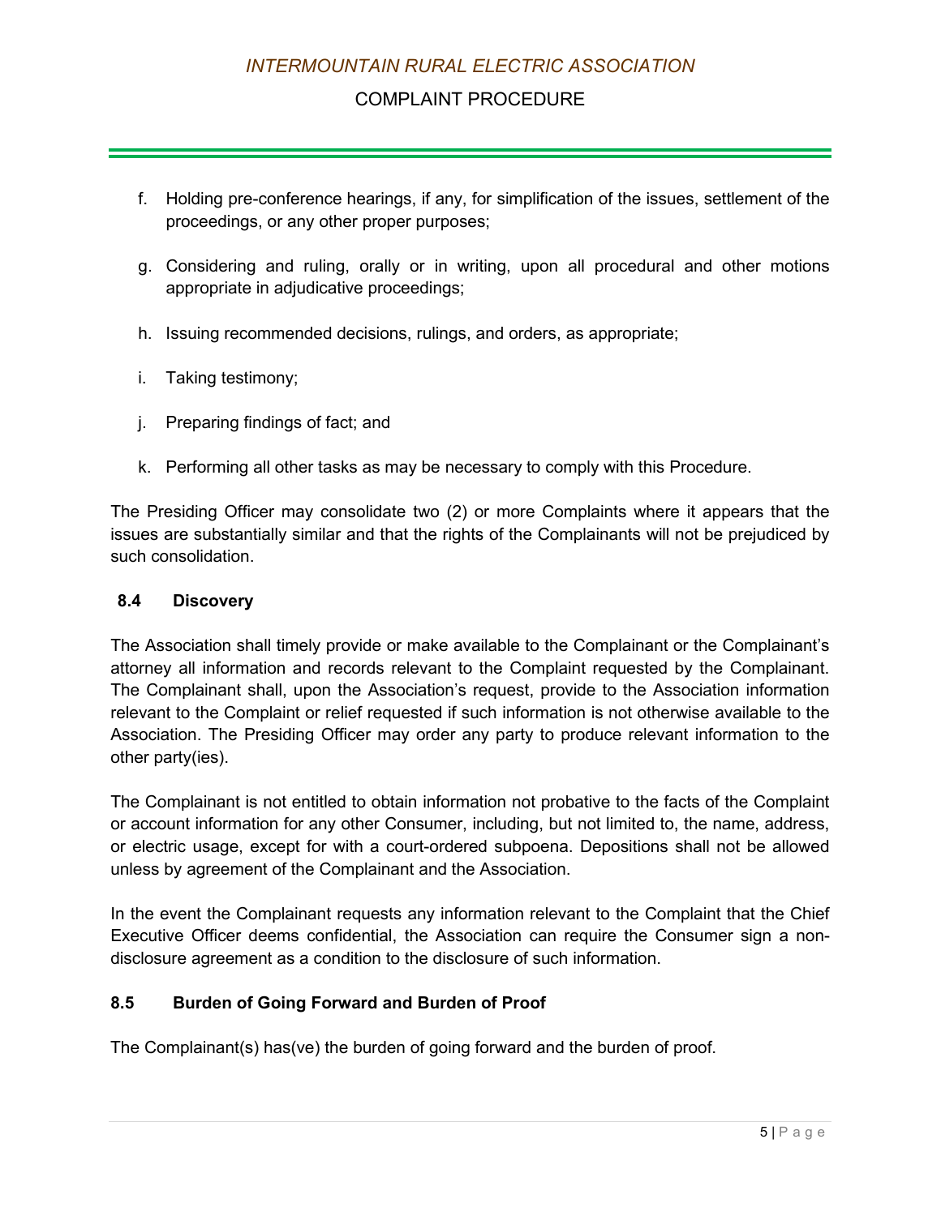f. Holding pre-conference hearings, if any, for simplification of the issues, settlement of the proceedings, or any other proper purposes;

g. Considering and ruling, orally or in writing, upon all procedural and other motions appropriate in adjudicative proceedings;

h. Issuing recommended decisions, rulings, and orders, as appropriate;

i. Taking testimony;

j. Preparing findings of fact; and

k. Performing all other tasks as may be necessary to comply with this Procedure.

The Presiding Officer may consolidate two (2) or more Complaints where it appears that the issues are substantially similar and that the rights of the Complainants will not be prejudiced by such consolidation.

### 8.4 Discovery

The Association shall timely provide or make available to the Complainant or the Complainant's attorney all information and records relevant to the Complaint requested by the Complainant. The Complainant shall, upon the Association's request, provide to the Association information relevant to the Complaint or relief requested if such information is not otherwise available to the Association. The Presiding Officer may order any party to produce relevant information to the other party(ies).

The Complainant is not entitled to obtain information not probative to the facts of the Complaint or account information for any other Consumer, including, but not limited to, the name, address, or electric usage, except for with a court-ordered subpoena. Depositions shall not be allowed unless by agreement of the Complainant and the Association.

In the event the Complainant requests any information relevant to the Complaint that the Chief Executive Officer deems confidential, the Association can require the Consumer sign a non-disclosure agreement as a condition to the disclosure of such information.

### 8.5 Burden of Going Forward and Burden of Proof

The Complainant(s) has(ve) the burden of going forward and the burden of proof.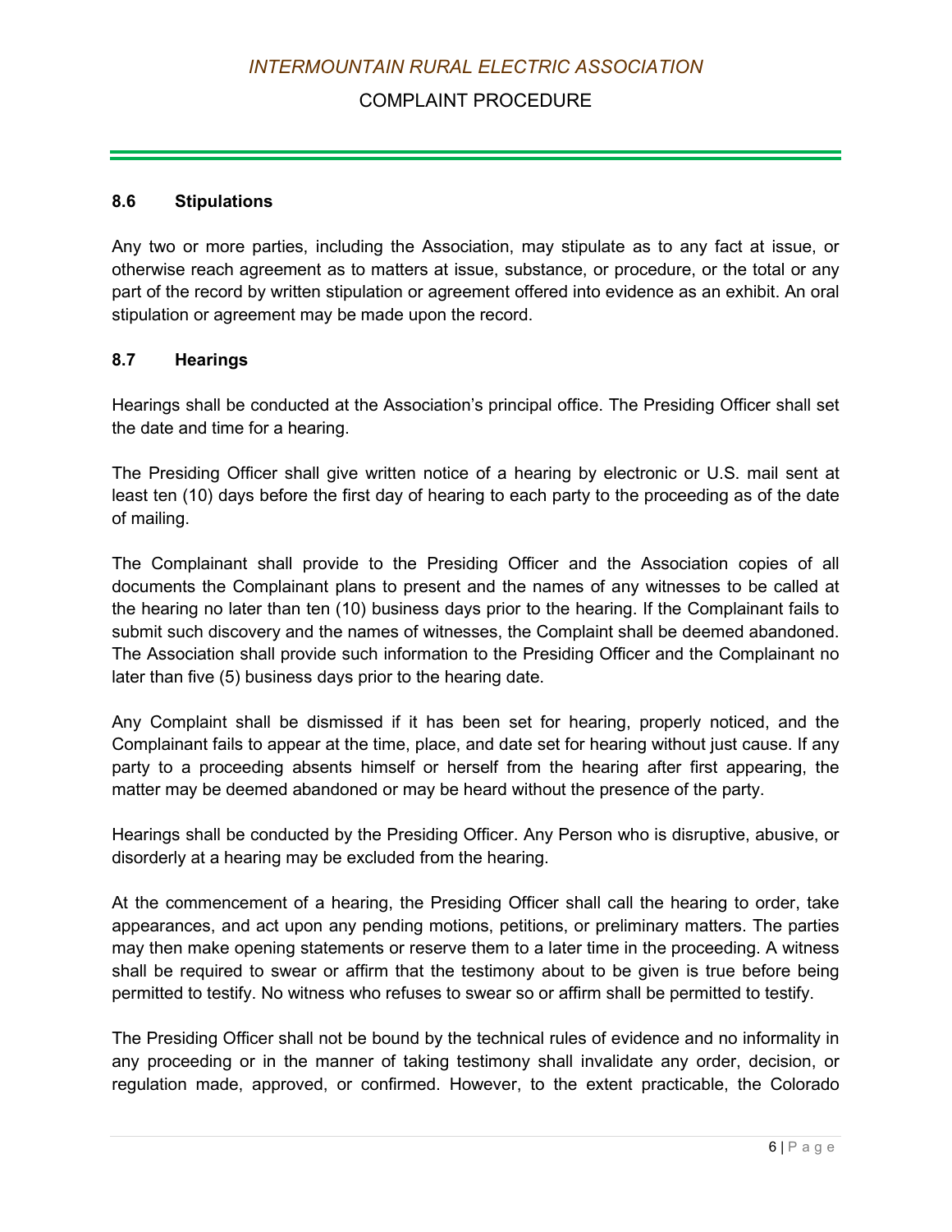### 8.6 Stipulations

Any two or more parties, including the Association, may stipulate as to any fact at issue, or otherwise reach agreement as to matters at issue, substance, or procedure, or the total or any part of the record by written stipulation or agreement offered into evidence as an exhibit. An oral stipulation or agreement may be made upon the record.

### 8.7 Hearings

Hearings shall be conducted at the Association's principal office. The Presiding Officer shall set the date and time for a hearing.

The Presiding Officer shall give written notice of a hearing by electronic or U.S. mail sent at least ten (10) days before the first day of hearing to each party to the proceeding as of the date of mailing.

The Complainant shall provide to the Presiding Officer and the Association copies of all documents the Complainant plans to present and the names of any witnesses to be called at the hearing no later than ten (10) business days prior to the hearing. If the Complainant fails to submit such discovery and the names of witnesses, the Complaint shall be deemed abandoned. The Association shall provide such information to the Presiding Officer and the Complainant no later than five (5) business days prior to the hearing date.

Any Complaint shall be dismissed if it has been set for hearing, properly noticed, and the Complainant fails to appear at the time, place, and date set for hearing without just cause. If any party to a proceeding absents himself or herself from the hearing after first appearing, the matter may be deemed abandoned or may be heard without the presence of the party.

Hearings shall be conducted by the Presiding Officer. Any Person who is disruptive, abusive, or disorderly at a hearing may be excluded from the hearing.

At the commencement of a hearing, the Presiding Officer shall call the hearing to order, take appearances, and act upon any pending motions, petitions, or preliminary matters. The parties may then make opening statements or reserve them to a later time in the proceeding. A witness shall be required to swear or affirm that the testimony about to be given is true before being permitted to testify. No witness who refuses to swear so or affirm shall be permitted to testify.

The Presiding Officer shall not be bound by the technical rules of evidence and no informality in any proceeding or in the manner of taking testimony shall invalidate any order, decision, or regulation made, approved, or confirmed. However, to the extent practicable, the Colorado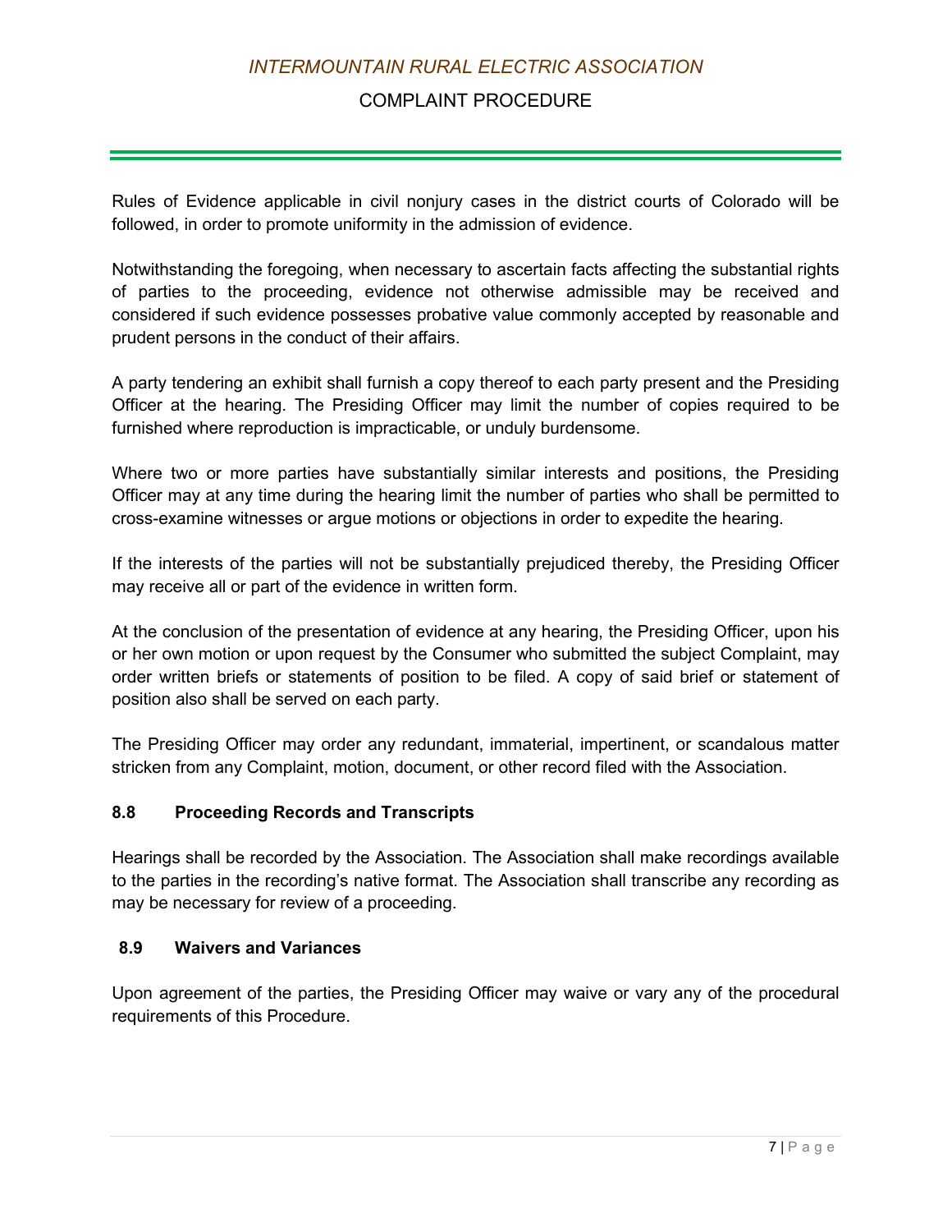Rules of Evidence applicable in civil nonjury cases in the district courts of Colorado will be followed, in order to promote uniformity in the admission of evidence.

Notwithstanding the foregoing, when necessary to ascertain facts affecting the substantial rights of parties to the proceeding, evidence not otherwise admissible may be received and considered if such evidence possesses probative value commonly accepted by reasonable and prudent persons in the conduct of their affairs.

A party tendering an exhibit shall furnish a copy thereof to each party present and the Presiding Officer at the hearing. The Presiding Officer may limit the number of copies required to be furnished where reproduction is impracticable, or unduly burdensome.

Where two or more parties have substantially similar interests and positions, the Presiding Officer may at any time during the hearing limit the number of parties who shall be permitted to cross-examine witnesses or argue motions or objections in order to expedite the hearing.

If the interests of the parties will not be substantially prejudiced thereby, the Presiding Officer may receive all or part of the evidence in written form.

At the conclusion of the presentation of evidence at any hearing, the Presiding Officer, upon his or her own motion or upon request by the Consumer who submitted the subject Complaint, may order written briefs or statements of position to be filed. A copy of said brief or statement of position also shall be served on each party.

The Presiding Officer may order any redundant, immaterial, impertinent, or scandalous matter stricken from any Complaint, motion, document, or other record filed with the Association.

### 8.8 Proceeding Records and Transcripts

Hearings shall be recorded by the Association. The Association shall make recordings available to the parties in the recording's native format. The Association shall transcribe any recording as may be necessary for review of a proceeding.

### 8.9 Waivers and Variances

Upon agreement of the parties, the Presiding Officer may waive or vary any of the procedural requirements of this Procedure.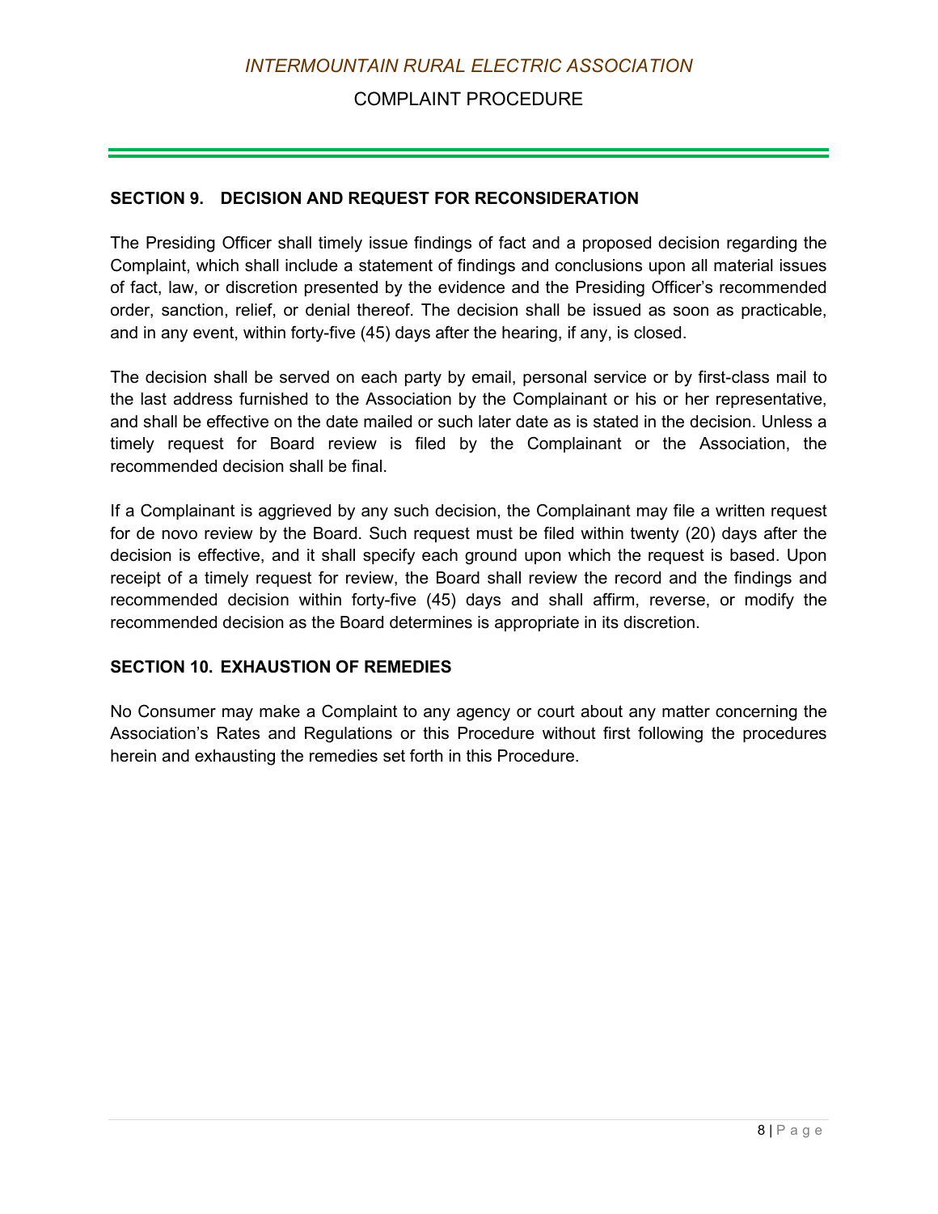## SECTION 9. DECISION AND REQUEST FOR RECONSIDERATION

The Presiding Officer shall timely issue findings of fact and a proposed decision regarding the Complaint, which shall include a statement of findings and conclusions upon all material issues of fact, law, or discretion presented by the evidence and the Presiding Officer's recommended order, sanction, relief, or denial thereof. The decision shall be issued as soon as practicable, and in any event, within forty-five (45) days after the hearing, if any, is closed.

The decision shall be served on each party by email, personal service or by first-class mail to the last address furnished to the Association by the Complainant or his or her representative, and shall be effective on the date mailed or such later date as is stated in the decision. Unless a timely request for Board review is filed by the Complainant or the Association, the recommended decision shall be final.

If a Complainant is aggrieved by any such decision, the Complainant may file a written request for de novo review by the Board. Such request must be filed within twenty (20) days after the decision is effective, and it shall specify each ground upon which the request is based. Upon receipt of a timely request for review, the Board shall review the record and the findings and recommended decision within forty-five (45) days and shall affirm, reverse, or modify the recommended decision as the Board determines is appropriate in its discretion.

## SECTION 10. EXHAUSTION OF REMEDIES

No Consumer may make a Complaint to any agency or court about any matter concerning the Association's Rates and Regulations or this Procedure without first following the procedures herein and exhausting the remedies set forth in this Procedure.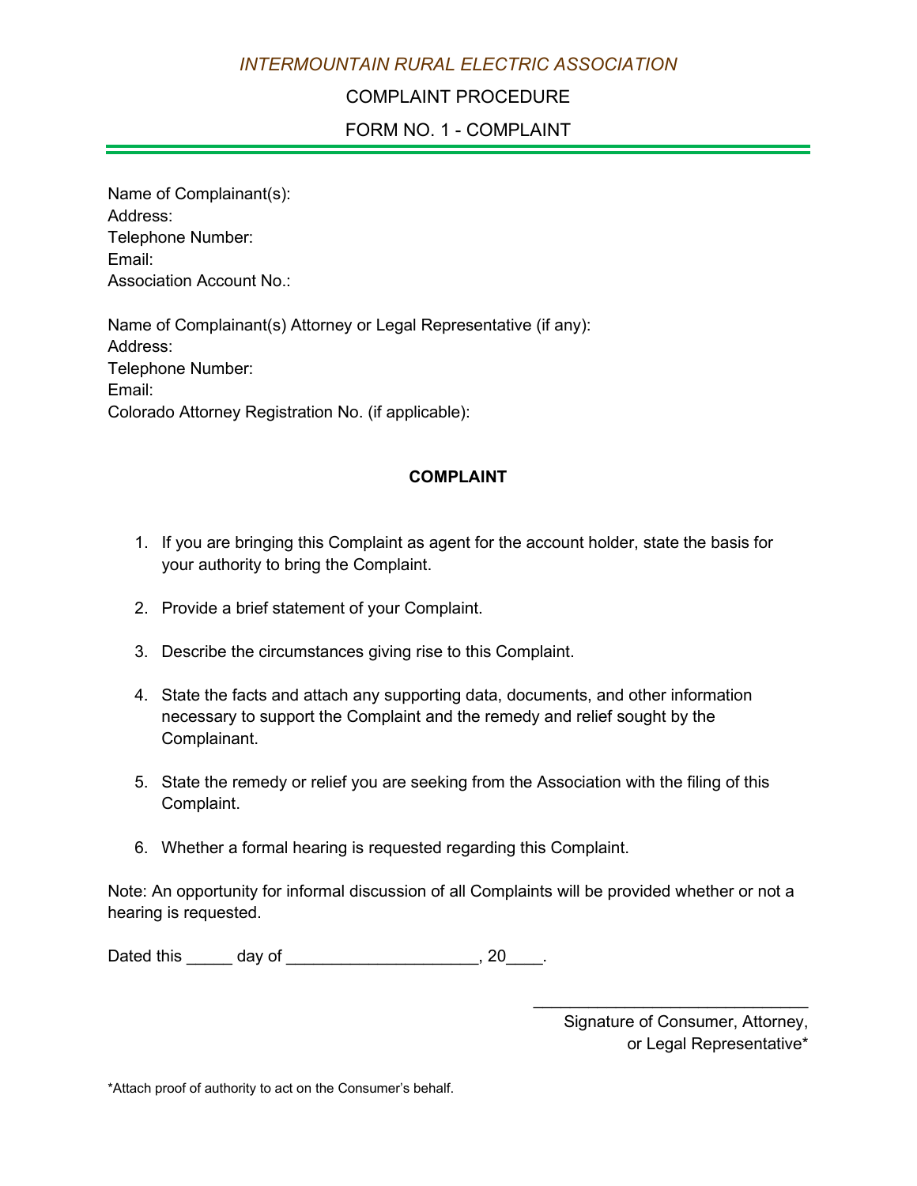*INTERMOUNTAIN RURAL ELECTRIC ASSOCIATION*

COMPLAINT PROCEDURE

FORM NO. 1 - COMPLAINT

---

Name of Complainant(s):
Address:
Telephone Number:
Email:
Association Account No.:

Name of Complainant(s) Attorney or Legal Representative (if any):
Address:
Telephone Number:
Email:
Colorado Attorney Registration No. (if applicable):

**COMPLAINT**

1. If you are bringing this Complaint as agent for the account holder, state the basis for your authority to bring the Complaint.

2. Provide a brief statement of your Complaint.

3. Describe the circumstances giving rise to this Complaint.

4. State the facts and attach any supporting data, documents, and other information necessary to support the Complaint and the remedy and relief sought by the Complainant.

5. State the remedy or relief you are seeking from the Association with the filing of this Complaint.

6. Whether a formal hearing is requested regarding this Complaint.

Note: An opportunity for informal discussion of all Complaints will be provided whether or not a hearing is requested.

Dated this _____ day of ____________________, 20____.

_______________________________
Signature of Consumer, Attorney,
or Legal Representative*

*Attach proof of authority to act on the Consumer's behalf.